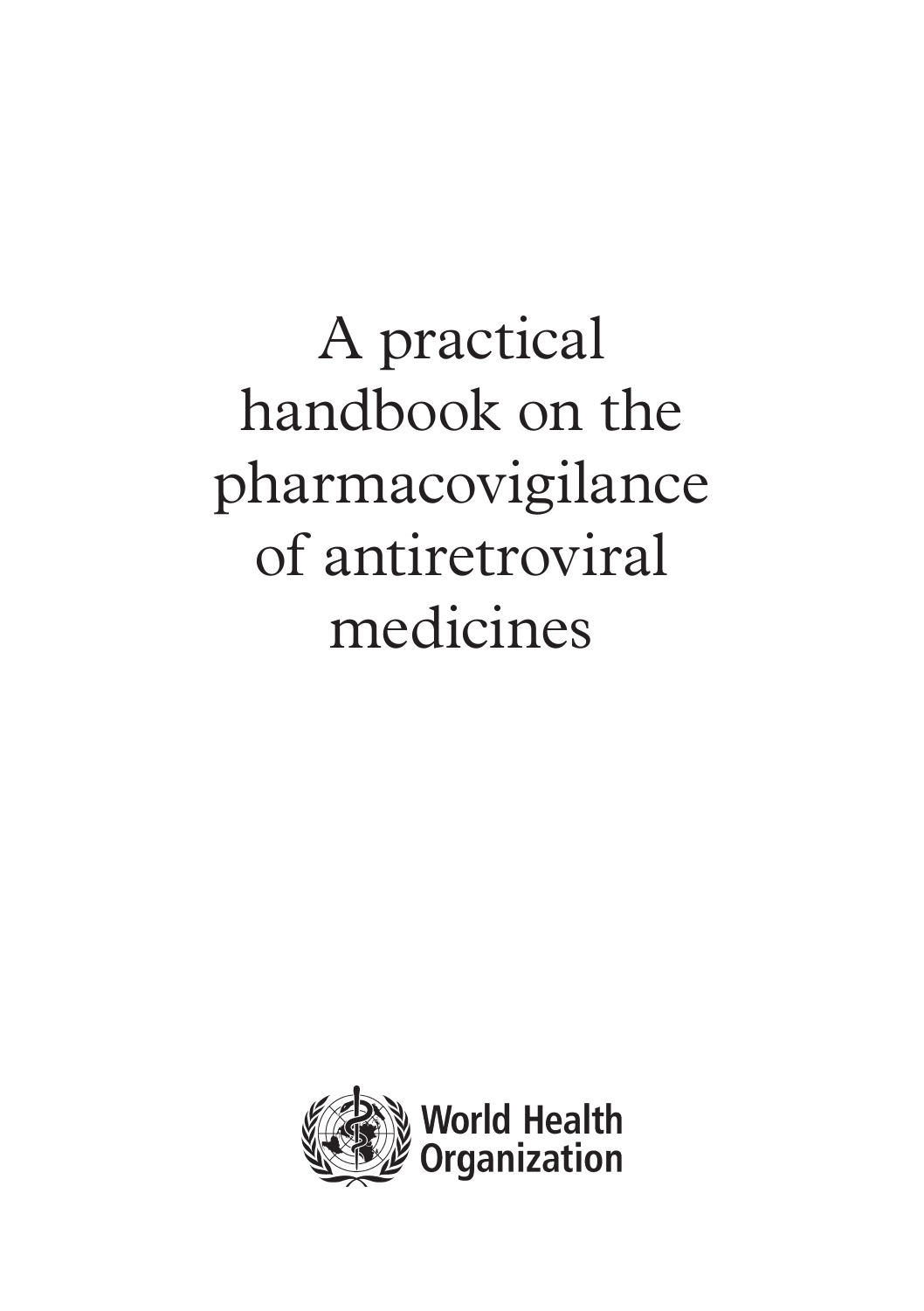# A practical handbook on the pharmacovigilance of antiretroviral medicines

World Health Organization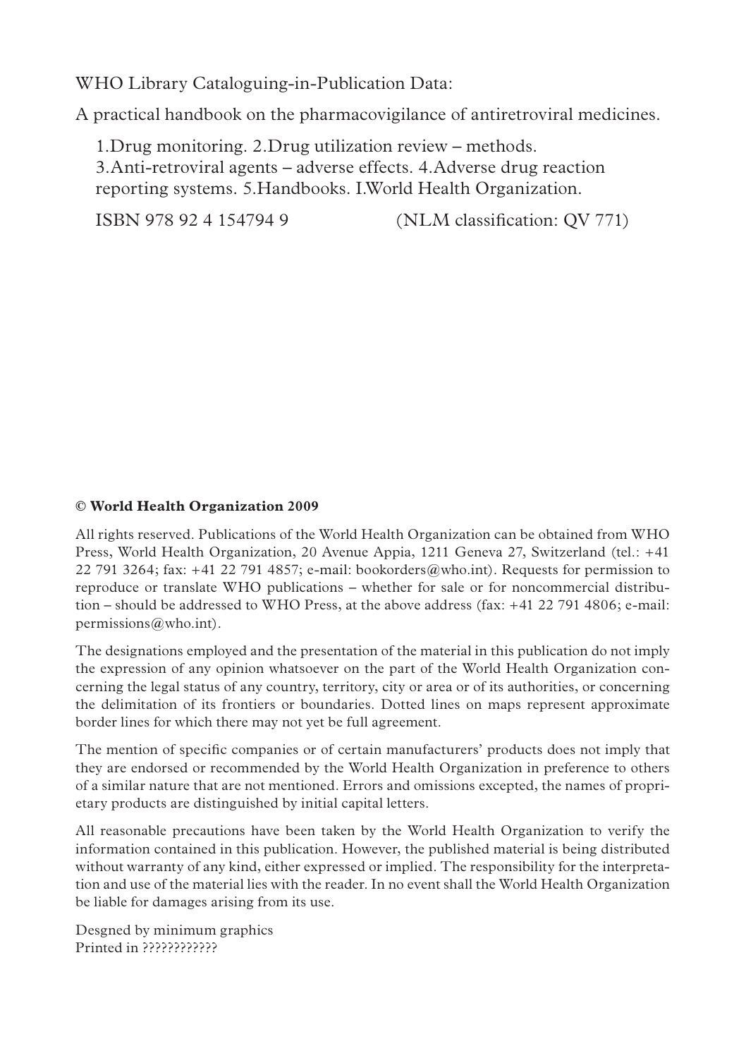WHO Library Cataloguing-in-Publication Data:

A practical handbook on the pharmacovigilance of antiretroviral medicines.

1.Drug monitoring. 2.Drug utilization review – methods. 3.Anti-retroviral agents – adverse effects. 4.Adverse drug reaction reporting systems. 5.Handbooks. I.World Health Organization.

ISBN 978 92 4 154794 9 (NLM classification: QV 771)

**© World Health Organization 2009**

All rights reserved. Publications of the World Health Organization can be obtained from WHO Press, World Health Organization, 20 Avenue Appia, 1211 Geneva 27, Switzerland (tel.: +41 22 791 3264; fax: +41 22 791 4857; e-mail: bookorders@who.int). Requests for permission to reproduce or translate WHO publications – whether for sale or for noncommercial distribution – should be addressed to WHO Press, at the above address (fax: +41 22 791 4806; e-mail: permissions@who.int).

The designations employed and the presentation of the material in this publication do not imply the expression of any opinion whatsoever on the part of the World Health Organization concerning the legal status of any country, territory, city or area or of its authorities, or concerning the delimitation of its frontiers or boundaries. Dotted lines on maps represent approximate border lines for which there may not yet be full agreement.

The mention of specific companies or of certain manufacturers' products does not imply that they are endorsed or recommended by the World Health Organization in preference to others of a similar nature that are not mentioned. Errors and omissions excepted, the names of proprietary products are distinguished by initial capital letters.

All reasonable precautions have been taken by the World Health Organization to verify the information contained in this publication. However, the published material is being distributed without warranty of any kind, either expressed or implied. The responsibility for the interpretation and use of the material lies with the reader. In no event shall the World Health Organization be liable for damages arising from its use.

Desgned by minimum graphics
Printed in ????????????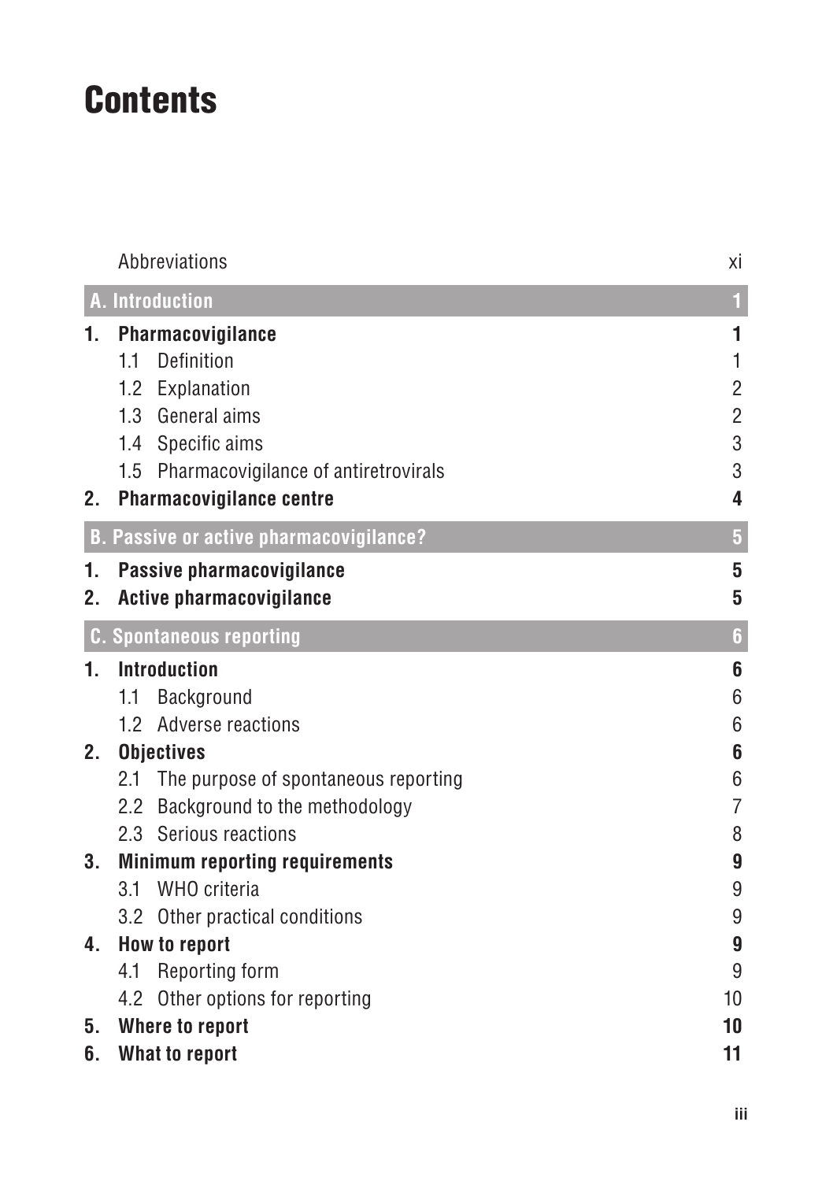# Contents

Abbreviations xi

**A. Introduction 1**

**1. Pharmacovigilance 1**

- 1.1 Definition 1
- 1.2 Explanation 2
- 1.3 General aims 2
- 1.4 Specific aims 3
- 1.5 Pharmacovigilance of antiretrovirals 3

**2. Pharmacovigilance centre 4**

**B. Passive or active pharmacovigilance? 5**

**1. Passive pharmacovigilance 5**

**2. Active pharmacovigilance 5**

**C. Spontaneous reporting 6**

**1. Introduction 6**

- 1.1 Background 6
- 1.2 Adverse reactions 6

**2. Objectives 6**

- 2.1 The purpose of spontaneous reporting 6
- 2.2 Background to the methodology 7
- 2.3 Serious reactions 8

**3. Minimum reporting requirements 9**

- 3.1 WHO criteria 9
- 3.2 Other practical conditions 9

**4. How to report 9**

- 4.1 Reporting form 9
- 4.2 Other options for reporting 10

**5. Where to report 10**

**6. What to report 11**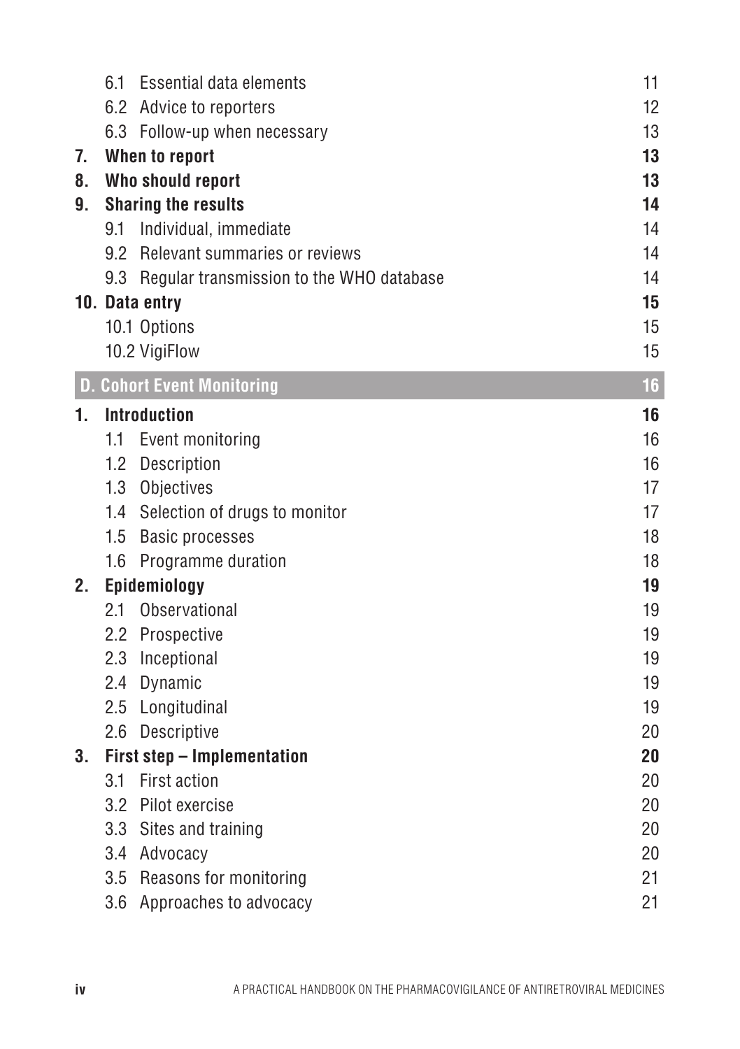| | | |
|---|---|---|
| | 6.1 Essential data elements | 11 |
| | 6.2 Advice to reporters | 12 |
| | 6.3 Follow-up when necessary | 13 |
| **7.** | **When to report** | **13** |
| **8.** | **Who should report** | **13** |
| **9.** | **Sharing the results** | **14** |
| | 9.1 Individual, immediate | 14 |
| | 9.2 Relevant summaries or reviews | 14 |
| | 9.3 Regular transmission to the WHO database | 14 |
| **10.** | **Data entry** | **15** |
| | 10.1 Options | 15 |
| | 10.2 VigiFlow | 15 |
| **D.** | **Cohort Event Monitoring** | **16** |
| **1.** | **Introduction** | **16** |
| | 1.1 Event monitoring | 16 |
| | 1.2 Description | 16 |
| | 1.3 Objectives | 17 |
| | 1.4 Selection of drugs to monitor | 17 |
| | 1.5 Basic processes | 18 |
| | 1.6 Programme duration | 18 |
| **2.** | **Epidemiology** | **19** |
| | 2.1 Observational | 19 |
| | 2.2 Prospective | 19 |
| | 2.3 Inceptional | 19 |
| | 2.4 Dynamic | 19 |
| | 2.5 Longitudinal | 19 |
| | 2.6 Descriptive | 20 |
| **3.** | **First step – Implementation** | **20** |
| | 3.1 First action | 20 |
| | 3.2 Pilot exercise | 20 |
| | 3.3 Sites and training | 20 |
| | 3.4 Advocacy | 20 |
| | 3.5 Reasons for monitoring | 21 |
| | 3.6 Approaches to advocacy | 21 |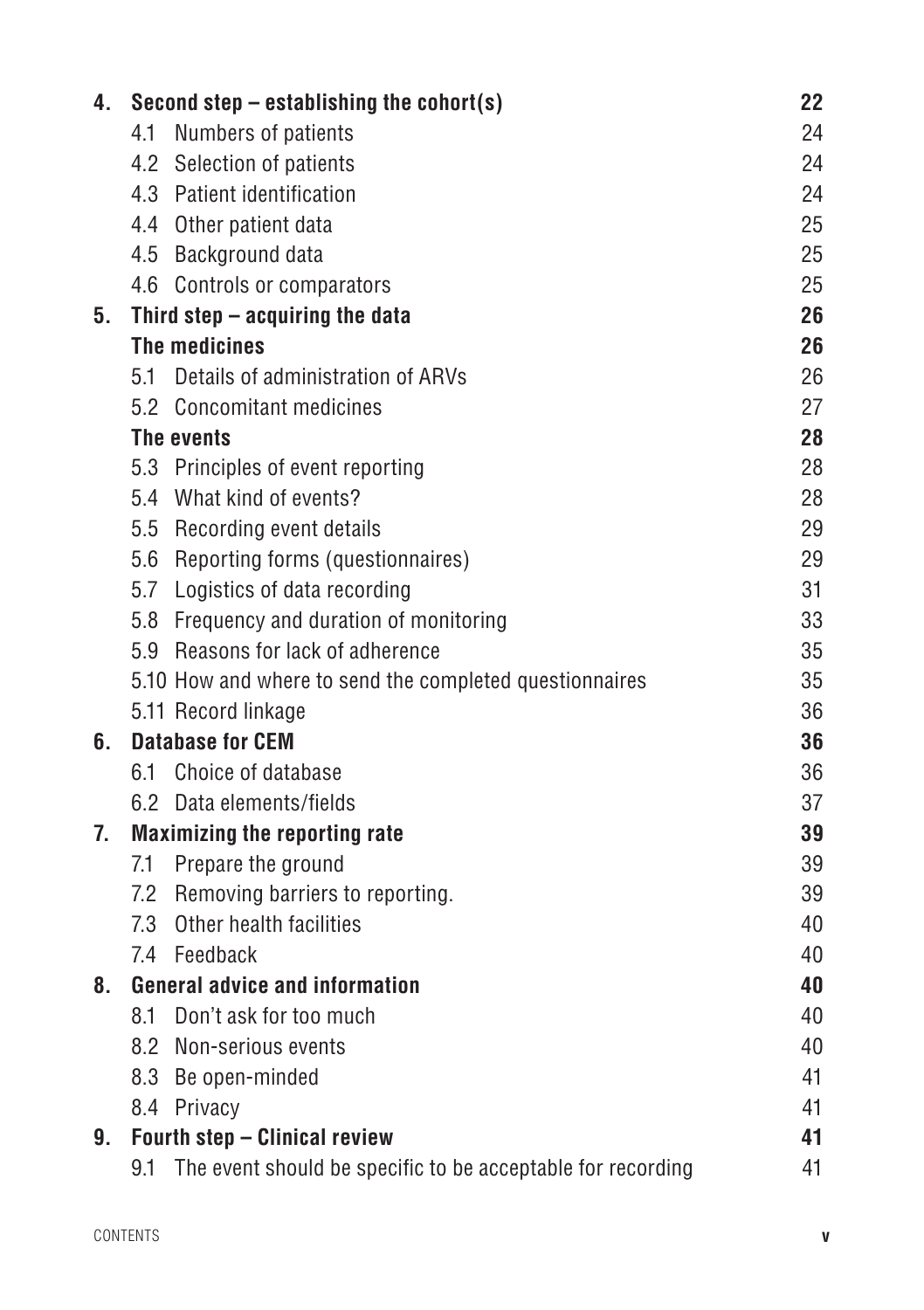| | | |
|---|---|---|
| **4.** | **Second step – establishing the cohort(s)** | **22** |
| | 4.1 Numbers of patients | 24 |
| | 4.2 Selection of patients | 24 |
| | 4.3 Patient identification | 24 |
| | 4.4 Other patient data | 25 |
| | 4.5 Background data | 25 |
| | 4.6 Controls or comparators | 25 |
| **5.** | **Third step – acquiring the data** | **26** |
| | **The medicines** | **26** |
| | 5.1 Details of administration of ARVs | 26 |
| | 5.2 Concomitant medicines | 27 |
| | **The events** | **28** |
| | 5.3 Principles of event reporting | 28 |
| | 5.4 What kind of events? | 28 |
| | 5.5 Recording event details | 29 |
| | 5.6 Reporting forms (questionnaires) | 29 |
| | 5.7 Logistics of data recording | 31 |
| | 5.8 Frequency and duration of monitoring | 33 |
| | 5.9 Reasons for lack of adherence | 35 |
| | 5.10 How and where to send the completed questionnaires | 35 |
| | 5.11 Record linkage | 36 |
| **6.** | **Database for CEM** | **36** |
| | 6.1 Choice of database | 36 |
| | 6.2 Data elements/fields | 37 |
| **7.** | **Maximizing the reporting rate** | **39** |
| | 7.1 Prepare the ground | 39 |
| | 7.2 Removing barriers to reporting. | 39 |
| | 7.3 Other health facilities | 40 |
| | 7.4 Feedback | 40 |
| **8.** | **General advice and information** | **40** |
| | 8.1 Don't ask for too much | 40 |
| | 8.2 Non-serious events | 40 |
| | 8.3 Be open-minded | 41 |
| | 8.4 Privacy | 41 |
| **9.** | **Fourth step – Clinical review** | **41** |
| | 9.1 The event should be specific to be acceptable for recording | 41 |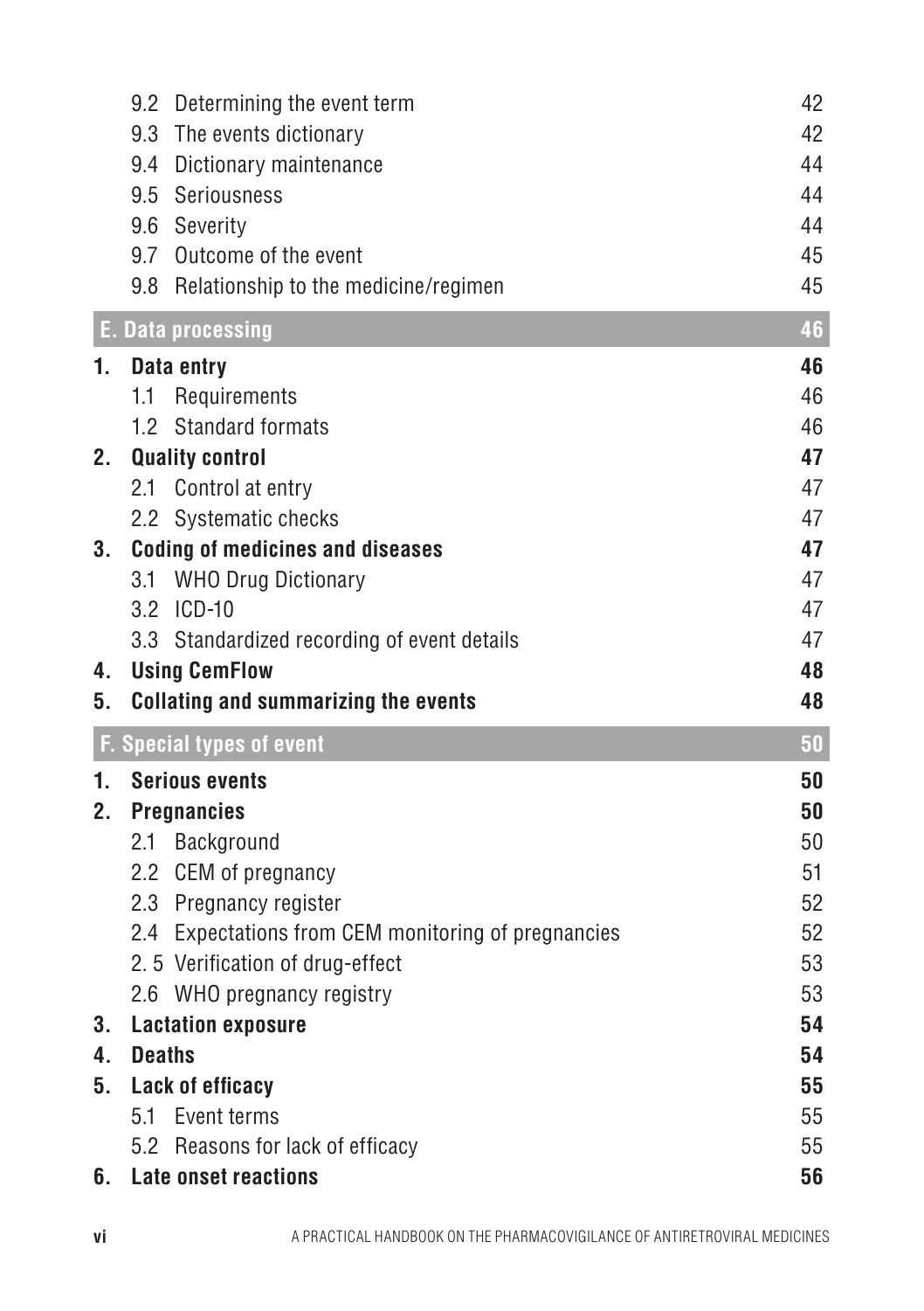9.2 Determining the event term 42
9.3 The events dictionary 42
9.4 Dictionary maintenance 44
9.5 Seriousness 44
9.6 Severity 44
9.7 Outcome of the event 45
9.8 Relationship to the medicine/regimen 45

**E. Data processing 46**

**1. Data entry 46**

1.1 Requirements 46
1.2 Standard formats 46

**2. Quality control 47**

2.1 Control at entry 47
2.2 Systematic checks 47

**3. Coding of medicines and diseases 47**

3.1 WHO Drug Dictionary 47
3.2 ICD-10 47
3.3 Standardized recording of event details 47

**4. Using CemFlow 48**

**5. Collating and summarizing the events 48**

**F. Special types of event 50**

**1. Serious events 50**

**2. Pregnancies 50**

2.1 Background 50
2.2 CEM of pregnancy 51
2.3 Pregnancy register 52
2.4 Expectations from CEM monitoring of pregnancies 52
2. 5 Verification of drug-effect 53
2.6 WHO pregnancy registry 53

**3. Lactation exposure 54**

**4. Deaths 54**

**5. Lack of efficacy 55**

5.1 Event terms 55
5.2 Reasons for lack of efficacy 55

**6. Late onset reactions 56**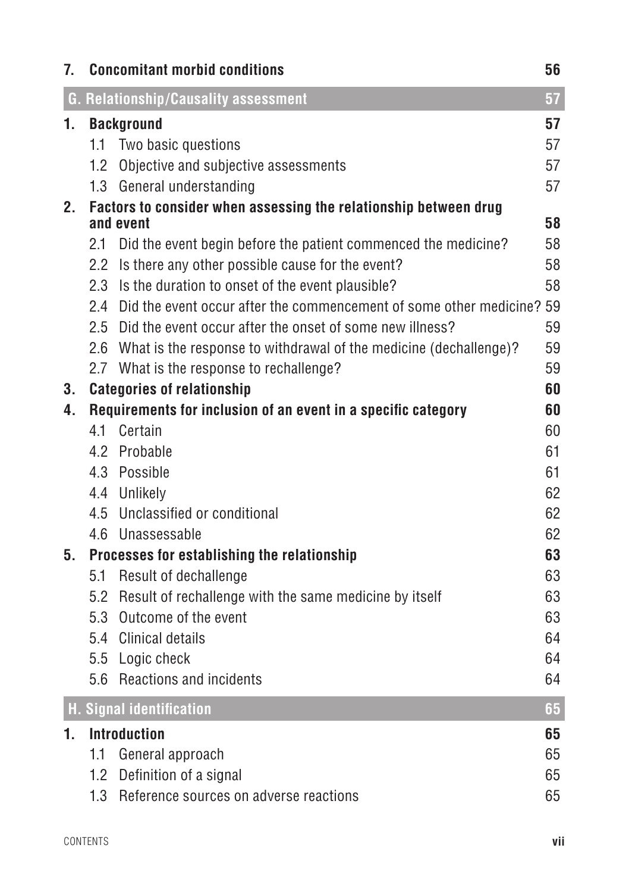**7. Concomitant morbid conditions** 56

## G. Relationship/Causality assessment 57

**1. Background** **57**

- 1.1 Two basic questions 57
- 1.2 Objective and subjective assessments 57
- 1.3 General understanding 57

**2. Factors to consider when assessing the relationship between drug and event** **58**

- 2.1 Did the event begin before the patient commenced the medicine? 58
- 2.2 Is there any other possible cause for the event? 58
- 2.3 Is the duration to onset of the event plausible? 58
- 2.4 Did the event occur after the commencement of some other medicine? 59
- 2.5 Did the event occur after the onset of some new illness? 59
- 2.6 What is the response to withdrawal of the medicine (dechallenge)? 59
- 2.7 What is the response to rechallenge? 59

**3. Categories of relationship** **60**

**4. Requirements for inclusion of an event in a specific category** **60**

- 4.1 Certain 60
- 4.2 Probable 61
- 4.3 Possible 61
- 4.4 Unlikely 62
- 4.5 Unclassified or conditional 62
- 4.6 Unassessable 62

**5. Processes for establishing the relationship** **63**

- 5.1 Result of dechallenge 63
- 5.2 Result of rechallenge with the same medicine by itself 63
- 5.3 Outcome of the event 63
- 5.4 Clinical details 64
- 5.5 Logic check 64
- 5.6 Reactions and incidents 64

## H. Signal identification 65

**1. Introduction** **65**

- 1.1 General approach 65
- 1.2 Definition of a signal 65
- 1.3 Reference sources on adverse reactions 65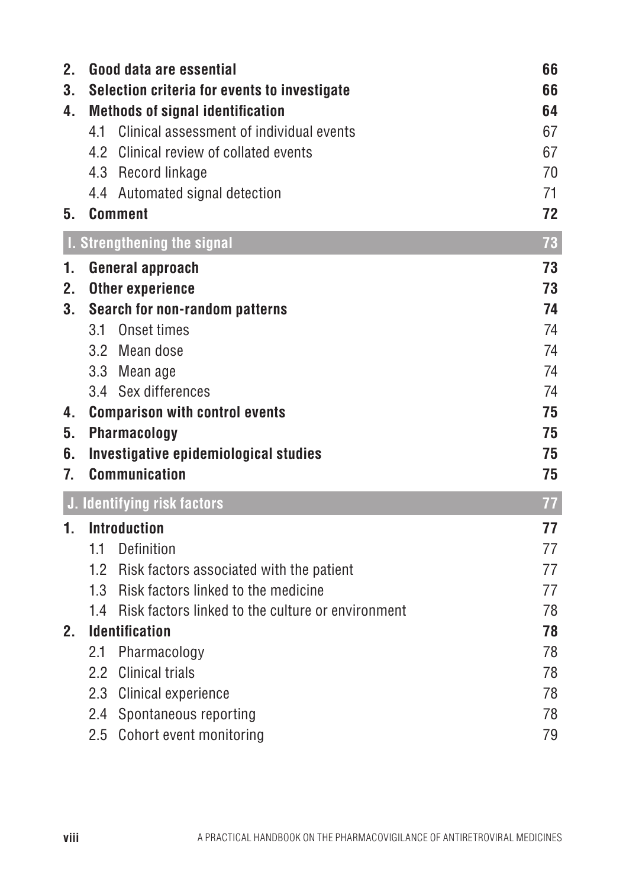| | | |
|---|---|---|
| **2.** | **Good data are essential** | **66** |
| **3.** | **Selection criteria for events to investigate** | **66** |
| **4.** | **Methods of signal identification** | **64** |
| | 4.1 Clinical assessment of individual events | 67 |
| | 4.2 Clinical review of collated events | 67 |
| | 4.3 Record linkage | 70 |
| | 4.4 Automated signal detection | 71 |
| **5.** | **Comment** | **72** |

## I. Strengthening the signal — 73

| | | |
|---|---|---|
| **1.** | **General approach** | **73** |
| **2.** | **Other experience** | **73** |
| **3.** | **Search for non-random patterns** | **74** |
| | 3.1 Onset times | 74 |
| | 3.2 Mean dose | 74 |
| | 3.3 Mean age | 74 |
| | 3.4 Sex differences | 74 |
| **4.** | **Comparison with control events** | **75** |
| **5.** | **Pharmacology** | **75** |
| **6.** | **Investigative epidemiological studies** | **75** |
| **7.** | **Communication** | **75** |

## J. Identifying risk factors — 77

| | | |
|---|---|---|
| **1.** | **Introduction** | **77** |
| | 1.1 Definition | 77 |
| | 1.2 Risk factors associated with the patient | 77 |
| | 1.3 Risk factors linked to the medicine | 77 |
| | 1.4 Risk factors linked to the culture or environment | 78 |
| **2.** | **Identification** | **78** |
| | 2.1 Pharmacology | 78 |
| | 2.2 Clinical trials | 78 |
| | 2.3 Clinical experience | 78 |
| | 2.4 Spontaneous reporting | 78 |
| | 2.5 Cohort event monitoring | 79 |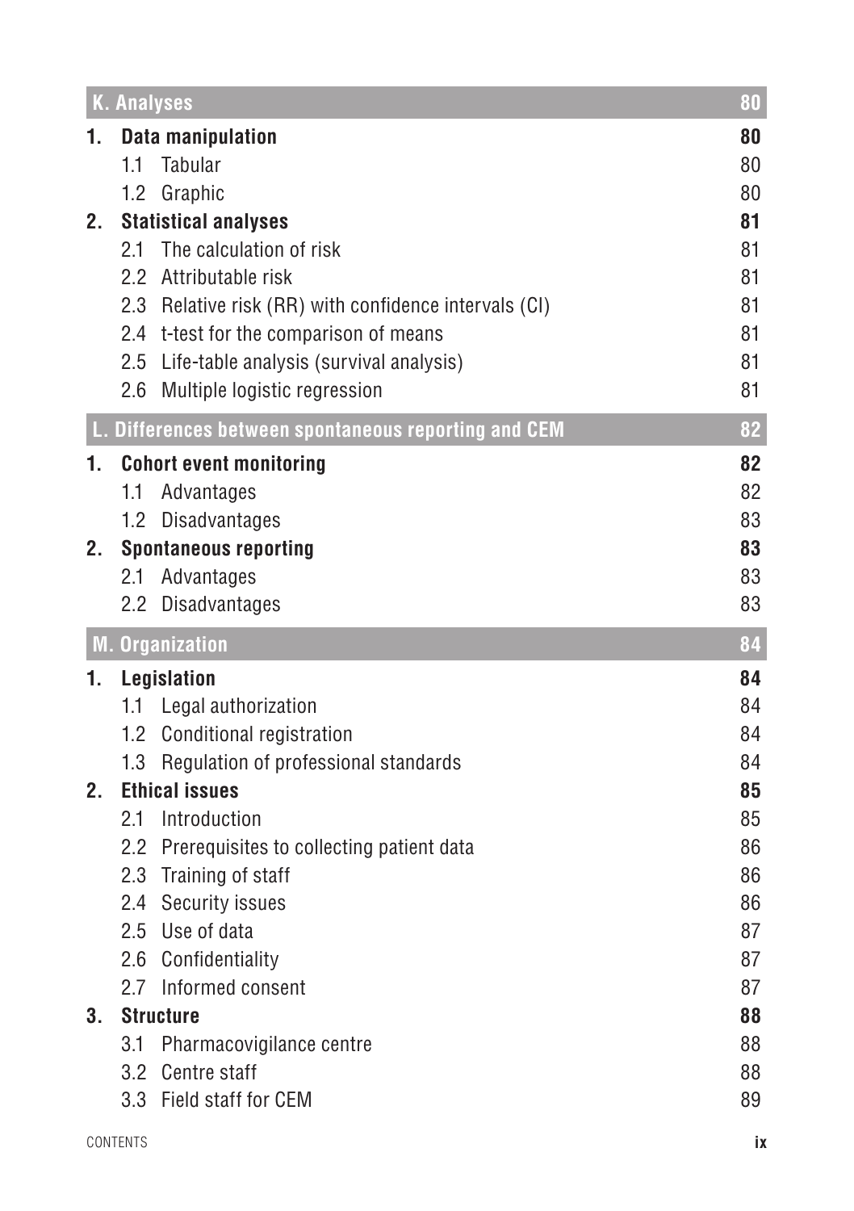| K. Analyses | 80 |
|---|---|
| **1. Data manipulation** | **80** |
| 1.1 Tabular | 80 |
| 1.2 Graphic | 80 |
| **2. Statistical analyses** | **81** |
| 2.1 The calculation of risk | 81 |
| 2.2 Attributable risk | 81 |
| 2.3 Relative risk (RR) with confidence intervals (CI) | 81 |
| 2.4 t-test for the comparison of means | 81 |
| 2.5 Life-table analysis (survival analysis) | 81 |
| 2.6 Multiple logistic regression | 81 |

| L. Differences between spontaneous reporting and CEM | 82 |
|---|---|
| **1. Cohort event monitoring** | **82** |
| 1.1 Advantages | 82 |
| 1.2 Disadvantages | 83 |
| **2. Spontaneous reporting** | **83** |
| 2.1 Advantages | 83 |
| 2.2 Disadvantages | 83 |

| M. Organization | 84 |
|---|---|
| **1. Legislation** | **84** |
| 1.1 Legal authorization | 84 |
| 1.2 Conditional registration | 84 |
| 1.3 Regulation of professional standards | 84 |
| **2. Ethical issues** | **85** |
| 2.1 Introduction | 85 |
| 2.2 Prerequisites to collecting patient data | 86 |
| 2.3 Training of staff | 86 |
| 2.4 Security issues | 86 |
| 2.5 Use of data | 87 |
| 2.6 Confidentiality | 87 |
| 2.7 Informed consent | 87 |
| **3. Structure** | **88** |
| 3.1 Pharmacovigilance centre | 88 |
| 3.2 Centre staff | 88 |
| 3.3 Field staff for CEM | 89 |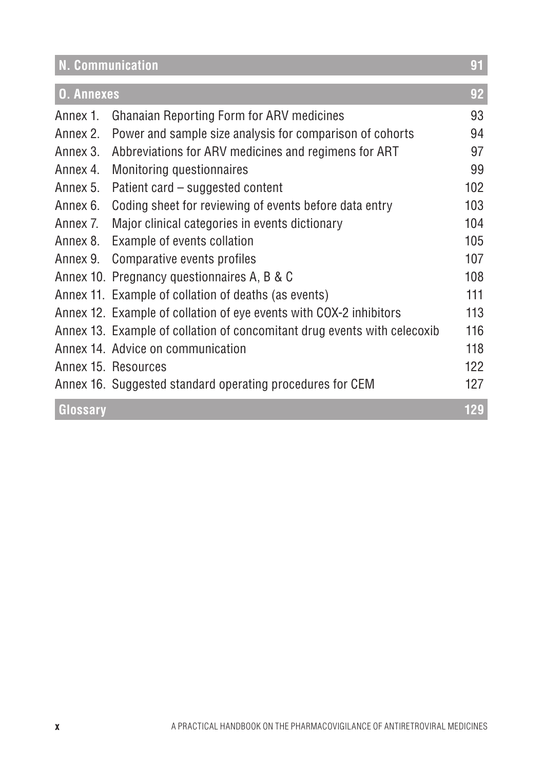| N. Communication | 91 |
| --- | --- |
| **O. Annexes** | **92** |
| Annex 1. Ghanaian Reporting Form for ARV medicines | 93 |
| Annex 2. Power and sample size analysis for comparison of cohorts | 94 |
| Annex 3. Abbreviations for ARV medicines and regimens for ART | 97 |
| Annex 4. Monitoring questionnaires | 99 |
| Annex 5. Patient card – suggested content | 102 |
| Annex 6. Coding sheet for reviewing of events before data entry | 103 |
| Annex 7. Major clinical categories in events dictionary | 104 |
| Annex 8. Example of events collation | 105 |
| Annex 9. Comparative events profiles | 107 |
| Annex 10. Pregnancy questionnaires A, B & C | 108 |
| Annex 11. Example of collation of deaths (as events) | 111 |
| Annex 12. Example of collation of eye events with COX-2 inhibitors | 113 |
| Annex 13. Example of collation of concomitant drug events with celecoxib | 116 |
| Annex 14. Advice on communication | 118 |
| Annex 15. Resources | 122 |
| Annex 16. Suggested standard operating procedures for CEM | 127 |
| **Glossary** | **129** |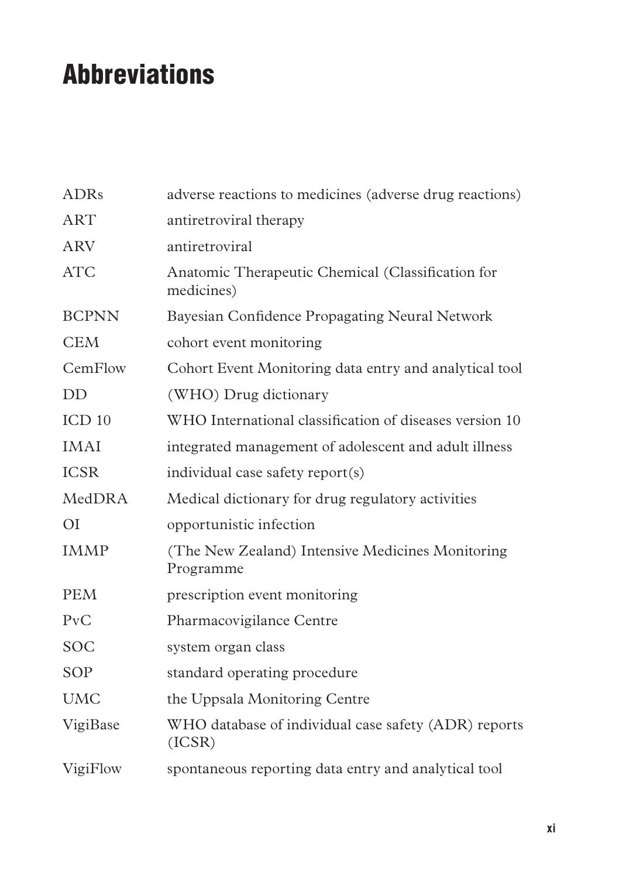# Abbreviations

| | |
|---|---|
| ADRs | adverse reactions to medicines (adverse drug reactions) |
| ART | antiretroviral therapy |
| ARV | antiretroviral |
| ATC | Anatomic Therapeutic Chemical (Classification for medicines) |
| BCPNN | Bayesian Confidence Propagating Neural Network |
| CEM | cohort event monitoring |
| CemFlow | Cohort Event Monitoring data entry and analytical tool |
| DD | (WHO) Drug dictionary |
| ICD 10 | WHO International classification of diseases version 10 |
| IMAI | integrated management of adolescent and adult illness |
| ICSR | individual case safety report(s) |
| MedDRA | Medical dictionary for drug regulatory activities |
| OI | opportunistic infection |
| IMMP | (The New Zealand) Intensive Medicines Monitoring Programme |
| PEM | prescription event monitoring |
| PvC | Pharmacovigilance Centre |
| SOC | system organ class |
| SOP | standard operating procedure |
| UMC | the Uppsala Monitoring Centre |
| VigiBase | WHO database of individual case safety (ADR) reports (ICSR) |
| VigiFlow | spontaneous reporting data entry and analytical tool |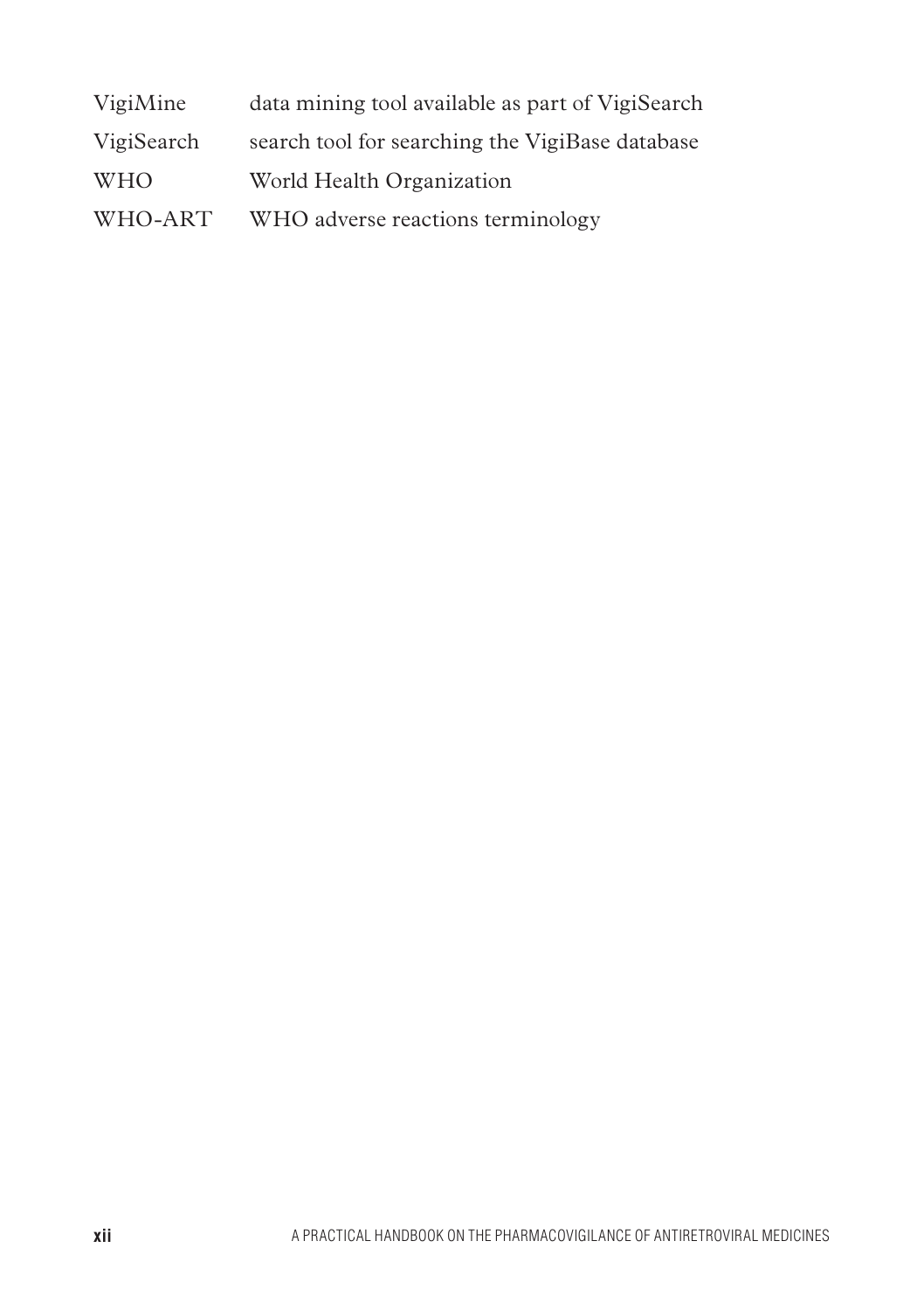| | |
|---|---|
| VigiMine | data mining tool available as part of VigiSearch |
| VigiSearch | search tool for searching the VigiBase database |
| WHO | World Health Organization |
| WHO-ART | WHO adverse reactions terminology |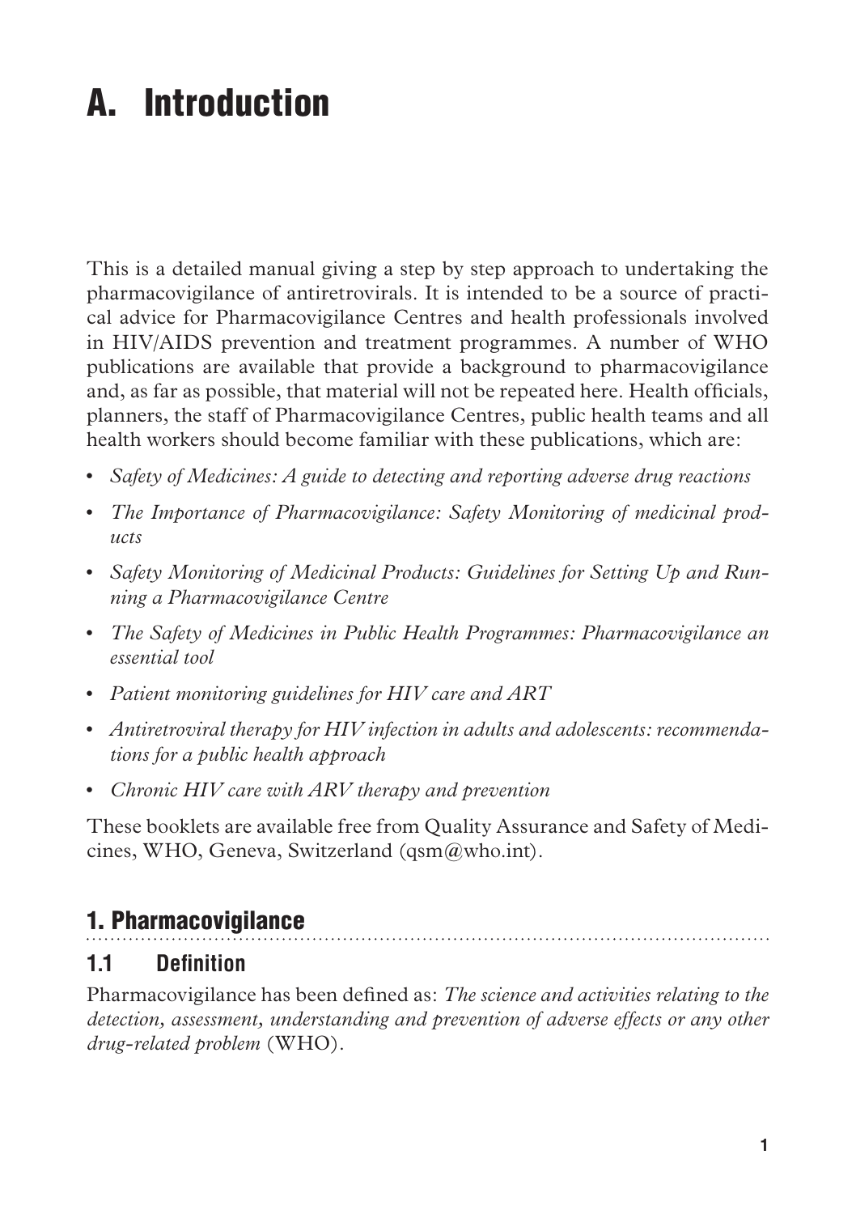# A. Introduction

This is a detailed manual giving a step by step approach to undertaking the pharmacovigilance of antiretrovirals. It is intended to be a source of practical advice for Pharmacovigilance Centres and health professionals involved in HIV/AIDS prevention and treatment programmes. A number of WHO publications are available that provide a background to pharmacovigilance and, as far as possible, that material will not be repeated here. Health officials, planners, the staff of Pharmacovigilance Centres, public health teams and all health workers should become familiar with these publications, which are:

- *Safety of Medicines: A guide to detecting and reporting adverse drug reactions*
- *The Importance of Pharmacovigilance: Safety Monitoring of medicinal products*
- *Safety Monitoring of Medicinal Products: Guidelines for Setting Up and Running a Pharmacovigilance Centre*
- *The Safety of Medicines in Public Health Programmes: Pharmacovigilance an essential tool*
- *Patient monitoring guidelines for HIV care and ART*
- *Antiretroviral therapy for HIV infection in adults and adolescents: recommendations for a public health approach*
- *Chronic HIV care with ARV therapy and prevention*

These booklets are available free from Quality Assurance and Safety of Medicines, WHO, Geneva, Switzerland (qsm@who.int).

## 1. Pharmacovigilance

### 1.1 Definition

Pharmacovigilance has been defined as: *The science and activities relating to the detection, assessment, understanding and prevention of adverse effects or any other drug-related problem* (WHO).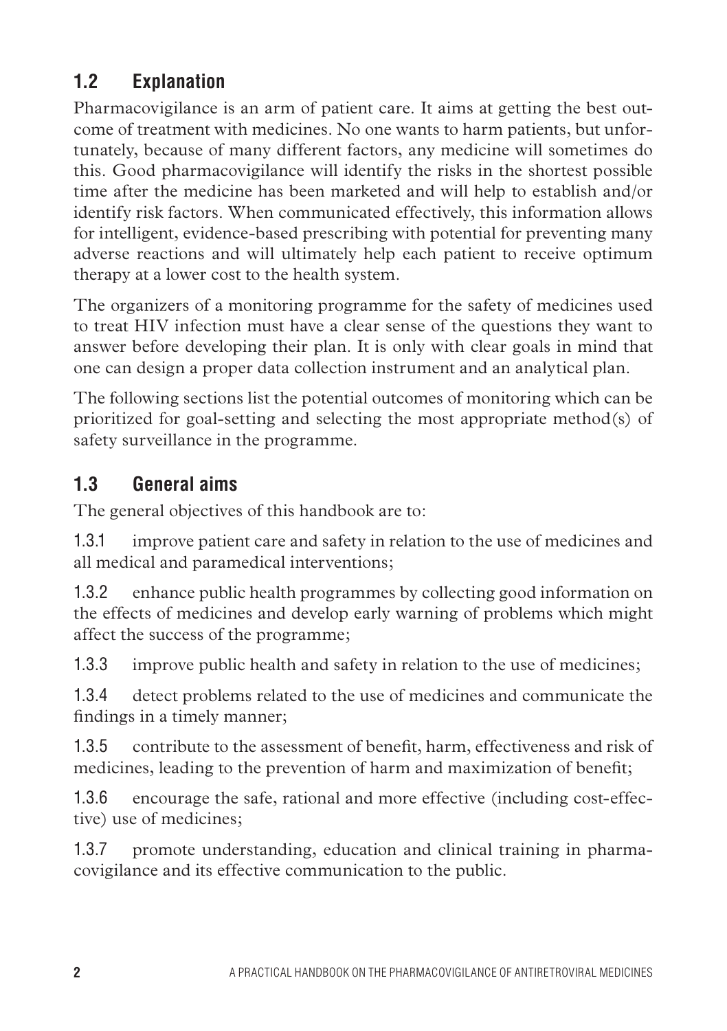## 1.2 Explanation

Pharmacovigilance is an arm of patient care. It aims at getting the best outcome of treatment with medicines. No one wants to harm patients, but unfortunately, because of many different factors, any medicine will sometimes do this. Good pharmacovigilance will identify the risks in the shortest possible time after the medicine has been marketed and will help to establish and/or identify risk factors. When communicated effectively, this information allows for intelligent, evidence-based prescribing with potential for preventing many adverse reactions and will ultimately help each patient to receive optimum therapy at a lower cost to the health system.

The organizers of a monitoring programme for the safety of medicines used to treat HIV infection must have a clear sense of the questions they want to answer before developing their plan. It is only with clear goals in mind that one can design a proper data collection instrument and an analytical plan.

The following sections list the potential outcomes of monitoring which can be prioritized for goal-setting and selecting the most appropriate method(s) of safety surveillance in the programme.

## 1.3 General aims

The general objectives of this handbook are to:

1.3.1 improve patient care and safety in relation to the use of medicines and all medical and paramedical interventions;

1.3.2 enhance public health programmes by collecting good information on the effects of medicines and develop early warning of problems which might affect the success of the programme;

1.3.3 improve public health and safety in relation to the use of medicines;

1.3.4 detect problems related to the use of medicines and communicate the findings in a timely manner;

1.3.5 contribute to the assessment of benefit, harm, effectiveness and risk of medicines, leading to the prevention of harm and maximization of benefit;

1.3.6 encourage the safe, rational and more effective (including cost-effective) use of medicines;

1.3.7 promote understanding, education and clinical training in pharmacovigilance and its effective communication to the public.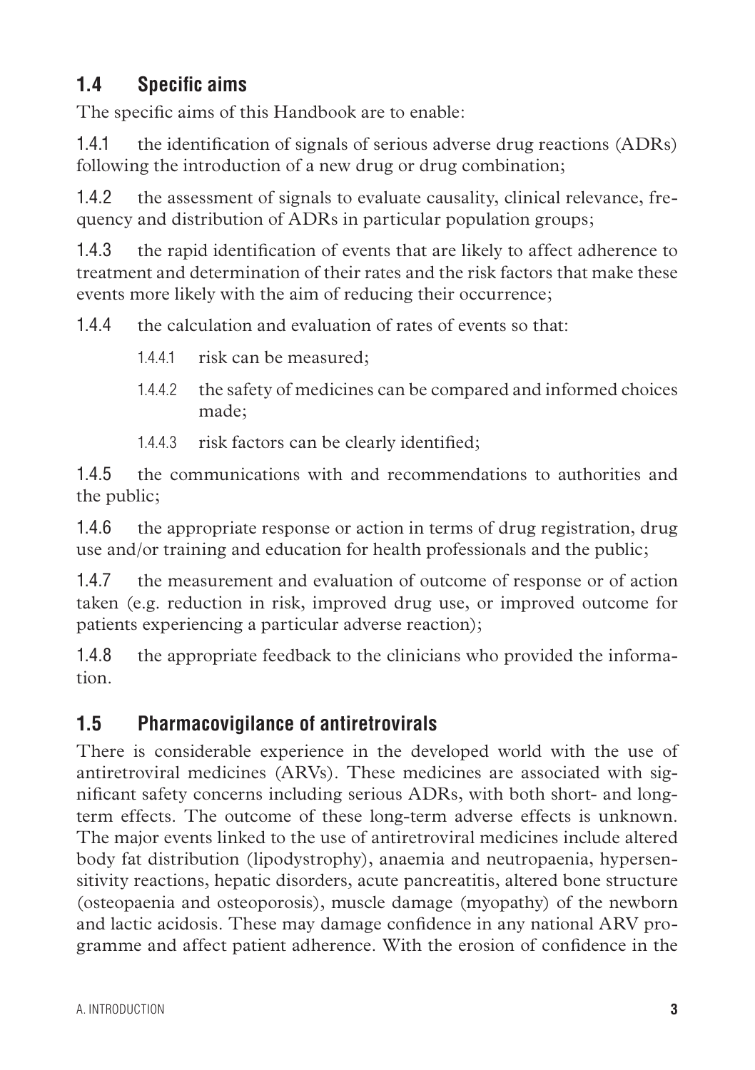## 1.4 Specific aims

The specific aims of this Handbook are to enable:

1.4.1 the identification of signals of serious adverse drug reactions (ADRs) following the introduction of a new drug or drug combination;

1.4.2 the assessment of signals to evaluate causality, clinical relevance, frequency and distribution of ADRs in particular population groups;

1.4.3 the rapid identification of events that are likely to affect adherence to treatment and determination of their rates and the risk factors that make these events more likely with the aim of reducing their occurrence;

1.4.4 the calculation and evaluation of rates of events so that:

- 1.4.4.1 risk can be measured;
- 1.4.4.2 the safety of medicines can be compared and informed choices made;
- 1.4.4.3 risk factors can be clearly identified;

1.4.5 the communications with and recommendations to authorities and the public;

1.4.6 the appropriate response or action in terms of drug registration, drug use and/or training and education for health professionals and the public;

1.4.7 the measurement and evaluation of outcome of response or of action taken (e.g. reduction in risk, improved drug use, or improved outcome for patients experiencing a particular adverse reaction);

1.4.8 the appropriate feedback to the clinicians who provided the information.

## 1.5 Pharmacovigilance of antiretrovirals

There is considerable experience in the developed world with the use of antiretroviral medicines (ARVs). These medicines are associated with significant safety concerns including serious ADRs, with both short- and long-term effects. The outcome of these long-term adverse effects is unknown. The major events linked to the use of antiretroviral medicines include altered body fat distribution (lipodystrophy), anaemia and neutropaenia, hypersensitivity reactions, hepatic disorders, acute pancreatitis, altered bone structure (osteopaenia and osteoporosis), muscle damage (myopathy) of the newborn and lactic acidosis. These may damage confidence in any national ARV programme and affect patient adherence. With the erosion of confidence in the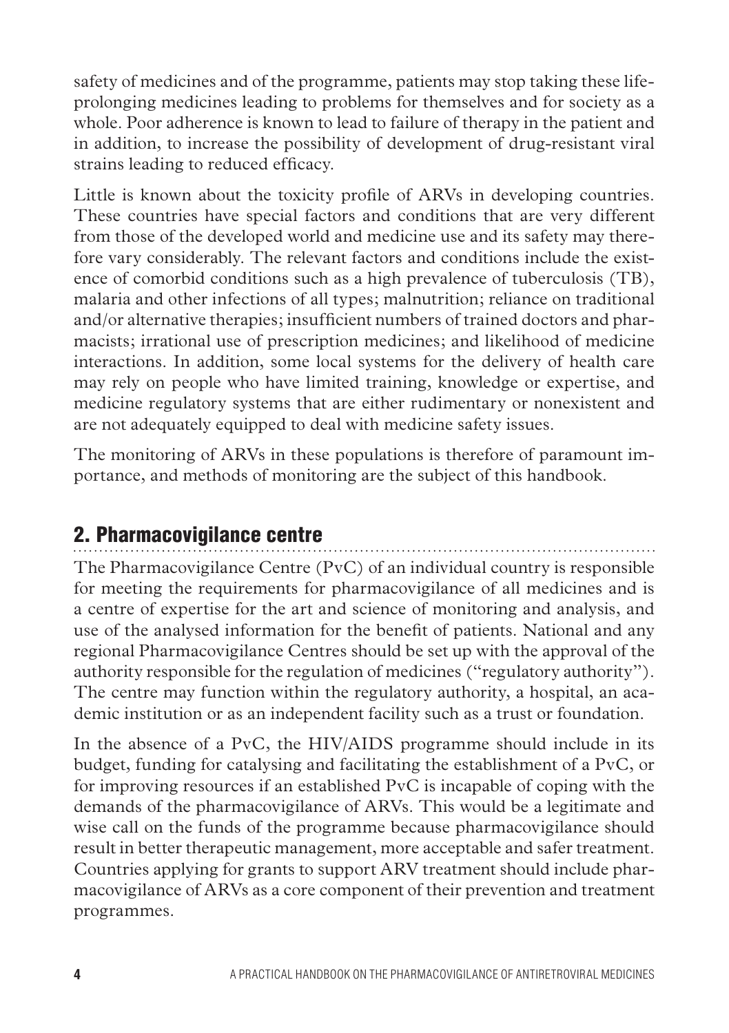safety of medicines and of the programme, patients may stop taking these life-prolonging medicines leading to problems for themselves and for society as a whole. Poor adherence is known to lead to failure of therapy in the patient and in addition, to increase the possibility of development of drug-resistant viral strains leading to reduced efficacy.

Little is known about the toxicity profile of ARVs in developing countries. These countries have special factors and conditions that are very different from those of the developed world and medicine use and its safety may therefore vary considerably. The relevant factors and conditions include the existence of comorbid conditions such as a high prevalence of tuberculosis (TB), malaria and other infections of all types; malnutrition; reliance on traditional and/or alternative therapies; insufficient numbers of trained doctors and pharmacists; irrational use of prescription medicines; and likelihood of medicine interactions. In addition, some local systems for the delivery of health care may rely on people who have limited training, knowledge or expertise, and medicine regulatory systems that are either rudimentary or nonexistent and are not adequately equipped to deal with medicine safety issues.

The monitoring of ARVs in these populations is therefore of paramount importance, and methods of monitoring are the subject of this handbook.

## 2. Pharmacovigilance centre

The Pharmacovigilance Centre (PvC) of an individual country is responsible for meeting the requirements for pharmacovigilance of all medicines and is a centre of expertise for the art and science of monitoring and analysis, and use of the analysed information for the benefit of patients. National and any regional Pharmacovigilance Centres should be set up with the approval of the authority responsible for the regulation of medicines ("regulatory authority"). The centre may function within the regulatory authority, a hospital, an academic institution or as an independent facility such as a trust or foundation.

In the absence of a PvC, the HIV/AIDS programme should include in its budget, funding for catalysing and facilitating the establishment of a PvC, or for improving resources if an established PvC is incapable of coping with the demands of the pharmacovigilance of ARVs. This would be a legitimate and wise call on the funds of the programme because pharmacovigilance should result in better therapeutic management, more acceptable and safer treatment. Countries applying for grants to support ARV treatment should include pharmacovigilance of ARVs as a core component of their prevention and treatment programmes.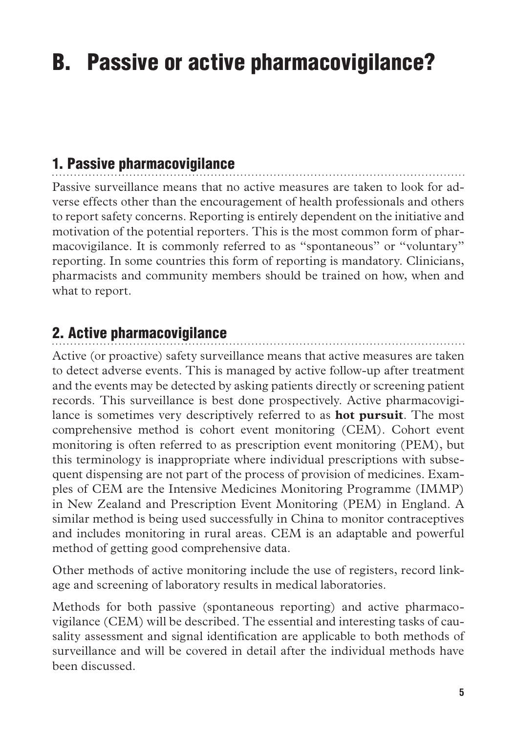# B. Passive or active pharmacovigilance?

## 1. Passive pharmacovigilance

Passive surveillance means that no active measures are taken to look for adverse effects other than the encouragement of health professionals and others to report safety concerns. Reporting is entirely dependent on the initiative and motivation of the potential reporters. This is the most common form of pharmacovigilance. It is commonly referred to as "spontaneous" or "voluntary" reporting. In some countries this form of reporting is mandatory. Clinicians, pharmacists and community members should be trained on how, when and what to report.

## 2. Active pharmacovigilance

Active (or proactive) safety surveillance means that active measures are taken to detect adverse events. This is managed by active follow-up after treatment and the events may be detected by asking patients directly or screening patient records. This surveillance is best done prospectively. Active pharmacovigilance is sometimes very descriptively referred to as **hot pursuit**. The most comprehensive method is cohort event monitoring (CEM). Cohort event monitoring is often referred to as prescription event monitoring (PEM), but this terminology is inappropriate where individual prescriptions with subsequent dispensing are not part of the process of provision of medicines. Examples of CEM are the Intensive Medicines Monitoring Programme (IMMP) in New Zealand and Prescription Event Monitoring (PEM) in England. A similar method is being used successfully in China to monitor contraceptives and includes monitoring in rural areas. CEM is an adaptable and powerful method of getting good comprehensive data.

Other methods of active monitoring include the use of registers, record linkage and screening of laboratory results in medical laboratories.

Methods for both passive (spontaneous reporting) and active pharmacovigilance (CEM) will be described. The essential and interesting tasks of causality assessment and signal identification are applicable to both methods of surveillance and will be covered in detail after the individual methods have been discussed.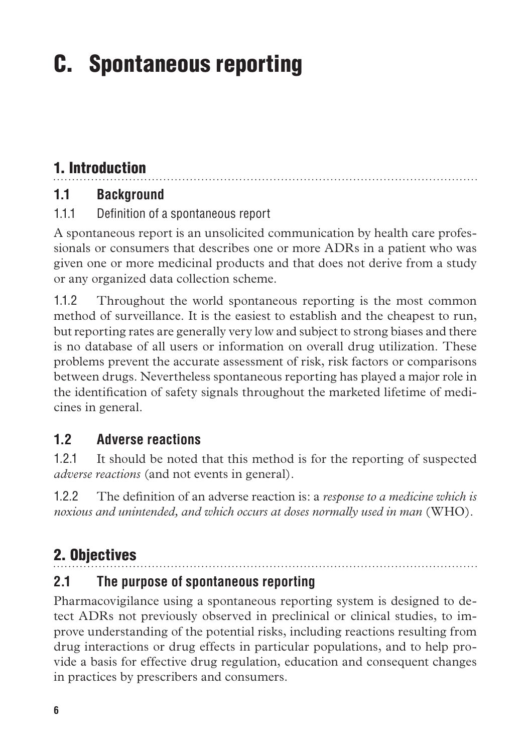# C. Spontaneous reporting

## 1. Introduction

### 1.1 Background

#### 1.1.1 Definition of a spontaneous report

A spontaneous report is an unsolicited communication by health care professionals or consumers that describes one or more ADRs in a patient who was given one or more medicinal products and that does not derive from a study or any organized data collection scheme.

1.1.2 Throughout the world spontaneous reporting is the most common method of surveillance. It is the easiest to establish and the cheapest to run, but reporting rates are generally very low and subject to strong biases and there is no database of all users or information on overall drug utilization. These problems prevent the accurate assessment of risk, risk factors or comparisons between drugs. Nevertheless spontaneous reporting has played a major role in the identification of safety signals throughout the marketed lifetime of medicines in general.

### 1.2 Adverse reactions

1.2.1 It should be noted that this method is for the reporting of suspected *adverse reactions* (and not events in general).

1.2.2 The definition of an adverse reaction is: a *response to a medicine which is noxious and unintended, and which occurs at doses normally used in man* (WHO).

## 2. Objectives

### 2.1 The purpose of spontaneous reporting

Pharmacovigilance using a spontaneous reporting system is designed to detect ADRs not previously observed in preclinical or clinical studies, to improve understanding of the potential risks, including reactions resulting from drug interactions or drug effects in particular populations, and to help provide a basis for effective drug regulation, education and consequent changes in practices by prescribers and consumers.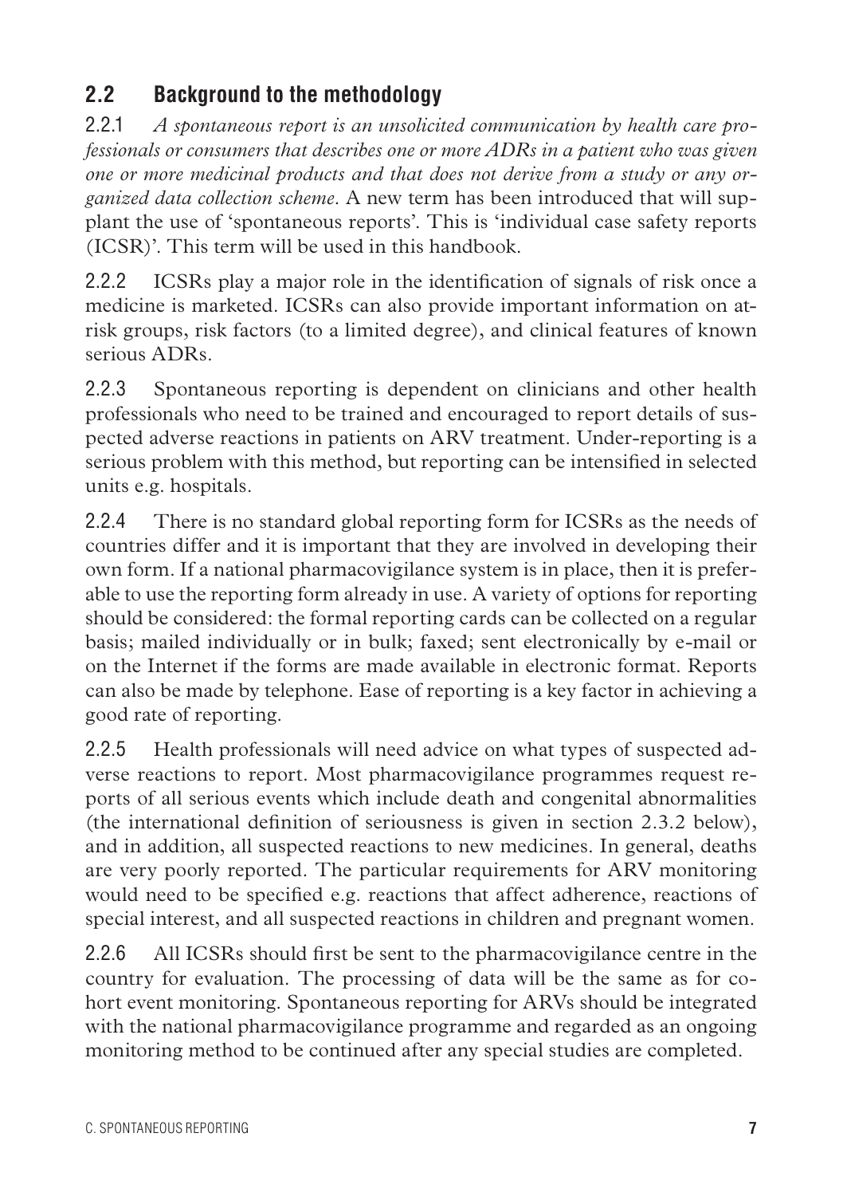## 2.2 Background to the methodology

2.2.1 *A spontaneous report is an unsolicited communication by health care professionals or consumers that describes one or more ADRs in a patient who was given one or more medicinal products and that does not derive from a study or any organized data collection scheme*. A new term has been introduced that will supplant the use of 'spontaneous reports'. This is 'individual case safety reports (ICSR)'. This term will be used in this handbook.

2.2.2 ICSRs play a major role in the identification of signals of risk once a medicine is marketed. ICSRs can also provide important information on at-risk groups, risk factors (to a limited degree), and clinical features of known serious ADRs.

2.2.3 Spontaneous reporting is dependent on clinicians and other health professionals who need to be trained and encouraged to report details of suspected adverse reactions in patients on ARV treatment. Under-reporting is a serious problem with this method, but reporting can be intensified in selected units e.g. hospitals.

2.2.4 There is no standard global reporting form for ICSRs as the needs of countries differ and it is important that they are involved in developing their own form. If a national pharmacovigilance system is in place, then it is preferable to use the reporting form already in use. A variety of options for reporting should be considered: the formal reporting cards can be collected on a regular basis; mailed individually or in bulk; faxed; sent electronically by e-mail or on the Internet if the forms are made available in electronic format. Reports can also be made by telephone. Ease of reporting is a key factor in achieving a good rate of reporting.

2.2.5 Health professionals will need advice on what types of suspected adverse reactions to report. Most pharmacovigilance programmes request reports of all serious events which include death and congenital abnormalities (the international definition of seriousness is given in section 2.3.2 below), and in addition, all suspected reactions to new medicines. In general, deaths are very poorly reported. The particular requirements for ARV monitoring would need to be specified e.g. reactions that affect adherence, reactions of special interest, and all suspected reactions in children and pregnant women.

2.2.6 All ICSRs should first be sent to the pharmacovigilance centre in the country for evaluation. The processing of data will be the same as for cohort event monitoring. Spontaneous reporting for ARVs should be integrated with the national pharmacovigilance programme and regarded as an ongoing monitoring method to be continued after any special studies are completed.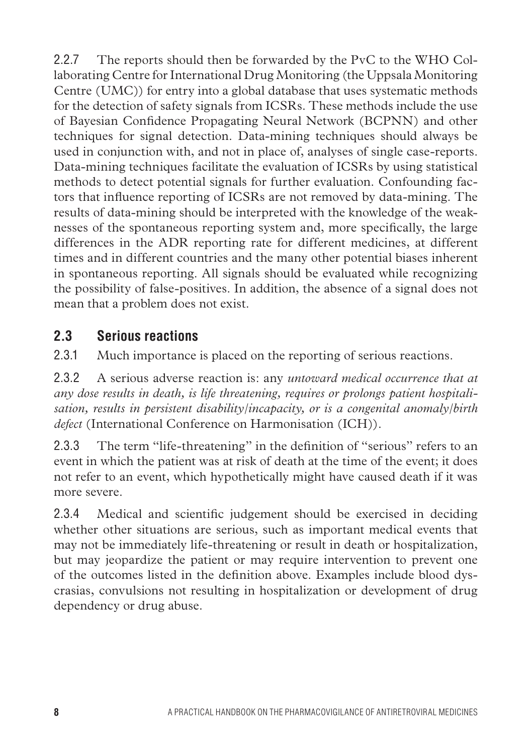2.2.7 The reports should then be forwarded by the PvC to the WHO Collaborating Centre for International Drug Monitoring (the Uppsala Monitoring Centre (UMC)) for entry into a global database that uses systematic methods for the detection of safety signals from ICSRs. These methods include the use of Bayesian Confidence Propagating Neural Network (BCPNN) and other techniques for signal detection. Data-mining techniques should always be used in conjunction with, and not in place of, analyses of single case-reports. Data-mining techniques facilitate the evaluation of ICSRs by using statistical methods to detect potential signals for further evaluation. Confounding factors that influence reporting of ICSRs are not removed by data-mining. The results of data-mining should be interpreted with the knowledge of the weaknesses of the spontaneous reporting system and, more specifically, the large differences in the ADR reporting rate for different medicines, at different times and in different countries and the many other potential biases inherent in spontaneous reporting. All signals should be evaluated while recognizing the possibility of false-positives. In addition, the absence of a signal does not mean that a problem does not exist.

## 2.3 Serious reactions

2.3.1 Much importance is placed on the reporting of serious reactions.

2.3.2 A serious adverse reaction is: any *untoward medical occurrence that at any dose results in death, is life threatening, requires or prolongs patient hospitalisation, results in persistent disability/incapacity, or is a congenital anomaly/birth defect* (International Conference on Harmonisation (ICH)).

2.3.3 The term "life-threatening" in the definition of "serious" refers to an event in which the patient was at risk of death at the time of the event; it does not refer to an event, which hypothetically might have caused death if it was more severe.

2.3.4 Medical and scientific judgement should be exercised in deciding whether other situations are serious, such as important medical events that may not be immediately life-threatening or result in death or hospitalization, but may jeopardize the patient or may require intervention to prevent one of the outcomes listed in the definition above. Examples include blood dyscrasias, convulsions not resulting in hospitalization or development of drug dependency or drug abuse.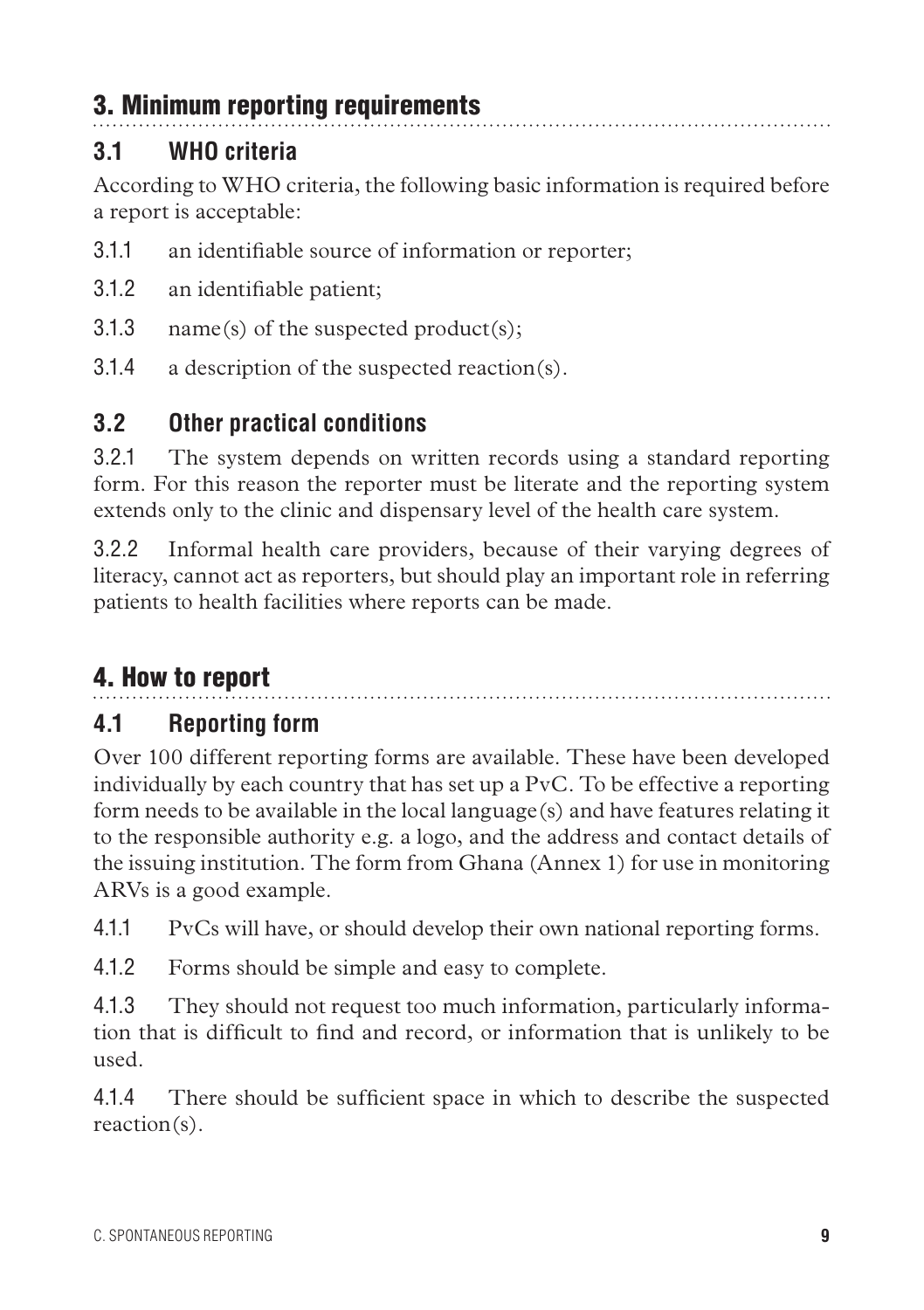## 3. Minimum reporting requirements

### 3.1 WHO criteria

According to WHO criteria, the following basic information is required before a report is acceptable:

3.1.1 an identifiable source of information or reporter;

3.1.2 an identifiable patient;

3.1.3 name(s) of the suspected product(s);

3.1.4 a description of the suspected reaction(s).

### 3.2 Other practical conditions

3.2.1 The system depends on written records using a standard reporting form. For this reason the reporter must be literate and the reporting system extends only to the clinic and dispensary level of the health care system.

3.2.2 Informal health care providers, because of their varying degrees of literacy, cannot act as reporters, but should play an important role in referring patients to health facilities where reports can be made.

## 4. How to report

### 4.1 Reporting form

Over 100 different reporting forms are available. These have been developed individually by each country that has set up a PvC. To be effective a reporting form needs to be available in the local language(s) and have features relating it to the responsible authority e.g. a logo, and the address and contact details of the issuing institution. The form from Ghana (Annex 1) for use in monitoring ARVs is a good example.

4.1.1 PvCs will have, or should develop their own national reporting forms.

4.1.2 Forms should be simple and easy to complete.

4.1.3 They should not request too much information, particularly information that is difficult to find and record, or information that is unlikely to be used.

4.1.4 There should be sufficient space in which to describe the suspected reaction(s).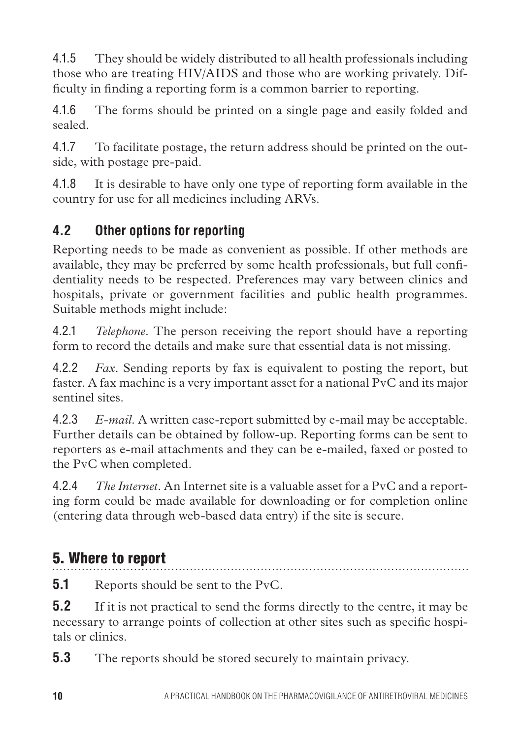4.1.5 They should be widely distributed to all health professionals including those who are treating HIV/AIDS and those who are working privately. Difficulty in finding a reporting form is a common barrier to reporting.

4.1.6 The forms should be printed on a single page and easily folded and sealed.

4.1.7 To facilitate postage, the return address should be printed on the outside, with postage pre-paid.

4.1.8 It is desirable to have only one type of reporting form available in the country for use for all medicines including ARVs.

### 4.2 Other options for reporting

Reporting needs to be made as convenient as possible. If other methods are available, they may be preferred by some health professionals, but full confidentiality needs to be respected. Preferences may vary between clinics and hospitals, private or government facilities and public health programmes. Suitable methods might include:

4.2.1 *Telephone*. The person receiving the report should have a reporting form to record the details and make sure that essential data is not missing.

4.2.2 *Fax*. Sending reports by fax is equivalent to posting the report, but faster. A fax machine is a very important asset for a national PvC and its major sentinel sites.

4.2.3 *E-mail*. A written case-report submitted by e-mail may be acceptable. Further details can be obtained by follow-up. Reporting forms can be sent to reporters as e-mail attachments and they can be e-mailed, faxed or posted to the PvC when completed.

4.2.4 *The Internet*. An Internet site is a valuable asset for a PvC and a reporting form could be made available for downloading or for completion online (entering data through web-based data entry) if the site is secure.

## 5. Where to report

**5.1** Reports should be sent to the PvC.

**5.2** If it is not practical to send the forms directly to the centre, it may be necessary to arrange points of collection at other sites such as specific hospitals or clinics.

**5.3** The reports should be stored securely to maintain privacy.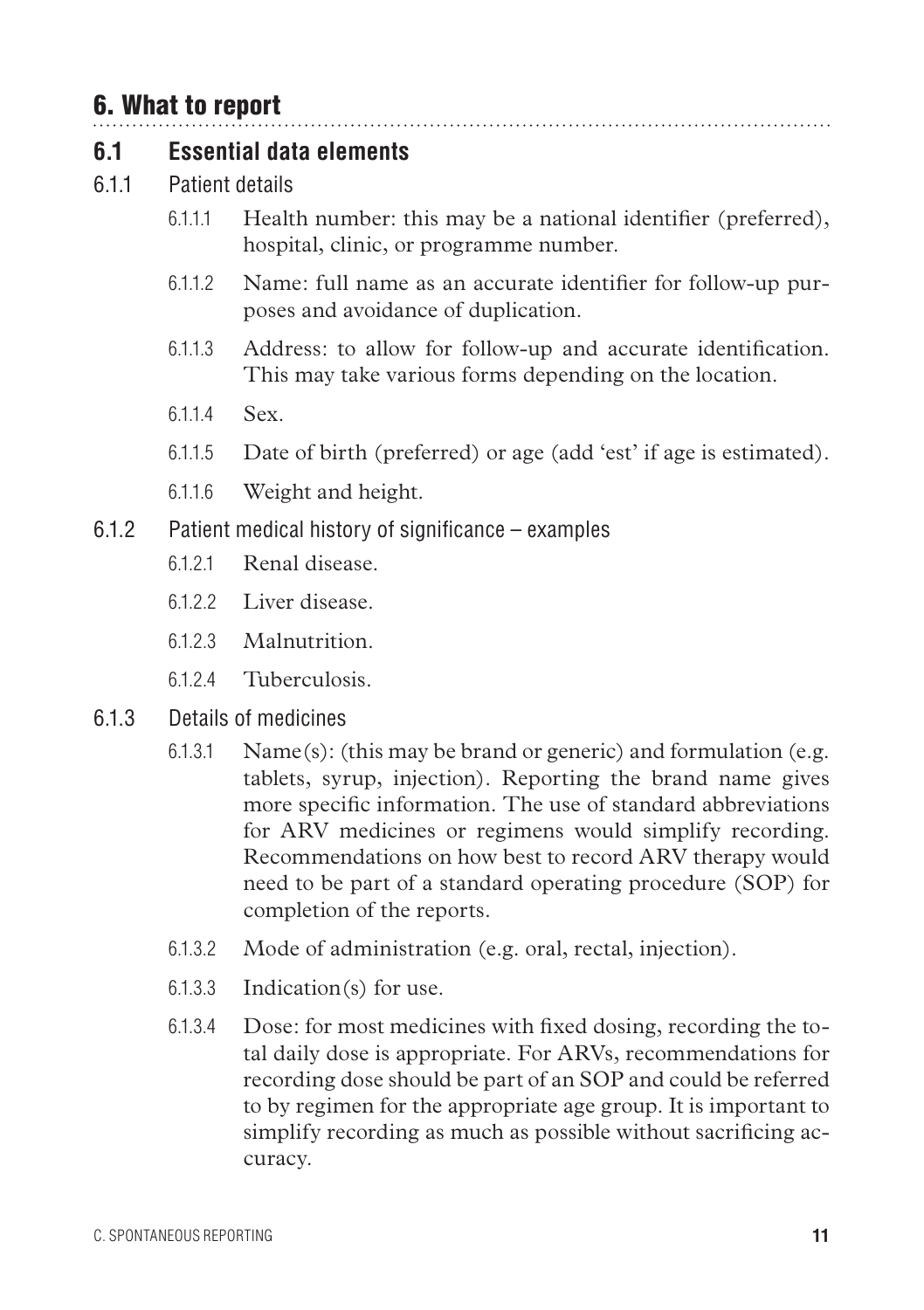# 6. What to report

## 6.1 Essential data elements

### 6.1.1 Patient details

6.1.1.1 Health number: this may be a national identifier (preferred), hospital, clinic, or programme number.

6.1.1.2 Name: full name as an accurate identifier for follow-up purposes and avoidance of duplication.

6.1.1.3 Address: to allow for follow-up and accurate identification. This may take various forms depending on the location.

6.1.1.4 Sex.

6.1.1.5 Date of birth (preferred) or age (add 'est' if age is estimated).

6.1.1.6 Weight and height.

### 6.1.2 Patient medical history of significance – examples

6.1.2.1 Renal disease.

6.1.2.2 Liver disease.

6.1.2.3 Malnutrition.

6.1.2.4 Tuberculosis.

### 6.1.3 Details of medicines

6.1.3.1 Name(s): (this may be brand or generic) and formulation (e.g. tablets, syrup, injection). Reporting the brand name gives more specific information. The use of standard abbreviations for ARV medicines or regimens would simplify recording. Recommendations on how best to record ARV therapy would need to be part of a standard operating procedure (SOP) for completion of the reports.

6.1.3.2 Mode of administration (e.g. oral, rectal, injection).

6.1.3.3 Indication(s) for use.

6.1.3.4 Dose: for most medicines with fixed dosing, recording the total daily dose is appropriate. For ARVs, recommendations for recording dose should be part of an SOP and could be referred to by regimen for the appropriate age group. It is important to simplify recording as much as possible without sacrificing accuracy.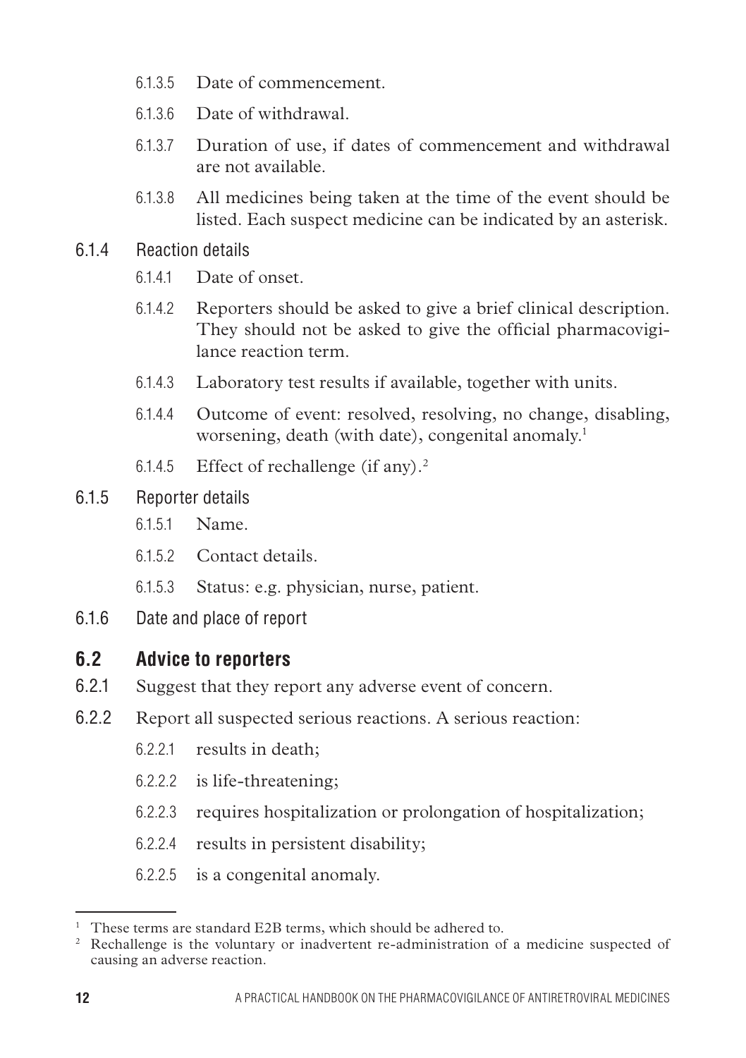6.1.3.5 Date of commencement.

6.1.3.6 Date of withdrawal.

6.1.3.7 Duration of use, if dates of commencement and withdrawal are not available.

6.1.3.8 All medicines being taken at the time of the event should be listed. Each suspect medicine can be indicated by an asterisk.

6.1.4 Reaction details

6.1.4.1 Date of onset.

6.1.4.2 Reporters should be asked to give a brief clinical description. They should not be asked to give the official pharmacovigilance reaction term.

6.1.4.3 Laboratory test results if available, together with units.

6.1.4.4 Outcome of event: resolved, resolving, no change, disabling, worsening, death (with date), congenital anomaly.[1]

6.1.4.5 Effect of rechallenge (if any).[2]

6.1.5 Reporter details

6.1.5.1 Name.

6.1.5.2 Contact details.

6.1.5.3 Status: e.g. physician, nurse, patient.

6.1.6 Date and place of report

## 6.2 Advice to reporters

6.2.1 Suggest that they report any adverse event of concern.

6.2.2 Report all suspected serious reactions. A serious reaction:

6.2.2.1 results in death;

6.2.2.2 is life-threatening;

6.2.2.3 requires hospitalization or prolongation of hospitalization;

6.2.2.4 results in persistent disability;

6.2.2.5 is a congenital anomaly.

---

[1] These terms are standard E2B terms, which should be adhered to.

[2] Rechallenge is the voluntary or inadvertent re-administration of a medicine suspected of causing an adverse reaction.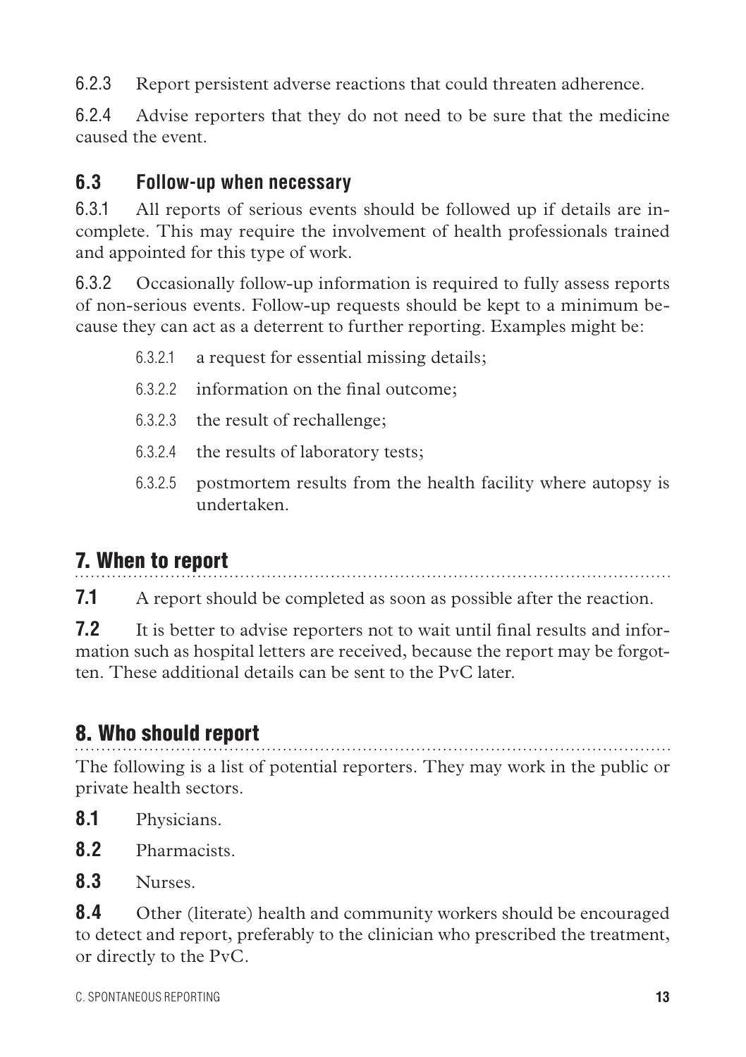6.2.3 Report persistent adverse reactions that could threaten adherence.

6.2.4 Advise reporters that they do not need to be sure that the medicine caused the event.

### 6.3 Follow-up when necessary

6.3.1 All reports of serious events should be followed up if details are incomplete. This may require the involvement of health professionals trained and appointed for this type of work.

6.3.2 Occasionally follow-up information is required to fully assess reports of non-serious events. Follow-up requests should be kept to a minimum because they can act as a deterrent to further reporting. Examples might be:

- 6.3.2.1 a request for essential missing details;
- 6.3.2.2 information on the final outcome;
- 6.3.2.3 the result of rechallenge;
- 6.3.2.4 the results of laboratory tests;
- 6.3.2.5 postmortem results from the health facility where autopsy is undertaken.

## 7. When to report

**7.1** A report should be completed as soon as possible after the reaction.

**7.2** It is better to advise reporters not to wait until final results and information such as hospital letters are received, because the report may be forgotten. These additional details can be sent to the PvC later.

## 8. Who should report

The following is a list of potential reporters. They may work in the public or private health sectors.

**8.1** Physicians.

**8.2** Pharmacists.

**8.3** Nurses.

**8.4** Other (literate) health and community workers should be encouraged to detect and report, preferably to the clinician who prescribed the treatment, or directly to the PvC.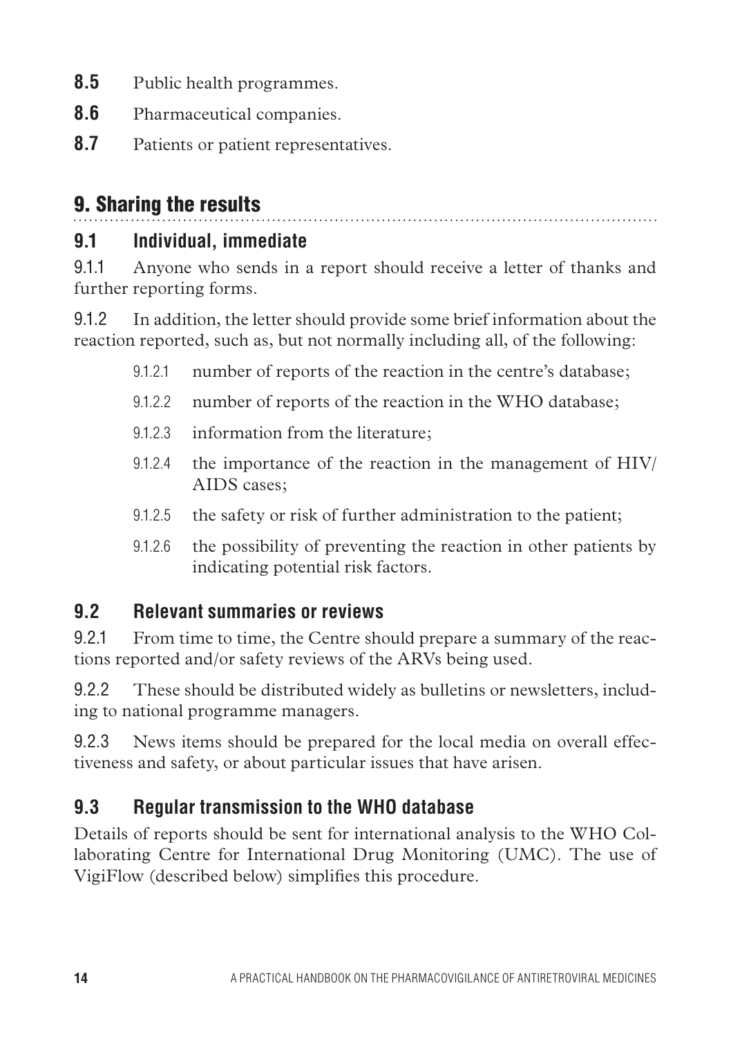**8.5** Public health programmes.

**8.6** Pharmaceutical companies.

**8.7** Patients or patient representatives.

## 9. Sharing the results

### 9.1 Individual, immediate

9.1.1 Anyone who sends in a report should receive a letter of thanks and further reporting forms.

9.1.2 In addition, the letter should provide some brief information about the reaction reported, such as, but not normally including all, of the following:

- 9.1.2.1 number of reports of the reaction in the centre's database;
- 9.1.2.2 number of reports of the reaction in the WHO database;
- 9.1.2.3 information from the literature;
- 9.1.2.4 the importance of the reaction in the management of HIV/AIDS cases;
- 9.1.2.5 the safety or risk of further administration to the patient;
- 9.1.2.6 the possibility of preventing the reaction in other patients by indicating potential risk factors.

### 9.2 Relevant summaries or reviews

9.2.1 From time to time, the Centre should prepare a summary of the reactions reported and/or safety reviews of the ARVs being used.

9.2.2 These should be distributed widely as bulletins or newsletters, including to national programme managers.

9.2.3 News items should be prepared for the local media on overall effectiveness and safety, or about particular issues that have arisen.

### 9.3 Regular transmission to the WHO database

Details of reports should be sent for international analysis to the WHO Collaborating Centre for International Drug Monitoring (UMC). The use of VigiFlow (described below) simplifies this procedure.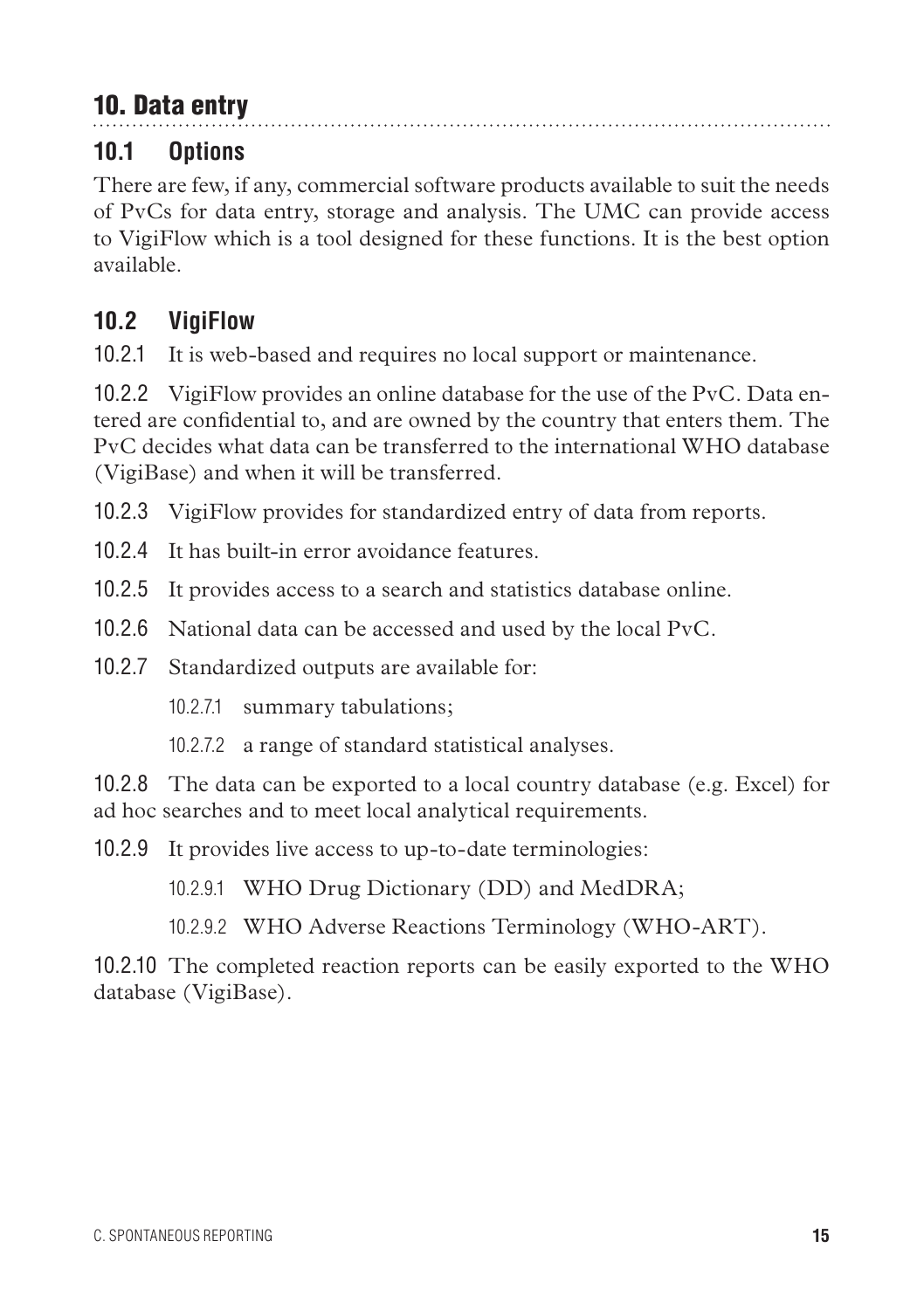## 10. Data entry

### 10.1 Options

There are few, if any, commercial software products available to suit the needs of PvCs for data entry, storage and analysis. The UMC can provide access to VigiFlow which is a tool designed for these functions. It is the best option available.

### 10.2 VigiFlow

10.2.1 It is web-based and requires no local support or maintenance.

10.2.2 VigiFlow provides an online database for the use of the PvC. Data entered are confidential to, and are owned by the country that enters them. The PvC decides what data can be transferred to the international WHO database (VigiBase) and when it will be transferred.

10.2.3 VigiFlow provides for standardized entry of data from reports.

10.2.4 It has built-in error avoidance features.

10.2.5 It provides access to a search and statistics database online.

10.2.6 National data can be accessed and used by the local PvC.

10.2.7 Standardized outputs are available for:

- 10.2.7.1 summary tabulations;
- 10.2.7.2 a range of standard statistical analyses.

10.2.8 The data can be exported to a local country database (e.g. Excel) for ad hoc searches and to meet local analytical requirements.

10.2.9 It provides live access to up-to-date terminologies:

- 10.2.9.1 WHO Drug Dictionary (DD) and MedDRA;
- 10.2.9.2 WHO Adverse Reactions Terminology (WHO-ART).

10.2.10 The completed reaction reports can be easily exported to the WHO database (VigiBase).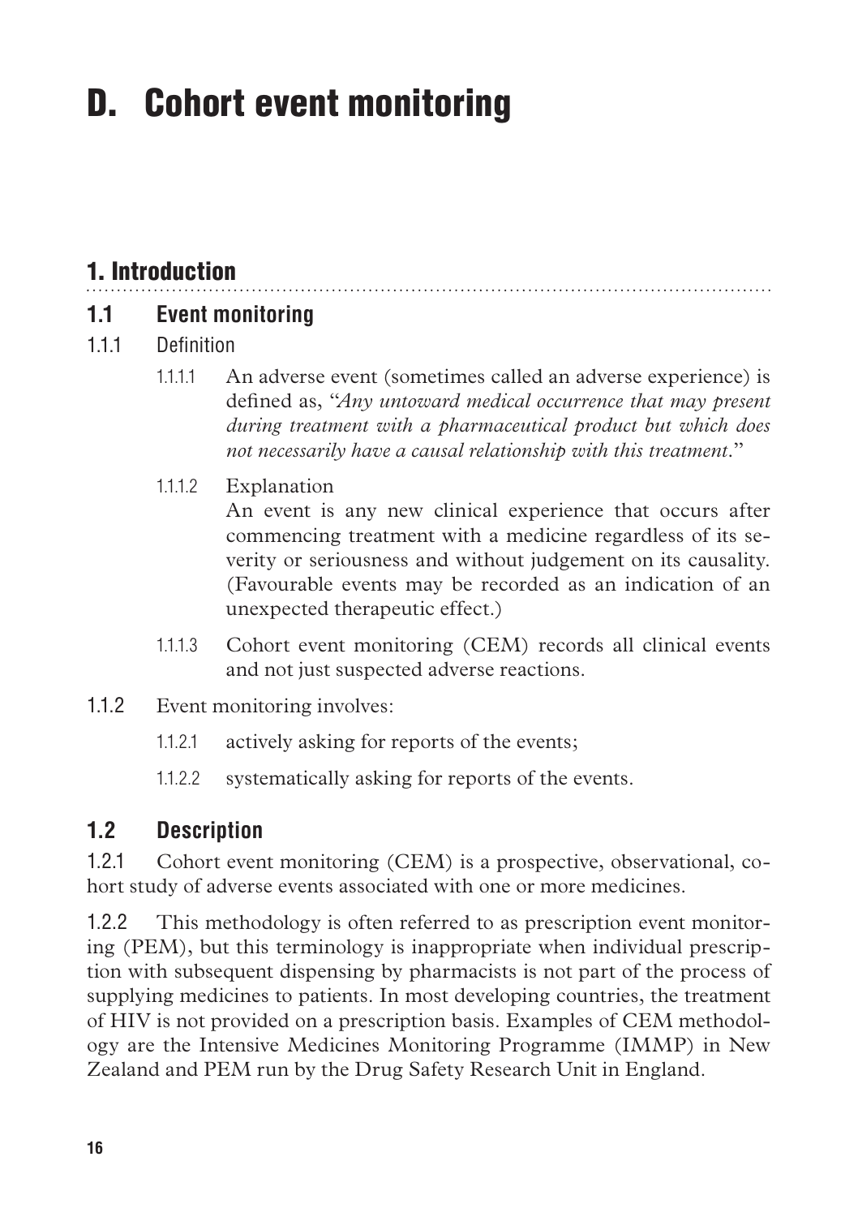# D. Cohort event monitoring

## 1. Introduction

### 1.1 Event monitoring

1.1.1 Definition

1.1.1.1 An adverse event (sometimes called an adverse experience) is defined as, "*Any untoward medical occurrence that may present during treatment with a pharmaceutical product but which does not necessarily have a causal relationship with this treatment*."

1.1.1.2 Explanation
An event is any new clinical experience that occurs after commencing treatment with a medicine regardless of its severity or seriousness and without judgement on its causality. (Favourable events may be recorded as an indication of an unexpected therapeutic effect.)

1.1.1.3 Cohort event monitoring (CEM) records all clinical events and not just suspected adverse reactions.

1.1.2 Event monitoring involves:

1.1.2.1 actively asking for reports of the events;

1.1.2.2 systematically asking for reports of the events.

### 1.2 Description

1.2.1 Cohort event monitoring (CEM) is a prospective, observational, cohort study of adverse events associated with one or more medicines.

1.2.2 This methodology is often referred to as prescription event monitoring (PEM), but this terminology is inappropriate when individual prescription with subsequent dispensing by pharmacists is not part of the process of supplying medicines to patients. In most developing countries, the treatment of HIV is not provided on a prescription basis. Examples of CEM methodology are the Intensive Medicines Monitoring Programme (IMMP) in New Zealand and PEM run by the Drug Safety Research Unit in England.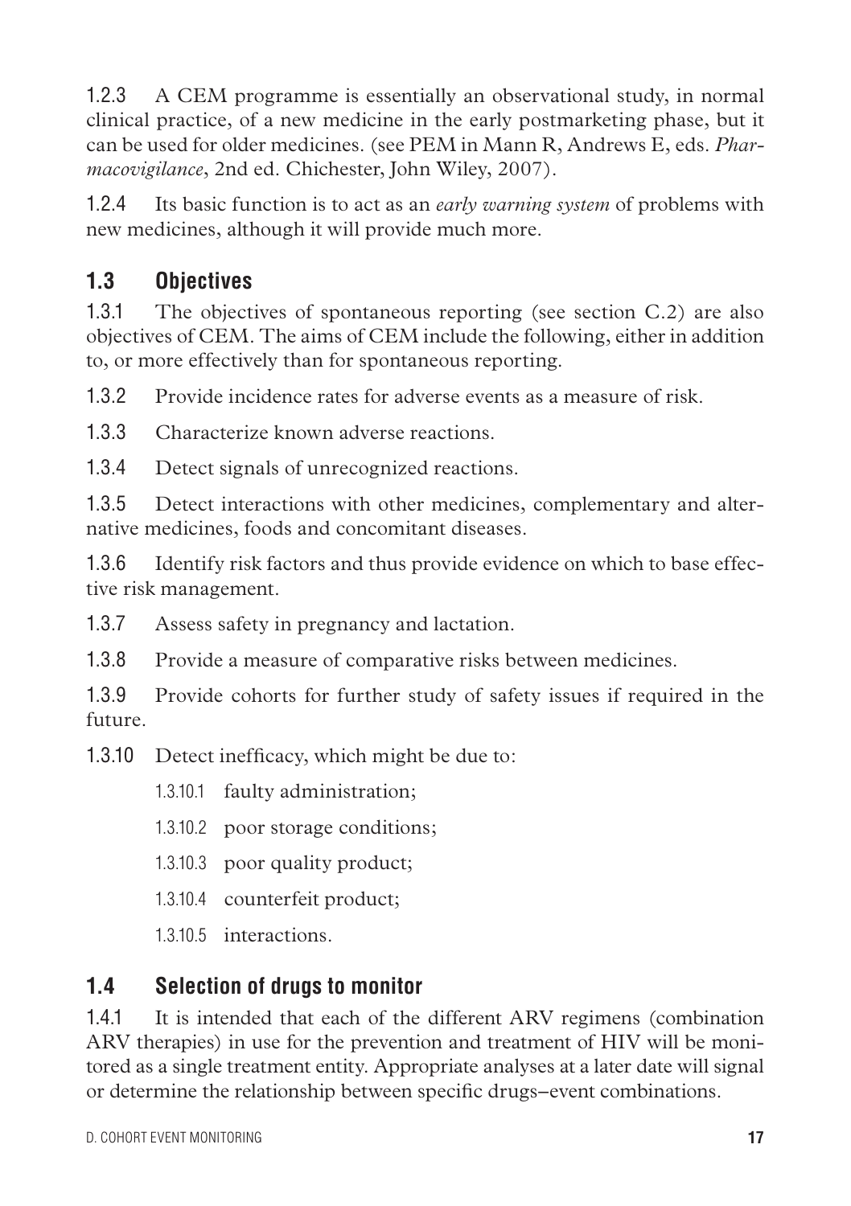1.2.3 A CEM programme is essentially an observational study, in normal clinical practice, of a new medicine in the early postmarketing phase, but it can be used for older medicines. (see PEM in Mann R, Andrews E, eds. *Pharmacovigilance*, 2nd ed. Chichester, John Wiley, 2007).

1.2.4 Its basic function is to act as an *early warning system* of problems with new medicines, although it will provide much more.

## 1.3 Objectives

1.3.1 The objectives of spontaneous reporting (see section C.2) are also objectives of CEM. The aims of CEM include the following, either in addition to, or more effectively than for spontaneous reporting.

1.3.2 Provide incidence rates for adverse events as a measure of risk.

1.3.3 Characterize known adverse reactions.

1.3.4 Detect signals of unrecognized reactions.

1.3.5 Detect interactions with other medicines, complementary and alternative medicines, foods and concomitant diseases.

1.3.6 Identify risk factors and thus provide evidence on which to base effective risk management.

1.3.7 Assess safety in pregnancy and lactation.

1.3.8 Provide a measure of comparative risks between medicines.

1.3.9 Provide cohorts for further study of safety issues if required in the future.

1.3.10 Detect inefficacy, which might be due to:

- 1.3.10.1 faulty administration;
- 1.3.10.2 poor storage conditions;
- 1.3.10.3 poor quality product;
- 1.3.10.4 counterfeit product;
- 1.3.10.5 interactions.

## 1.4 Selection of drugs to monitor

1.4.1 It is intended that each of the different ARV regimens (combination ARV therapies) in use for the prevention and treatment of HIV will be monitored as a single treatment entity. Appropriate analyses at a later date will signal or determine the relationship between specific drugs–event combinations.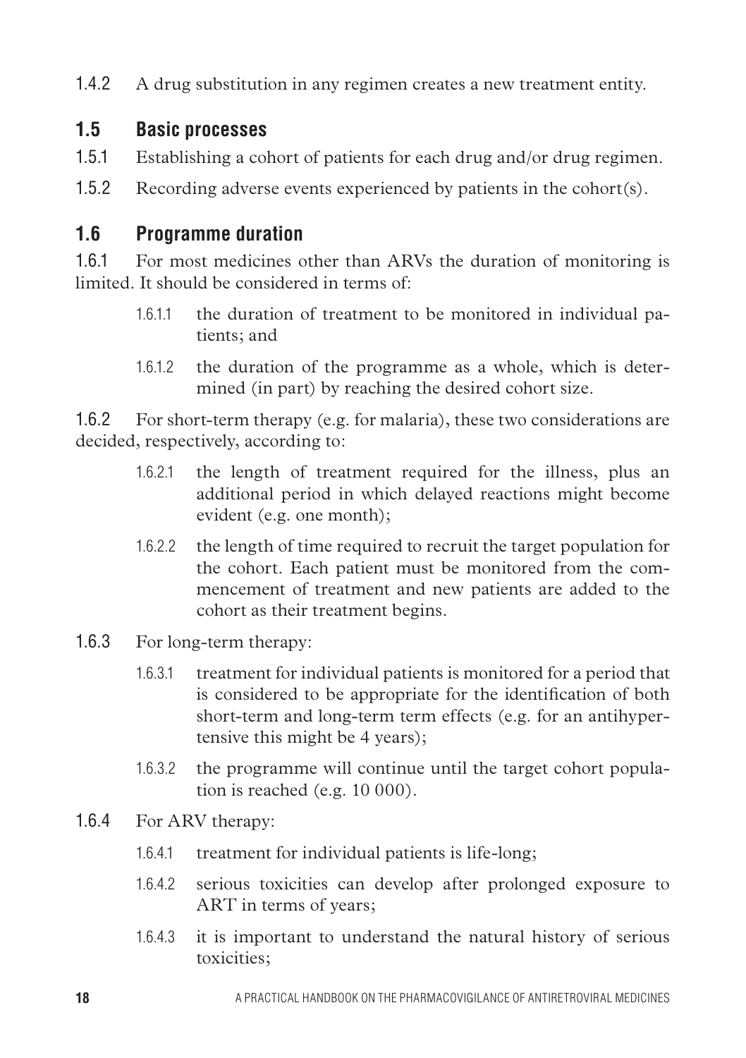1.4.2 A drug substitution in any regimen creates a new treatment entity.

## 1.5 Basic processes

1.5.1 Establishing a cohort of patients for each drug and/or drug regimen.

1.5.2 Recording adverse events experienced by patients in the cohort(s).

## 1.6 Programme duration

1.6.1 For most medicines other than ARVs the duration of monitoring is limited. It should be considered in terms of:

- 1.6.1.1 the duration of treatment to be monitored in individual patients; and
- 1.6.1.2 the duration of the programme as a whole, which is determined (in part) by reaching the desired cohort size.

1.6.2 For short-term therapy (e.g. for malaria), these two considerations are decided, respectively, according to:

- 1.6.2.1 the length of treatment required for the illness, plus an additional period in which delayed reactions might become evident (e.g. one month);
- 1.6.2.2 the length of time required to recruit the target population for the cohort. Each patient must be monitored from the commencement of treatment and new patients are added to the cohort as their treatment begins.

1.6.3 For long-term therapy:

- 1.6.3.1 treatment for individual patients is monitored for a period that is considered to be appropriate for the identification of both short-term and long-term term effects (e.g. for an antihypertensive this might be 4 years);
- 1.6.3.2 the programme will continue until the target cohort population is reached (e.g. 10 000).

1.6.4 For ARV therapy:

- 1.6.4.1 treatment for individual patients is life-long;
- 1.6.4.2 serious toxicities can develop after prolonged exposure to ART in terms of years;
- 1.6.4.3 it is important to understand the natural history of serious toxicities;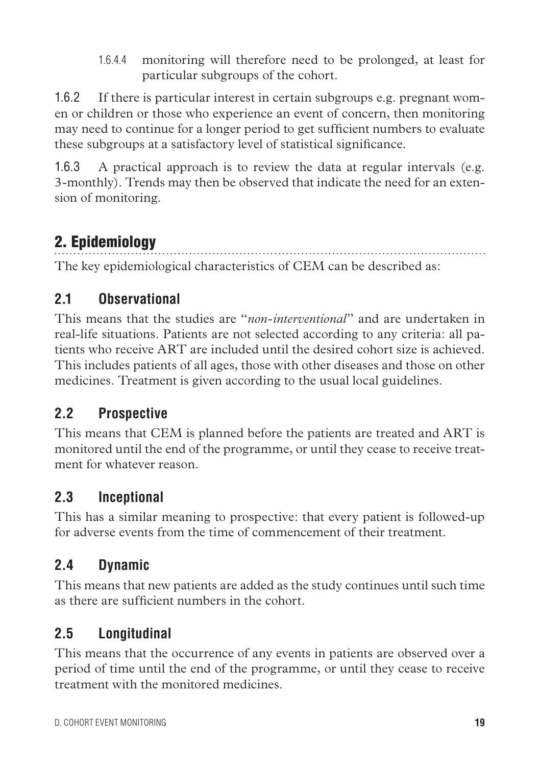1.6.4.4 monitoring will therefore need to be prolonged, at least for particular subgroups of the cohort.

1.6.2 If there is particular interest in certain subgroups e.g. pregnant women or children or those who experience an event of concern, then monitoring may need to continue for a longer period to get sufficient numbers to evaluate these subgroups at a satisfactory level of statistical significance.

1.6.3 A practical approach is to review the data at regular intervals (e.g. 3-monthly). Trends may then be observed that indicate the need for an extension of monitoring.

## 2. Epidemiology

The key epidemiological characteristics of CEM can be described as:

### 2.1 Observational

This means that the studies are "*non-interventional*" and are undertaken in real-life situations. Patients are not selected according to any criteria: all patients who receive ART are included until the desired cohort size is achieved. This includes patients of all ages, those with other diseases and those on other medicines. Treatment is given according to the usual local guidelines.

### 2.2 Prospective

This means that CEM is planned before the patients are treated and ART is monitored until the end of the programme, or until they cease to receive treatment for whatever reason.

### 2.3 Inceptional

This has a similar meaning to prospective: that every patient is followed-up for adverse events from the time of commencement of their treatment.

### 2.4 Dynamic

This means that new patients are added as the study continues until such time as there are sufficient numbers in the cohort.

### 2.5 Longitudinal

This means that the occurrence of any events in patients are observed over a period of time until the end of the programme, or until they cease to receive treatment with the monitored medicines.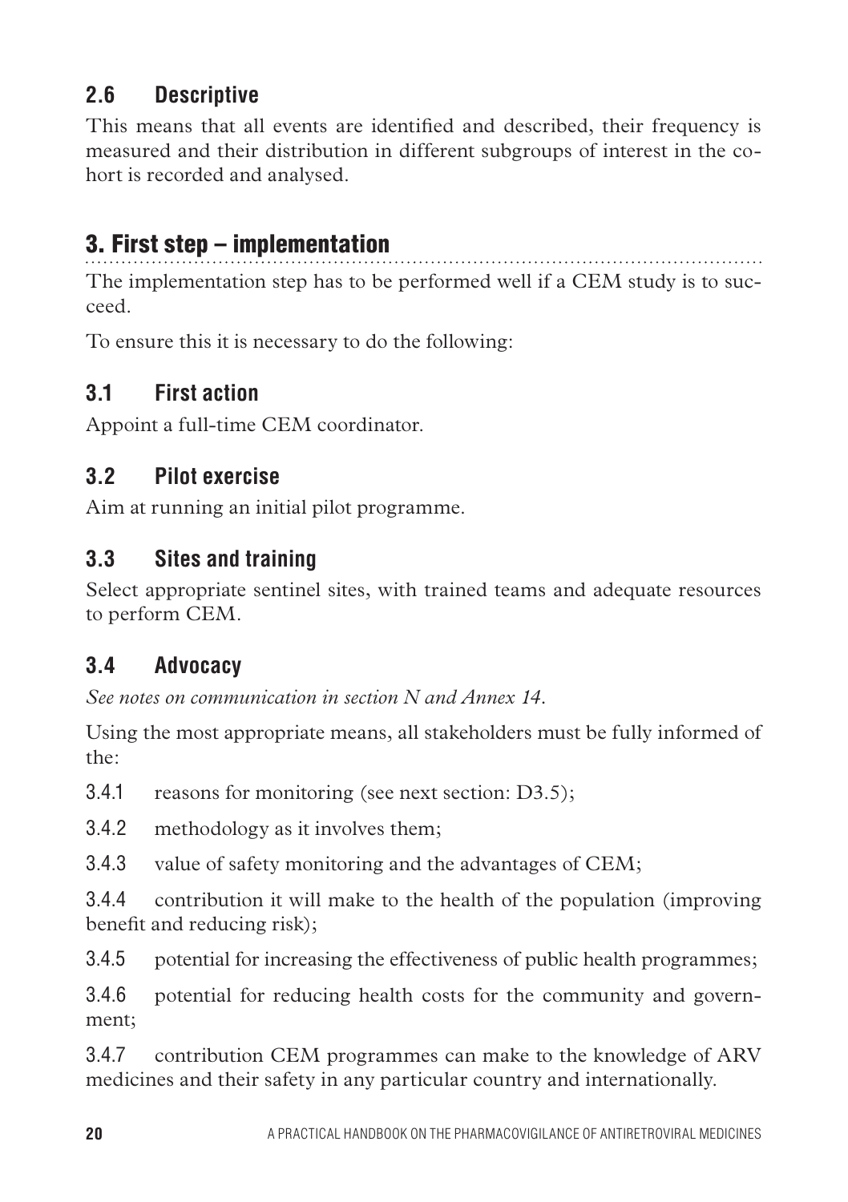### 2.6 Descriptive

This means that all events are identified and described, their frequency is measured and their distribution in different subgroups of interest in the cohort is recorded and analysed.

## 3. First step – implementation

The implementation step has to be performed well if a CEM study is to succeed.

To ensure this it is necessary to do the following:

### 3.1 First action

Appoint a full-time CEM coordinator.

### 3.2 Pilot exercise

Aim at running an initial pilot programme.

### 3.3 Sites and training

Select appropriate sentinel sites, with trained teams and adequate resources to perform CEM.

### 3.4 Advocacy

*See notes on communication in section N and Annex 14.*

Using the most appropriate means, all stakeholders must be fully informed of the:

3.4.1 reasons for monitoring (see next section: D3.5);

3.4.2 methodology as it involves them;

3.4.3 value of safety monitoring and the advantages of CEM;

3.4.4 contribution it will make to the health of the population (improving benefit and reducing risk);

3.4.5 potential for increasing the effectiveness of public health programmes;

3.4.6 potential for reducing health costs for the community and government;

3.4.7 contribution CEM programmes can make to the knowledge of ARV medicines and their safety in any particular country and internationally.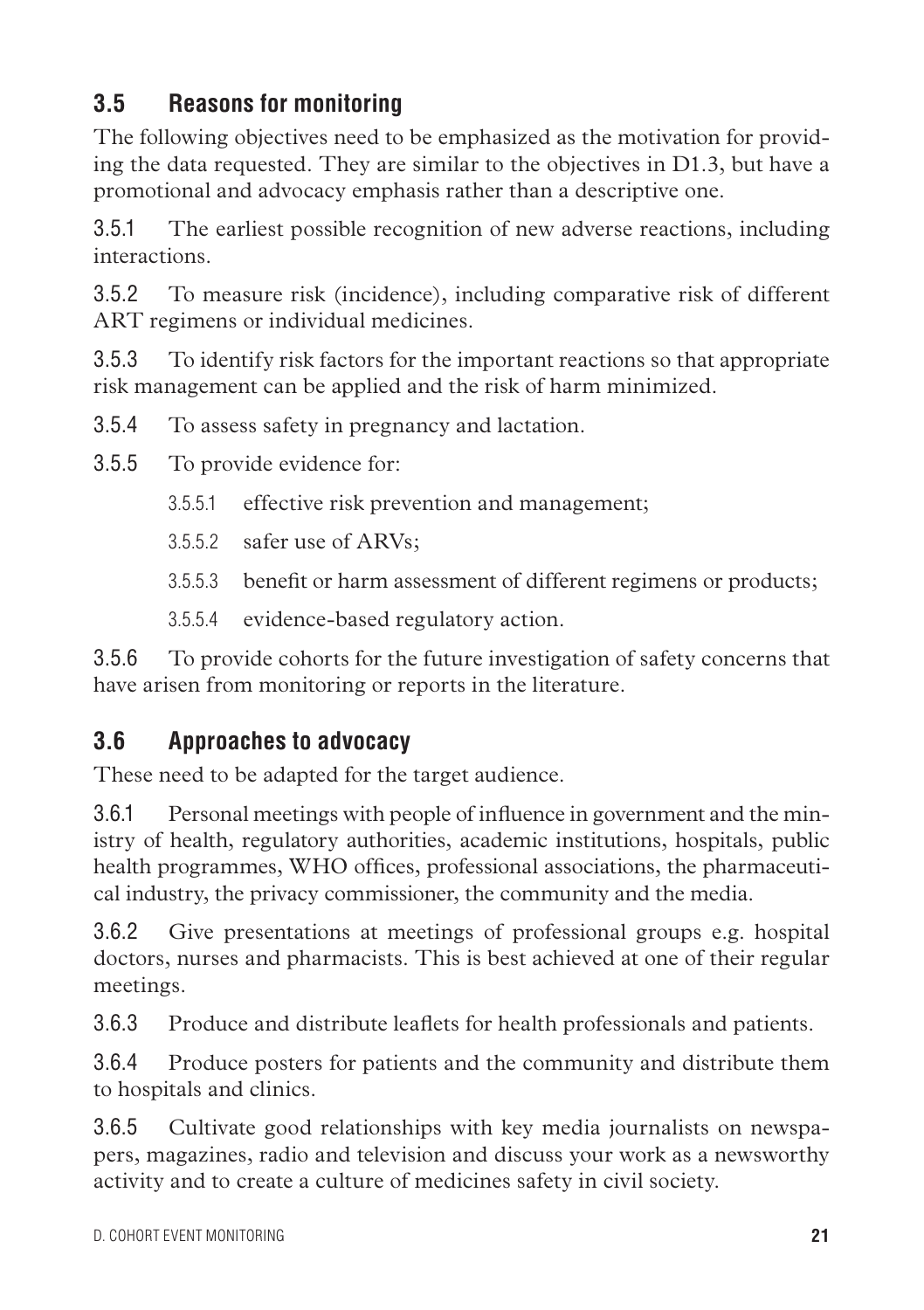## 3.5 Reasons for monitoring

The following objectives need to be emphasized as the motivation for providing the data requested. They are similar to the objectives in D1.3, but have a promotional and advocacy emphasis rather than a descriptive one.

3.5.1 The earliest possible recognition of new adverse reactions, including interactions.

3.5.2 To measure risk (incidence), including comparative risk of different ART regimens or individual medicines.

3.5.3 To identify risk factors for the important reactions so that appropriate risk management can be applied and the risk of harm minimized.

3.5.4 To assess safety in pregnancy and lactation.

3.5.5 To provide evidence for:

- 3.5.5.1 effective risk prevention and management;
- 3.5.5.2 safer use of ARVs;
- 3.5.5.3 benefit or harm assessment of different regimens or products;
- 3.5.5.4 evidence-based regulatory action.

3.5.6 To provide cohorts for the future investigation of safety concerns that have arisen from monitoring or reports in the literature.

## 3.6 Approaches to advocacy

These need to be adapted for the target audience.

3.6.1 Personal meetings with people of influence in government and the ministry of health, regulatory authorities, academic institutions, hospitals, public health programmes, WHO offices, professional associations, the pharmaceutical industry, the privacy commissioner, the community and the media.

3.6.2 Give presentations at meetings of professional groups e.g. hospital doctors, nurses and pharmacists. This is best achieved at one of their regular meetings.

3.6.3 Produce and distribute leaflets for health professionals and patients.

3.6.4 Produce posters for patients and the community and distribute them to hospitals and clinics.

3.6.5 Cultivate good relationships with key media journalists on newspapers, magazines, radio and television and discuss your work as a newsworthy activity and to create a culture of medicines safety in civil society.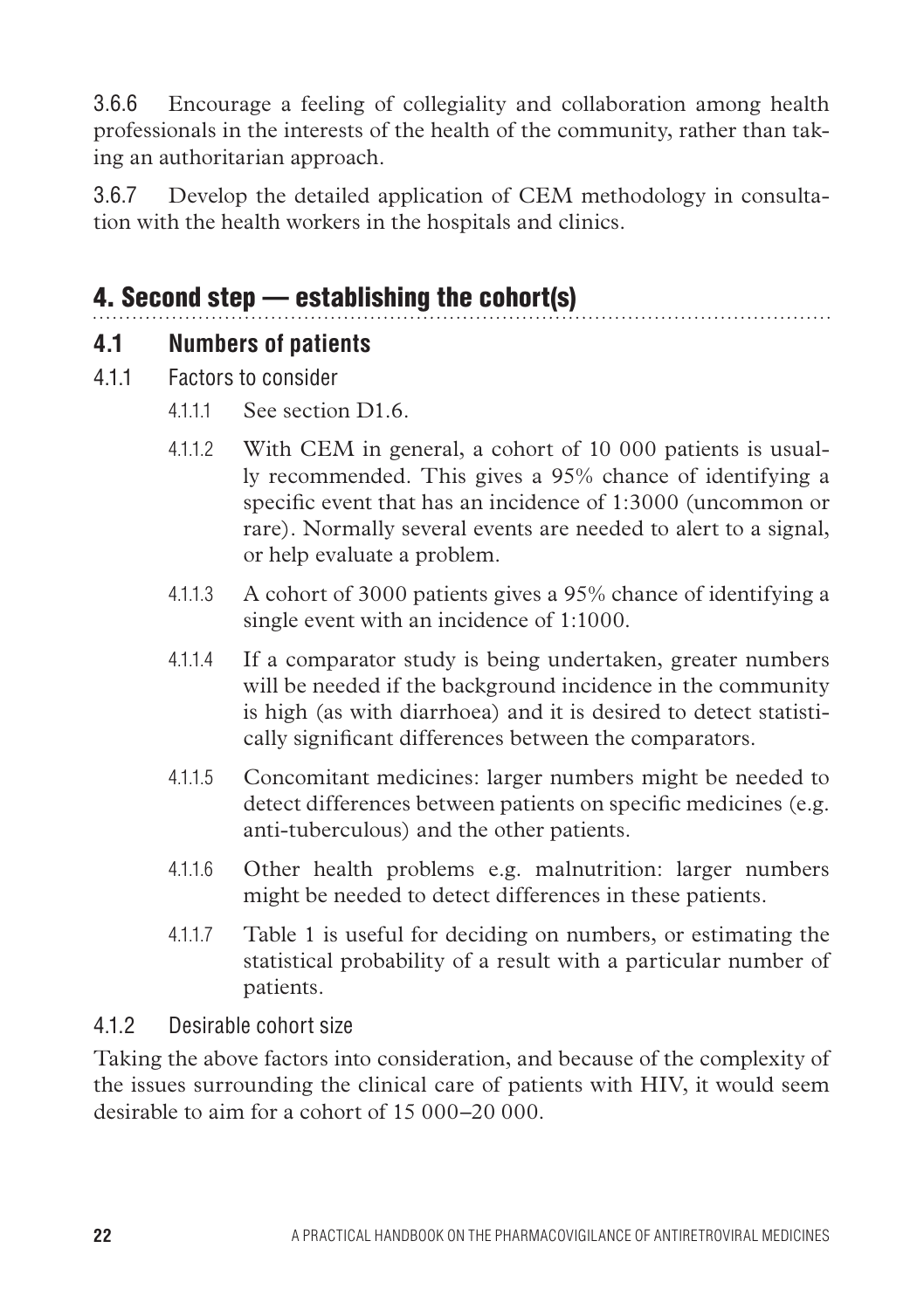3.6.6 Encourage a feeling of collegiality and collaboration among health professionals in the interests of the health of the community, rather than taking an authoritarian approach.

3.6.7 Develop the detailed application of CEM methodology in consultation with the health workers in the hospitals and clinics.

# 4. Second step — establishing the cohort(s)

## 4.1 Numbers of patients

### 4.1.1 Factors to consider

4.1.1.1 See section D1.6.

4.1.1.2 With CEM in general, a cohort of 10 000 patients is usually recommended. This gives a 95% chance of identifying a specific event that has an incidence of 1:3000 (uncommon or rare). Normally several events are needed to alert to a signal, or help evaluate a problem.

4.1.1.3 A cohort of 3000 patients gives a 95% chance of identifying a single event with an incidence of 1:1000.

4.1.1.4 If a comparator study is being undertaken, greater numbers will be needed if the background incidence in the community is high (as with diarrhoea) and it is desired to detect statistically significant differences between the comparators.

4.1.1.5 Concomitant medicines: larger numbers might be needed to detect differences between patients on specific medicines (e.g. anti-tuberculous) and the other patients.

4.1.1.6 Other health problems e.g. malnutrition: larger numbers might be needed to detect differences in these patients.

4.1.1.7 Table 1 is useful for deciding on numbers, or estimating the statistical probability of a result with a particular number of patients.

### 4.1.2 Desirable cohort size

Taking the above factors into consideration, and because of the complexity of the issues surrounding the clinical care of patients with HIV, it would seem desirable to aim for a cohort of 15 000–20 000.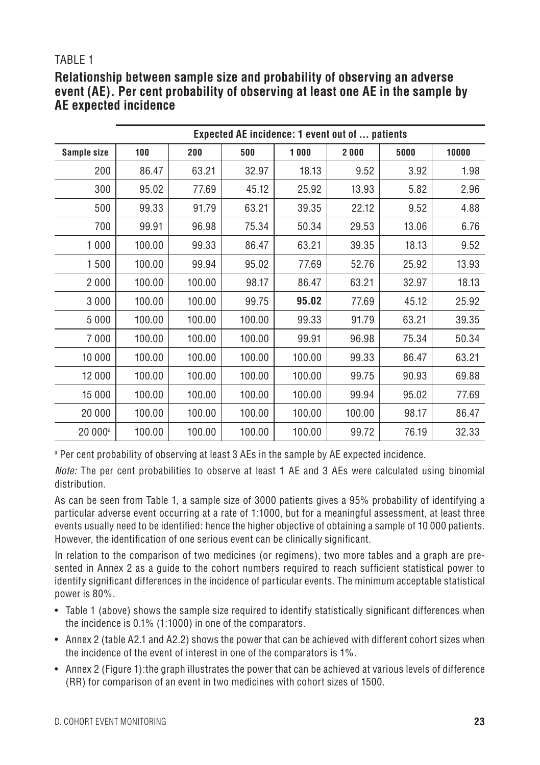TABLE 1

**Relationship between sample size and probability of observing an adverse event (AE). Per cent probability of observing at least one AE in the sample by AE expected incidence**

| | Expected AE incidence: 1 event out of … patients | | | | | | |
|---|---|---|---|---|---|---|---|
| **Sample size** | **100** | **200** | **500** | **1 000** | **2 000** | **5000** | **10000** |
| 200 | 86.47 | 63.21 | 32.97 | 18.13 | 9.52 | 3.92 | 1.98 |
| 300 | 95.02 | 77.69 | 45.12 | 25.92 | 13.93 | 5.82 | 2.96 |
| 500 | 99.33 | 91.79 | 63.21 | 39.35 | 22.12 | 9.52 | 4.88 |
| 700 | 99.91 | 96.98 | 75.34 | 50.34 | 29.53 | 13.06 | 6.76 |
| 1 000 | 100.00 | 99.33 | 86.47 | 63.21 | 39.35 | 18.13 | 9.52 |
| 1 500 | 100.00 | 99.94 | 95.02 | 77.69 | 52.76 | 25.92 | 13.93 |
| 2 000 | 100.00 | 100.00 | 98.17 | 86.47 | 63.21 | 32.97 | 18.13 |
| 3 000 | 100.00 | 100.00 | 99.75 | **95.02** | 77.69 | 45.12 | 25.92 |
| 5 000 | 100.00 | 100.00 | 100.00 | 99.33 | 91.79 | 63.21 | 39.35 |
| 7 000 | 100.00 | 100.00 | 100.00 | 99.91 | 96.98 | 75.34 | 50.34 |
| 10 000 | 100.00 | 100.00 | 100.00 | 100.00 | 99.33 | 86.47 | 63.21 |
| 12 000 | 100.00 | 100.00 | 100.00 | 100.00 | 99.75 | 90.93 | 69.88 |
| 15 000 | 100.00 | 100.00 | 100.00 | 100.00 | 99.94 | 95.02 | 77.69 |
| 20 000 | 100.00 | 100.00 | 100.00 | 100.00 | 100.00 | 98.17 | 86.47 |
| 20 000[a] | 100.00 | 100.00 | 100.00 | 100.00 | 99.72 | 76.19 | 32.33 |

[a] Per cent probability of observing at least 3 AEs in the sample by AE expected incidence.

*Note:* The per cent probabilities to observe at least 1 AE and 3 AEs were calculated using binomial distribution.

As can be seen from Table 1, a sample size of 3000 patients gives a 95% probability of identifying a particular adverse event occurring at a rate of 1:1000, but for a meaningful assessment, at least three events usually need to be identified: hence the higher objective of obtaining a sample of 10 000 patients. However, the identification of one serious event can be clinically significant.

In relation to the comparison of two medicines (or regimens), two more tables and a graph are presented in Annex 2 as a guide to the cohort numbers required to reach sufficient statistical power to identify significant differences in the incidence of particular events. The minimum acceptable statistical power is 80%.

- Table 1 (above) shows the sample size required to identify statistically significant differences when the incidence is 0.1% (1:1000) in one of the comparators.
- Annex 2 (table A2.1 and A2.2) shows the power that can be achieved with different cohort sizes when the incidence of the event of interest in one of the comparators is 1%.
- Annex 2 (Figure 1):the graph illustrates the power that can be achieved at various levels of difference (RR) for comparison of an event in two medicines with cohort sizes of 1500.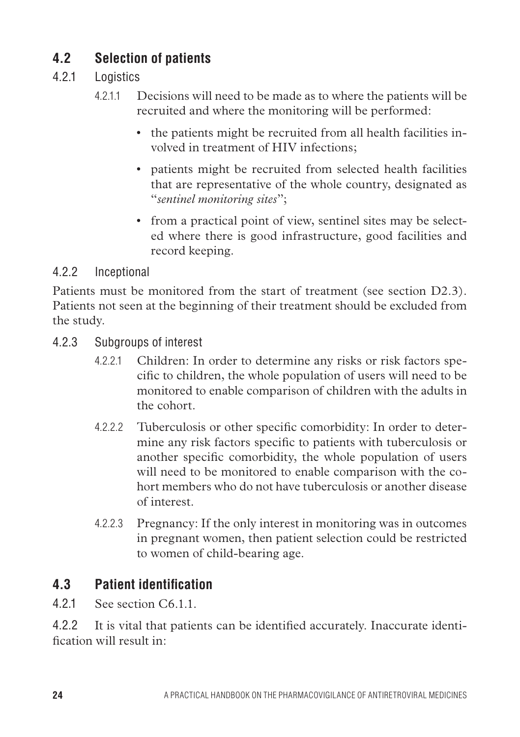## 4.2 Selection of patients

### 4.2.1 Logistics

4.2.1.1 Decisions will need to be made as to where the patients will be recruited and where the monitoring will be performed:

- the patients might be recruited from all health facilities involved in treatment of HIV infections;
- patients might be recruited from selected health facilities that are representative of the whole country, designated as "*sentinel monitoring sites*";
- from a practical point of view, sentinel sites may be selected where there is good infrastructure, good facilities and record keeping.

### 4.2.2 Inceptional

Patients must be monitored from the start of treatment (see section D2.3). Patients not seen at the beginning of their treatment should be excluded from the study.

### 4.2.3 Subgroups of interest

4.2.2.1 Children: In order to determine any risks or risk factors specific to children, the whole population of users will need to be monitored to enable comparison of children with the adults in the cohort.

4.2.2.2 Tuberculosis or other specific comorbidity: In order to determine any risk factors specific to patients with tuberculosis or another specific comorbidity, the whole population of users will need to be monitored to enable comparison with the cohort members who do not have tuberculosis or another disease of interest.

4.2.2.3 Pregnancy: If the only interest in monitoring was in outcomes in pregnant women, then patient selection could be restricted to women of child-bearing age.

## 4.3 Patient identification

4.2.1 See section C6.1.1.

4.2.2 It is vital that patients can be identified accurately. Inaccurate identification will result in: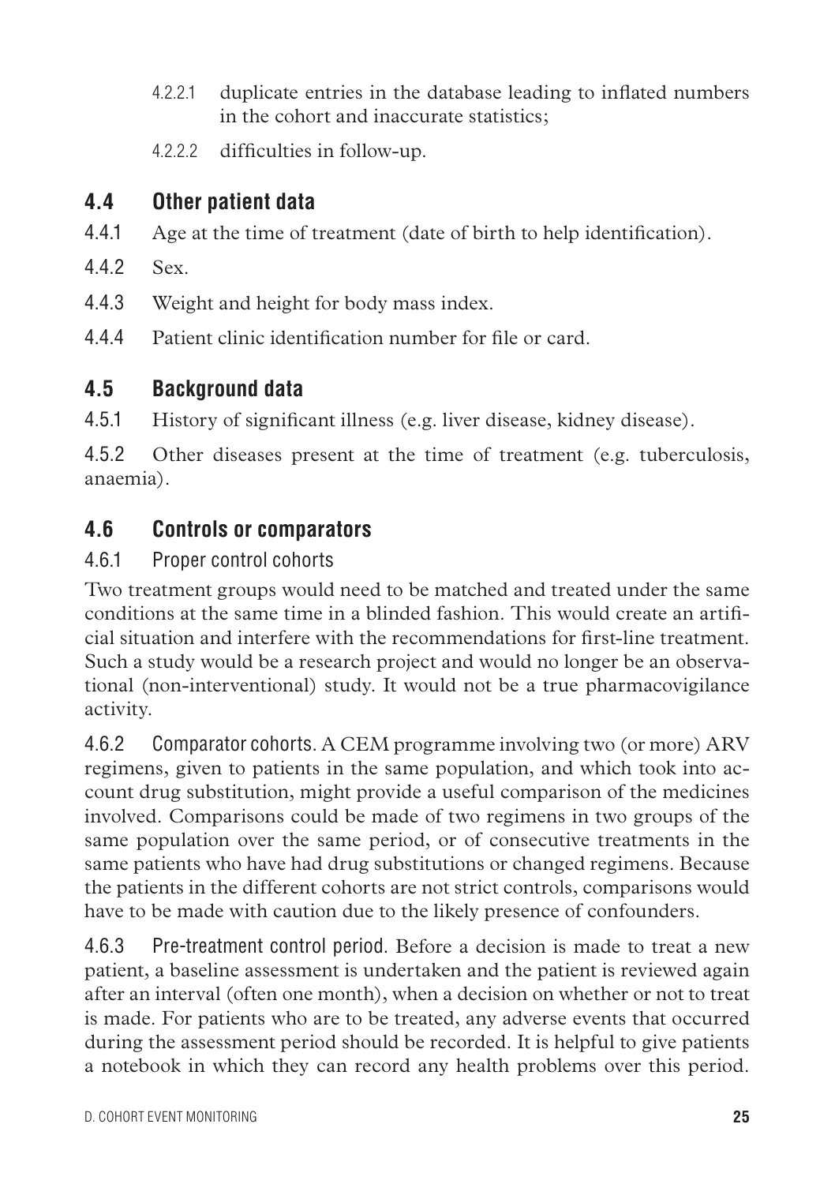4.2.2.1 duplicate entries in the database leading to inflated numbers in the cohort and inaccurate statistics;

4.2.2.2 difficulties in follow-up.

## 4.4 Other patient data

4.4.1 Age at the time of treatment (date of birth to help identification).

4.4.2 Sex.

4.4.3 Weight and height for body mass index.

4.4.4 Patient clinic identification number for file or card.

## 4.5 Background data

4.5.1 History of significant illness (e.g. liver disease, kidney disease).

4.5.2 Other diseases present at the time of treatment (e.g. tuberculosis, anaemia).

## 4.6 Controls or comparators

### 4.6.1 Proper control cohorts

Two treatment groups would need to be matched and treated under the same conditions at the same time in a blinded fashion. This would create an artificial situation and interfere with the recommendations for first-line treatment. Such a study would be a research project and would no longer be an observational (non-interventional) study. It would not be a true pharmacovigilance activity.

4.6.2 Comparator cohorts. A CEM programme involving two (or more) ARV regimens, given to patients in the same population, and which took into account drug substitution, might provide a useful comparison of the medicines involved. Comparisons could be made of two regimens in two groups of the same population over the same period, or of consecutive treatments in the same patients who have had drug substitutions or changed regimens. Because the patients in the different cohorts are not strict controls, comparisons would have to be made with caution due to the likely presence of confounders.

4.6.3 Pre-treatment control period. Before a decision is made to treat a new patient, a baseline assessment is undertaken and the patient is reviewed again after an interval (often one month), when a decision on whether or not to treat is made. For patients who are to be treated, any adverse events that occurred during the assessment period should be recorded. It is helpful to give patients a notebook in which they can record any health problems over this period.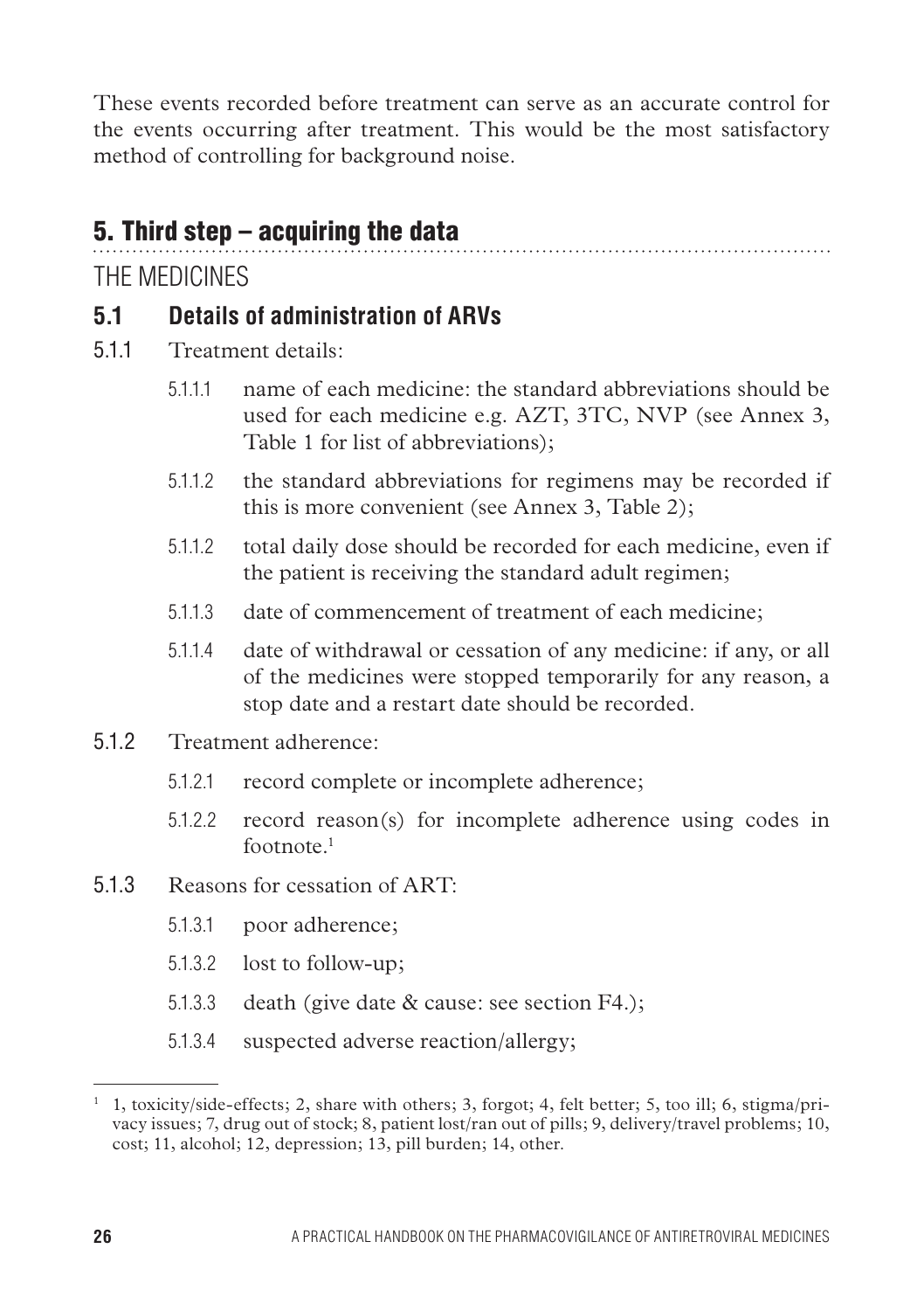These events recorded before treatment can serve as an accurate control for the events occurring after treatment. This would be the most satisfactory method of controlling for background noise.

## 5. Third step – acquiring the data

THE MEDICINES

### 5.1 Details of administration of ARVs

5.1.1 Treatment details:

- 5.1.1.1 name of each medicine: the standard abbreviations should be used for each medicine e.g. AZT, 3TC, NVP (see Annex 3, Table 1 for list of abbreviations);
- 5.1.1.2 the standard abbreviations for regimens may be recorded if this is more convenient (see Annex 3, Table 2);
- 5.1.1.2 total daily dose should be recorded for each medicine, even if the patient is receiving the standard adult regimen;
- 5.1.1.3 date of commencement of treatment of each medicine;
- 5.1.1.4 date of withdrawal or cessation of any medicine: if any, or all of the medicines were stopped temporarily for any reason, a stop date and a restart date should be recorded.

5.1.2 Treatment adherence:

- 5.1.2.1 record complete or incomplete adherence;
- 5.1.2.2 record reason(s) for incomplete adherence using codes in footnote.[1]

5.1.3 Reasons for cessation of ART:

- 5.1.3.1 poor adherence;
- 5.1.3.2 lost to follow-up;
- 5.1.3.3 death (give date & cause: see section F4.);
- 5.1.3.4 suspected adverse reaction/allergy;

---

[1] 1, toxicity/side-effects; 2, share with others; 3, forgot; 4, felt better; 5, too ill; 6, stigma/privacy issues; 7, drug out of stock; 8, patient lost/ran out of pills; 9, delivery/travel problems; 10, cost; 11, alcohol; 12, depression; 13, pill burden; 14, other.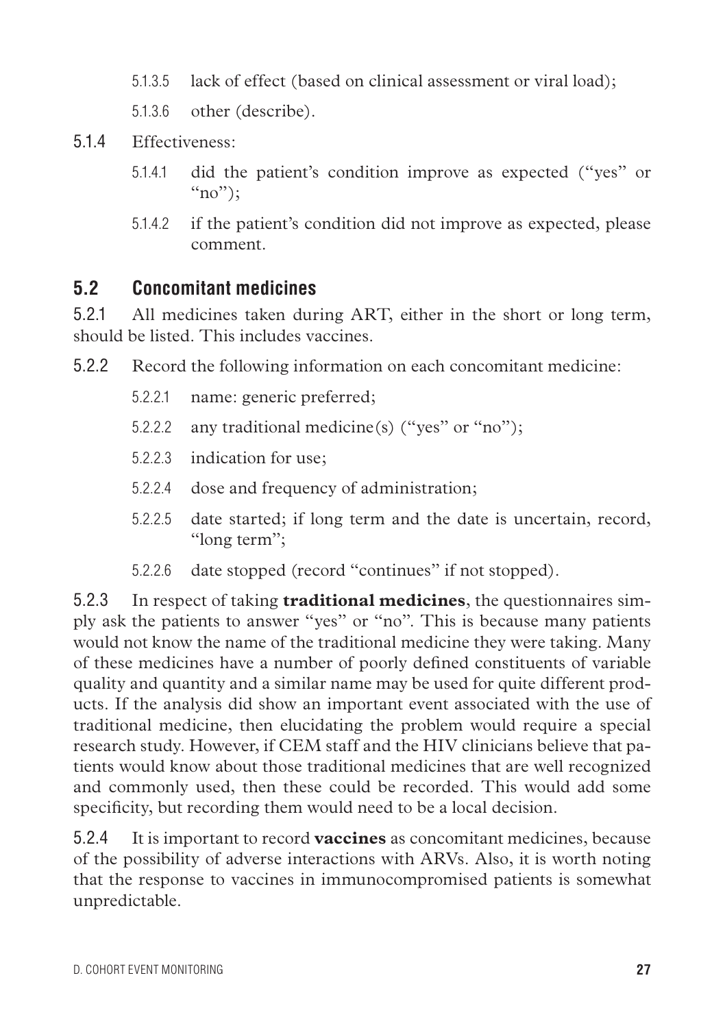5.1.3.5 lack of effect (based on clinical assessment or viral load);

5.1.3.6 other (describe).

5.1.4 Effectiveness:

5.1.4.1 did the patient's condition improve as expected ("yes" or "no");

5.1.4.2 if the patient's condition did not improve as expected, please comment.

## 5.2 Concomitant medicines

5.2.1 All medicines taken during ART, either in the short or long term, should be listed. This includes vaccines.

5.2.2 Record the following information on each concomitant medicine:

5.2.2.1 name: generic preferred;

5.2.2.2 any traditional medicine(s) ("yes" or "no");

5.2.2.3 indication for use;

5.2.2.4 dose and frequency of administration;

5.2.2.5 date started; if long term and the date is uncertain, record, "long term";

5.2.2.6 date stopped (record "continues" if not stopped).

5.2.3 In respect of taking **traditional medicines**, the questionnaires simply ask the patients to answer "yes" or "no". This is because many patients would not know the name of the traditional medicine they were taking. Many of these medicines have a number of poorly defined constituents of variable quality and quantity and a similar name may be used for quite different products. If the analysis did show an important event associated with the use of traditional medicine, then elucidating the problem would require a special research study. However, if CEM staff and the HIV clinicians believe that patients would know about those traditional medicines that are well recognized and commonly used, then these could be recorded. This would add some specificity, but recording them would need to be a local decision.

5.2.4 It is important to record **vaccines** as concomitant medicines, because of the possibility of adverse interactions with ARVs. Also, it is worth noting that the response to vaccines in immunocompromised patients is somewhat unpredictable.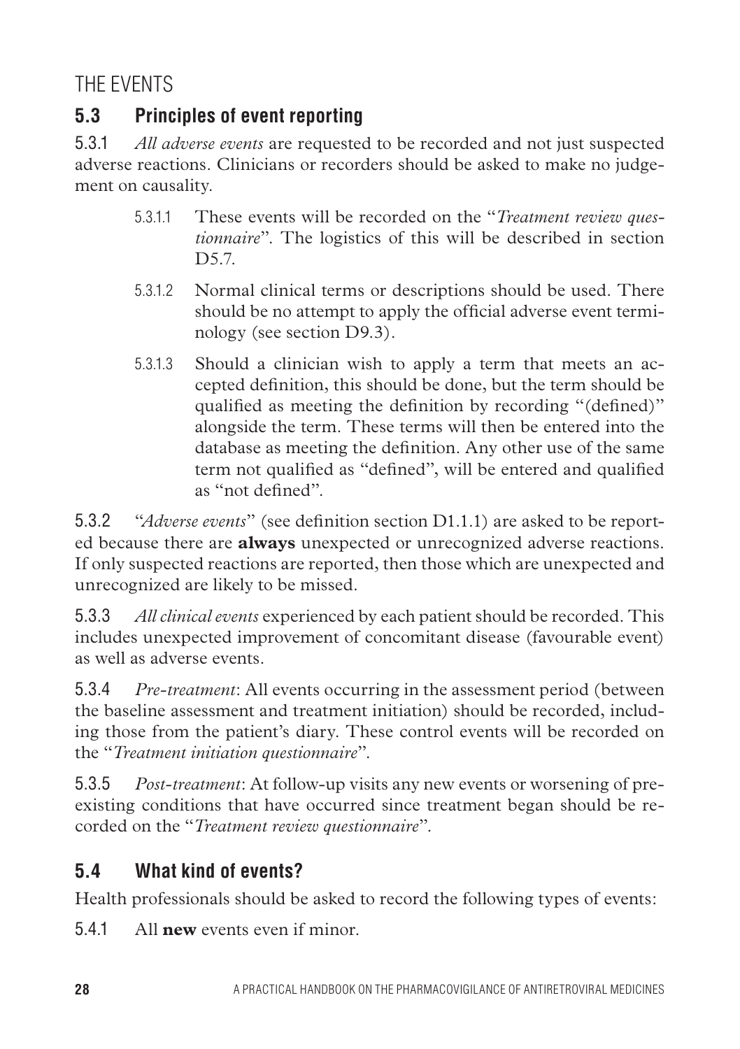THE EVENTS

## 5.3 Principles of event reporting

5.3.1 *All adverse events* are requested to be recorded and not just suspected adverse reactions. Clinicians or recorders should be asked to make no judgement on causality.

> 5.3.1.1 These events will be recorded on the "*Treatment review questionnaire*". The logistics of this will be described in section D5.7.
>
> 5.3.1.2 Normal clinical terms or descriptions should be used. There should be no attempt to apply the official adverse event terminology (see section D9.3).
>
> 5.3.1.3 Should a clinician wish to apply a term that meets an accepted definition, this should be done, but the term should be qualified as meeting the definition by recording "(defined)" alongside the term. These terms will then be entered into the database as meeting the definition. Any other use of the same term not qualified as "defined", will be entered and qualified as "not defined".

5.3.2 "*Adverse events*" (see definition section D1.1.1) are asked to be reported because there are **always** unexpected or unrecognized adverse reactions. If only suspected reactions are reported, then those which are unexpected and unrecognized are likely to be missed.

5.3.3 *All clinical events* experienced by each patient should be recorded. This includes unexpected improvement of concomitant disease (favourable event) as well as adverse events.

5.3.4 *Pre-treatment*: All events occurring in the assessment period (between the baseline assessment and treatment initiation) should be recorded, including those from the patient's diary. These control events will be recorded on the "*Treatment initiation questionnaire*".

5.3.5 *Post-treatment*: At follow-up visits any new events or worsening of pre-existing conditions that have occurred since treatment began should be recorded on the "*Treatment review questionnaire*".

## 5.4 What kind of events?

Health professionals should be asked to record the following types of events:

5.4.1 All **new** events even if minor.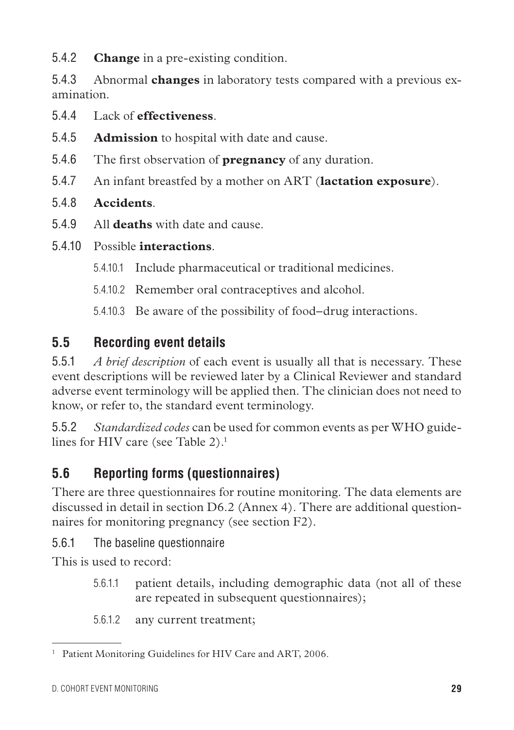5.4.2 **Change** in a pre-existing condition.

5.4.3 Abnormal **changes** in laboratory tests compared with a previous examination.

5.4.4 Lack of **effectiveness**.

5.4.5 **Admission** to hospital with date and cause.

5.4.6 The first observation of **pregnancy** of any duration.

5.4.7 An infant breastfed by a mother on ART (**lactation exposure**).

5.4.8 **Accidents**.

5.4.9 All **deaths** with date and cause.

5.4.10 Possible **interactions**.

- 5.4.10.1 Include pharmaceutical or traditional medicines.
- 5.4.10.2 Remember oral contraceptives and alcohol.
- 5.4.10.3 Be aware of the possibility of food–drug interactions.

## 5.5 Recording event details

5.5.1 *A brief description* of each event is usually all that is necessary. These event descriptions will be reviewed later by a Clinical Reviewer and standard adverse event terminology will be applied then. The clinician does not need to know, or refer to, the standard event terminology.

5.5.2 *Standardized codes* can be used for common events as per WHO guidelines for HIV care (see Table 2).[1]

## 5.6 Reporting forms (questionnaires)

There are three questionnaires for routine monitoring. The data elements are discussed in detail in section D6.2 (Annex 4). There are additional questionnaires for monitoring pregnancy (see section F2).

### 5.6.1 The baseline questionnaire

This is used to record:

- 5.6.1.1 patient details, including demographic data (not all of these are repeated in subsequent questionnaires);
- 5.6.1.2 any current treatment;

---

[1] Patient Monitoring Guidelines for HIV Care and ART, 2006.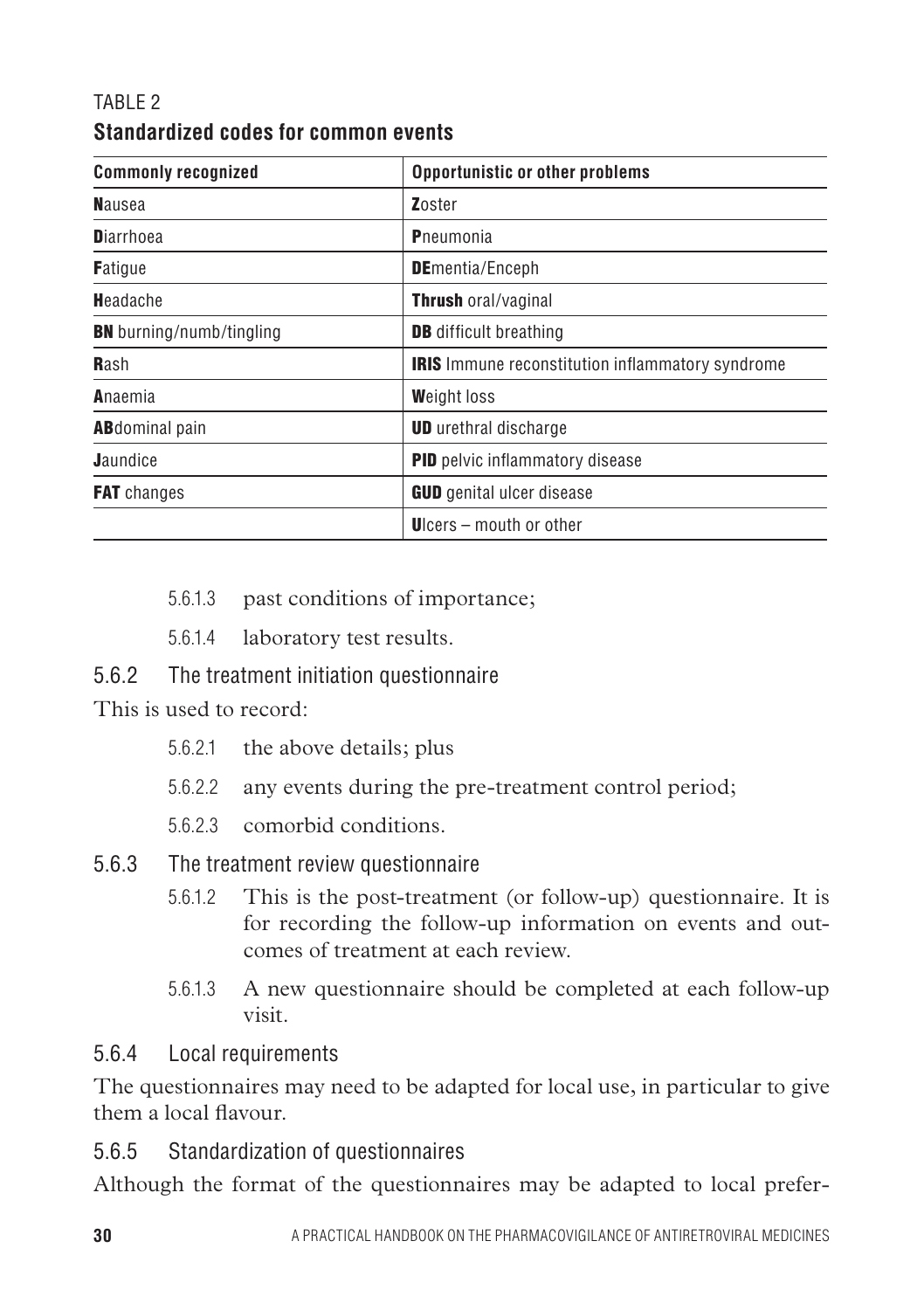TABLE 2
**Standardized codes for common events**

| Commonly recognized | Opportunistic or other problems |
|---|---|
| **N**ausea | **Z**oster |
| **D**iarrhoea | **P**neumonia |
| **F**atigue | **DE**mentia/Enceph |
| **H**eadache | **Thrush** oral/vaginal |
| **BN** burning/numb/tingling | **DB** difficult breathing |
| **R**ash | **IRIS** Immune reconstitution inflammatory syndrome |
| **A**naemia | **W**eight loss |
| **AB**dominal pain | **UD** urethral discharge |
| **J**aundice | **PID** pelvic inflammatory disease |
| **FAT** changes | **GUD** genital ulcer disease |
| | **U**lcers – mouth or other |

5.6.1.3 past conditions of importance;

5.6.1.4 laboratory test results.

### 5.6.2 The treatment initiation questionnaire

This is used to record:

5.6.2.1 the above details; plus

5.6.2.2 any events during the pre-treatment control period;

5.6.2.3 comorbid conditions.

### 5.6.3 The treatment review questionnaire

5.6.1.2 This is the post-treatment (or follow-up) questionnaire. It is for recording the follow-up information on events and outcomes of treatment at each review.

5.6.1.3 A new questionnaire should be completed at each follow-up visit.

### 5.6.4 Local requirements

The questionnaires may need to be adapted for local use, in particular to give them a local flavour.

### 5.6.5 Standardization of questionnaires

Although the format of the questionnaires may be adapted to local prefer-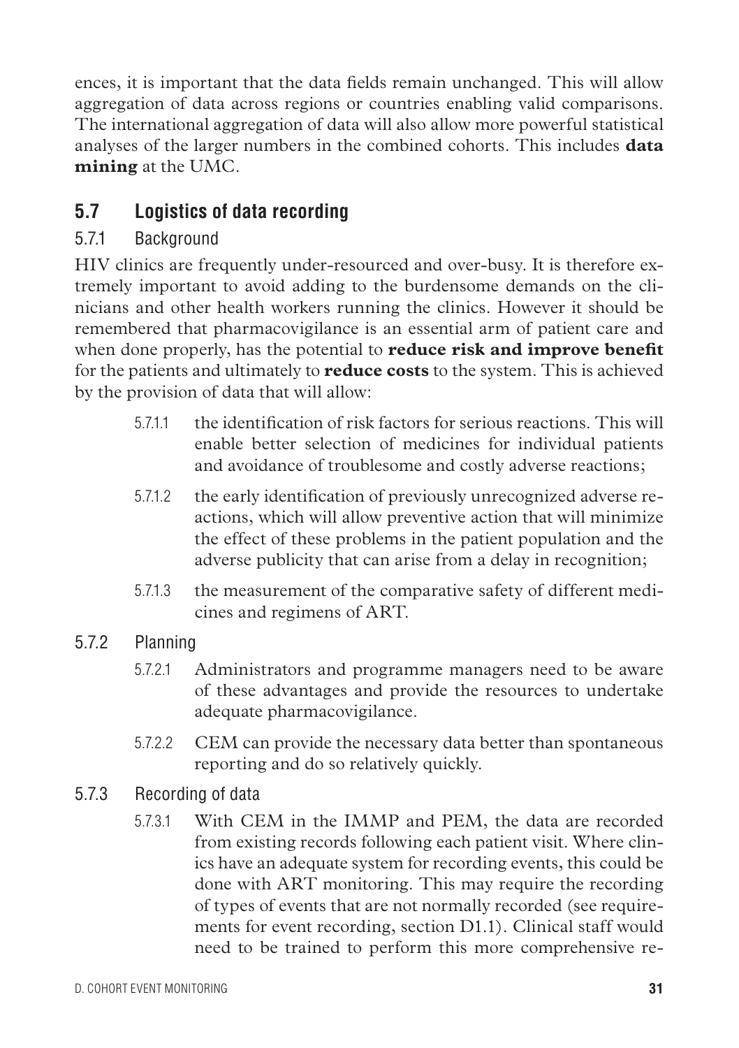ences, it is important that the data fields remain unchanged. This will allow aggregation of data across regions or countries enabling valid comparisons. The international aggregation of data will also allow more powerful statistical analyses of the larger numbers in the combined cohorts. This includes **data mining** at the UMC.

## 5.7 Logistics of data recording

### 5.7.1 Background

HIV clinics are frequently under-resourced and over-busy. It is therefore extremely important to avoid adding to the burdensome demands on the clinicians and other health workers running the clinics. However it should be remembered that pharmacovigilance is an essential arm of patient care and when done properly, has the potential to **reduce risk and improve benefit** for the patients and ultimately to **reduce costs** to the system. This is achieved by the provision of data that will allow:

- 5.7.1.1 the identification of risk factors for serious reactions. This will enable better selection of medicines for individual patients and avoidance of troublesome and costly adverse reactions;
- 5.7.1.2 the early identification of previously unrecognized adverse reactions, which will allow preventive action that will minimize the effect of these problems in the patient population and the adverse publicity that can arise from a delay in recognition;
- 5.7.1.3 the measurement of the comparative safety of different medicines and regimens of ART.

### 5.7.2 Planning

- 5.7.2.1 Administrators and programme managers need to be aware of these advantages and provide the resources to undertake adequate pharmacovigilance.
- 5.7.2.2 CEM can provide the necessary data better than spontaneous reporting and do so relatively quickly.

### 5.7.3 Recording of data

- 5.7.3.1 With CEM in the IMMP and PEM, the data are recorded from existing records following each patient visit. Where clinics have an adequate system for recording events, this could be done with ART monitoring. This may require the recording of types of events that are not normally recorded (see requirements for event recording, section D1.1). Clinical staff would need to be trained to perform this more comprehensive re-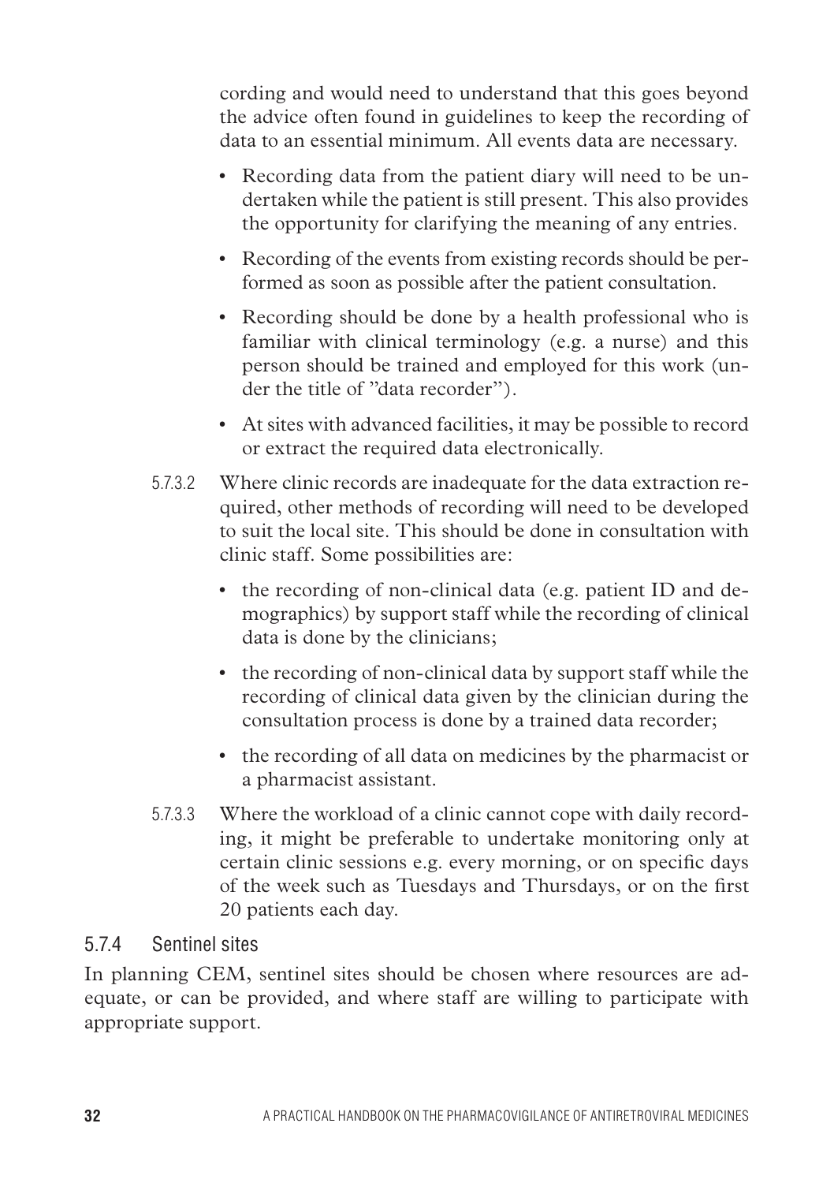cording and would need to understand that this goes beyond the advice often found in guidelines to keep the recording of data to an essential minimum. All events data are necessary.

- Recording data from the patient diary will need to be undertaken while the patient is still present. This also provides the opportunity for clarifying the meaning of any entries.
- Recording of the events from existing records should be performed as soon as possible after the patient consultation.
- Recording should be done by a health professional who is familiar with clinical terminology (e.g. a nurse) and this person should be trained and employed for this work (under the title of "data recorder").
- At sites with advanced facilities, it may be possible to record or extract the required data electronically.

5.7.3.2 Where clinic records are inadequate for the data extraction required, other methods of recording will need to be developed to suit the local site. This should be done in consultation with clinic staff. Some possibilities are:

- the recording of non-clinical data (e.g. patient ID and demographics) by support staff while the recording of clinical data is done by the clinicians;
- the recording of non-clinical data by support staff while the recording of clinical data given by the clinician during the consultation process is done by a trained data recorder;
- the recording of all data on medicines by the pharmacist or a pharmacist assistant.

5.7.3.3 Where the workload of a clinic cannot cope with daily recording, it might be preferable to undertake monitoring only at certain clinic sessions e.g. every morning, or on specific days of the week such as Tuesdays and Thursdays, or on the first 20 patients each day.

### 5.7.4 Sentinel sites

In planning CEM, sentinel sites should be chosen where resources are adequate, or can be provided, and where staff are willing to participate with appropriate support.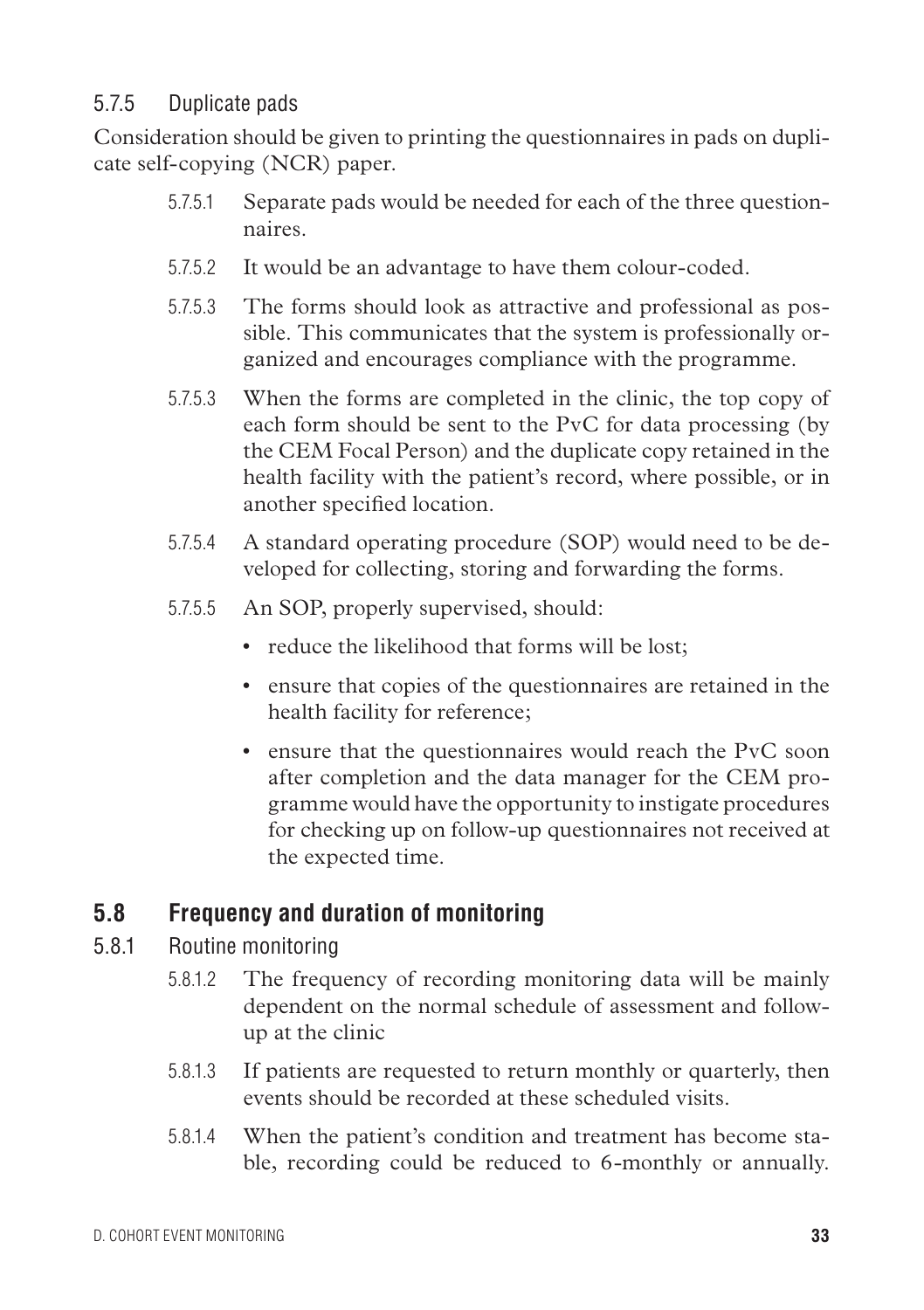### 5.7.5 Duplicate pads

Consideration should be given to printing the questionnaires in pads on duplicate self-copying (NCR) paper.

5.7.5.1 Separate pads would be needed for each of the three questionnaires.

5.7.5.2 It would be an advantage to have them colour-coded.

5.7.5.3 The forms should look as attractive and professional as possible. This communicates that the system is professionally organized and encourages compliance with the programme.

5.7.5.3 When the forms are completed in the clinic, the top copy of each form should be sent to the PvC for data processing (by the CEM Focal Person) and the duplicate copy retained in the health facility with the patient's record, where possible, or in another specified location.

5.7.5.4 A standard operating procedure (SOP) would need to be developed for collecting, storing and forwarding the forms.

5.7.5.5 An SOP, properly supervised, should:

- reduce the likelihood that forms will be lost;
- ensure that copies of the questionnaires are retained in the health facility for reference;
- ensure that the questionnaires would reach the PvC soon after completion and the data manager for the CEM programme would have the opportunity to instigate procedures for checking up on follow-up questionnaires not received at the expected time.

## 5.8 Frequency and duration of monitoring

### 5.8.1 Routine monitoring

5.8.1.2 The frequency of recording monitoring data will be mainly dependent on the normal schedule of assessment and follow-up at the clinic

5.8.1.3 If patients are requested to return monthly or quarterly, then events should be recorded at these scheduled visits.

5.8.1.4 When the patient's condition and treatment has become stable, recording could be reduced to 6-monthly or annually.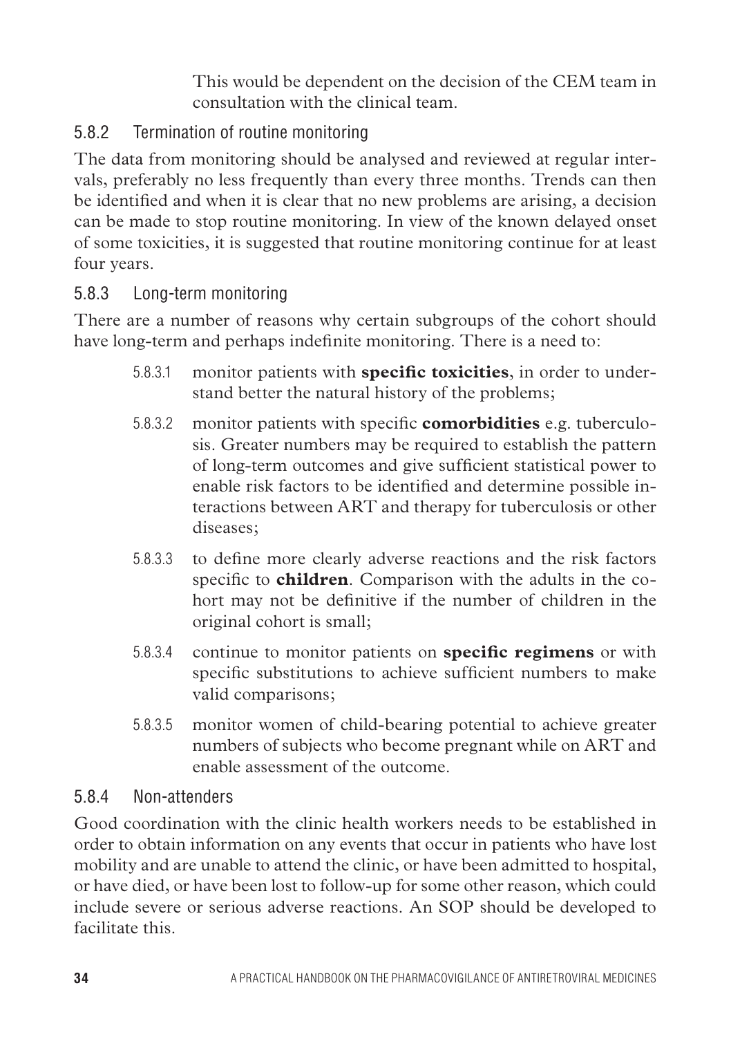This would be dependent on the decision of the CEM team in consultation with the clinical team.

### 5.8.2 Termination of routine monitoring

The data from monitoring should be analysed and reviewed at regular intervals, preferably no less frequently than every three months. Trends can then be identified and when it is clear that no new problems are arising, a decision can be made to stop routine monitoring. In view of the known delayed onset of some toxicities, it is suggested that routine monitoring continue for at least four years.

### 5.8.3 Long-term monitoring

There are a number of reasons why certain subgroups of the cohort should have long-term and perhaps indefinite monitoring. There is a need to:

- 5.8.3.1 monitor patients with **specific toxicities**, in order to understand better the natural history of the problems;
- 5.8.3.2 monitor patients with specific **comorbidities** e.g. tuberculosis. Greater numbers may be required to establish the pattern of long-term outcomes and give sufficient statistical power to enable risk factors to be identified and determine possible interactions between ART and therapy for tuberculosis or other diseases;
- 5.8.3.3 to define more clearly adverse reactions and the risk factors specific to **children**. Comparison with the adults in the cohort may not be definitive if the number of children in the original cohort is small;
- 5.8.3.4 continue to monitor patients on **specific regimens** or with specific substitutions to achieve sufficient numbers to make valid comparisons;
- 5.8.3.5 monitor women of child-bearing potential to achieve greater numbers of subjects who become pregnant while on ART and enable assessment of the outcome.

### 5.8.4 Non-attenders

Good coordination with the clinic health workers needs to be established in order to obtain information on any events that occur in patients who have lost mobility and are unable to attend the clinic, or have been admitted to hospital, or have died, or have been lost to follow-up for some other reason, which could include severe or serious adverse reactions. An SOP should be developed to facilitate this.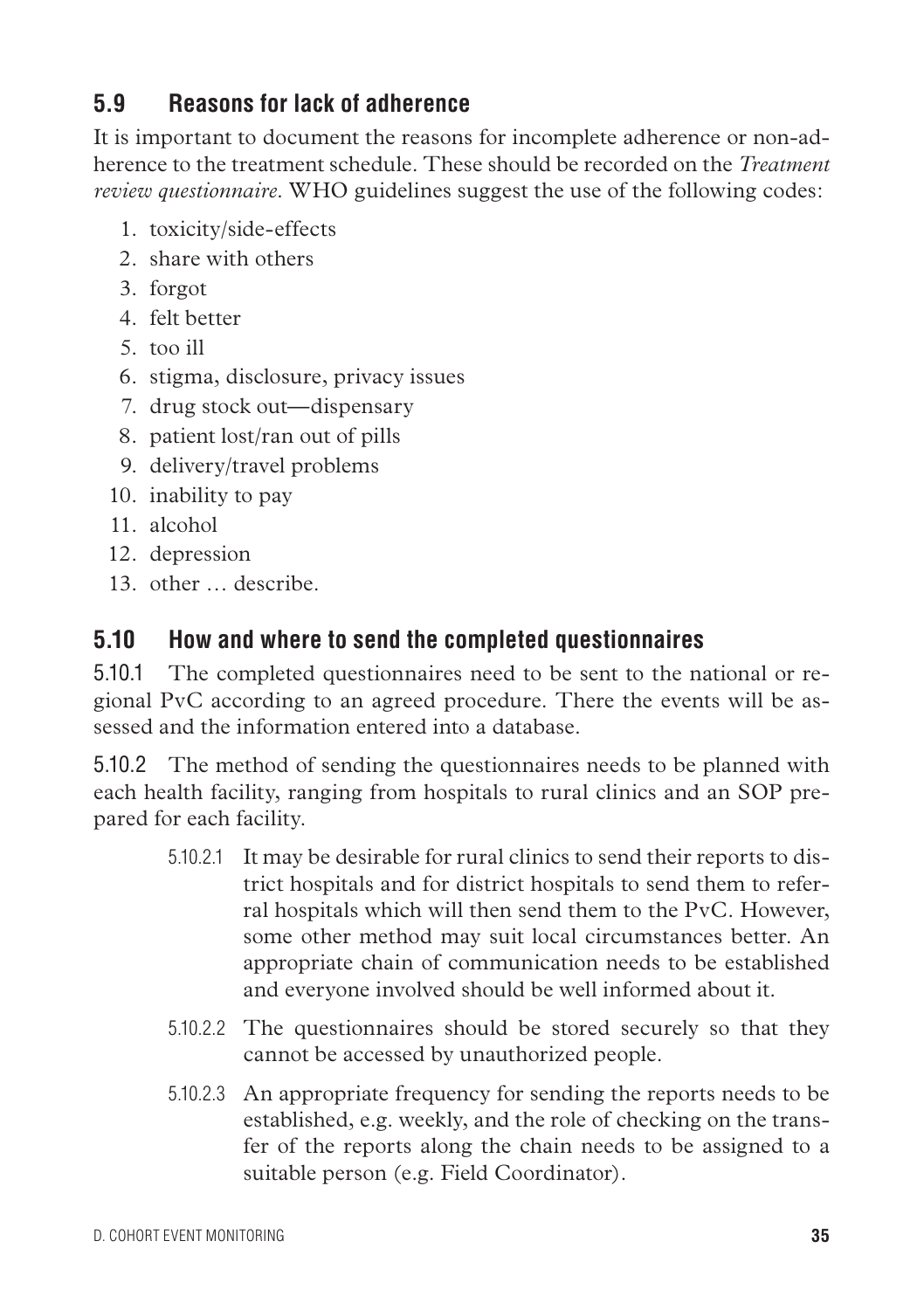## 5.9 Reasons for lack of adherence

It is important to document the reasons for incomplete adherence or non-adherence to the treatment schedule. These should be recorded on the *Treatment review questionnaire*. WHO guidelines suggest the use of the following codes:

1. toxicity/side-effects
2. share with others
3. forgot
4. felt better
5. too ill
6. stigma, disclosure, privacy issues
7. drug stock out—dispensary
8. patient lost/ran out of pills
9. delivery/travel problems
10. inability to pay
11. alcohol
12. depression
13. other … describe.

## 5.10 How and where to send the completed questionnaires

5.10.1 The completed questionnaires need to be sent to the national or regional PvC according to an agreed procedure. There the events will be assessed and the information entered into a database.

5.10.2 The method of sending the questionnaires needs to be planned with each health facility, ranging from hospitals to rural clinics and an SOP prepared for each facility.

- 5.10.2.1 It may be desirable for rural clinics to send their reports to district hospitals and for district hospitals to send them to referral hospitals which will then send them to the PvC. However, some other method may suit local circumstances better. An appropriate chain of communication needs to be established and everyone involved should be well informed about it.
- 5.10.2.2 The questionnaires should be stored securely so that they cannot be accessed by unauthorized people.
- 5.10.2.3 An appropriate frequency for sending the reports needs to be established, e.g. weekly, and the role of checking on the transfer of the reports along the chain needs to be assigned to a suitable person (e.g. Field Coordinator).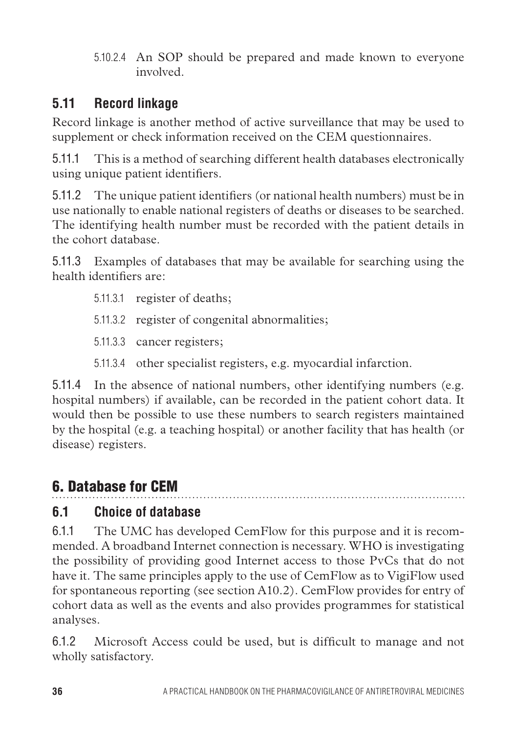5.10.2.4 An SOP should be prepared and made known to everyone involved.

### 5.11 Record linkage

Record linkage is another method of active surveillance that may be used to supplement or check information received on the CEM questionnaires.

5.11.1 This is a method of searching different health databases electronically using unique patient identifiers.

5.11.2 The unique patient identifiers (or national health numbers) must be in use nationally to enable national registers of deaths or diseases to be searched. The identifying health number must be recorded with the patient details in the cohort database.

5.11.3 Examples of databases that may be available for searching using the health identifiers are:

- 5.11.3.1 register of deaths;
- 5.11.3.2 register of congenital abnormalities;
- 5.11.3.3 cancer registers;
- 5.11.3.4 other specialist registers, e.g. myocardial infarction.

5.11.4 In the absence of national numbers, other identifying numbers (e.g. hospital numbers) if available, can be recorded in the patient cohort data. It would then be possible to use these numbers to search registers maintained by the hospital (e.g. a teaching hospital) or another facility that has health (or disease) registers.

## 6. Database for CEM

### 6.1 Choice of database

6.1.1 The UMC has developed CemFlow for this purpose and it is recommended. A broadband Internet connection is necessary. WHO is investigating the possibility of providing good Internet access to those PvCs that do not have it. The same principles apply to the use of CemFlow as to VigiFlow used for spontaneous reporting (see section A10.2). CemFlow provides for entry of cohort data as well as the events and also provides programmes for statistical analyses.

6.1.2 Microsoft Access could be used, but is difficult to manage and not wholly satisfactory.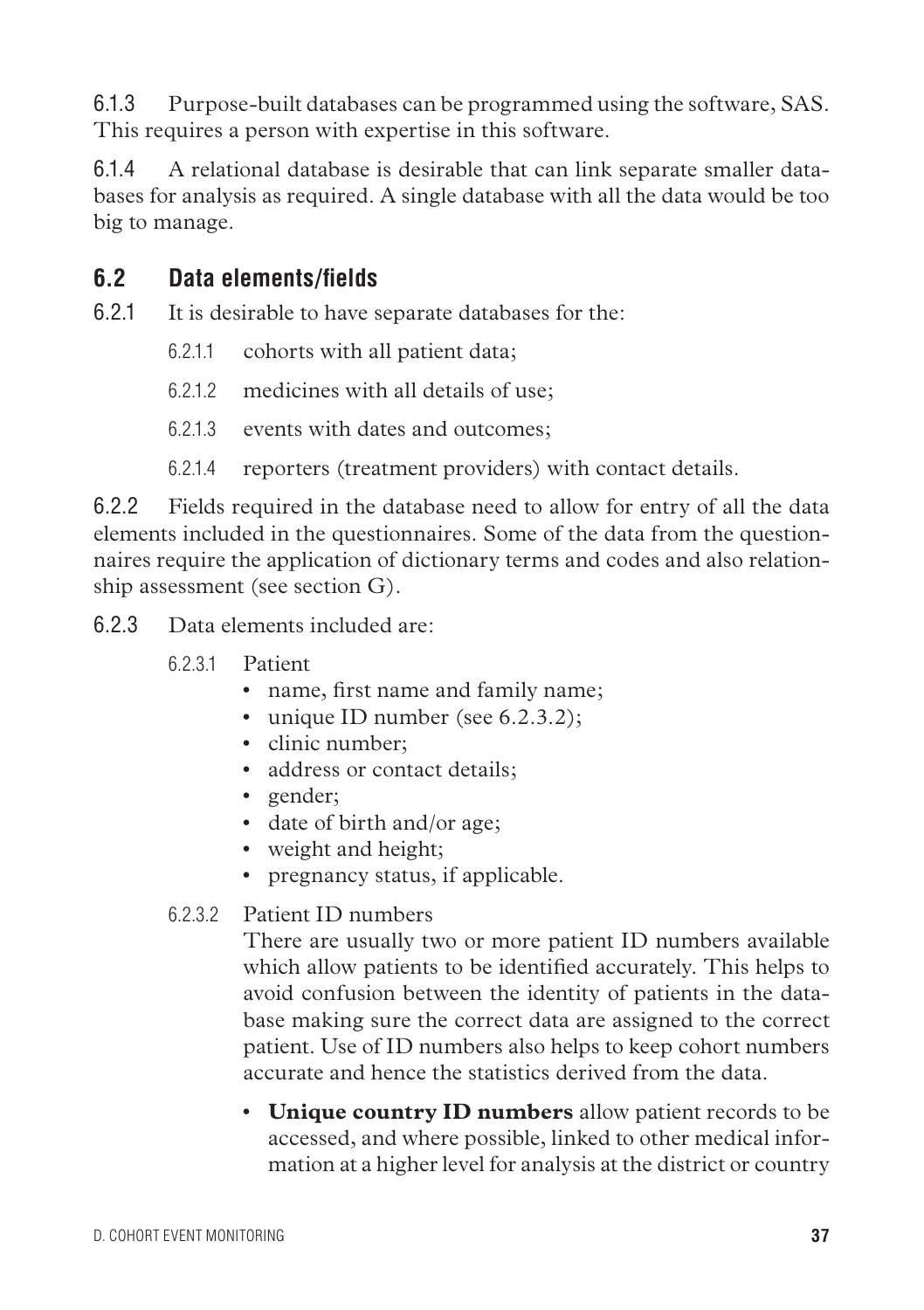6.1.3 Purpose-built databases can be programmed using the software, SAS. This requires a person with expertise in this software.

6.1.4 A relational database is desirable that can link separate smaller databases for analysis as required. A single database with all the data would be too big to manage.

## 6.2 Data elements/fields

6.2.1 It is desirable to have separate databases for the:

- 6.2.1.1 cohorts with all patient data;
- 6.2.1.2 medicines with all details of use;
- 6.2.1.3 events with dates and outcomes;
- 6.2.1.4 reporters (treatment providers) with contact details.

6.2.2 Fields required in the database need to allow for entry of all the data elements included in the questionnaires. Some of the data from the questionnaires require the application of dictionary terms and codes and also relationship assessment (see section G).

6.2.3 Data elements included are:

6.2.3.1 Patient

- name, first name and family name;
- unique ID number (see 6.2.3.2);
- clinic number;
- address or contact details;
- gender;
- date of birth and/or age;
- weight and height;
- pregnancy status, if applicable.

6.2.3.2 Patient ID numbers

There are usually two or more patient ID numbers available which allow patients to be identified accurately. This helps to avoid confusion between the identity of patients in the database making sure the correct data are assigned to the correct patient. Use of ID numbers also helps to keep cohort numbers accurate and hence the statistics derived from the data.

- **Unique country ID numbers** allow patient records to be accessed, and where possible, linked to other medical information at a higher level for analysis at the district or country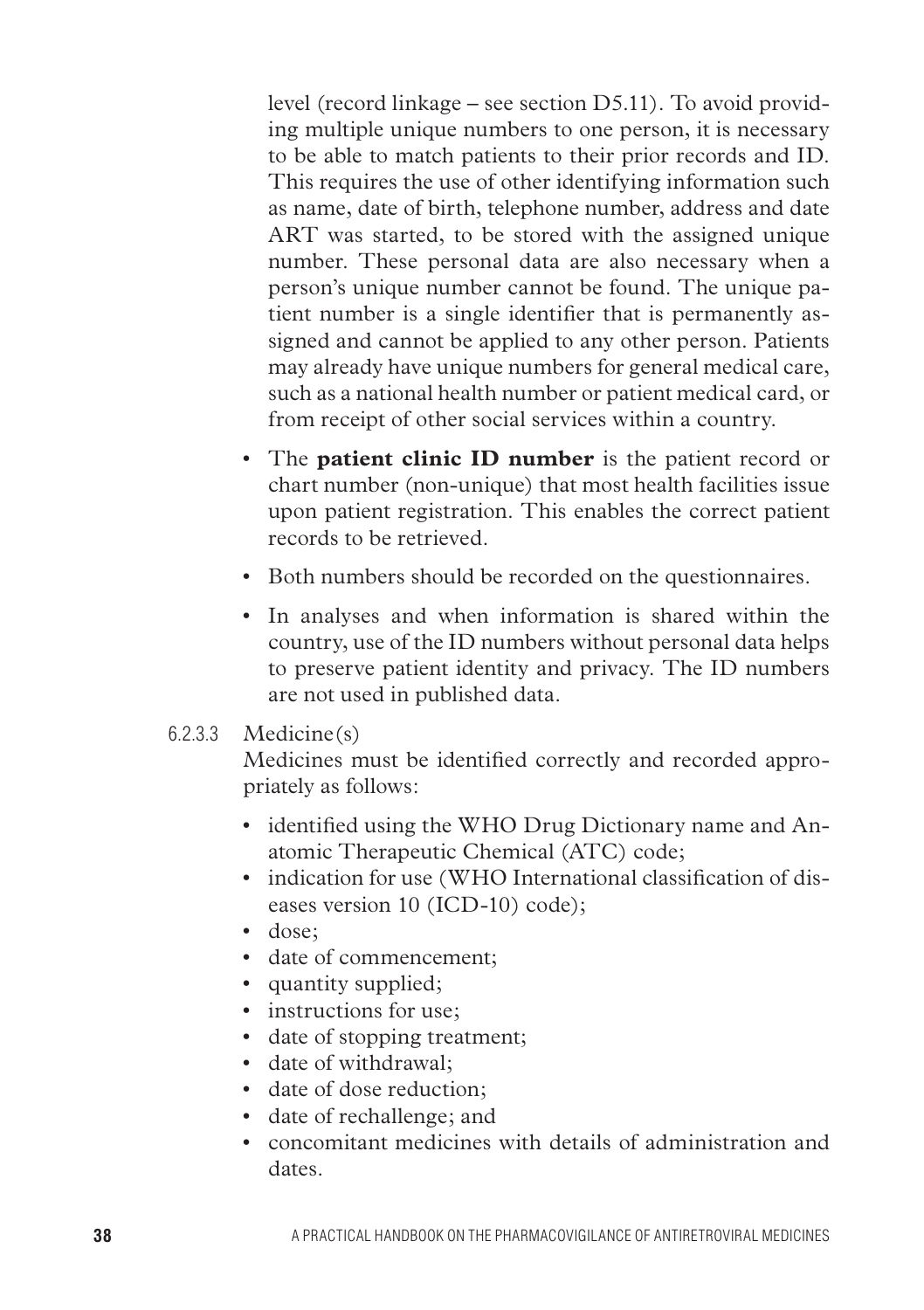level (record linkage – see section D5.11). To avoid providing multiple unique numbers to one person, it is necessary to be able to match patients to their prior records and ID. This requires the use of other identifying information such as name, date of birth, telephone number, address and date ART was started, to be stored with the assigned unique number. These personal data are also necessary when a person's unique number cannot be found. The unique patient number is a single identifier that is permanently assigned and cannot be applied to any other person. Patients may already have unique numbers for general medical care, such as a national health number or patient medical card, or from receipt of other social services within a country.

- The **patient clinic ID number** is the patient record or chart number (non-unique) that most health facilities issue upon patient registration. This enables the correct patient records to be retrieved.
- Both numbers should be recorded on the questionnaires.
- In analyses and when information is shared within the country, use of the ID numbers without personal data helps to preserve patient identity and privacy. The ID numbers are not used in published data.

#### 6.2.3.3 Medicine(s)

Medicines must be identified correctly and recorded appropriately as follows:

- identified using the WHO Drug Dictionary name and Anatomic Therapeutic Chemical (ATC) code;
- indication for use (WHO International classification of diseases version 10 (ICD-10) code);
- dose;
- date of commencement;
- quantity supplied;
- instructions for use;
- date of stopping treatment;
- date of withdrawal;
- date of dose reduction;
- date of rechallenge; and
- concomitant medicines with details of administration and dates.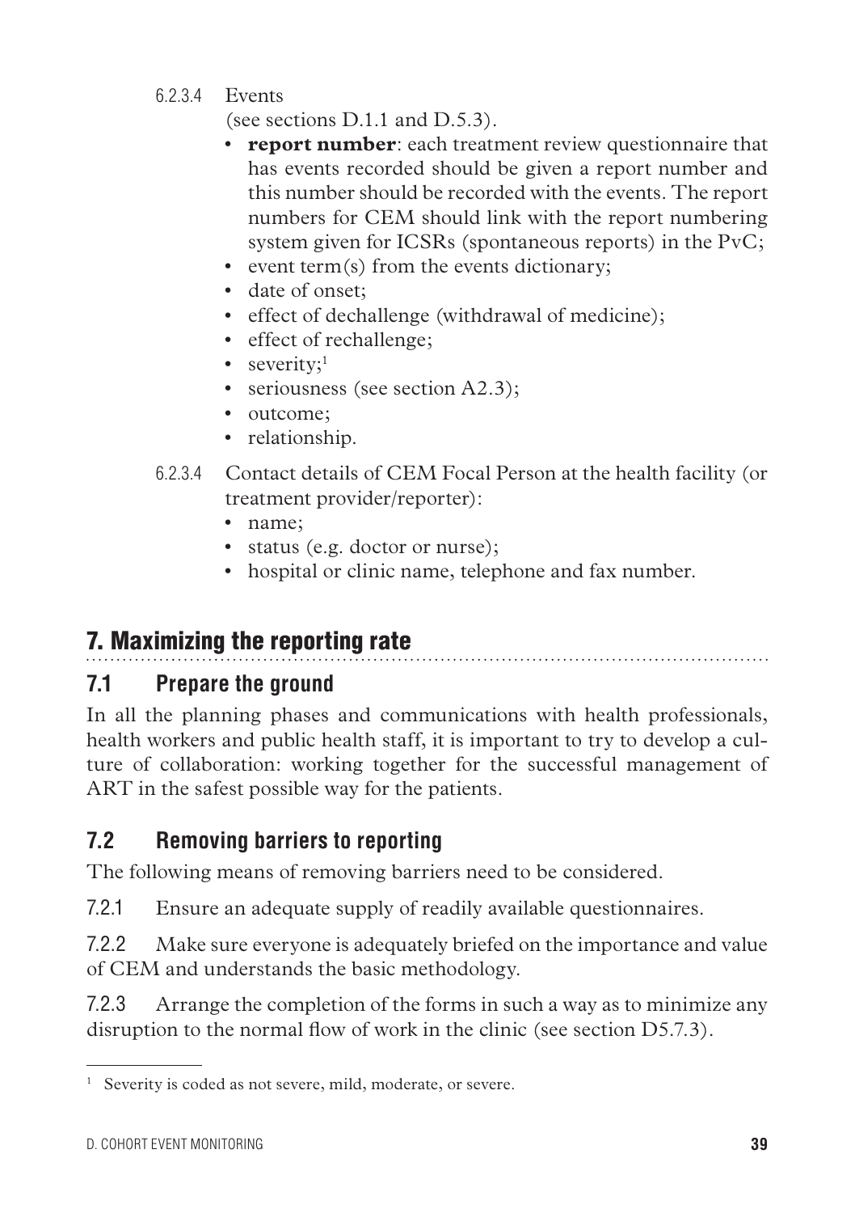6.2.3.4 Events

(see sections D.1.1 and D.5.3).

- **report number**: each treatment review questionnaire that has events recorded should be given a report number and this number should be recorded with the events. The report numbers for CEM should link with the report numbering system given for ICSRs (spontaneous reports) in the PvC;
- event term(s) from the events dictionary;
- date of onset;
- effect of dechallenge (withdrawal of medicine);
- effect of rechallenge;
- severity;[1]
- seriousness (see section A2.3);
- outcome;
- relationship.

6.2.3.4 Contact details of CEM Focal Person at the health facility (or treatment provider/reporter):

- name;
- status (e.g. doctor or nurse);
- hospital or clinic name, telephone and fax number.

## 7. Maximizing the reporting rate

### 7.1 Prepare the ground

In all the planning phases and communications with health professionals, health workers and public health staff, it is important to try to develop a culture of collaboration: working together for the successful management of ART in the safest possible way for the patients.

### 7.2 Removing barriers to reporting

The following means of removing barriers need to be considered.

7.2.1 Ensure an adequate supply of readily available questionnaires.

7.2.2 Make sure everyone is adequately briefed on the importance and value of CEM and understands the basic methodology.

7.2.3 Arrange the completion of the forms in such a way as to minimize any disruption to the normal flow of work in the clinic (see section D5.7.3).

[1] Severity is coded as not severe, mild, moderate, or severe.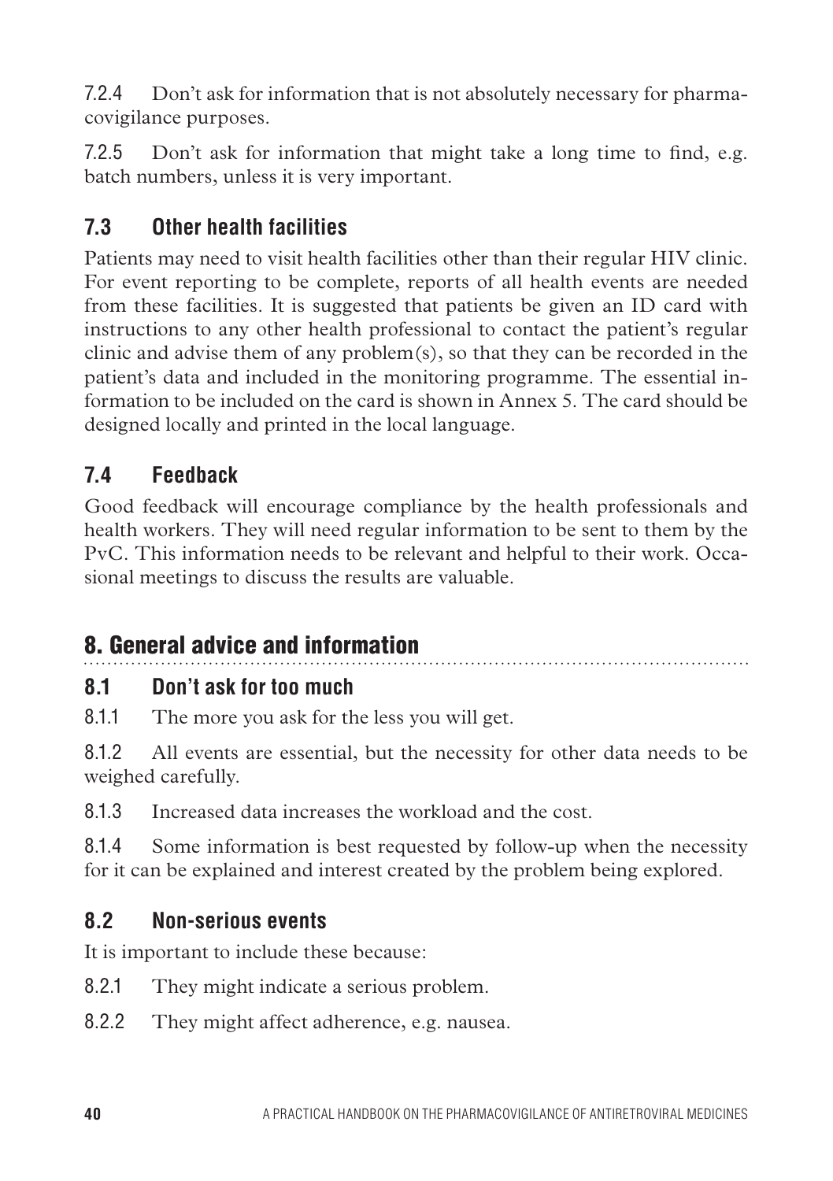7.2.4 Don't ask for information that is not absolutely necessary for pharmacovigilance purposes.

7.2.5 Don't ask for information that might take a long time to find, e.g. batch numbers, unless it is very important.

### 7.3 Other health facilities

Patients may need to visit health facilities other than their regular HIV clinic. For event reporting to be complete, reports of all health events are needed from these facilities. It is suggested that patients be given an ID card with instructions to any other health professional to contact the patient's regular clinic and advise them of any problem(s), so that they can be recorded in the patient's data and included in the monitoring programme. The essential information to be included on the card is shown in Annex 5. The card should be designed locally and printed in the local language.

### 7.4 Feedback

Good feedback will encourage compliance by the health professionals and health workers. They will need regular information to be sent to them by the PvC. This information needs to be relevant and helpful to their work. Occasional meetings to discuss the results are valuable.

## 8. General advice and information

### 8.1 Don't ask for too much

8.1.1 The more you ask for the less you will get.

8.1.2 All events are essential, but the necessity for other data needs to be weighed carefully.

8.1.3 Increased data increases the workload and the cost.

8.1.4 Some information is best requested by follow-up when the necessity for it can be explained and interest created by the problem being explored.

### 8.2 Non-serious events

It is important to include these because:

8.2.1 They might indicate a serious problem.

8.2.2 They might affect adherence, e.g. nausea.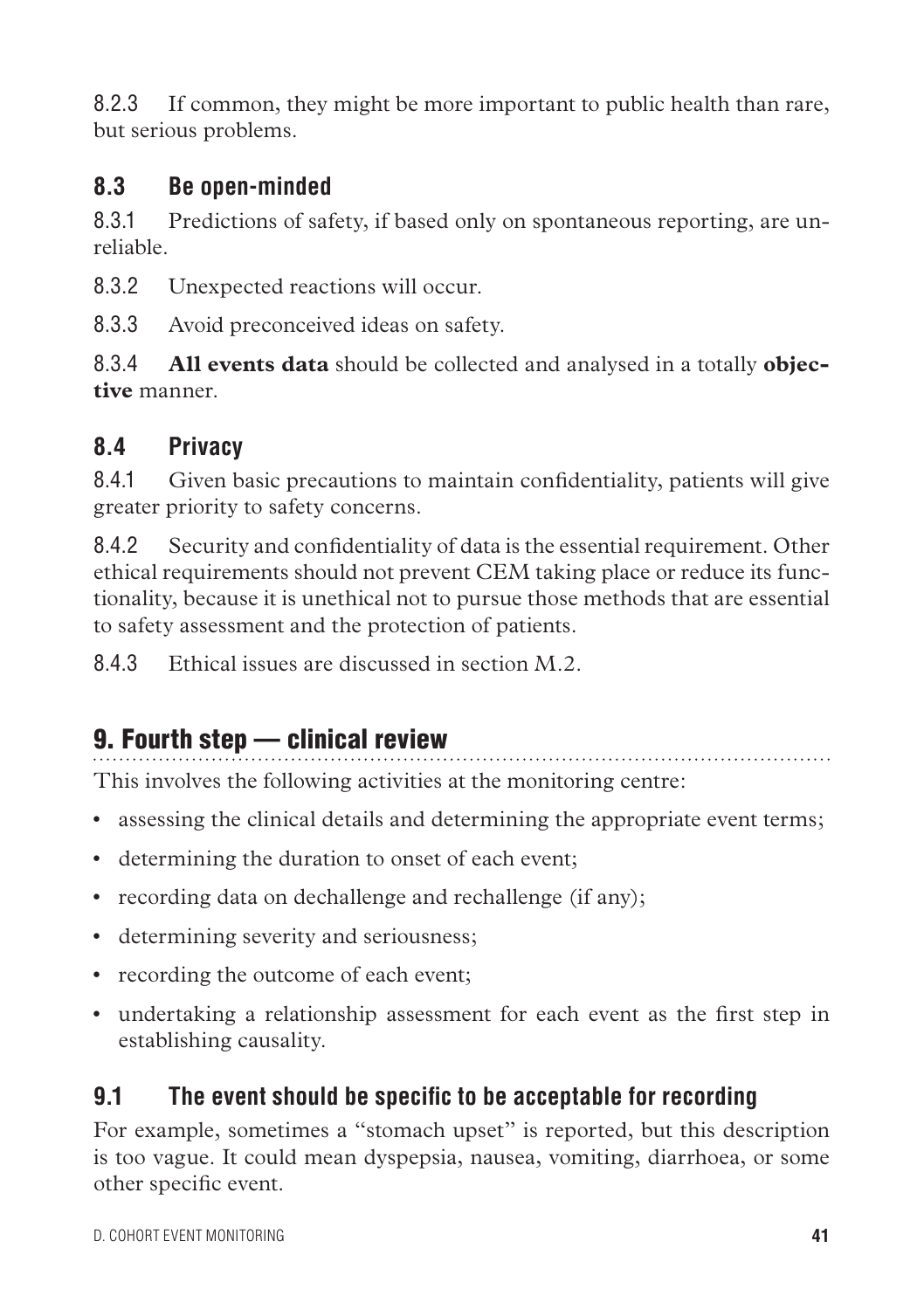8.2.3 If common, they might be more important to public health than rare, but serious problems.

### 8.3 Be open-minded

8.3.1 Predictions of safety, if based only on spontaneous reporting, are unreliable.

8.3.2 Unexpected reactions will occur.

8.3.3 Avoid preconceived ideas on safety.

8.3.4 **All events data** should be collected and analysed in a totally **objective** manner.

### 8.4 Privacy

8.4.1 Given basic precautions to maintain confidentiality, patients will give greater priority to safety concerns.

8.4.2 Security and confidentiality of data is the essential requirement. Other ethical requirements should not prevent CEM taking place or reduce its functionality, because it is unethical not to pursue those methods that are essential to safety assessment and the protection of patients.

8.4.3 Ethical issues are discussed in section M.2.

## 9. Fourth step — clinical review

This involves the following activities at the monitoring centre:

- assessing the clinical details and determining the appropriate event terms;
- determining the duration to onset of each event;
- recording data on dechallenge and rechallenge (if any);
- determining severity and seriousness;
- recording the outcome of each event;
- undertaking a relationship assessment for each event as the first step in establishing causality.

### 9.1 The event should be specific to be acceptable for recording

For example, sometimes a "stomach upset" is reported, but this description is too vague. It could mean dyspepsia, nausea, vomiting, diarrhoea, or some other specific event.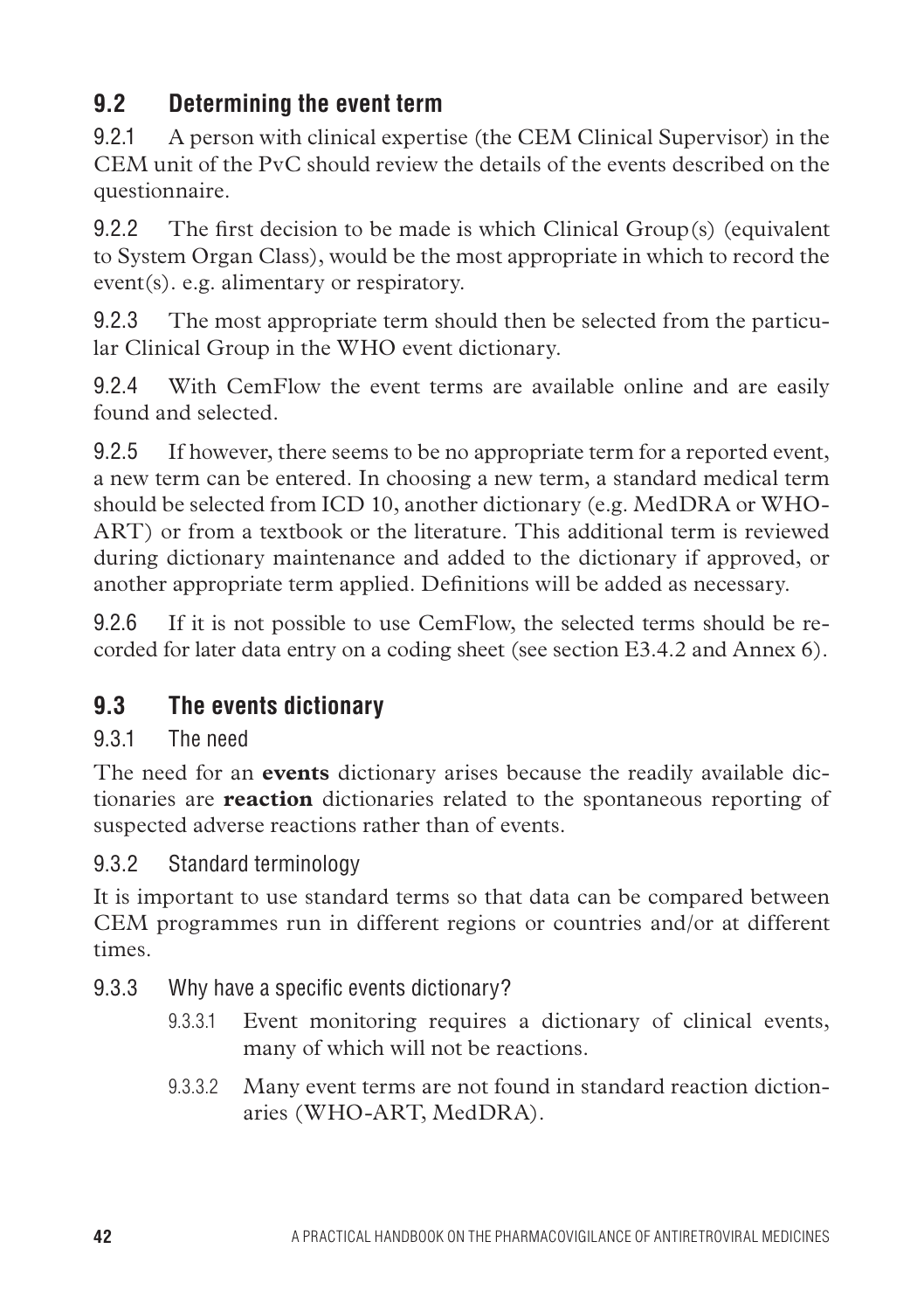## 9.2 Determining the event term

9.2.1 A person with clinical expertise (the CEM Clinical Supervisor) in the CEM unit of the PvC should review the details of the events described on the questionnaire.

9.2.2 The first decision to be made is which Clinical Group(s) (equivalent to System Organ Class), would be the most appropriate in which to record the event(s). e.g. alimentary or respiratory.

9.2.3 The most appropriate term should then be selected from the particular Clinical Group in the WHO event dictionary.

9.2.4 With CemFlow the event terms are available online and are easily found and selected.

9.2.5 If however, there seems to be no appropriate term for a reported event, a new term can be entered. In choosing a new term, a standard medical term should be selected from ICD 10, another dictionary (e.g. MedDRA or WHO-ART) or from a textbook or the literature. This additional term is reviewed during dictionary maintenance and added to the dictionary if approved, or another appropriate term applied. Definitions will be added as necessary.

9.2.6 If it is not possible to use CemFlow, the selected terms should be recorded for later data entry on a coding sheet (see section E3.4.2 and Annex 6).

## 9.3 The events dictionary

### 9.3.1 The need

The need for an **events** dictionary arises because the readily available dictionaries are **reaction** dictionaries related to the spontaneous reporting of suspected adverse reactions rather than of events.

### 9.3.2 Standard terminology

It is important to use standard terms so that data can be compared between CEM programmes run in different regions or countries and/or at different times.

### 9.3.3 Why have a specific events dictionary?

9.3.3.1 Event monitoring requires a dictionary of clinical events, many of which will not be reactions.

9.3.3.2 Many event terms are not found in standard reaction dictionaries (WHO-ART, MedDRA).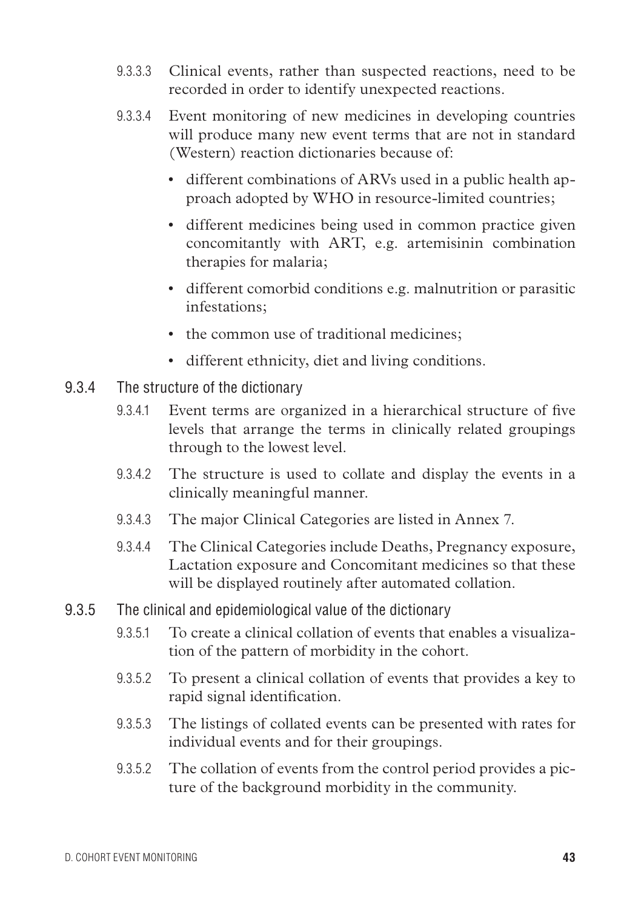9.3.3.3 Clinical events, rather than suspected reactions, need to be recorded in order to identify unexpected reactions.

9.3.3.4 Event monitoring of new medicines in developing countries will produce many new event terms that are not in standard (Western) reaction dictionaries because of:

- different combinations of ARVs used in a public health approach adopted by WHO in resource-limited countries;
- different medicines being used in common practice given concomitantly with ART, e.g. artemisinin combination therapies for malaria;
- different comorbid conditions e.g. malnutrition or parasitic infestations;
- the common use of traditional medicines;
- different ethnicity, diet and living conditions.

### 9.3.4 The structure of the dictionary

9.3.4.1 Event terms are organized in a hierarchical structure of five levels that arrange the terms in clinically related groupings through to the lowest level.

9.3.4.2 The structure is used to collate and display the events in a clinically meaningful manner.

9.3.4.3 The major Clinical Categories are listed in Annex 7.

9.3.4.4 The Clinical Categories include Deaths, Pregnancy exposure, Lactation exposure and Concomitant medicines so that these will be displayed routinely after automated collation.

### 9.3.5 The clinical and epidemiological value of the dictionary

9.3.5.1 To create a clinical collation of events that enables a visualization of the pattern of morbidity in the cohort.

9.3.5.2 To present a clinical collation of events that provides a key to rapid signal identification.

9.3.5.3 The listings of collated events can be presented with rates for individual events and for their groupings.

9.3.5.2 The collation of events from the control period provides a picture of the background morbidity in the community.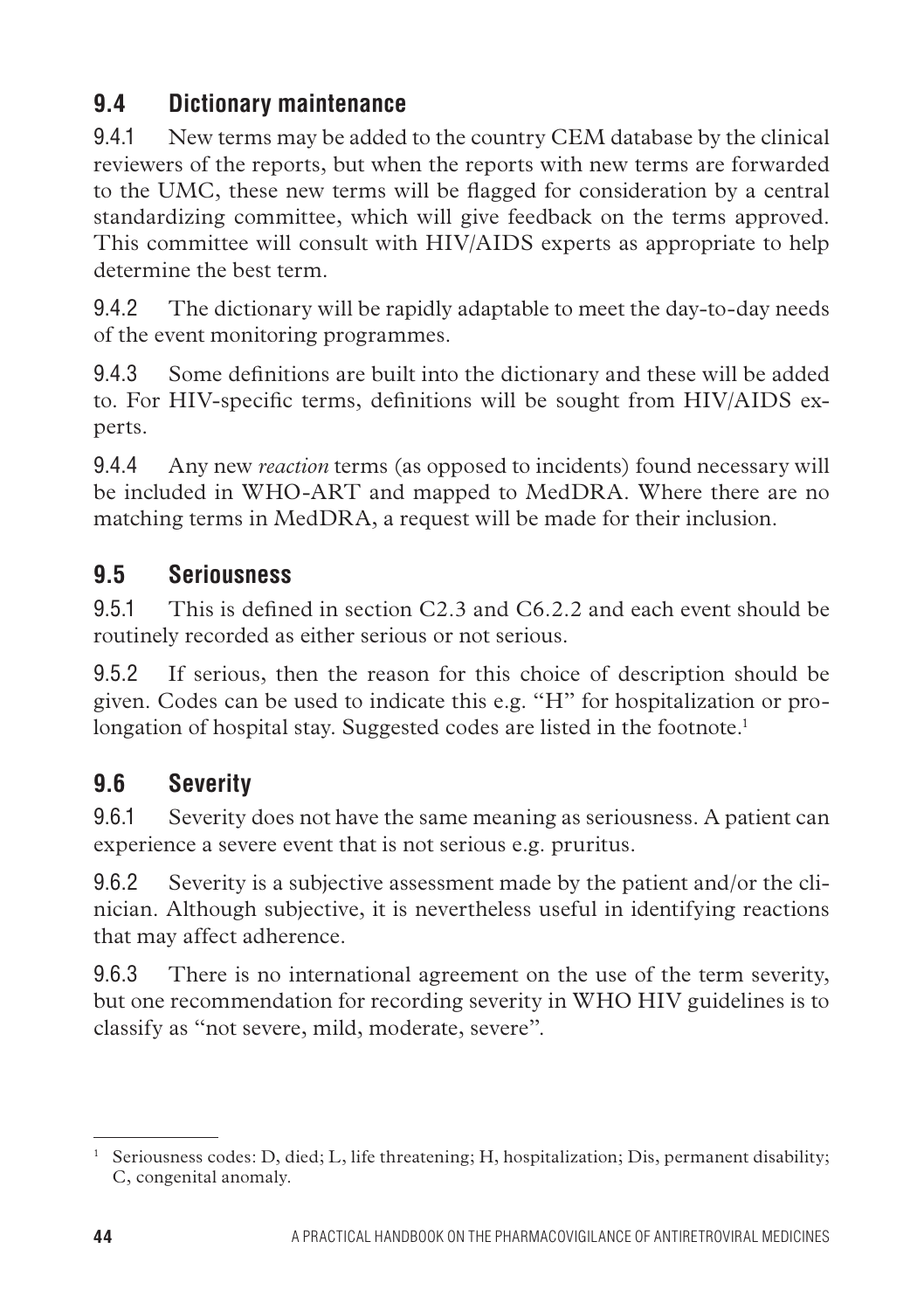## 9.4 Dictionary maintenance

9.4.1 New terms may be added to the country CEM database by the clinical reviewers of the reports, but when the reports with new terms are forwarded to the UMC, these new terms will be flagged for consideration by a central standardizing committee, which will give feedback on the terms approved. This committee will consult with HIV/AIDS experts as appropriate to help determine the best term.

9.4.2 The dictionary will be rapidly adaptable to meet the day-to-day needs of the event monitoring programmes.

9.4.3 Some definitions are built into the dictionary and these will be added to. For HIV-specific terms, definitions will be sought from HIV/AIDS experts.

9.4.4 Any new *reaction* terms (as opposed to incidents) found necessary will be included in WHO-ART and mapped to MedDRA. Where there are no matching terms in MedDRA, a request will be made for their inclusion.

## 9.5 Seriousness

9.5.1 This is defined in section C2.3 and C6.2.2 and each event should be routinely recorded as either serious or not serious.

9.5.2 If serious, then the reason for this choice of description should be given. Codes can be used to indicate this e.g. "H" for hospitalization or prolongation of hospital stay. Suggested codes are listed in the footnote.[1]

## 9.6 Severity

9.6.1 Severity does not have the same meaning as seriousness. A patient can experience a severe event that is not serious e.g. pruritus.

9.6.2 Severity is a subjective assessment made by the patient and/or the clinician. Although subjective, it is nevertheless useful in identifying reactions that may affect adherence.

9.6.3 There is no international agreement on the use of the term severity, but one recommendation for recording severity in WHO HIV guidelines is to classify as "not severe, mild, moderate, severe".

---

[1] Seriousness codes: D, died; L, life threatening; H, hospitalization; Dis, permanent disability; C, congenital anomaly.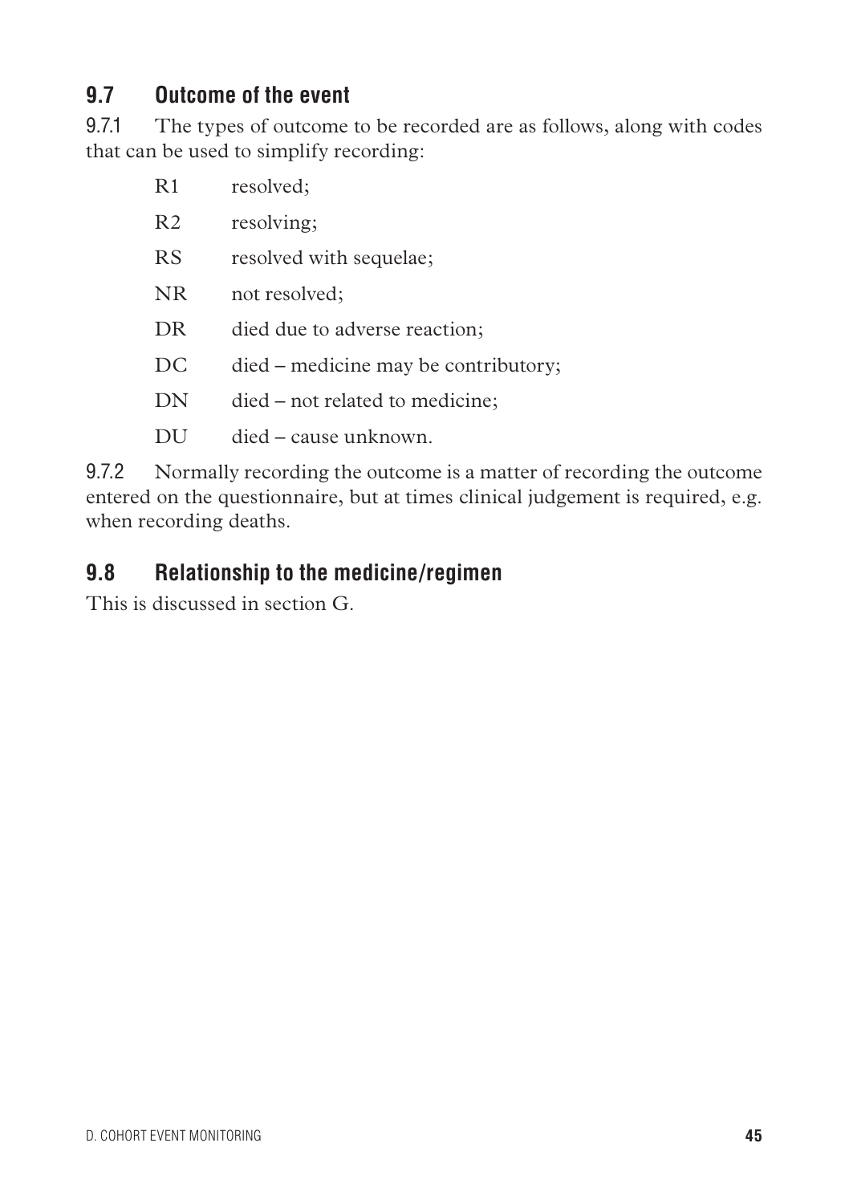## 9.7 Outcome of the event

9.7.1 The types of outcome to be recorded are as follows, along with codes that can be used to simplify recording:

- R1 resolved;
- R2 resolving;
- RS resolved with sequelae;
- NR not resolved;
- DR died due to adverse reaction;
- DC died – medicine may be contributory;
- DN died – not related to medicine;
- DU died – cause unknown.

9.7.2 Normally recording the outcome is a matter of recording the outcome entered on the questionnaire, but at times clinical judgement is required, e.g. when recording deaths.

## 9.8 Relationship to the medicine/regimen

This is discussed in section G.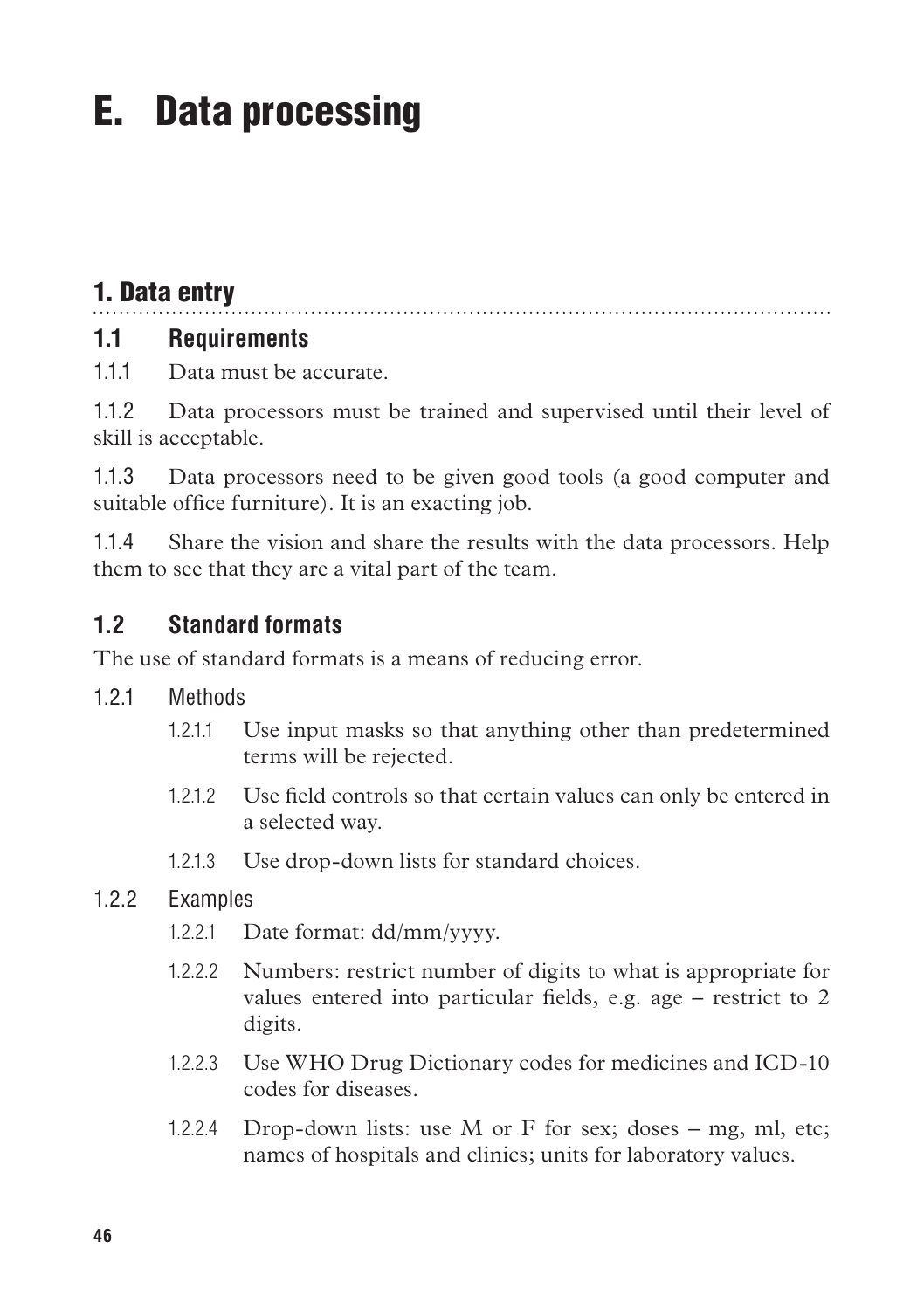# E. Data processing

## 1. Data entry

### 1.1 Requirements

1.1.1 Data must be accurate.

1.1.2 Data processors must be trained and supervised until their level of skill is acceptable.

1.1.3 Data processors need to be given good tools (a good computer and suitable office furniture). It is an exacting job.

1.1.4 Share the vision and share the results with the data processors. Help them to see that they are a vital part of the team.

### 1.2 Standard formats

The use of standard formats is a means of reducing error.

1.2.1 Methods

- 1.2.1.1 Use input masks so that anything other than predetermined terms will be rejected.
- 1.2.1.2 Use field controls so that certain values can only be entered in a selected way.
- 1.2.1.3 Use drop-down lists for standard choices.

1.2.2 Examples

- 1.2.2.1 Date format: dd/mm/yyyy.
- 1.2.2.2 Numbers: restrict number of digits to what is appropriate for values entered into particular fields, e.g. age – restrict to 2 digits.
- 1.2.2.3 Use WHO Drug Dictionary codes for medicines and ICD-10 codes for diseases.
- 1.2.2.4 Drop-down lists: use M or F for sex; doses – mg, ml, etc; names of hospitals and clinics; units for laboratory values.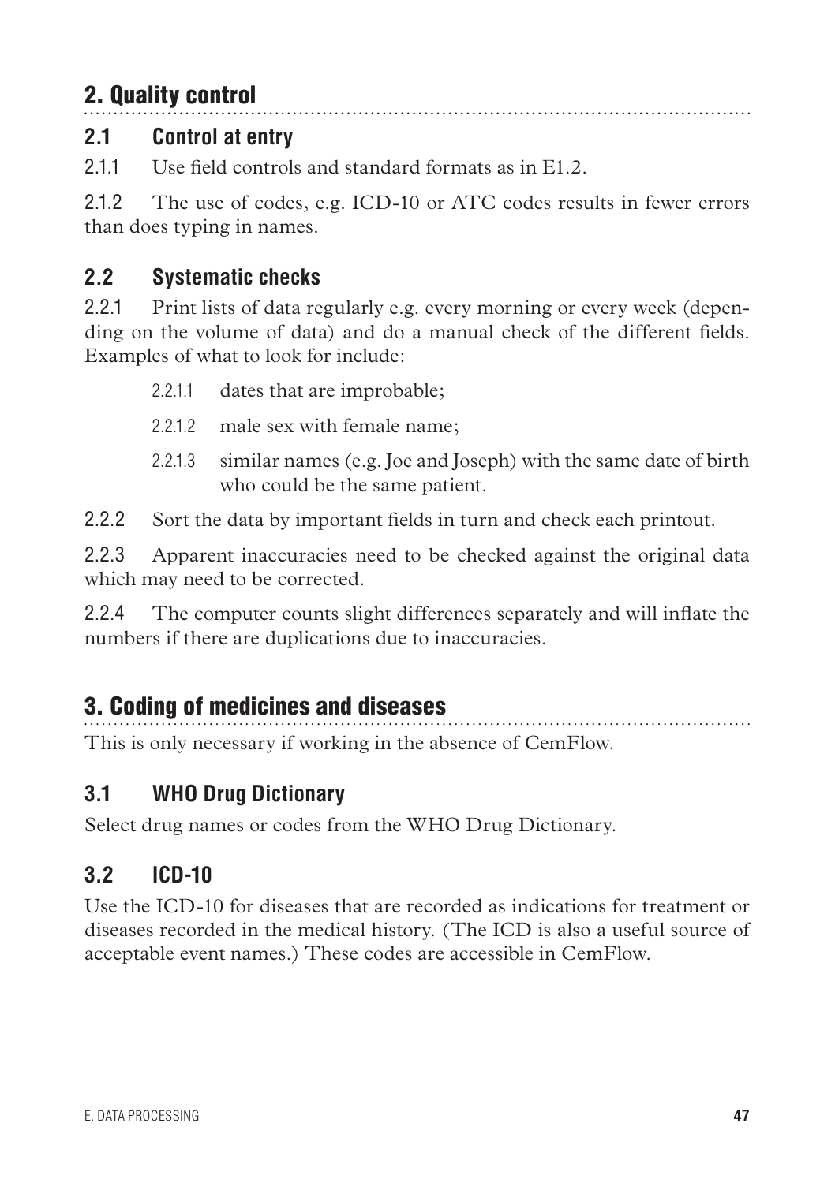## 2. Quality control

### 2.1 Control at entry

2.1.1 Use field controls and standard formats as in E1.2.

2.1.2 The use of codes, e.g. ICD-10 or ATC codes results in fewer errors than does typing in names.

### 2.2 Systematic checks

2.2.1 Print lists of data regularly e.g. every morning or every week (depending on the volume of data) and do a manual check of the different fields. Examples of what to look for include:

- 2.2.1.1 dates that are improbable;
- 2.2.1.2 male sex with female name;
- 2.2.1.3 similar names (e.g. Joe and Joseph) with the same date of birth who could be the same patient.

2.2.2 Sort the data by important fields in turn and check each printout.

2.2.3 Apparent inaccuracies need to be checked against the original data which may need to be corrected.

2.2.4 The computer counts slight differences separately and will inflate the numbers if there are duplications due to inaccuracies.

## 3. Coding of medicines and diseases

This is only necessary if working in the absence of CemFlow.

### 3.1 WHO Drug Dictionary

Select drug names or codes from the WHO Drug Dictionary.

### 3.2 ICD-10

Use the ICD-10 for diseases that are recorded as indications for treatment or diseases recorded in the medical history. (The ICD is also a useful source of acceptable event names.) These codes are accessible in CemFlow.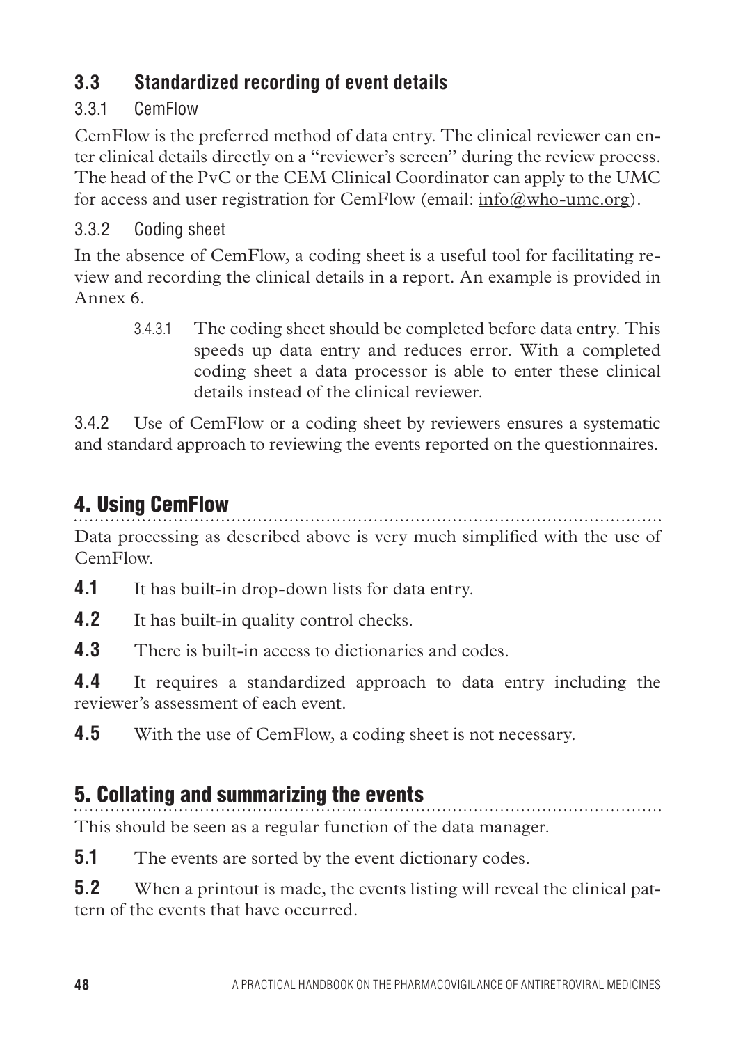## 3.3 Standardized recording of event details

### 3.3.1 CemFlow

CemFlow is the preferred method of data entry. The clinical reviewer can enter clinical details directly on a "reviewer's screen" during the review process. The head of the PvC or the CEM Clinical Coordinator can apply to the UMC for access and user registration for CemFlow (email: info@who-umc.org).

### 3.3.2 Coding sheet

In the absence of CemFlow, a coding sheet is a useful tool for facilitating review and recording the clinical details in a report. An example is provided in Annex 6.

> 3.4.3.1 The coding sheet should be completed before data entry. This speeds up data entry and reduces error. With a completed coding sheet a data processor is able to enter these clinical details instead of the clinical reviewer.

3.4.2 Use of CemFlow or a coding sheet by reviewers ensures a systematic and standard approach to reviewing the events reported on the questionnaires.

# 4. Using CemFlow

Data processing as described above is very much simplified with the use of CemFlow.

**4.1** It has built-in drop-down lists for data entry.

**4.2** It has built-in quality control checks.

**4.3** There is built-in access to dictionaries and codes.

**4.4** It requires a standardized approach to data entry including the reviewer's assessment of each event.

**4.5** With the use of CemFlow, a coding sheet is not necessary.

# 5. Collating and summarizing the events

This should be seen as a regular function of the data manager.

**5.1** The events are sorted by the event dictionary codes.

**5.2** When a printout is made, the events listing will reveal the clinical pattern of the events that have occurred.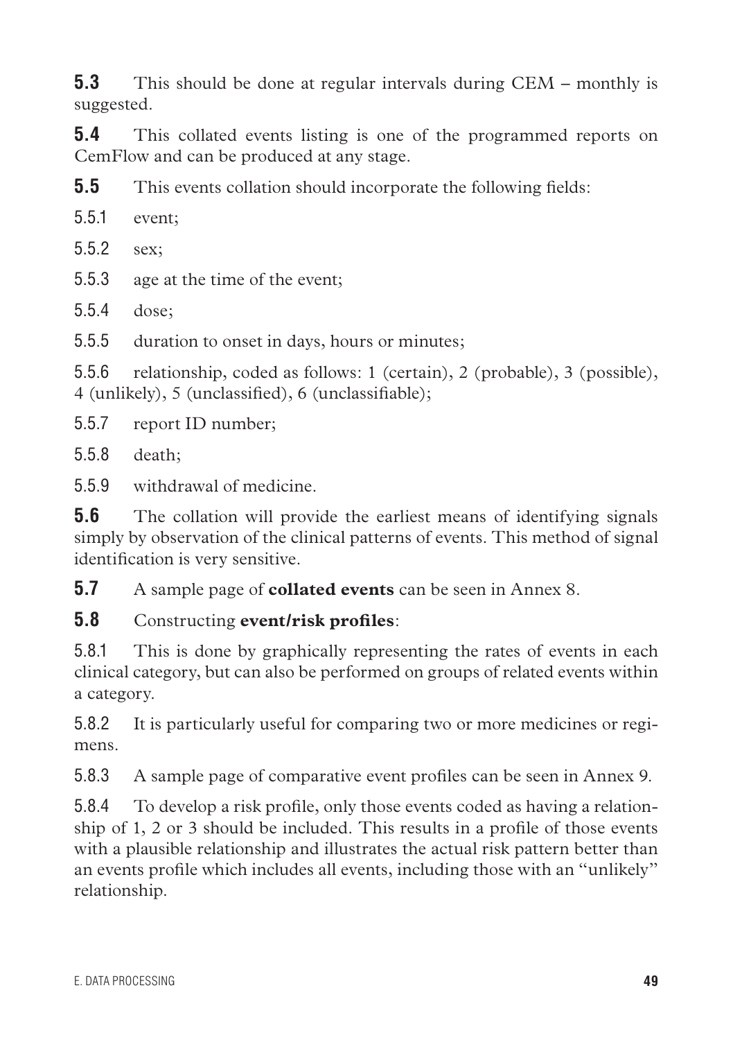**5.3** This should be done at regular intervals during CEM – monthly is suggested.

**5.4** This collated events listing is one of the programmed reports on CemFlow and can be produced at any stage.

**5.5** This events collation should incorporate the following fields:

5.5.1 event;

5.5.2 sex;

5.5.3 age at the time of the event;

5.5.4 dose;

5.5.5 duration to onset in days, hours or minutes;

5.5.6 relationship, coded as follows: 1 (certain), 2 (probable), 3 (possible), 4 (unlikely), 5 (unclassified), 6 (unclassifiable);

5.5.7 report ID number;

5.5.8 death;

5.5.9 withdrawal of medicine.

**5.6** The collation will provide the earliest means of identifying signals simply by observation of the clinical patterns of events. This method of signal identification is very sensitive.

**5.7** A sample page of **collated events** can be seen in Annex 8.

**5.8** Constructing **event/risk profiles**:

5.8.1 This is done by graphically representing the rates of events in each clinical category, but can also be performed on groups of related events within a category.

5.8.2 It is particularly useful for comparing two or more medicines or regimens.

5.8.3 A sample page of comparative event profiles can be seen in Annex 9.

5.8.4 To develop a risk profile, only those events coded as having a relationship of 1, 2 or 3 should be included. This results in a profile of those events with a plausible relationship and illustrates the actual risk pattern better than an events profile which includes all events, including those with an "unlikely" relationship.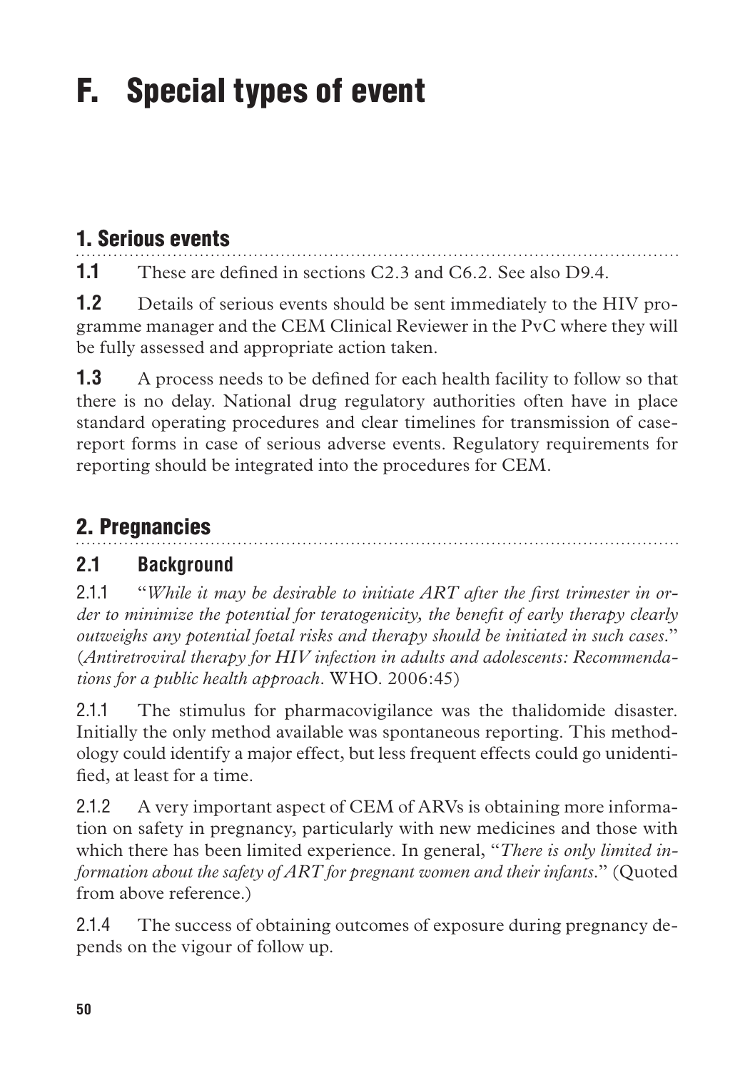# F. Special types of event

## 1. Serious events

**1.1** These are defined in sections C2.3 and C6.2. See also D9.4.

**1.2** Details of serious events should be sent immediately to the HIV programme manager and the CEM Clinical Reviewer in the PvC where they will be fully assessed and appropriate action taken.

**1.3** A process needs to be defined for each health facility to follow so that there is no delay. National drug regulatory authorities often have in place standard operating procedures and clear timelines for transmission of case-report forms in case of serious adverse events. Regulatory requirements for reporting should be integrated into the procedures for CEM.

## 2. Pregnancies

### 2.1 Background

2.1.1 "*While it may be desirable to initiate ART after the first trimester in order to minimize the potential for teratogenicity, the benefit of early therapy clearly outweighs any potential foetal risks and therapy should be initiated in such cases*." (*Antiretroviral therapy for HIV infection in adults and adolescents: Recommendations for a public health approach*. WHO. 2006:45)

2.1.1 The stimulus for pharmacovigilance was the thalidomide disaster. Initially the only method available was spontaneous reporting. This methodology could identify a major effect, but less frequent effects could go unidentified, at least for a time.

2.1.2 A very important aspect of CEM of ARVs is obtaining more information on safety in pregnancy, particularly with new medicines and those with which there has been limited experience. In general, "*There is only limited information about the safety of ART for pregnant women and their infants*." (Quoted from above reference.)

2.1.4 The success of obtaining outcomes of exposure during pregnancy depends on the vigour of follow up.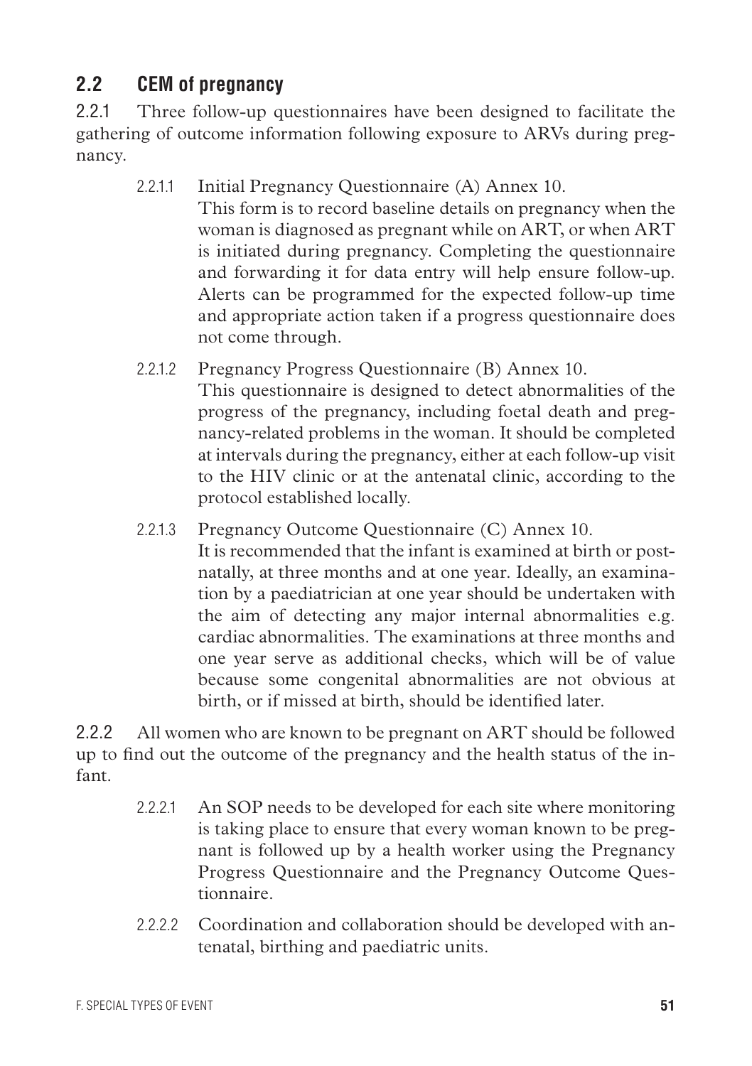## 2.2 CEM of pregnancy

2.2.1 Three follow-up questionnaires have been designed to facilitate the gathering of outcome information following exposure to ARVs during pregnancy.

2.2.1.1 Initial Pregnancy Questionnaire (A) Annex 10.
This form is to record baseline details on pregnancy when the woman is diagnosed as pregnant while on ART, or when ART is initiated during pregnancy. Completing the questionnaire and forwarding it for data entry will help ensure follow-up. Alerts can be programmed for the expected follow-up time and appropriate action taken if a progress questionnaire does not come through.

2.2.1.2 Pregnancy Progress Questionnaire (B) Annex 10.
This questionnaire is designed to detect abnormalities of the progress of the pregnancy, including foetal death and pregnancy-related problems in the woman. It should be completed at intervals during the pregnancy, either at each follow-up visit to the HIV clinic or at the antenatal clinic, according to the protocol established locally.

2.2.1.3 Pregnancy Outcome Questionnaire (C) Annex 10.
It is recommended that the infant is examined at birth or postnatally, at three months and at one year. Ideally, an examination by a paediatrician at one year should be undertaken with the aim of detecting any major internal abnormalities e.g. cardiac abnormalities. The examinations at three months and one year serve as additional checks, which will be of value because some congenital abnormalities are not obvious at birth, or if missed at birth, should be identified later.

2.2.2 All women who are known to be pregnant on ART should be followed up to find out the outcome of the pregnancy and the health status of the infant.

2.2.2.1 An SOP needs to be developed for each site where monitoring is taking place to ensure that every woman known to be pregnant is followed up by a health worker using the Pregnancy Progress Questionnaire and the Pregnancy Outcome Questionnaire.

2.2.2.2 Coordination and collaboration should be developed with antenatal, birthing and paediatric units.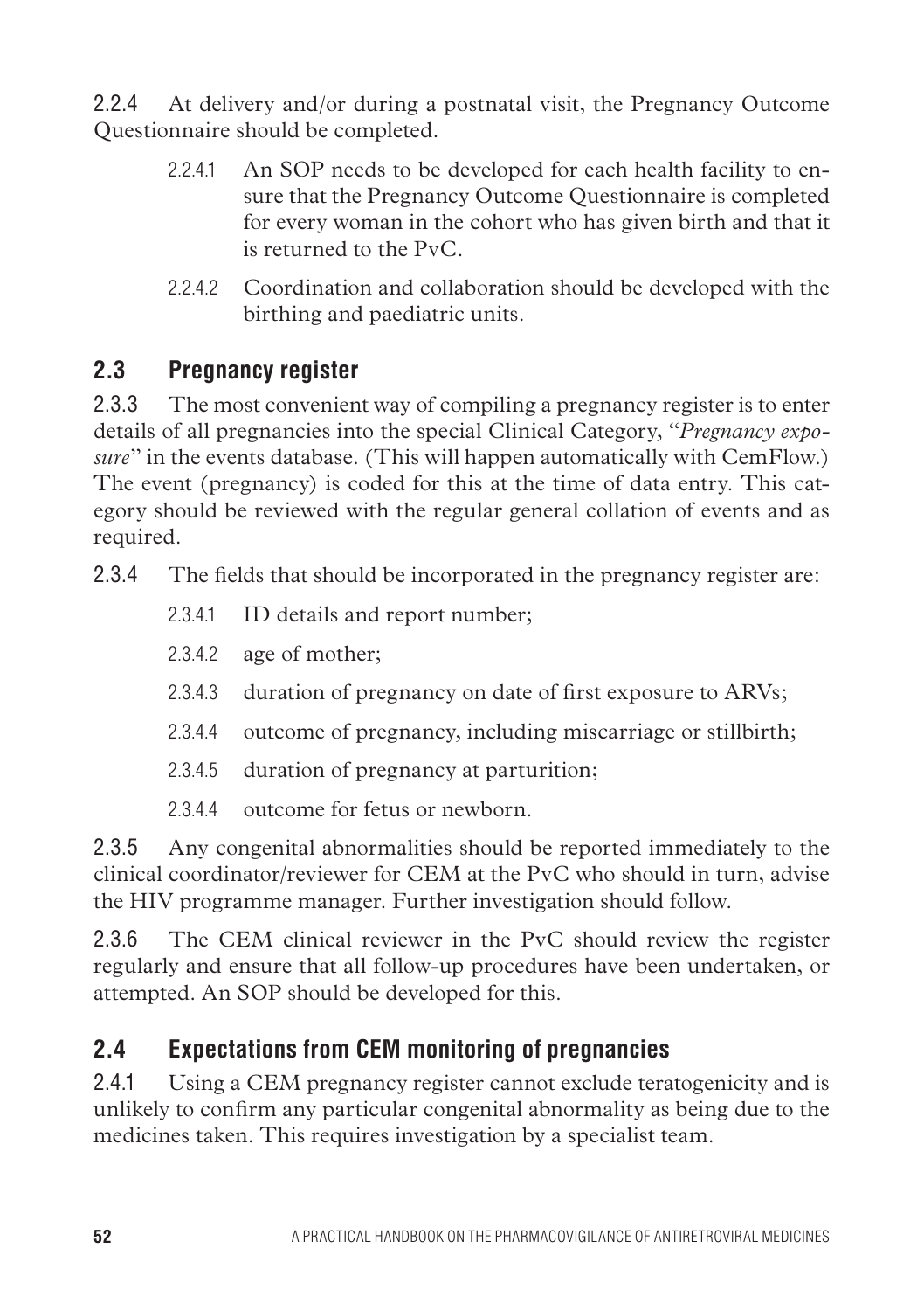2.2.4 At delivery and/or during a postnatal visit, the Pregnancy Outcome Questionnaire should be completed.

- 2.2.4.1 An SOP needs to be developed for each health facility to ensure that the Pregnancy Outcome Questionnaire is completed for every woman in the cohort who has given birth and that it is returned to the PvC.
- 2.2.4.2 Coordination and collaboration should be developed with the birthing and paediatric units.

## 2.3 Pregnancy register

2.3.3 The most convenient way of compiling a pregnancy register is to enter details of all pregnancies into the special Clinical Category, "*Pregnancy exposure*" in the events database. (This will happen automatically with CemFlow.) The event (pregnancy) is coded for this at the time of data entry. This category should be reviewed with the regular general collation of events and as required.

2.3.4 The fields that should be incorporated in the pregnancy register are:

- 2.3.4.1 ID details and report number;
- 2.3.4.2 age of mother;
- 2.3.4.3 duration of pregnancy on date of first exposure to ARVs;
- 2.3.4.4 outcome of pregnancy, including miscarriage or stillbirth;
- 2.3.4.5 duration of pregnancy at parturition;
- 2.3.4.4 outcome for fetus or newborn.

2.3.5 Any congenital abnormalities should be reported immediately to the clinical coordinator/reviewer for CEM at the PvC who should in turn, advise the HIV programme manager. Further investigation should follow.

2.3.6 The CEM clinical reviewer in the PvC should review the register regularly and ensure that all follow-up procedures have been undertaken, or attempted. An SOP should be developed for this.

## 2.4 Expectations from CEM monitoring of pregnancies

2.4.1 Using a CEM pregnancy register cannot exclude teratogenicity and is unlikely to confirm any particular congenital abnormality as being due to the medicines taken. This requires investigation by a specialist team.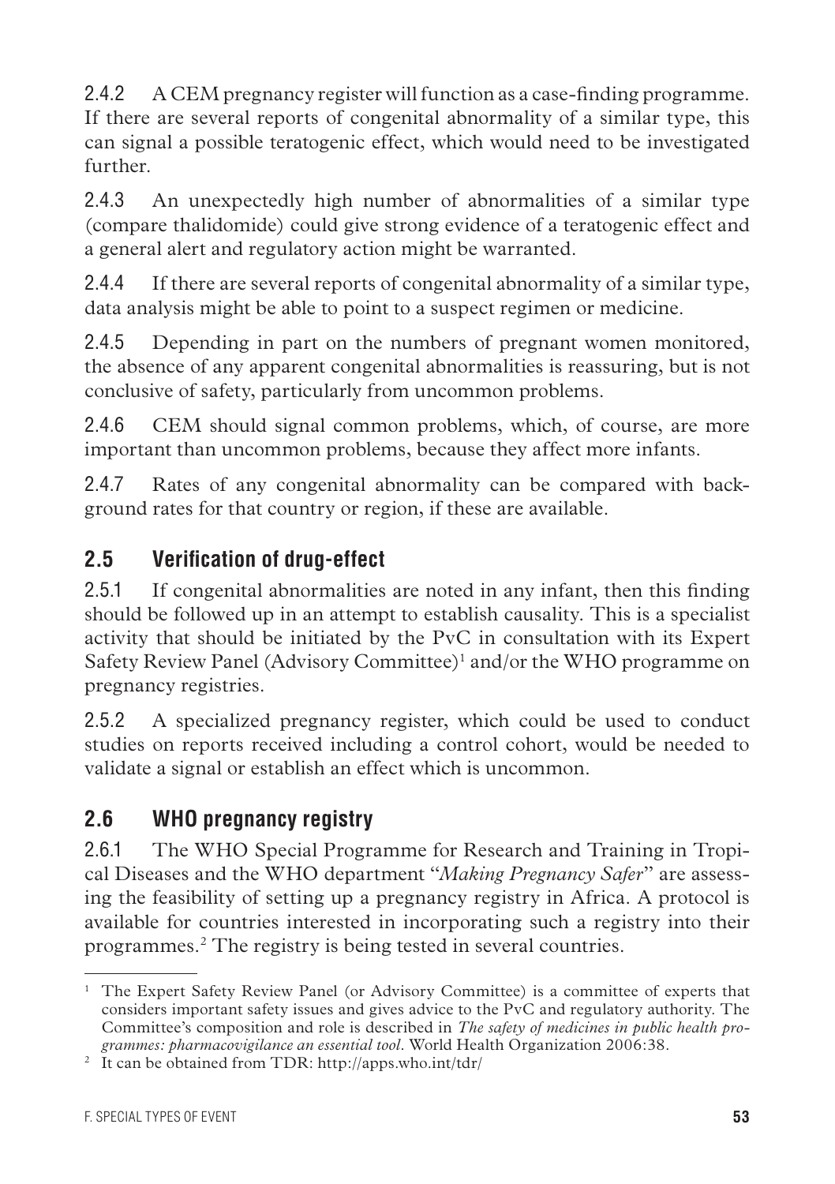2.4.2 A CEM pregnancy register will function as a case-finding programme. If there are several reports of congenital abnormality of a similar type, this can signal a possible teratogenic effect, which would need to be investigated further.

2.4.3 An unexpectedly high number of abnormalities of a similar type (compare thalidomide) could give strong evidence of a teratogenic effect and a general alert and regulatory action might be warranted.

2.4.4 If there are several reports of congenital abnormality of a similar type, data analysis might be able to point to a suspect regimen or medicine.

2.4.5 Depending in part on the numbers of pregnant women monitored, the absence of any apparent congenital abnormalities is reassuring, but is not conclusive of safety, particularly from uncommon problems.

2.4.6 CEM should signal common problems, which, of course, are more important than uncommon problems, because they affect more infants.

2.4.7 Rates of any congenital abnormality can be compared with background rates for that country or region, if these are available.

## 2.5 Verification of drug-effect

2.5.1 If congenital abnormalities are noted in any infant, then this finding should be followed up in an attempt to establish causality. This is a specialist activity that should be initiated by the PvC in consultation with its Expert Safety Review Panel (Advisory Committee)[1] and/or the WHO programme on pregnancy registries.

2.5.2 A specialized pregnancy register, which could be used to conduct studies on reports received including a control cohort, would be needed to validate a signal or establish an effect which is uncommon.

## 2.6 WHO pregnancy registry

2.6.1 The WHO Special Programme for Research and Training in Tropical Diseases and the WHO department "*Making Pregnancy Safer*" are assessing the feasibility of setting up a pregnancy registry in Africa. A protocol is available for countries interested in incorporating such a registry into their programmes.[2] The registry is being tested in several countries.

---

[1] The Expert Safety Review Panel (or Advisory Committee) is a committee of experts that considers important safety issues and gives advice to the PvC and regulatory authority. The Committee's composition and role is described in *The safety of medicines in public health programmes: pharmacovigilance an essential tool*. World Health Organization 2006:38.

[2] It can be obtained from TDR: http://apps.who.int/tdr/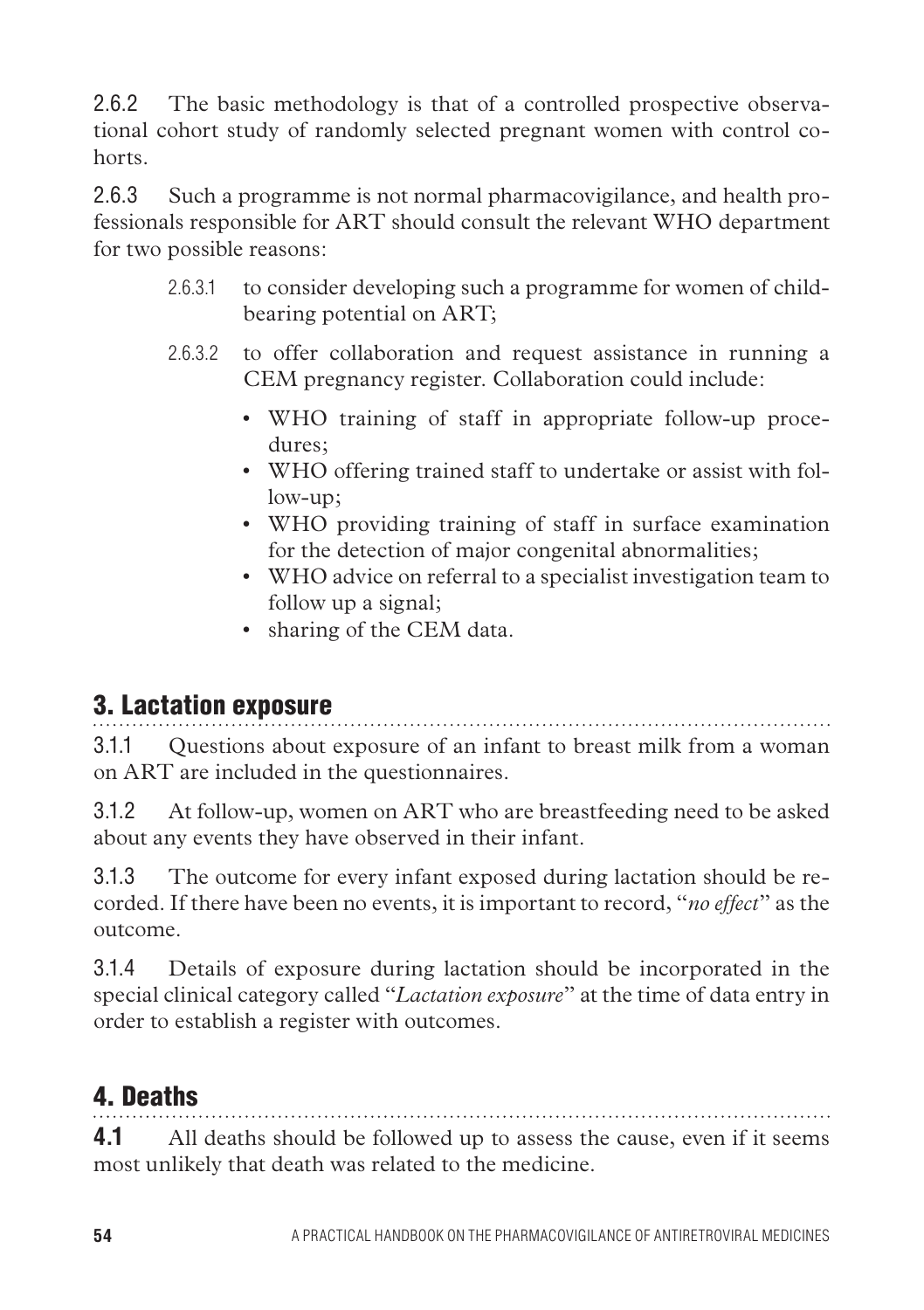2.6.2 The basic methodology is that of a controlled prospective observational cohort study of randomly selected pregnant women with control cohorts.

2.6.3 Such a programme is not normal pharmacovigilance, and health professionals responsible for ART should consult the relevant WHO department for two possible reasons:

2.6.3.1 to consider developing such a programme for women of childbearing potential on ART;

2.6.3.2 to offer collaboration and request assistance in running a CEM pregnancy register. Collaboration could include:

- WHO training of staff in appropriate follow-up procedures;
- WHO offering trained staff to undertake or assist with follow-up;
- WHO providing training of staff in surface examination for the detection of major congenital abnormalities;
- WHO advice on referral to a specialist investigation team to follow up a signal;
- sharing of the CEM data.

## 3. Lactation exposure

3.1.1 Questions about exposure of an infant to breast milk from a woman on ART are included in the questionnaires.

3.1.2 At follow-up, women on ART who are breastfeeding need to be asked about any events they have observed in their infant.

3.1.3 The outcome for every infant exposed during lactation should be recorded. If there have been no events, it is important to record, "*no effect*" as the outcome.

3.1.4 Details of exposure during lactation should be incorporated in the special clinical category called "*Lactation exposure*" at the time of data entry in order to establish a register with outcomes.

## 4. Deaths

**4.1** All deaths should be followed up to assess the cause, even if it seems most unlikely that death was related to the medicine.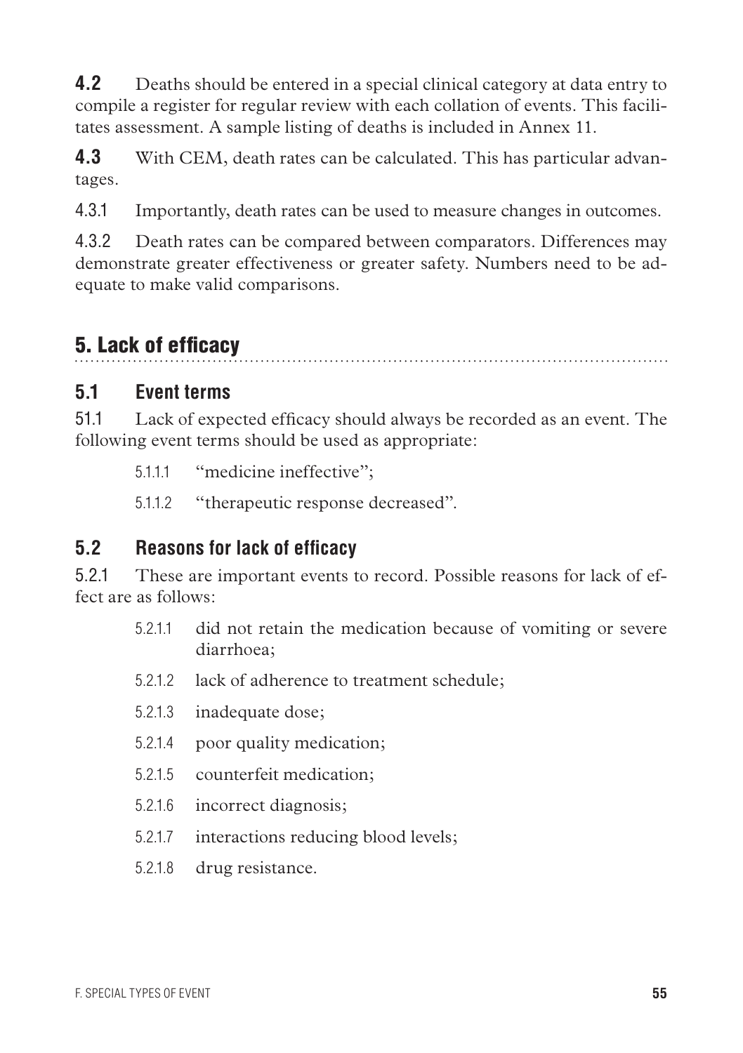**4.2** Deaths should be entered in a special clinical category at data entry to compile a register for regular review with each collation of events. This facilitates assessment. A sample listing of deaths is included in Annex 11.

**4.3** With CEM, death rates can be calculated. This has particular advantages.

4.3.1 Importantly, death rates can be used to measure changes in outcomes.

4.3.2 Death rates can be compared between comparators. Differences may demonstrate greater effectiveness or greater safety. Numbers need to be adequate to make valid comparisons.

## 5. Lack of efficacy

### 5.1 Event terms

51.1 Lack of expected efficacy should always be recorded as an event. The following event terms should be used as appropriate:

- 5.1.1.1 "medicine ineffective";
- 5.1.1.2 "therapeutic response decreased".

### 5.2 Reasons for lack of efficacy

5.2.1 These are important events to record. Possible reasons for lack of effect are as follows:

- 5.2.1.1 did not retain the medication because of vomiting or severe diarrhoea;
- 5.2.1.2 lack of adherence to treatment schedule;
- 5.2.1.3 inadequate dose;
- 5.2.1.4 poor quality medication;
- 5.2.1.5 counterfeit medication;
- 5.2.1.6 incorrect diagnosis;
- 5.2.1.7 interactions reducing blood levels;
- 5.2.1.8 drug resistance.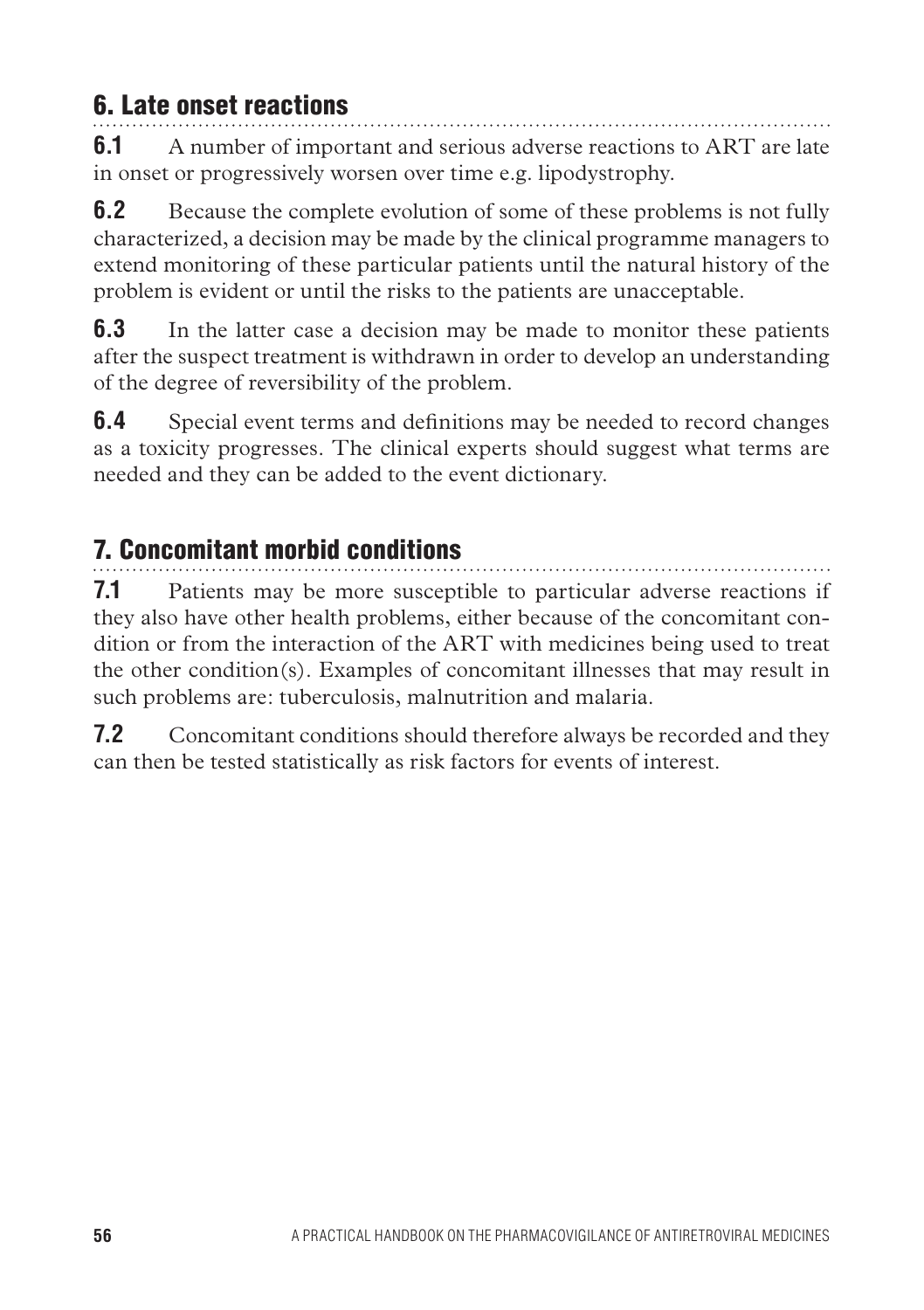## 6. Late onset reactions

**6.1** A number of important and serious adverse reactions to ART are late in onset or progressively worsen over time e.g. lipodystrophy.

**6.2** Because the complete evolution of some of these problems is not fully characterized, a decision may be made by the clinical programme managers to extend monitoring of these particular patients until the natural history of the problem is evident or until the risks to the patients are unacceptable.

**6.3** In the latter case a decision may be made to monitor these patients after the suspect treatment is withdrawn in order to develop an understanding of the degree of reversibility of the problem.

**6.4** Special event terms and definitions may be needed to record changes as a toxicity progresses. The clinical experts should suggest what terms are needed and they can be added to the event dictionary.

## 7. Concomitant morbid conditions

**7.1** Patients may be more susceptible to particular adverse reactions if they also have other health problems, either because of the concomitant condition or from the interaction of the ART with medicines being used to treat the other condition(s). Examples of concomitant illnesses that may result in such problems are: tuberculosis, malnutrition and malaria.

**7.2** Concomitant conditions should therefore always be recorded and they can then be tested statistically as risk factors for events of interest.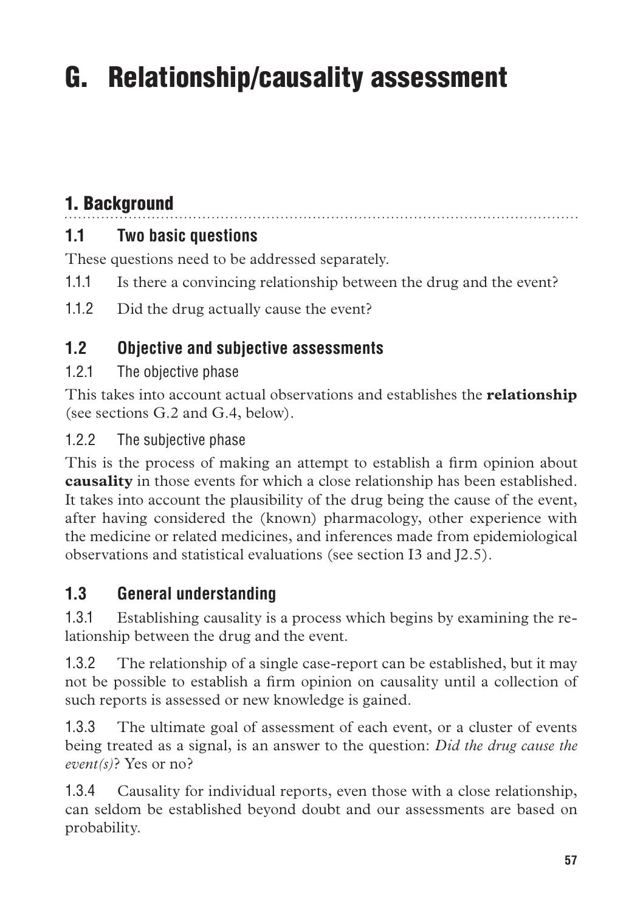# G. Relationship/causality assessment

## 1. Background

### 1.1 Two basic questions

These questions need to be addressed separately.

1.1.1 Is there a convincing relationship between the drug and the event?

1.1.2 Did the drug actually cause the event?

### 1.2 Objective and subjective assessments

#### 1.2.1 The objective phase

This takes into account actual observations and establishes the **relationship** (see sections G.2 and G.4, below).

#### 1.2.2 The subjective phase

This is the process of making an attempt to establish a firm opinion about **causality** in those events for which a close relationship has been established. It takes into account the plausibility of the drug being the cause of the event, after having considered the (known) pharmacology, other experience with the medicine or related medicines, and inferences made from epidemiological observations and statistical evaluations (see section I3 and J2.5).

### 1.3 General understanding

1.3.1 Establishing causality is a process which begins by examining the relationship between the drug and the event.

1.3.2 The relationship of a single case-report can be established, but it may not be possible to establish a firm opinion on causality until a collection of such reports is assessed or new knowledge is gained.

1.3.3 The ultimate goal of assessment of each event, or a cluster of events being treated as a signal, is an answer to the question: *Did the drug cause the event(s)*? Yes or no?

1.3.4 Causality for individual reports, even those with a close relationship, can seldom be established beyond doubt and our assessments are based on probability.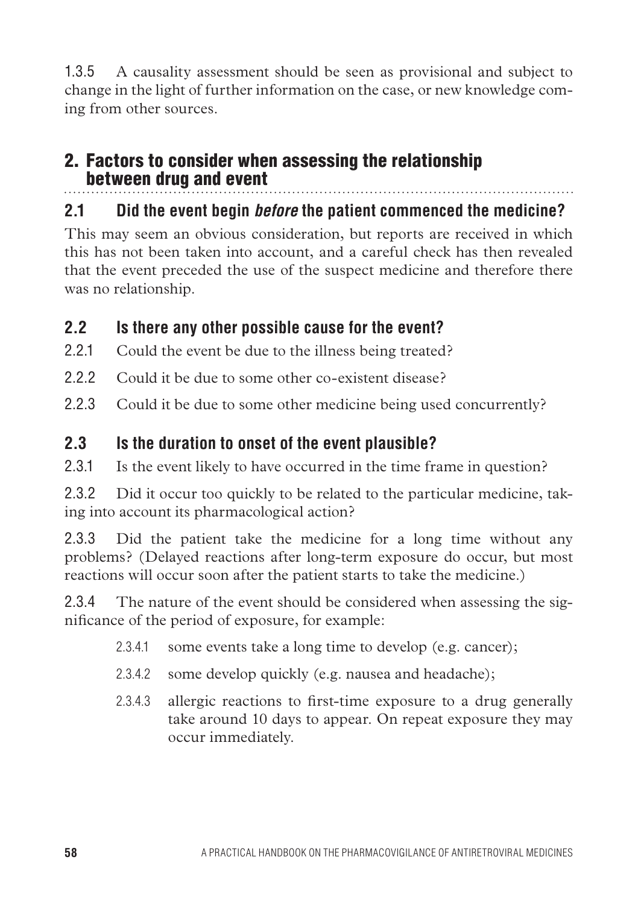1.3.5 A causality assessment should be seen as provisional and subject to change in the light of further information on the case, or new knowledge coming from other sources.

## 2. Factors to consider when assessing the relationship between drug and event

### 2.1 Did the event begin *before* the patient commenced the medicine?

This may seem an obvious consideration, but reports are received in which this has not been taken into account, and a careful check has then revealed that the event preceded the use of the suspect medicine and therefore there was no relationship.

### 2.2 Is there any other possible cause for the event?

2.2.1 Could the event be due to the illness being treated?

2.2.2 Could it be due to some other co-existent disease?

2.2.3 Could it be due to some other medicine being used concurrently?

### 2.3 Is the duration to onset of the event plausible?

2.3.1 Is the event likely to have occurred in the time frame in question?

2.3.2 Did it occur too quickly to be related to the particular medicine, taking into account its pharmacological action?

2.3.3 Did the patient take the medicine for a long time without any problems? (Delayed reactions after long-term exposure do occur, but most reactions will occur soon after the patient starts to take the medicine.)

2.3.4 The nature of the event should be considered when assessing the significance of the period of exposure, for example:

- 2.3.4.1 some events take a long time to develop (e.g. cancer);
- 2.3.4.2 some develop quickly (e.g. nausea and headache);
- 2.3.4.3 allergic reactions to first-time exposure to a drug generally take around 10 days to appear. On repeat exposure they may occur immediately.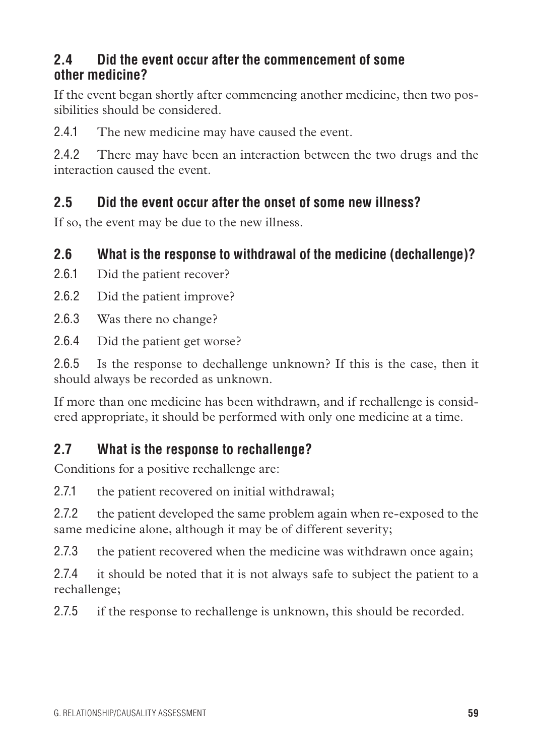### 2.4 Did the event occur after the commencement of some other medicine?

If the event began shortly after commencing another medicine, then two possibilities should be considered.

2.4.1 The new medicine may have caused the event.

2.4.2 There may have been an interaction between the two drugs and the interaction caused the event.

### 2.5 Did the event occur after the onset of some new illness?

If so, the event may be due to the new illness.

### 2.6 What is the response to withdrawal of the medicine (dechallenge)?

2.6.1 Did the patient recover?

2.6.2 Did the patient improve?

2.6.3 Was there no change?

2.6.4 Did the patient get worse?

2.6.5 Is the response to dechallenge unknown? If this is the case, then it should always be recorded as unknown.

If more than one medicine has been withdrawn, and if rechallenge is considered appropriate, it should be performed with only one medicine at a time.

### 2.7 What is the response to rechallenge?

Conditions for a positive rechallenge are:

2.7.1 the patient recovered on initial withdrawal;

2.7.2 the patient developed the same problem again when re-exposed to the same medicine alone, although it may be of different severity;

2.7.3 the patient recovered when the medicine was withdrawn once again;

2.7.4 it should be noted that it is not always safe to subject the patient to a rechallenge;

2.7.5 if the response to rechallenge is unknown, this should be recorded.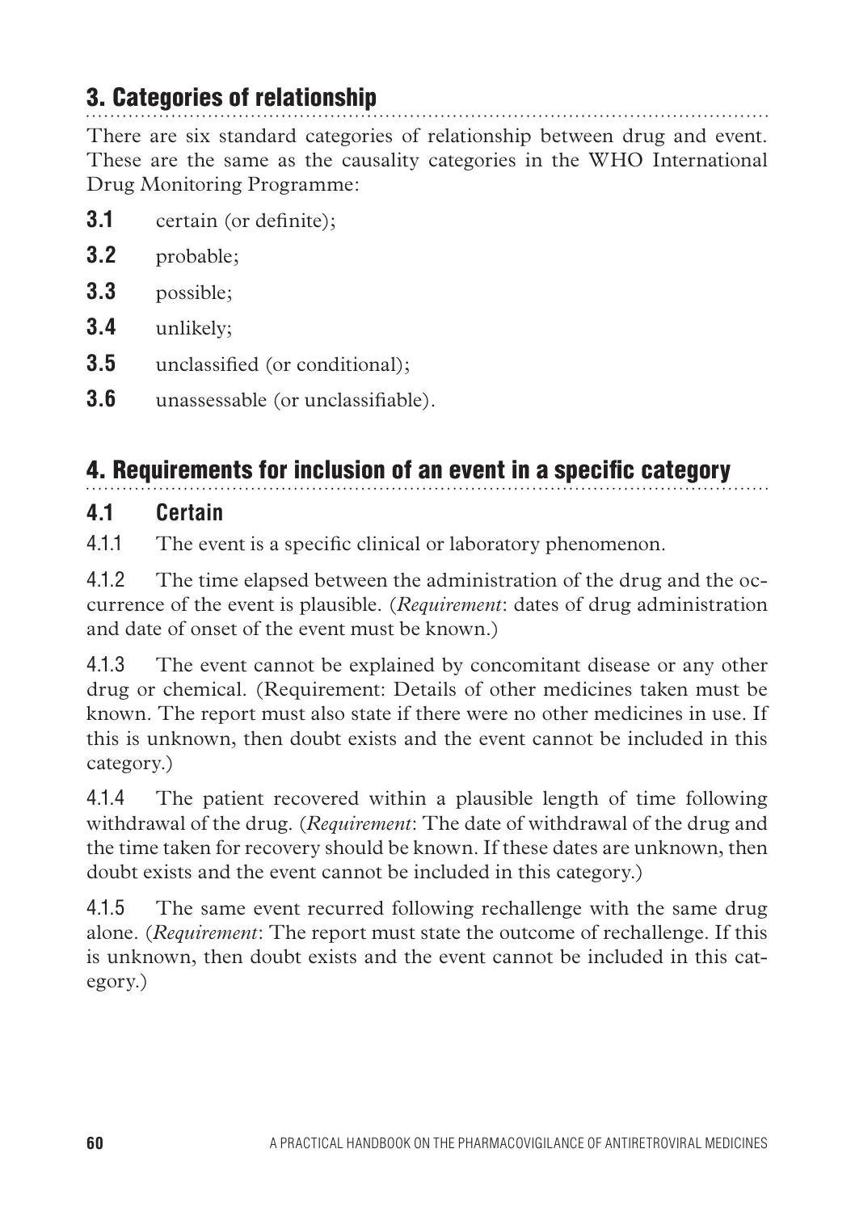## 3. Categories of relationship

There are six standard categories of relationship between drug and event. These are the same as the causality categories in the WHO International Drug Monitoring Programme:

**3.1** certain (or definite);

**3.2** probable;

**3.3** possible;

**3.4** unlikely;

**3.5** unclassified (or conditional);

**3.6** unassessable (or unclassifiable).

## 4. Requirements for inclusion of an event in a specific category

### 4.1 Certain

4.1.1 The event is a specific clinical or laboratory phenomenon.

4.1.2 The time elapsed between the administration of the drug and the occurrence of the event is plausible. (*Requirement*: dates of drug administration and date of onset of the event must be known.)

4.1.3 The event cannot be explained by concomitant disease or any other drug or chemical. (Requirement: Details of other medicines taken must be known. The report must also state if there were no other medicines in use. If this is unknown, then doubt exists and the event cannot be included in this category.)

4.1.4 The patient recovered within a plausible length of time following withdrawal of the drug. (*Requirement*: The date of withdrawal of the drug and the time taken for recovery should be known. If these dates are unknown, then doubt exists and the event cannot be included in this category.)

4.1.5 The same event recurred following rechallenge with the same drug alone. (*Requirement*: The report must state the outcome of rechallenge. If this is unknown, then doubt exists and the event cannot be included in this category.)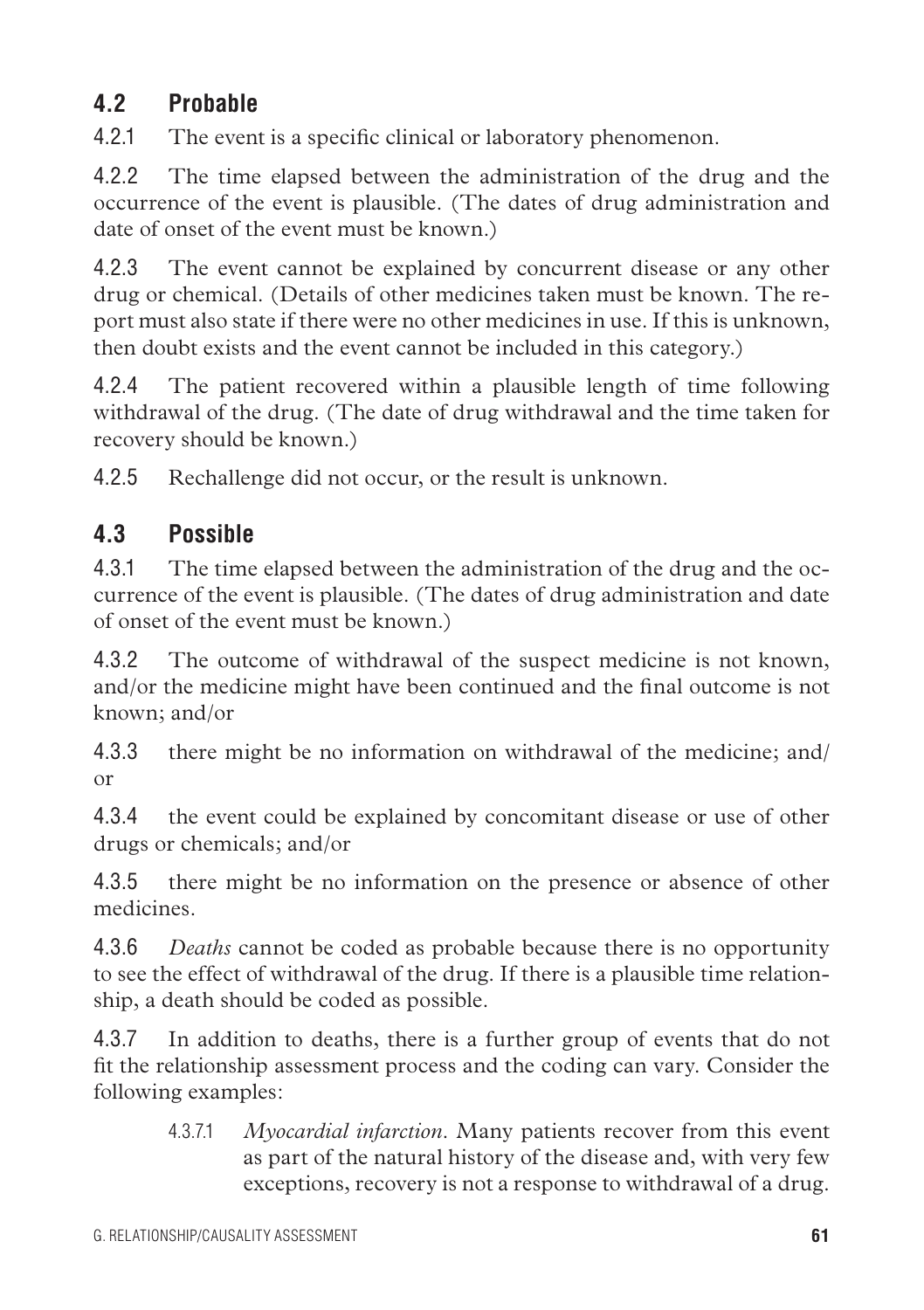## 4.2 Probable

4.2.1 The event is a specific clinical or laboratory phenomenon.

4.2.2 The time elapsed between the administration of the drug and the occurrence of the event is plausible. (The dates of drug administration and date of onset of the event must be known.)

4.2.3 The event cannot be explained by concurrent disease or any other drug or chemical. (Details of other medicines taken must be known. The report must also state if there were no other medicines in use. If this is unknown, then doubt exists and the event cannot be included in this category.)

4.2.4 The patient recovered within a plausible length of time following withdrawal of the drug. (The date of drug withdrawal and the time taken for recovery should be known.)

4.2.5 Rechallenge did not occur, or the result is unknown.

## 4.3 Possible

4.3.1 The time elapsed between the administration of the drug and the occurrence of the event is plausible. (The dates of drug administration and date of onset of the event must be known.)

4.3.2 The outcome of withdrawal of the suspect medicine is not known, and/or the medicine might have been continued and the final outcome is not known; and/or

4.3.3 there might be no information on withdrawal of the medicine; and/or

4.3.4 the event could be explained by concomitant disease or use of other drugs or chemicals; and/or

4.3.5 there might be no information on the presence or absence of other medicines.

4.3.6 *Deaths* cannot be coded as probable because there is no opportunity to see the effect of withdrawal of the drug. If there is a plausible time relationship, a death should be coded as possible.

4.3.7 In addition to deaths, there is a further group of events that do not fit the relationship assessment process and the coding can vary. Consider the following examples:

> 4.3.7.1 *Myocardial infarction*. Many patients recover from this event as part of the natural history of the disease and, with very few exceptions, recovery is not a response to withdrawal of a drug.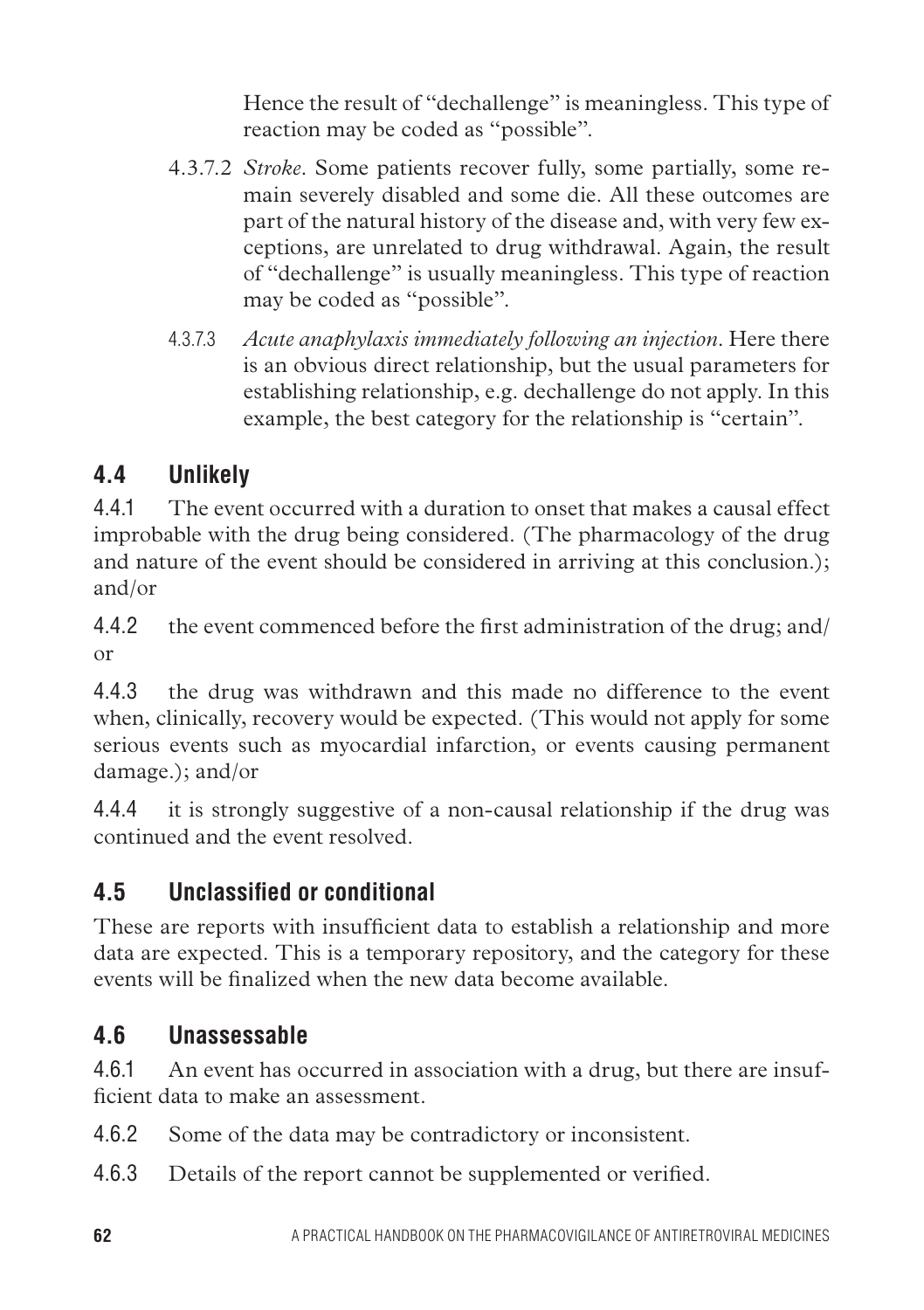Hence the result of "dechallenge" is meaningless. This type of reaction may be coded as "possible".

4.3.7.2 *Stroke*. Some patients recover fully, some partially, some remain severely disabled and some die. All these outcomes are part of the natural history of the disease and, with very few exceptions, are unrelated to drug withdrawal. Again, the result of "dechallenge" is usually meaningless. This type of reaction may be coded as "possible".

4.3.7.3 *Acute anaphylaxis immediately following an injection*. Here there is an obvious direct relationship, but the usual parameters for establishing relationship, e.g. dechallenge do not apply. In this example, the best category for the relationship is "certain".

## 4.4 Unlikely

4.4.1 The event occurred with a duration to onset that makes a causal effect improbable with the drug being considered. (The pharmacology of the drug and nature of the event should be considered in arriving at this conclusion.); and/or

4.4.2 the event commenced before the first administration of the drug; and/or

4.4.3 the drug was withdrawn and this made no difference to the event when, clinically, recovery would be expected. (This would not apply for some serious events such as myocardial infarction, or events causing permanent damage.); and/or

4.4.4 it is strongly suggestive of a non-causal relationship if the drug was continued and the event resolved.

## 4.5 Unclassified or conditional

These are reports with insufficient data to establish a relationship and more data are expected. This is a temporary repository, and the category for these events will be finalized when the new data become available.

## 4.6 Unassessable

4.6.1 An event has occurred in association with a drug, but there are insufficient data to make an assessment.

4.6.2 Some of the data may be contradictory or inconsistent.

4.6.3 Details of the report cannot be supplemented or verified.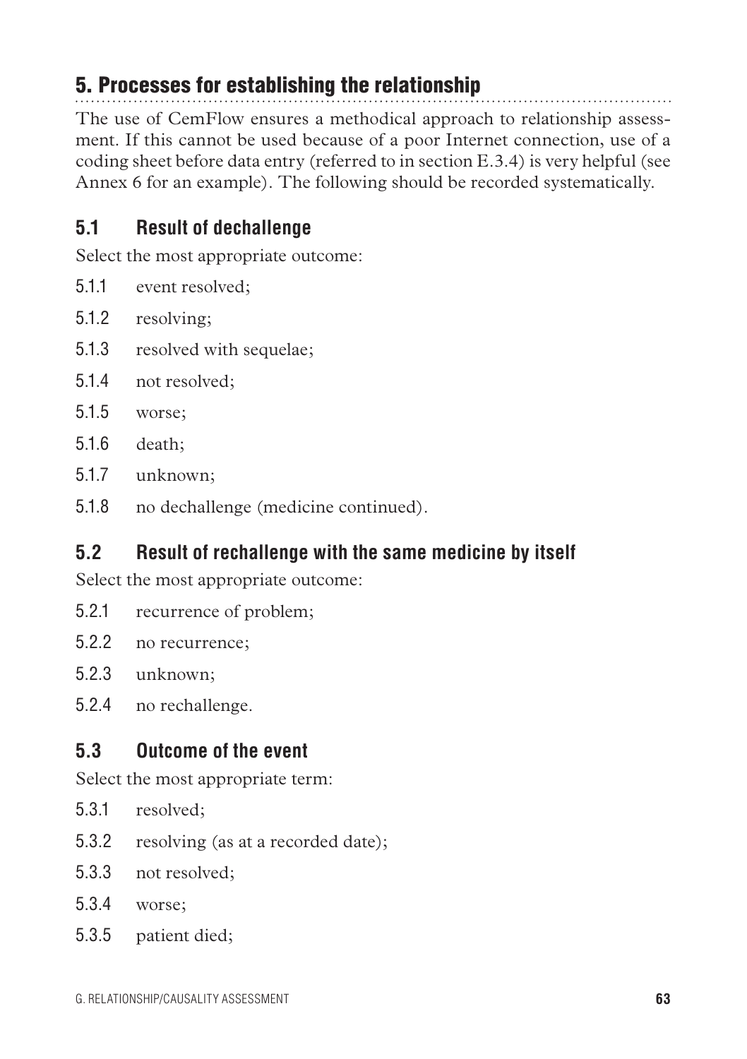## 5. Processes for establishing the relationship

The use of CemFlow ensures a methodical approach to relationship assessment. If this cannot be used because of a poor Internet connection, use of a coding sheet before data entry (referred to in section E.3.4) is very helpful (see Annex 6 for an example). The following should be recorded systematically.

### 5.1 Result of dechallenge

Select the most appropriate outcome:

- 5.1.1 event resolved;
- 5.1.2 resolving;
- 5.1.3 resolved with sequelae;
- 5.1.4 not resolved;
- 5.1.5 worse;
- 5.1.6 death;
- 5.1.7 unknown;
- 5.1.8 no dechallenge (medicine continued).

### 5.2 Result of rechallenge with the same medicine by itself

Select the most appropriate outcome:

- 5.2.1 recurrence of problem;
- 5.2.2 no recurrence;
- 5.2.3 unknown;
- 5.2.4 no rechallenge.

### 5.3 Outcome of the event

Select the most appropriate term:

- 5.3.1 resolved;
- 5.3.2 resolving (as at a recorded date);
- 5.3.3 not resolved;
- 5.3.4 worse;
- 5.3.5 patient died;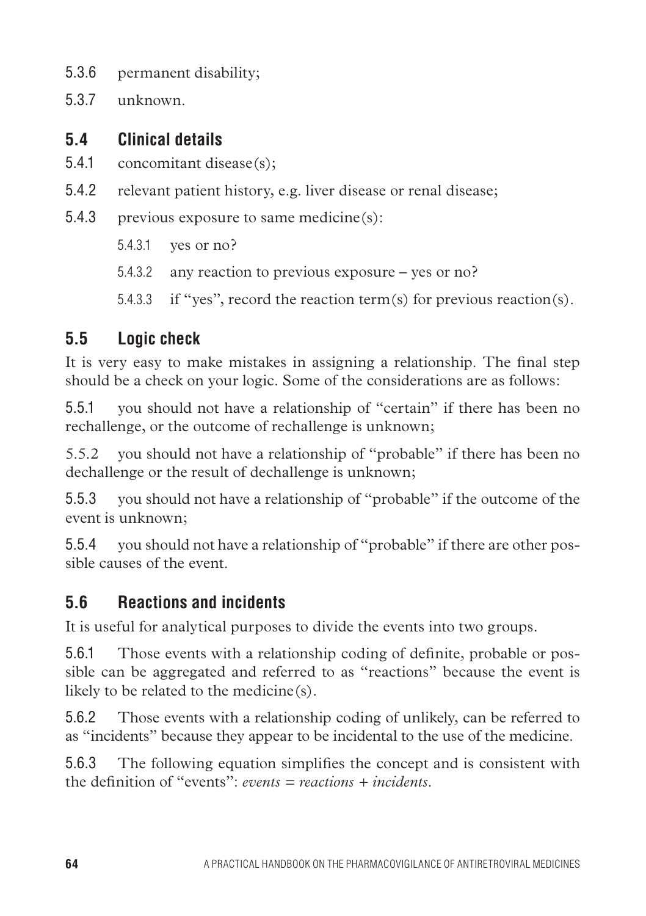5.3.6 permanent disability;

5.3.7 unknown.

## 5.4 Clinical details

5.4.1 concomitant disease(s);

5.4.2 relevant patient history, e.g. liver disease or renal disease;

5.4.3 previous exposure to same medicine(s):

- 5.4.3.1 yes or no?
- 5.4.3.2 any reaction to previous exposure – yes or no?
- 5.4.3.3 if "yes", record the reaction term(s) for previous reaction(s).

## 5.5 Logic check

It is very easy to make mistakes in assigning a relationship. The final step should be a check on your logic. Some of the considerations are as follows:

5.5.1 you should not have a relationship of "certain" if there has been no rechallenge, or the outcome of rechallenge is unknown;

5.5.2 you should not have a relationship of "probable" if there has been no dechallenge or the result of dechallenge is unknown;

5.5.3 you should not have a relationship of "probable" if the outcome of the event is unknown;

5.5.4 you should not have a relationship of "probable" if there are other possible causes of the event.

## 5.6 Reactions and incidents

It is useful for analytical purposes to divide the events into two groups.

5.6.1 Those events with a relationship coding of definite, probable or possible can be aggregated and referred to as "reactions" because the event is likely to be related to the medicine(s).

5.6.2 Those events with a relationship coding of unlikely, can be referred to as "incidents" because they appear to be incidental to the use of the medicine.

5.6.3 The following equation simplifies the concept and is consistent with the definition of "events": *events = reactions + incidents*.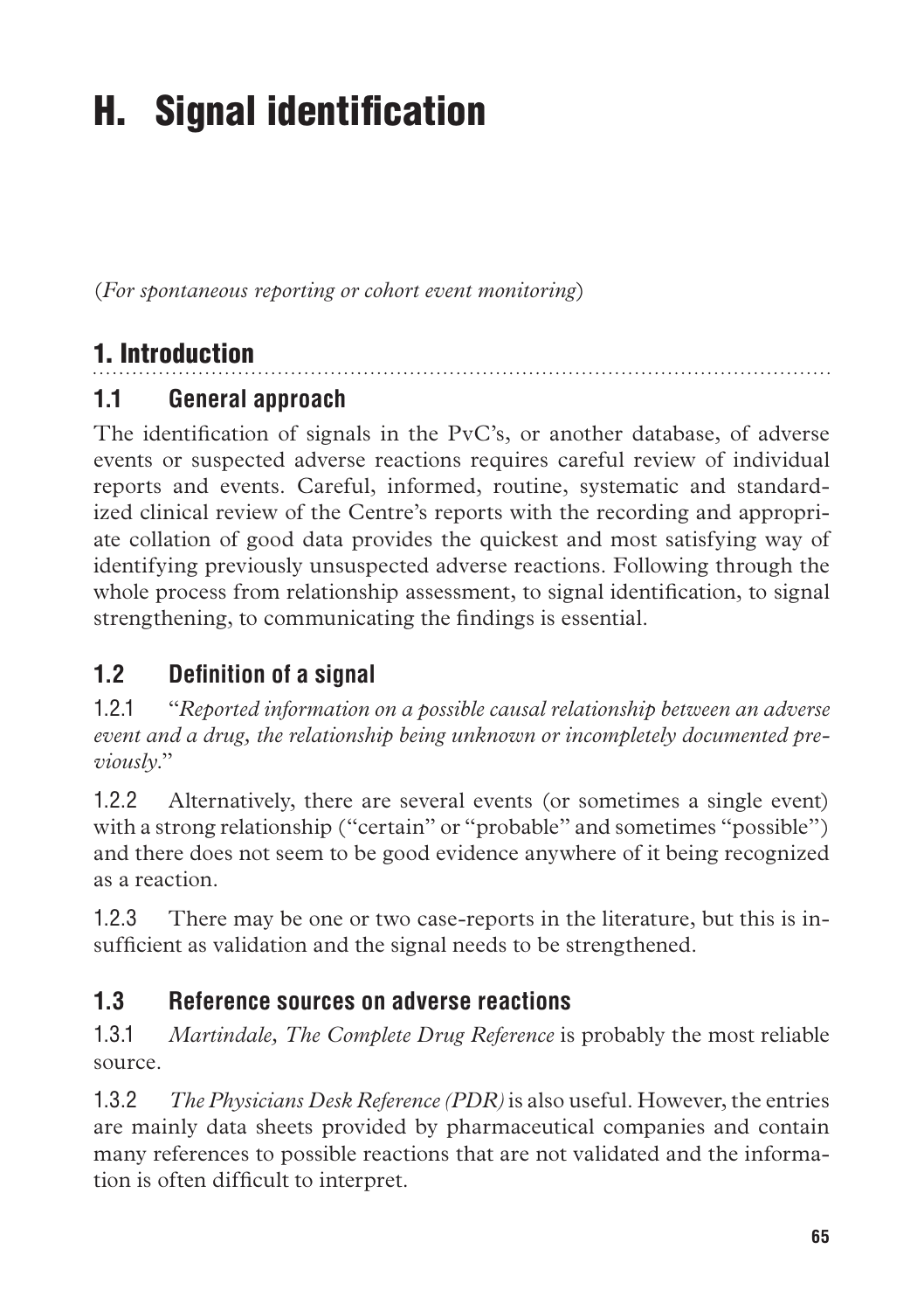# H. Signal identification

(*For spontaneous reporting or cohort event monitoring*)

## 1. Introduction

### 1.1 General approach

The identification of signals in the PvC's, or another database, of adverse events or suspected adverse reactions requires careful review of individual reports and events. Careful, informed, routine, systematic and standardized clinical review of the Centre's reports with the recording and appropriate collation of good data provides the quickest and most satisfying way of identifying previously unsuspected adverse reactions. Following through the whole process from relationship assessment, to signal identification, to signal strengthening, to communicating the findings is essential.

### 1.2 Definition of a signal

1.2.1 "*Reported information on a possible causal relationship between an adverse event and a drug, the relationship being unknown or incompletely documented previously*."

1.2.2 Alternatively, there are several events (or sometimes a single event) with a strong relationship ("certain" or "probable" and sometimes "possible") and there does not seem to be good evidence anywhere of it being recognized as a reaction.

1.2.3 There may be one or two case-reports in the literature, but this is insufficient as validation and the signal needs to be strengthened.

### 1.3 Reference sources on adverse reactions

1.3.1 *Martindale, The Complete Drug Reference* is probably the most reliable source.

1.3.2 *The Physicians Desk Reference (PDR)* is also useful. However, the entries are mainly data sheets provided by pharmaceutical companies and contain many references to possible reactions that are not validated and the information is often difficult to interpret.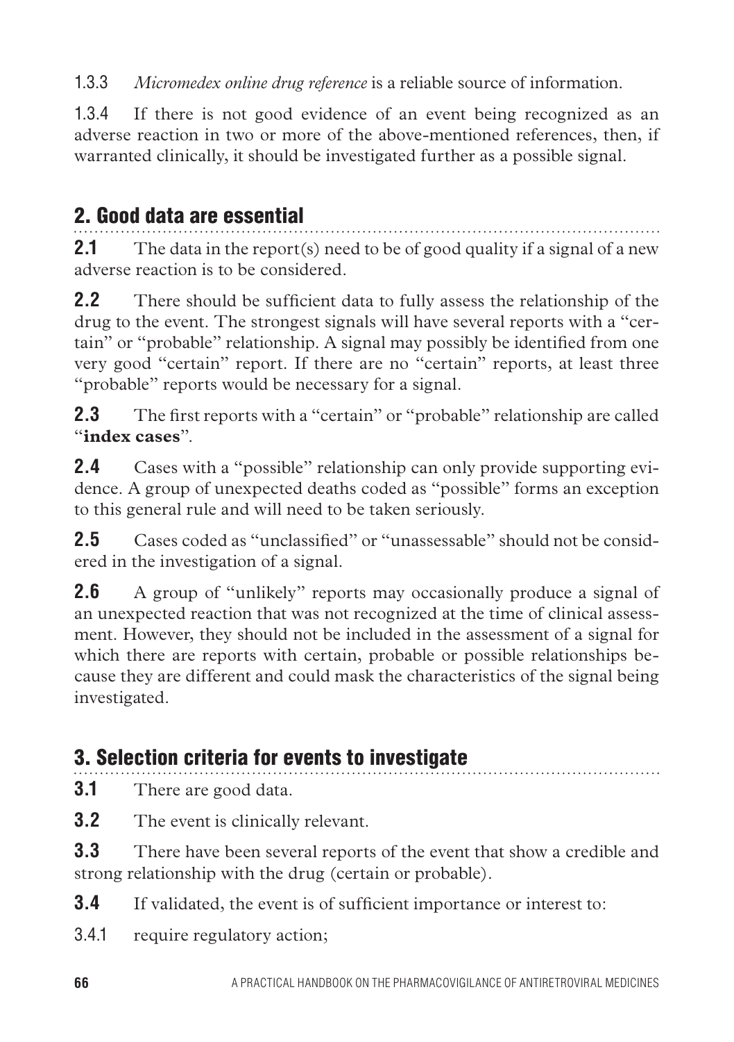1.3.3 *Micromedex online drug reference* is a reliable source of information.

1.3.4 If there is not good evidence of an event being recognized as an adverse reaction in two or more of the above-mentioned references, then, if warranted clinically, it should be investigated further as a possible signal.

## 2. Good data are essential

**2.1** The data in the report(s) need to be of good quality if a signal of a new adverse reaction is to be considered.

**2.2** There should be sufficient data to fully assess the relationship of the drug to the event. The strongest signals will have several reports with a "certain" or "probable" relationship. A signal may possibly be identified from one very good "certain" report. If there are no "certain" reports, at least three "probable" reports would be necessary for a signal.

**2.3** The first reports with a "certain" or "probable" relationship are called "**index cases**".

**2.4** Cases with a "possible" relationship can only provide supporting evidence. A group of unexpected deaths coded as "possible" forms an exception to this general rule and will need to be taken seriously.

**2.5** Cases coded as "unclassified" or "unassessable" should not be considered in the investigation of a signal.

**2.6** A group of "unlikely" reports may occasionally produce a signal of an unexpected reaction that was not recognized at the time of clinical assessment. However, they should not be included in the assessment of a signal for which there are reports with certain, probable or possible relationships because they are different and could mask the characteristics of the signal being investigated.

## 3. Selection criteria for events to investigate

**3.1** There are good data.

**3.2** The event is clinically relevant.

**3.3** There have been several reports of the event that show a credible and strong relationship with the drug (certain or probable).

**3.4** If validated, the event is of sufficient importance or interest to:

3.4.1 require regulatory action;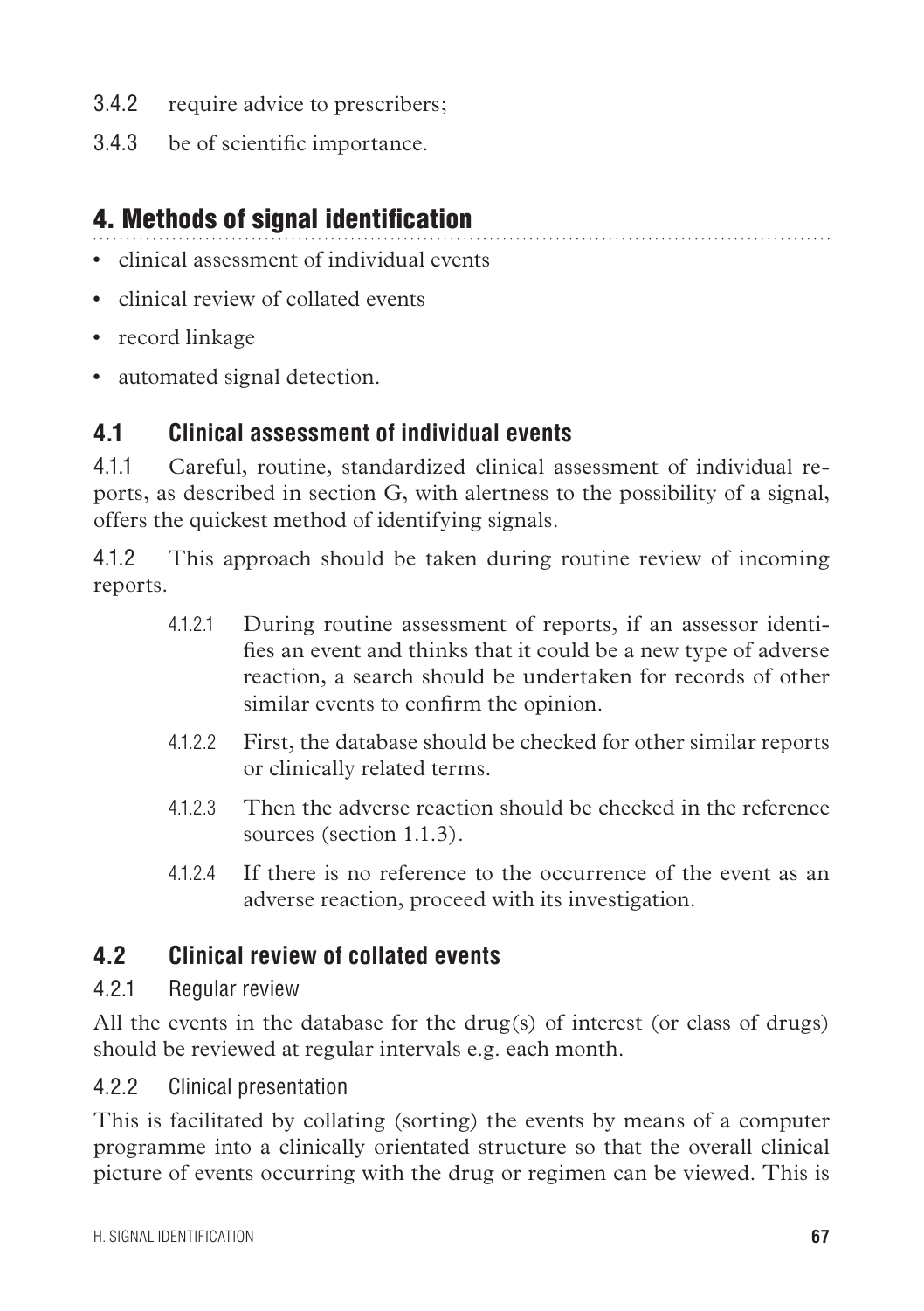3.4.2 require advice to prescribers;

3.4.3 be of scientific importance.

## 4. Methods of signal identification

- clinical assessment of individual events
- clinical review of collated events
- record linkage
- automated signal detection.

### 4.1 Clinical assessment of individual events

4.1.1 Careful, routine, standardized clinical assessment of individual reports, as described in section G, with alertness to the possibility of a signal, offers the quickest method of identifying signals.

4.1.2 This approach should be taken during routine review of incoming reports.

> 4.1.2.1 During routine assessment of reports, if an assessor identifies an event and thinks that it could be a new type of adverse reaction, a search should be undertaken for records of other similar events to confirm the opinion.
>
> 4.1.2.2 First, the database should be checked for other similar reports or clinically related terms.
>
> 4.1.2.3 Then the adverse reaction should be checked in the reference sources (section 1.1.3).
>
> 4.1.2.4 If there is no reference to the occurrence of the event as an adverse reaction, proceed with its investigation.

### 4.2 Clinical review of collated events

4.2.1 Regular review

All the events in the database for the drug(s) of interest (or class of drugs) should be reviewed at regular intervals e.g. each month.

4.2.2 Clinical presentation

This is facilitated by collating (sorting) the events by means of a computer programme into a clinically orientated structure so that the overall clinical picture of events occurring with the drug or regimen can be viewed. This is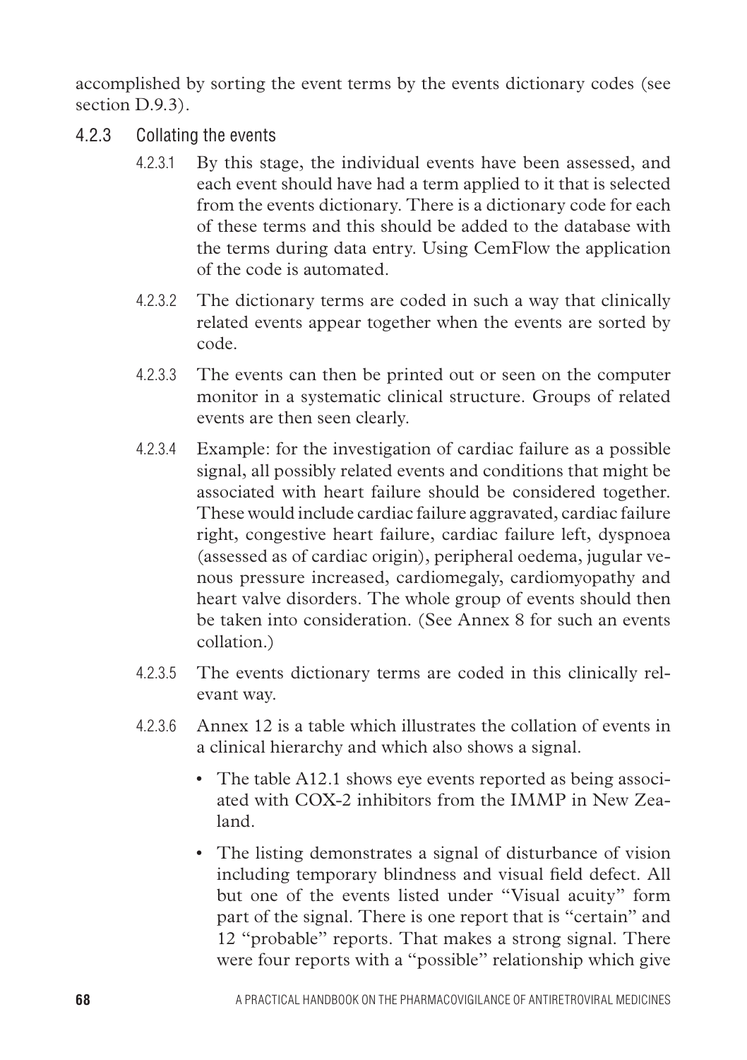accomplished by sorting the event terms by the events dictionary codes (see section D.9.3).

### 4.2.3 Collating the events

4.2.3.1 By this stage, the individual events have been assessed, and each event should have had a term applied to it that is selected from the events dictionary. There is a dictionary code for each of these terms and this should be added to the database with the terms during data entry. Using CemFlow the application of the code is automated.

4.2.3.2 The dictionary terms are coded in such a way that clinically related events appear together when the events are sorted by code.

4.2.3.3 The events can then be printed out or seen on the computer monitor in a systematic clinical structure. Groups of related events are then seen clearly.

4.2.3.4 Example: for the investigation of cardiac failure as a possible signal, all possibly related events and conditions that might be associated with heart failure should be considered together. These would include cardiac failure aggravated, cardiac failure right, congestive heart failure, cardiac failure left, dyspnoea (assessed as of cardiac origin), peripheral oedema, jugular venous pressure increased, cardiomegaly, cardiomyopathy and heart valve disorders. The whole group of events should then be taken into consideration. (See Annex 8 for such an events collation.)

4.2.3.5 The events dictionary terms are coded in this clinically relevant way.

4.2.3.6 Annex 12 is a table which illustrates the collation of events in a clinical hierarchy and which also shows a signal.

- The table A12.1 shows eye events reported as being associated with COX-2 inhibitors from the IMMP in New Zealand.
- The listing demonstrates a signal of disturbance of vision including temporary blindness and visual field defect. All but one of the events listed under "Visual acuity" form part of the signal. There is one report that is "certain" and 12 "probable" reports. That makes a strong signal. There were four reports with a "possible" relationship which give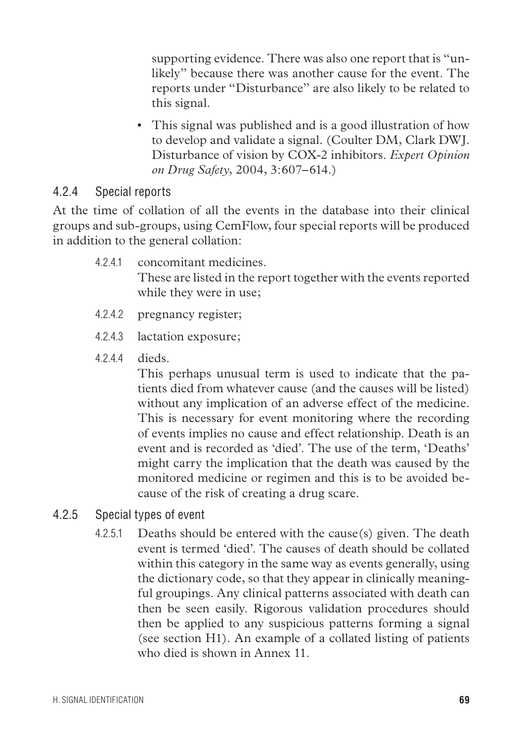supporting evidence. There was also one report that is "unlikely" because there was another cause for the event. The reports under "Disturbance" are also likely to be related to this signal.

- This signal was published and is a good illustration of how to develop and validate a signal. (Coulter DM, Clark DWJ. Disturbance of vision by COX-2 inhibitors. *Expert Opinion on Drug Safety*, 2004, 3:607–614.)

### 4.2.4 Special reports

At the time of collation of all the events in the database into their clinical groups and sub-groups, using CemFlow, four special reports will be produced in addition to the general collation:

4.2.4.1 concomitant medicines.
These are listed in the report together with the events reported while they were in use;

4.2.4.2 pregnancy register;

4.2.4.3 lactation exposure;

4.2.4.4 dieds.
This perhaps unusual term is used to indicate that the patients died from whatever cause (and the causes will be listed) without any implication of an adverse effect of the medicine. This is necessary for event monitoring where the recording of events implies no cause and effect relationship. Death is an event and is recorded as 'died'. The use of the term, 'Deaths' might carry the implication that the death was caused by the monitored medicine or regimen and this is to be avoided because of the risk of creating a drug scare.

### 4.2.5 Special types of event

4.2.5.1 Deaths should be entered with the cause(s) given. The death event is termed 'died'. The causes of death should be collated within this category in the same way as events generally, using the dictionary code, so that they appear in clinically meaningful groupings. Any clinical patterns associated with death can then be seen easily. Rigorous validation procedures should then be applied to any suspicious patterns forming a signal (see section H1). An example of a collated listing of patients who died is shown in Annex 11.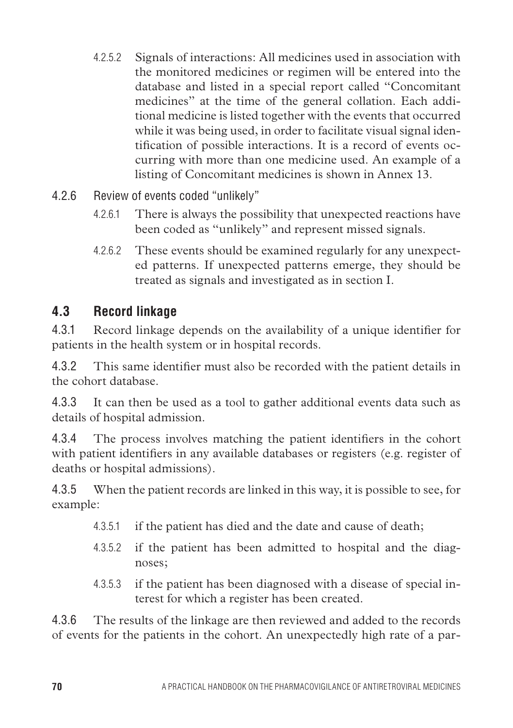4.2.5.2 Signals of interactions: All medicines used in association with the monitored medicines or regimen will be entered into the database and listed in a special report called "Concomitant medicines" at the time of the general collation. Each additional medicine is listed together with the events that occurred while it was being used, in order to facilitate visual signal identification of possible interactions. It is a record of events occurring with more than one medicine used. An example of a listing of Concomitant medicines is shown in Annex 13.

4.2.6 Review of events coded "unlikely"

4.2.6.1 There is always the possibility that unexpected reactions have been coded as "unlikely" and represent missed signals.

4.2.6.2 These events should be examined regularly for any unexpected patterns. If unexpected patterns emerge, they should be treated as signals and investigated as in section I.

## 4.3 Record linkage

4.3.1 Record linkage depends on the availability of a unique identifier for patients in the health system or in hospital records.

4.3.2 This same identifier must also be recorded with the patient details in the cohort database.

4.3.3 It can then be used as a tool to gather additional events data such as details of hospital admission.

4.3.4 The process involves matching the patient identifiers in the cohort with patient identifiers in any available databases or registers (e.g. register of deaths or hospital admissions).

4.3.5 When the patient records are linked in this way, it is possible to see, for example:

4.3.5.1 if the patient has died and the date and cause of death;

4.3.5.2 if the patient has been admitted to hospital and the diagnoses;

4.3.5.3 if the patient has been diagnosed with a disease of special interest for which a register has been created.

4.3.6 The results of the linkage are then reviewed and added to the records of events for the patients in the cohort. An unexpectedly high rate of a par-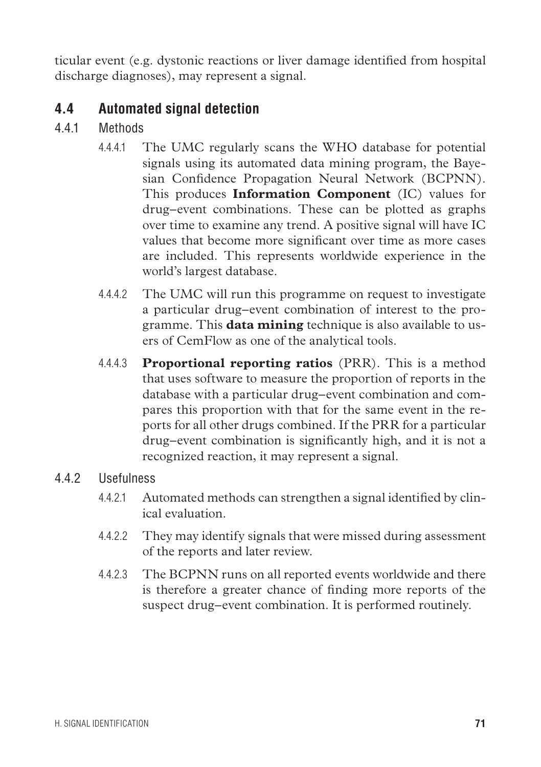ticular event (e.g. dystonic reactions or liver damage identified from hospital discharge diagnoses), may represent a signal.

## 4.4 Automated signal detection

### 4.4.1 Methods

4.4.4.1 The UMC regularly scans the WHO database for potential signals using its automated data mining program, the Bayesian Confidence Propagation Neural Network (BCPNN). This produces **Information Component** (IC) values for drug–event combinations. These can be plotted as graphs over time to examine any trend. A positive signal will have IC values that become more significant over time as more cases are included. This represents worldwide experience in the world's largest database.

4.4.4.2 The UMC will run this programme on request to investigate a particular drug–event combination of interest to the programme. This **data mining** technique is also available to users of CemFlow as one of the analytical tools.

4.4.4.3 **Proportional reporting ratios** (PRR). This is a method that uses software to measure the proportion of reports in the database with a particular drug–event combination and compares this proportion with that for the same event in the reports for all other drugs combined. If the PRR for a particular drug–event combination is significantly high, and it is not a recognized reaction, it may represent a signal.

### 4.4.2 Usefulness

4.4.2.1 Automated methods can strengthen a signal identified by clinical evaluation.

4.4.2.2 They may identify signals that were missed during assessment of the reports and later review.

4.4.2.3 The BCPNN runs on all reported events worldwide and there is therefore a greater chance of finding more reports of the suspect drug–event combination. It is performed routinely.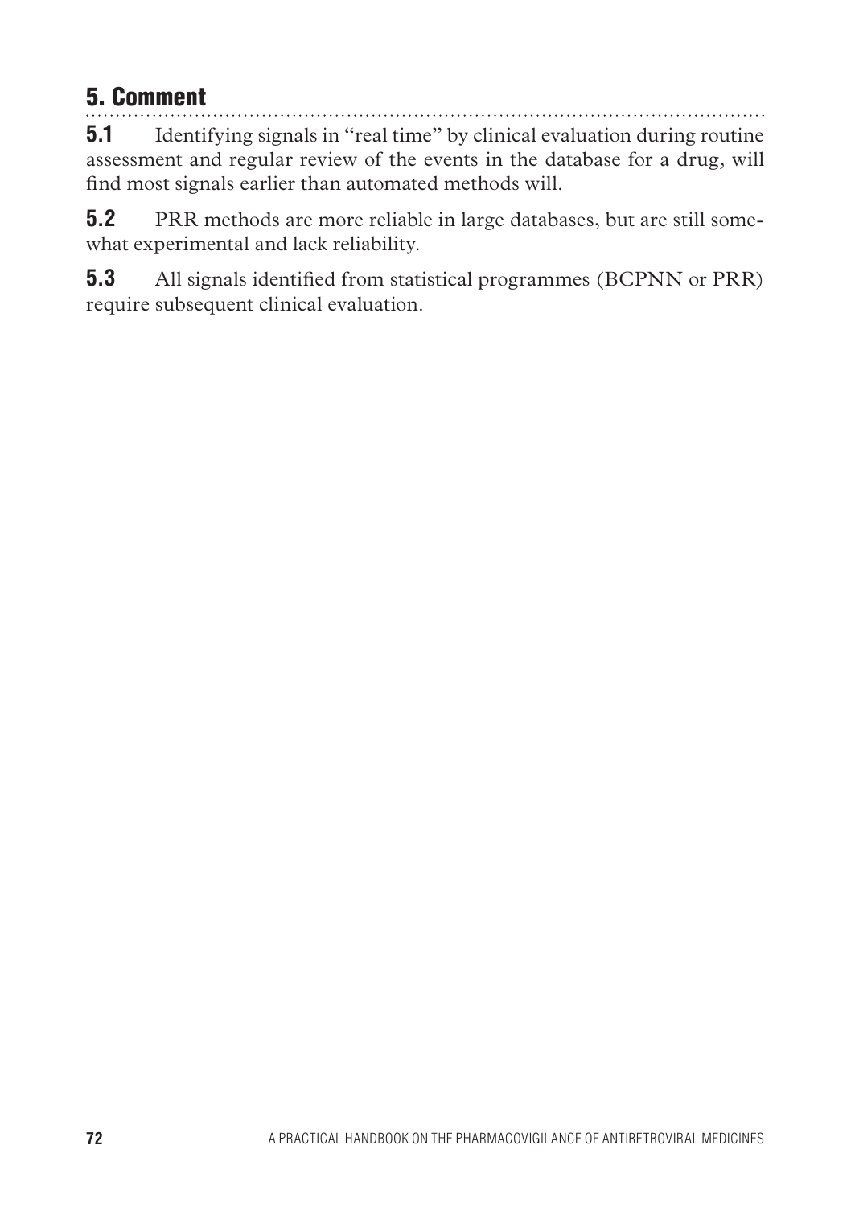## 5. Comment

**5.1** Identifying signals in "real time" by clinical evaluation during routine assessment and regular review of the events in the database for a drug, will find most signals earlier than automated methods will.

**5.2** PRR methods are more reliable in large databases, but are still somewhat experimental and lack reliability.

**5.3** All signals identified from statistical programmes (BCPNN or PRR) require subsequent clinical evaluation.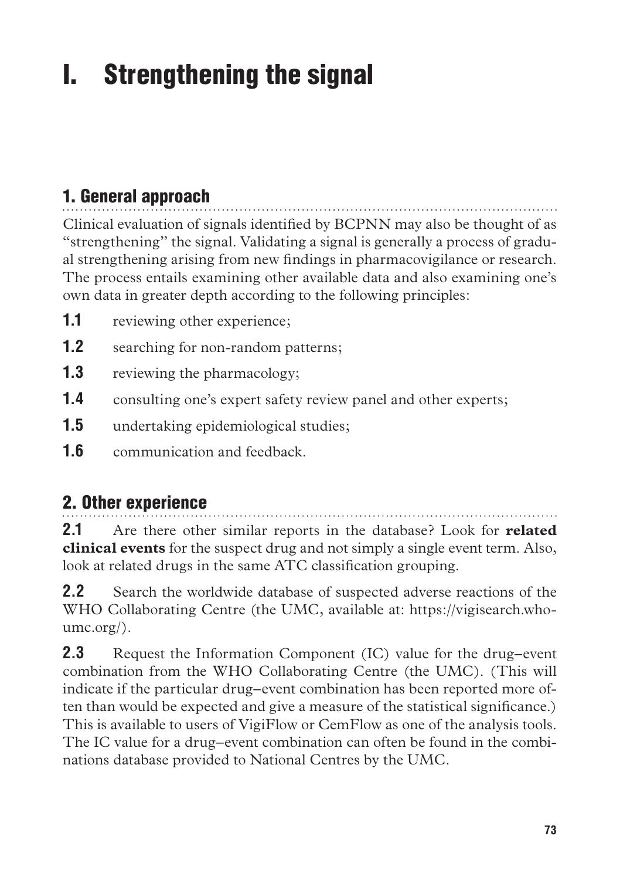# I. Strengthening the signal

## 1. General approach

Clinical evaluation of signals identified by BCPNN may also be thought of as "strengthening" the signal. Validating a signal is generally a process of gradual strengthening arising from new findings in pharmacovigilance or research. The process entails examining other available data and also examining one's own data in greater depth according to the following principles:

**1.1** reviewing other experience;

**1.2** searching for non-random patterns;

**1.3** reviewing the pharmacology;

**1.4** consulting one's expert safety review panel and other experts;

**1.5** undertaking epidemiological studies;

**1.6** communication and feedback.

## 2. Other experience

**2.1** Are there other similar reports in the database? Look for **related clinical events** for the suspect drug and not simply a single event term. Also, look at related drugs in the same ATC classification grouping.

**2.2** Search the worldwide database of suspected adverse reactions of the WHO Collaborating Centre (the UMC, available at: https://vigisearch.who-umc.org/).

**2.3** Request the Information Component (IC) value for the drug–event combination from the WHO Collaborating Centre (the UMC). (This will indicate if the particular drug–event combination has been reported more often than would be expected and give a measure of the statistical significance.) This is available to users of VigiFlow or CemFlow as one of the analysis tools. The IC value for a drug–event combination can often be found in the combinations database provided to National Centres by the UMC.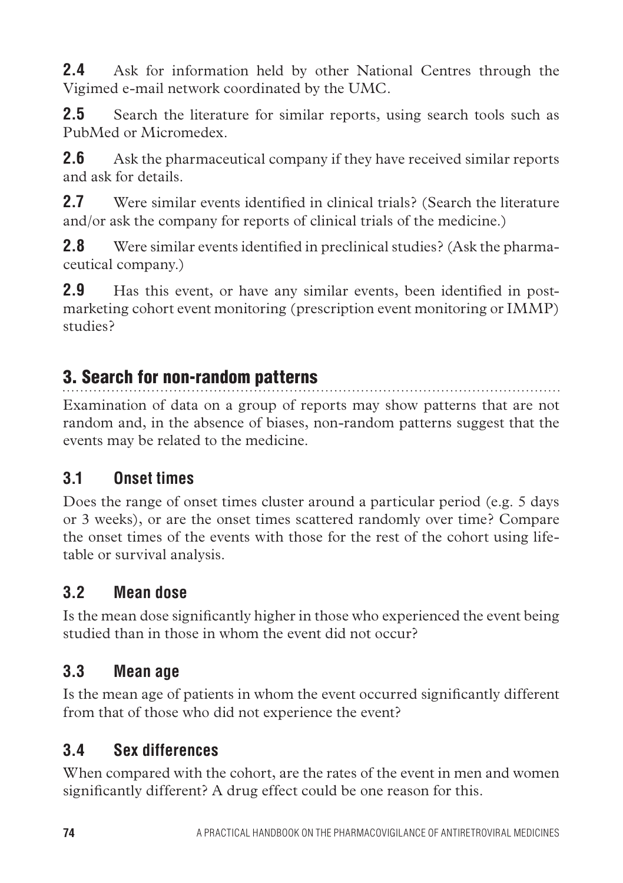**2.4** Ask for information held by other National Centres through the Vigimed e-mail network coordinated by the UMC.

**2.5** Search the literature for similar reports, using search tools such as PubMed or Micromedex.

**2.6** Ask the pharmaceutical company if they have received similar reports and ask for details.

**2.7** Were similar events identified in clinical trials? (Search the literature and/or ask the company for reports of clinical trials of the medicine.)

**2.8** Were similar events identified in preclinical studies? (Ask the pharmaceutical company.)

**2.9** Has this event, or have any similar events, been identified in post-marketing cohort event monitoring (prescription event monitoring or IMMP) studies?

## 3. Search for non-random patterns

Examination of data on a group of reports may show patterns that are not random and, in the absence of biases, non-random patterns suggest that the events may be related to the medicine.

### 3.1 Onset times

Does the range of onset times cluster around a particular period (e.g. 5 days or 3 weeks), or are the onset times scattered randomly over time? Compare the onset times of the events with those for the rest of the cohort using life-table or survival analysis.

### 3.2 Mean dose

Is the mean dose significantly higher in those who experienced the event being studied than in those in whom the event did not occur?

### 3.3 Mean age

Is the mean age of patients in whom the event occurred significantly different from that of those who did not experience the event?

### 3.4 Sex differences

When compared with the cohort, are the rates of the event in men and women significantly different? A drug effect could be one reason for this.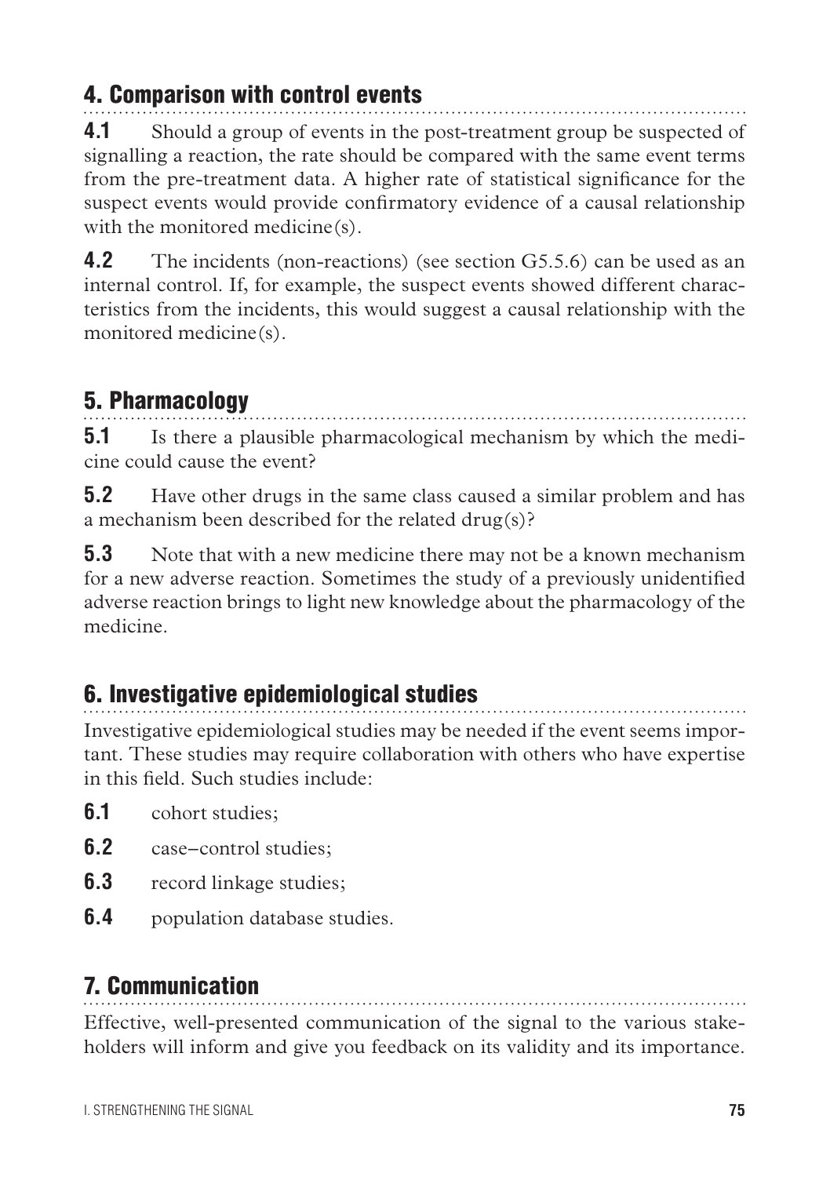## 4. Comparison with control events

**4.1** Should a group of events in the post-treatment group be suspected of signalling a reaction, the rate should be compared with the same event terms from the pre-treatment data. A higher rate of statistical significance for the suspect events would provide confirmatory evidence of a causal relationship with the monitored medicine(s).

**4.2** The incidents (non-reactions) (see section G5.5.6) can be used as an internal control. If, for example, the suspect events showed different characteristics from the incidents, this would suggest a causal relationship with the monitored medicine(s).

## 5. Pharmacology

**5.1** Is there a plausible pharmacological mechanism by which the medicine could cause the event?

**5.2** Have other drugs in the same class caused a similar problem and has a mechanism been described for the related drug(s)?

**5.3** Note that with a new medicine there may not be a known mechanism for a new adverse reaction. Sometimes the study of a previously unidentified adverse reaction brings to light new knowledge about the pharmacology of the medicine.

## 6. Investigative epidemiological studies

Investigative epidemiological studies may be needed if the event seems important. These studies may require collaboration with others who have expertise in this field. Such studies include:

**6.1** cohort studies;

**6.2** case–control studies;

**6.3** record linkage studies;

**6.4** population database studies.

## 7. Communication

Effective, well-presented communication of the signal to the various stakeholders will inform and give you feedback on its validity and its importance.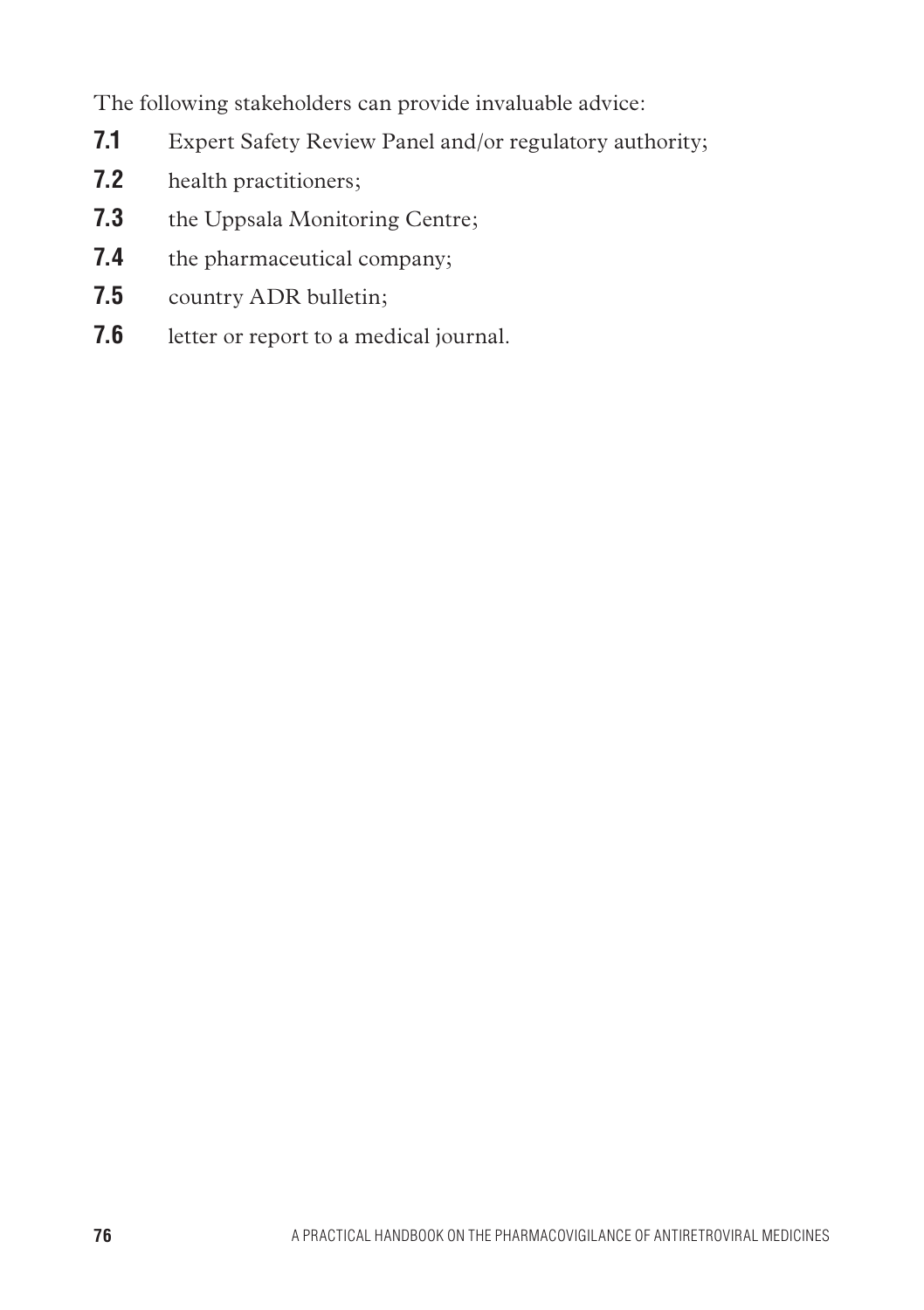The following stakeholders can provide invaluable advice:

**7.1** Expert Safety Review Panel and/or regulatory authority;

**7.2** health practitioners;

**7.3** the Uppsala Monitoring Centre;

**7.4** the pharmaceutical company;

**7.5** country ADR bulletin;

**7.6** letter or report to a medical journal.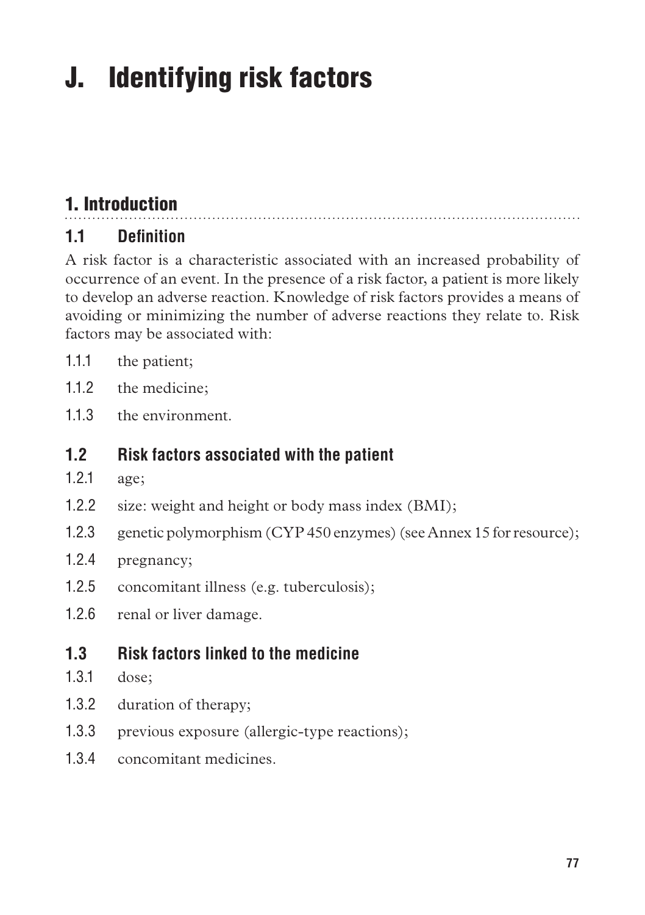# J. Identifying risk factors

## 1. Introduction

### 1.1 Definition

A risk factor is a characteristic associated with an increased probability of occurrence of an event. In the presence of a risk factor, a patient is more likely to develop an adverse reaction. Knowledge of risk factors provides a means of avoiding or minimizing the number of adverse reactions they relate to. Risk factors may be associated with:

1.1.1 the patient;

1.1.2 the medicine;

1.1.3 the environment.

### 1.2 Risk factors associated with the patient

1.2.1 age;

1.2.2 size: weight and height or body mass index (BMI);

1.2.3 genetic polymorphism (CYP 450 enzymes) (see Annex 15 for resource);

1.2.4 pregnancy;

1.2.5 concomitant illness (e.g. tuberculosis);

1.2.6 renal or liver damage.

### 1.3 Risk factors linked to the medicine

1.3.1 dose;

1.3.2 duration of therapy;

1.3.3 previous exposure (allergic-type reactions);

1.3.4 concomitant medicines.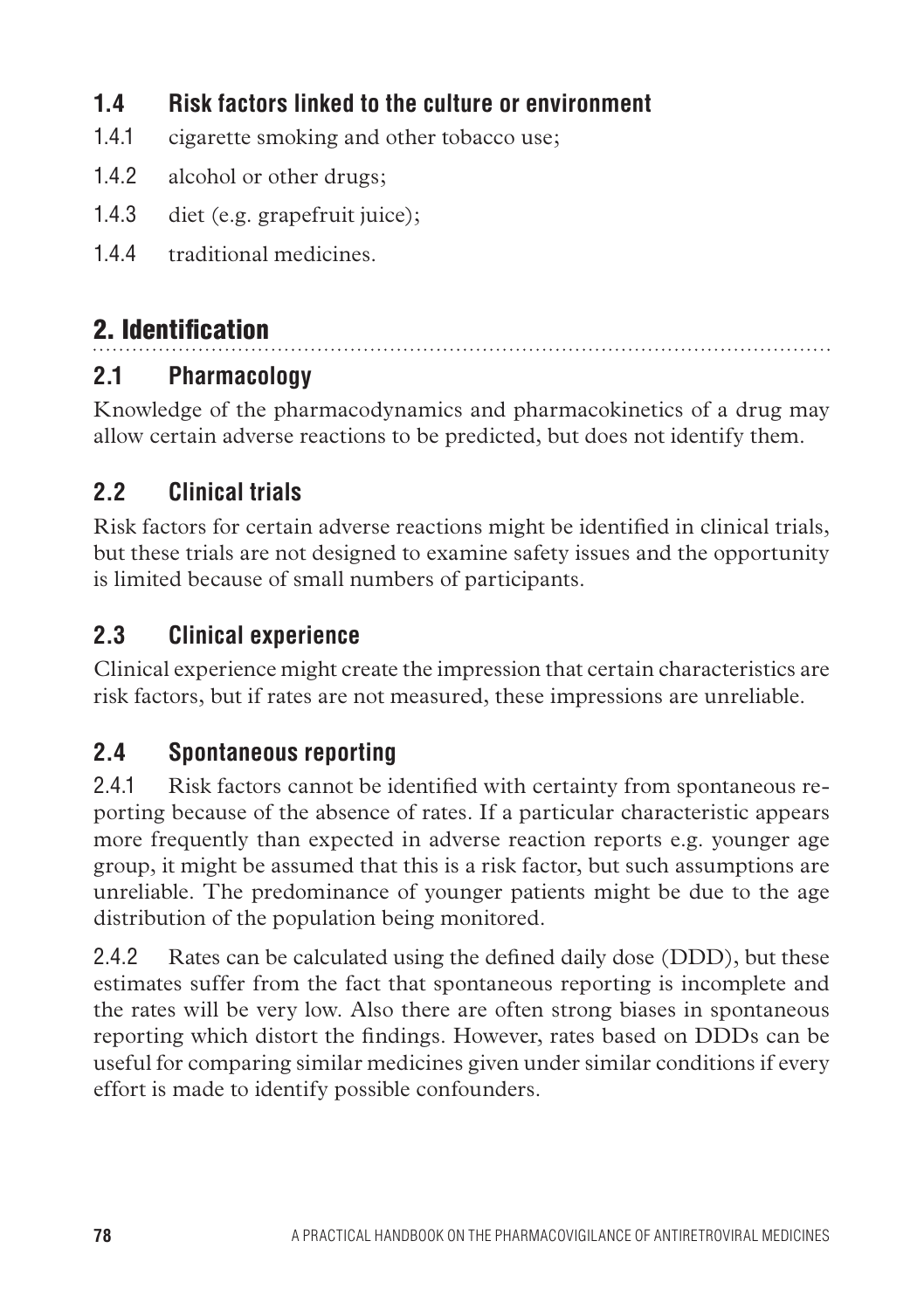### 1.4 Risk factors linked to the culture or environment

1.4.1 cigarette smoking and other tobacco use;

1.4.2 alcohol or other drugs;

1.4.3 diet (e.g. grapefruit juice);

1.4.4 traditional medicines.

## 2. Identification

### 2.1 Pharmacology

Knowledge of the pharmacodynamics and pharmacokinetics of a drug may allow certain adverse reactions to be predicted, but does not identify them.

### 2.2 Clinical trials

Risk factors for certain adverse reactions might be identified in clinical trials, but these trials are not designed to examine safety issues and the opportunity is limited because of small numbers of participants.

### 2.3 Clinical experience

Clinical experience might create the impression that certain characteristics are risk factors, but if rates are not measured, these impressions are unreliable.

### 2.4 Spontaneous reporting

2.4.1 Risk factors cannot be identified with certainty from spontaneous reporting because of the absence of rates. If a particular characteristic appears more frequently than expected in adverse reaction reports e.g. younger age group, it might be assumed that this is a risk factor, but such assumptions are unreliable. The predominance of younger patients might be due to the age distribution of the population being monitored.

2.4.2 Rates can be calculated using the defined daily dose (DDD), but these estimates suffer from the fact that spontaneous reporting is incomplete and the rates will be very low. Also there are often strong biases in spontaneous reporting which distort the findings. However, rates based on DDDs can be useful for comparing similar medicines given under similar conditions if every effort is made to identify possible confounders.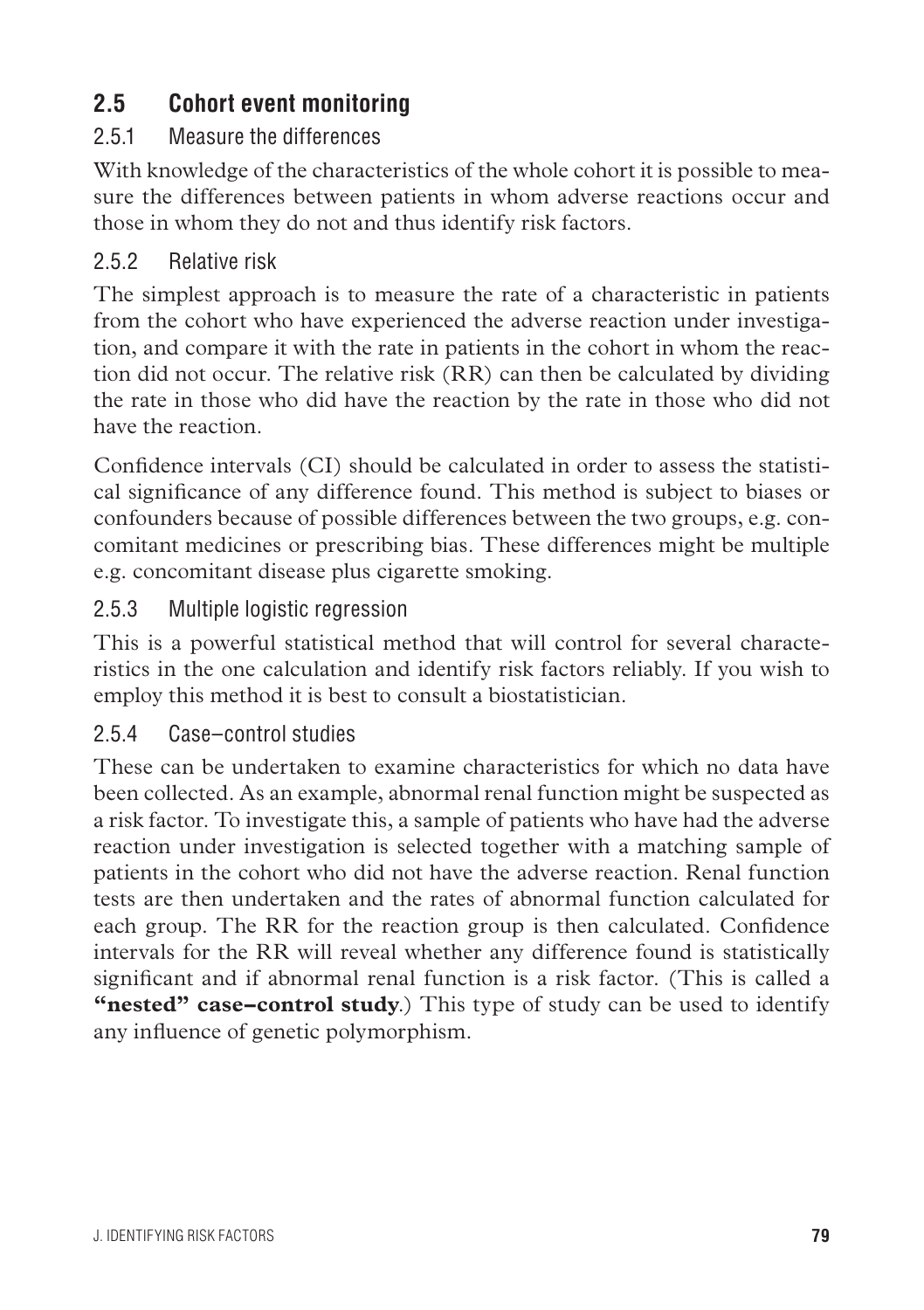## 2.5 Cohort event monitoring

### 2.5.1 Measure the differences

With knowledge of the characteristics of the whole cohort it is possible to measure the differences between patients in whom adverse reactions occur and those in whom they do not and thus identify risk factors.

### 2.5.2 Relative risk

The simplest approach is to measure the rate of a characteristic in patients from the cohort who have experienced the adverse reaction under investigation, and compare it with the rate in patients in the cohort in whom the reaction did not occur. The relative risk (RR) can then be calculated by dividing the rate in those who did have the reaction by the rate in those who did not have the reaction.

Confidence intervals (CI) should be calculated in order to assess the statistical significance of any difference found. This method is subject to biases or confounders because of possible differences between the two groups, e.g. concomitant medicines or prescribing bias. These differences might be multiple e.g. concomitant disease plus cigarette smoking.

### 2.5.3 Multiple logistic regression

This is a powerful statistical method that will control for several characteristics in the one calculation and identify risk factors reliably. If you wish to employ this method it is best to consult a biostatistician.

### 2.5.4 Case–control studies

These can be undertaken to examine characteristics for which no data have been collected. As an example, abnormal renal function might be suspected as a risk factor. To investigate this, a sample of patients who have had the adverse reaction under investigation is selected together with a matching sample of patients in the cohort who did not have the adverse reaction. Renal function tests are then undertaken and the rates of abnormal function calculated for each group. The RR for the reaction group is then calculated. Confidence intervals for the RR will reveal whether any difference found is statistically significant and if abnormal renal function is a risk factor. (This is called a **"nested" case–control study**.) This type of study can be used to identify any influence of genetic polymorphism.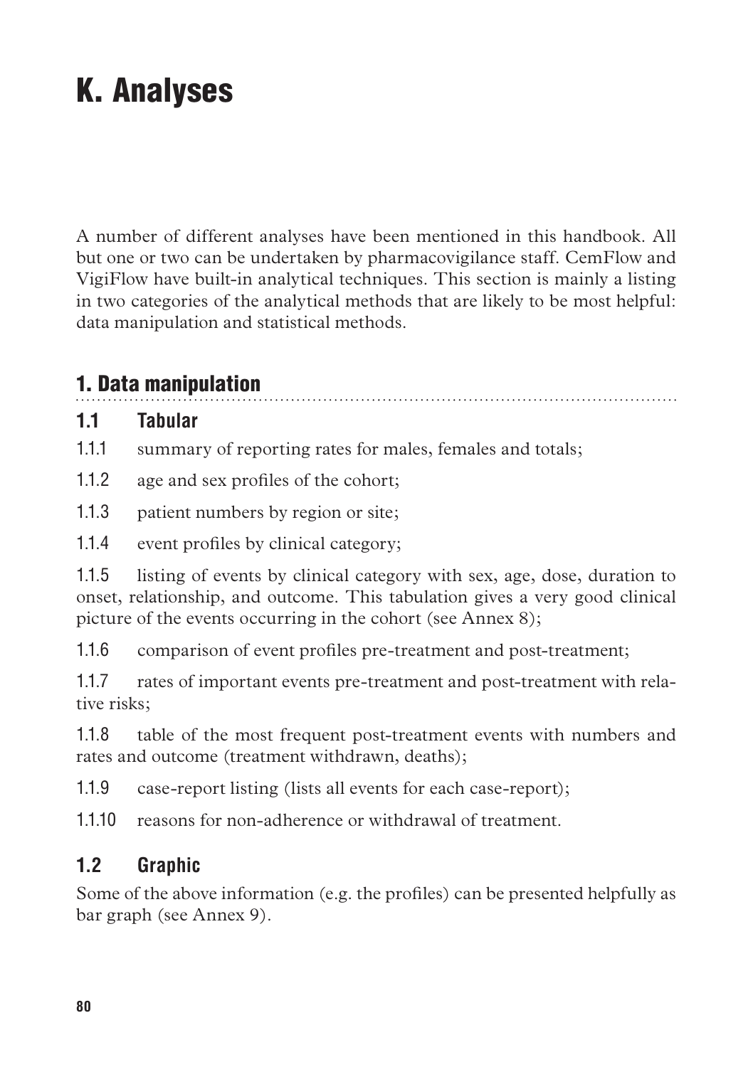# K. Analyses

A number of different analyses have been mentioned in this handbook. All but one or two can be undertaken by pharmacovigilance staff. CemFlow and VigiFlow have built-in analytical techniques. This section is mainly a listing in two categories of the analytical methods that are likely to be most helpful: data manipulation and statistical methods.

## 1. Data manipulation

### 1.1 Tabular

1.1.1 summary of reporting rates for males, females and totals;

1.1.2 age and sex profiles of the cohort;

1.1.3 patient numbers by region or site;

1.1.4 event profiles by clinical category;

1.1.5 listing of events by clinical category with sex, age, dose, duration to onset, relationship, and outcome. This tabulation gives a very good clinical picture of the events occurring in the cohort (see Annex 8);

1.1.6 comparison of event profiles pre-treatment and post-treatment;

1.1.7 rates of important events pre-treatment and post-treatment with relative risks;

1.1.8 table of the most frequent post-treatment events with numbers and rates and outcome (treatment withdrawn, deaths);

1.1.9 case-report listing (lists all events for each case-report);

1.1.10 reasons for non-adherence or withdrawal of treatment.

### 1.2 Graphic

Some of the above information (e.g. the profiles) can be presented helpfully as bar graph (see Annex 9).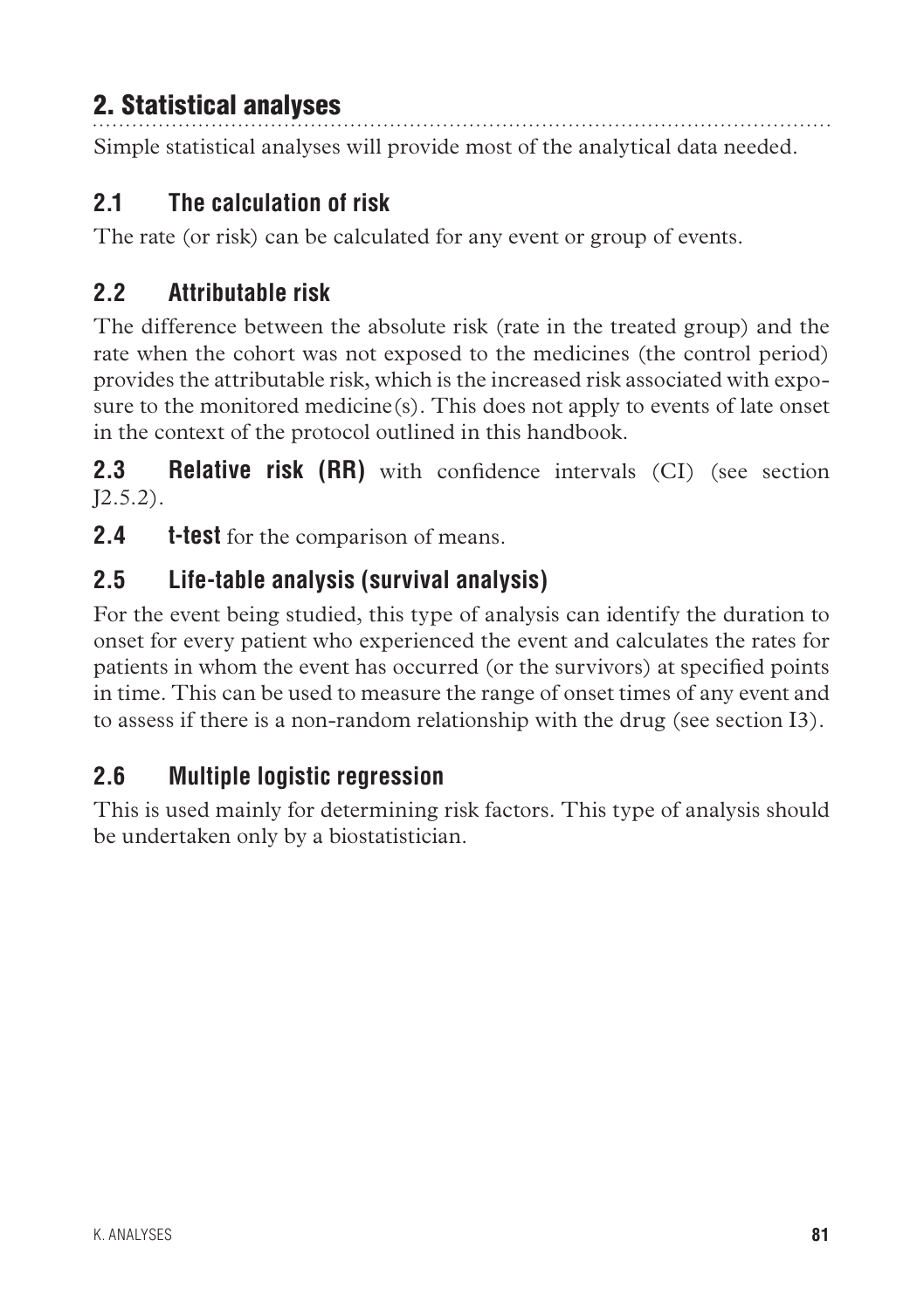## 2. Statistical analyses

Simple statistical analyses will provide most of the analytical data needed.

### 2.1 The calculation of risk

The rate (or risk) can be calculated for any event or group of events.

### 2.2 Attributable risk

The difference between the absolute risk (rate in the treated group) and the rate when the cohort was not exposed to the medicines (the control period) provides the attributable risk, which is the increased risk associated with exposure to the monitored medicine(s). This does not apply to events of late onset in the context of the protocol outlined in this handbook.

**2.3 Relative risk (RR)** with confidence intervals (CI) (see section J2.5.2).

**2.4 t-test** for the comparison of means.

### 2.5 Life-table analysis (survival analysis)

For the event being studied, this type of analysis can identify the duration to onset for every patient who experienced the event and calculates the rates for patients in whom the event has occurred (or the survivors) at specified points in time. This can be used to measure the range of onset times of any event and to assess if there is a non-random relationship with the drug (see section I3).

### 2.6 Multiple logistic regression

This is used mainly for determining risk factors. This type of analysis should be undertaken only by a biostatistician.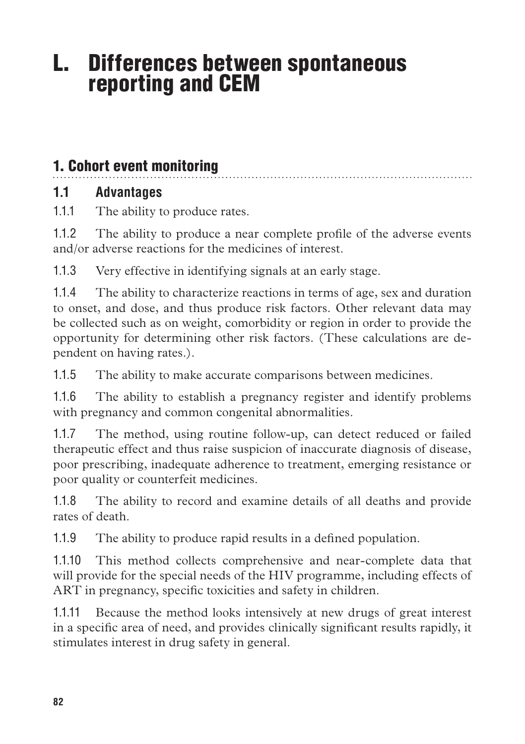# L. Differences between spontaneous reporting and CEM

## 1. Cohort event monitoring

### 1.1 Advantages

1.1.1 The ability to produce rates.

1.1.2 The ability to produce a near complete profile of the adverse events and/or adverse reactions for the medicines of interest.

1.1.3 Very effective in identifying signals at an early stage.

1.1.4 The ability to characterize reactions in terms of age, sex and duration to onset, and dose, and thus produce risk factors. Other relevant data may be collected such as on weight, comorbidity or region in order to provide the opportunity for determining other risk factors. (These calculations are dependent on having rates.).

1.1.5 The ability to make accurate comparisons between medicines.

1.1.6 The ability to establish a pregnancy register and identify problems with pregnancy and common congenital abnormalities.

1.1.7 The method, using routine follow-up, can detect reduced or failed therapeutic effect and thus raise suspicion of inaccurate diagnosis of disease, poor prescribing, inadequate adherence to treatment, emerging resistance or poor quality or counterfeit medicines.

1.1.8 The ability to record and examine details of all deaths and provide rates of death.

1.1.9 The ability to produce rapid results in a defined population.

1.1.10 This method collects comprehensive and near-complete data that will provide for the special needs of the HIV programme, including effects of ART in pregnancy, specific toxicities and safety in children.

1.1.11 Because the method looks intensively at new drugs of great interest in a specific area of need, and provides clinically significant results rapidly, it stimulates interest in drug safety in general.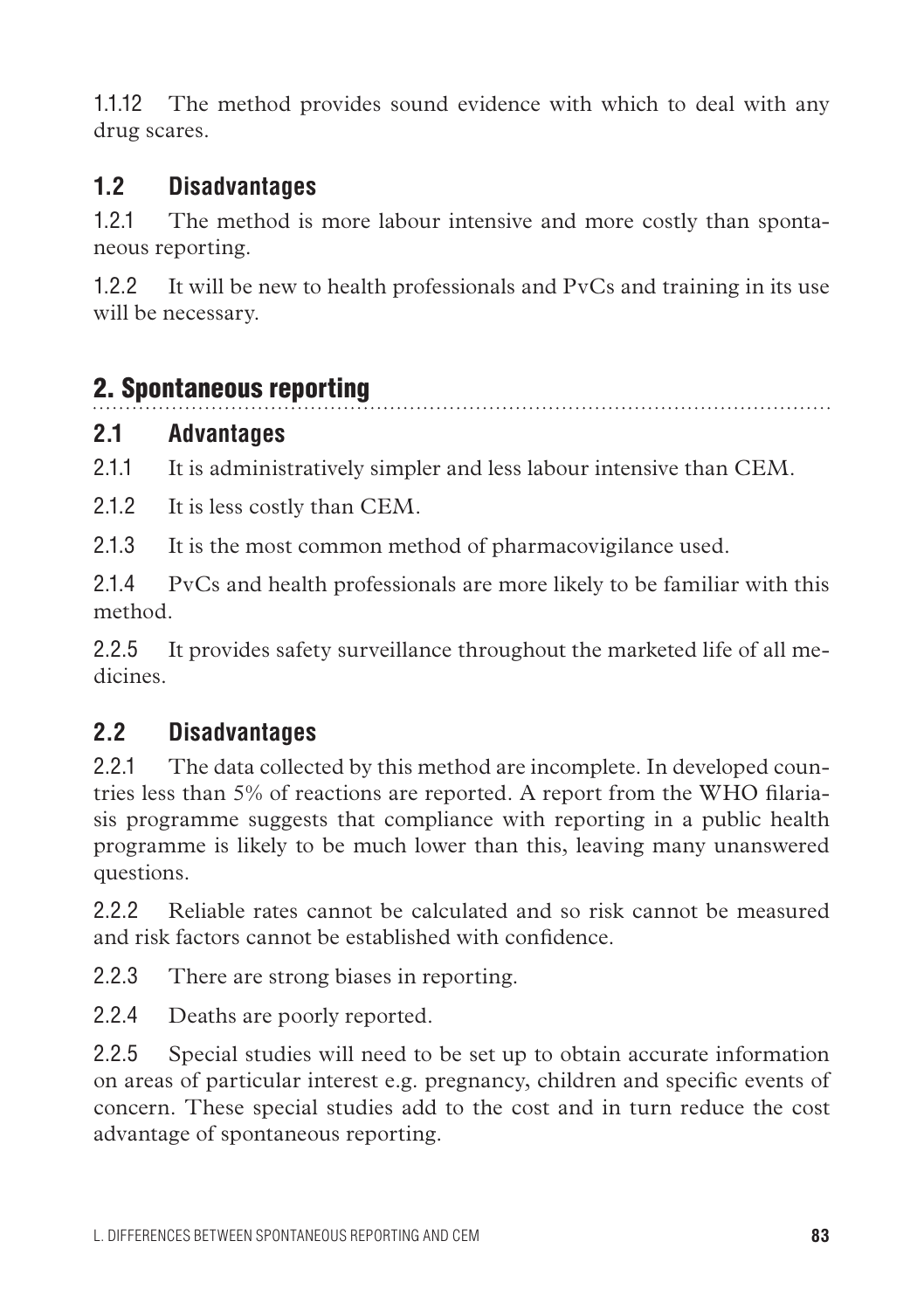1.1.12 The method provides sound evidence with which to deal with any drug scares.

### 1.2 Disadvantages

1.2.1 The method is more labour intensive and more costly than spontaneous reporting.

1.2.2 It will be new to health professionals and PvCs and training in its use will be necessary.

## 2. Spontaneous reporting

### 2.1 Advantages

2.1.1 It is administratively simpler and less labour intensive than CEM.

2.1.2 It is less costly than CEM.

2.1.3 It is the most common method of pharmacovigilance used.

2.1.4 PvCs and health professionals are more likely to be familiar with this method.

2.2.5 It provides safety surveillance throughout the marketed life of all medicines.

### 2.2 Disadvantages

2.2.1 The data collected by this method are incomplete. In developed countries less than 5% of reactions are reported. A report from the WHO filariasis programme suggests that compliance with reporting in a public health programme is likely to be much lower than this, leaving many unanswered questions.

2.2.2 Reliable rates cannot be calculated and so risk cannot be measured and risk factors cannot be established with confidence.

2.2.3 There are strong biases in reporting.

2.2.4 Deaths are poorly reported.

2.2.5 Special studies will need to be set up to obtain accurate information on areas of particular interest e.g. pregnancy, children and specific events of concern. These special studies add to the cost and in turn reduce the cost advantage of spontaneous reporting.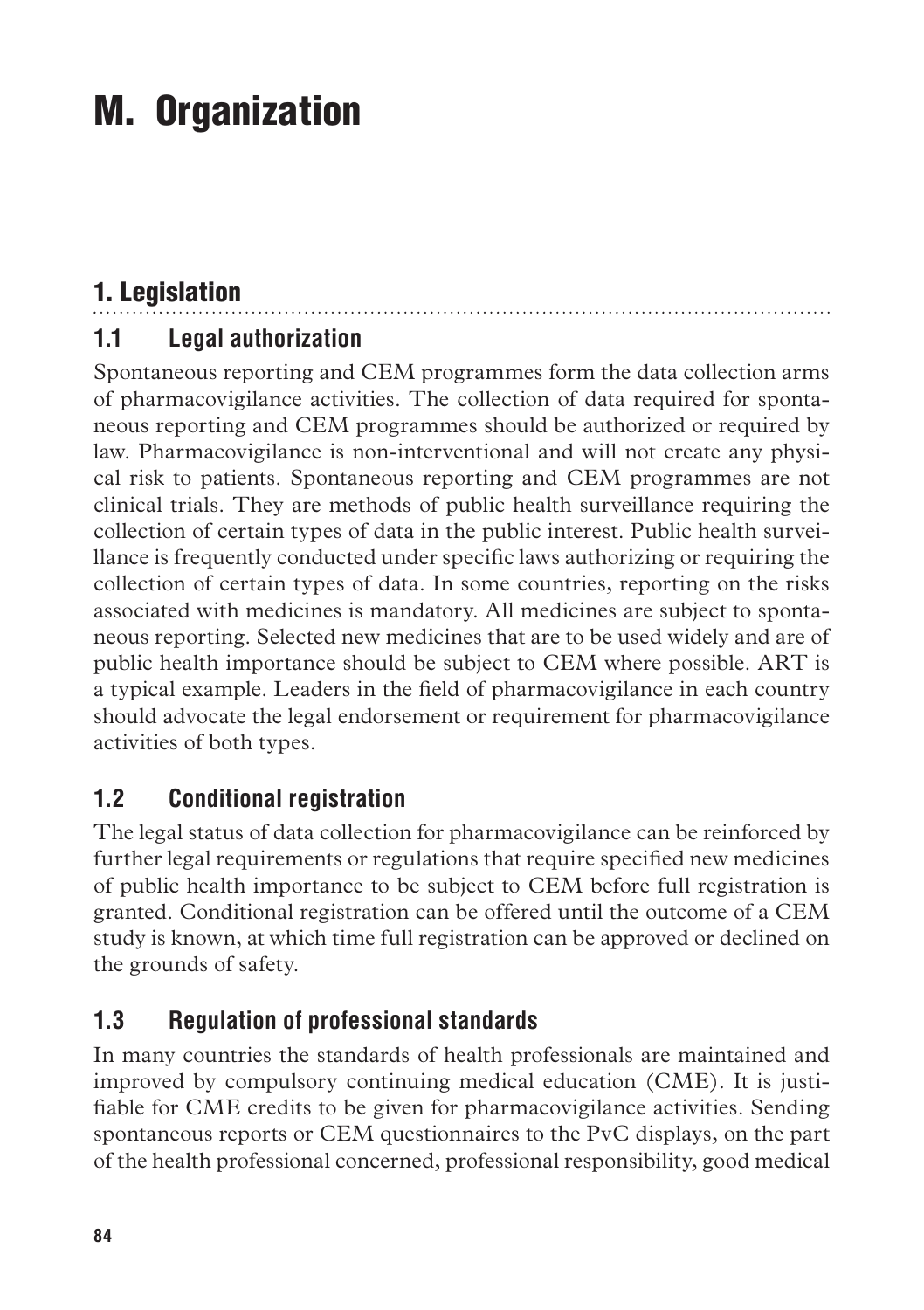# M. Organization

## 1. Legislation

### 1.1 Legal authorization

Spontaneous reporting and CEM programmes form the data collection arms of pharmacovigilance activities. The collection of data required for spontaneous reporting and CEM programmes should be authorized or required by law. Pharmacovigilance is non-interventional and will not create any physical risk to patients. Spontaneous reporting and CEM programmes are not clinical trials. They are methods of public health surveillance requiring the collection of certain types of data in the public interest. Public health surveillance is frequently conducted under specific laws authorizing or requiring the collection of certain types of data. In some countries, reporting on the risks associated with medicines is mandatory. All medicines are subject to spontaneous reporting. Selected new medicines that are to be used widely and are of public health importance should be subject to CEM where possible. ART is a typical example. Leaders in the field of pharmacovigilance in each country should advocate the legal endorsement or requirement for pharmacovigilance activities of both types.

### 1.2 Conditional registration

The legal status of data collection for pharmacovigilance can be reinforced by further legal requirements or regulations that require specified new medicines of public health importance to be subject to CEM before full registration is granted. Conditional registration can be offered until the outcome of a CEM study is known, at which time full registration can be approved or declined on the grounds of safety.

### 1.3 Regulation of professional standards

In many countries the standards of health professionals are maintained and improved by compulsory continuing medical education (CME). It is justifiable for CME credits to be given for pharmacovigilance activities. Sending spontaneous reports or CEM questionnaires to the PvC displays, on the part of the health professional concerned, professional responsibility, good medical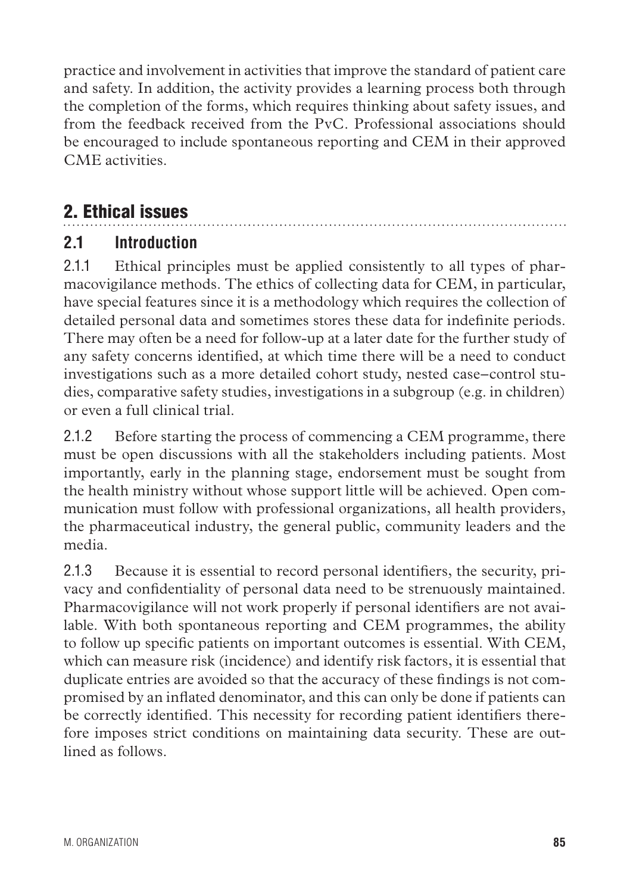practice and involvement in activities that improve the standard of patient care and safety. In addition, the activity provides a learning process both through the completion of the forms, which requires thinking about safety issues, and from the feedback received from the PvC. Professional associations should be encouraged to include spontaneous reporting and CEM in their approved CME activities.

## 2. Ethical issues

### 2.1 Introduction

2.1.1 Ethical principles must be applied consistently to all types of pharmacovigilance methods. The ethics of collecting data for CEM, in particular, have special features since it is a methodology which requires the collection of detailed personal data and sometimes stores these data for indefinite periods. There may often be a need for follow-up at a later date for the further study of any safety concerns identified, at which time there will be a need to conduct investigations such as a more detailed cohort study, nested case–control studies, comparative safety studies, investigations in a subgroup (e.g. in children) or even a full clinical trial.

2.1.2 Before starting the process of commencing a CEM programme, there must be open discussions with all the stakeholders including patients. Most importantly, early in the planning stage, endorsement must be sought from the health ministry without whose support little will be achieved. Open communication must follow with professional organizations, all health providers, the pharmaceutical industry, the general public, community leaders and the media.

2.1.3 Because it is essential to record personal identifiers, the security, privacy and confidentiality of personal data need to be strenuously maintained. Pharmacovigilance will not work properly if personal identifiers are not available. With both spontaneous reporting and CEM programmes, the ability to follow up specific patients on important outcomes is essential. With CEM, which can measure risk (incidence) and identify risk factors, it is essential that duplicate entries are avoided so that the accuracy of these findings is not compromised by an inflated denominator, and this can only be done if patients can be correctly identified. This necessity for recording patient identifiers therefore imposes strict conditions on maintaining data security. These are outlined as follows.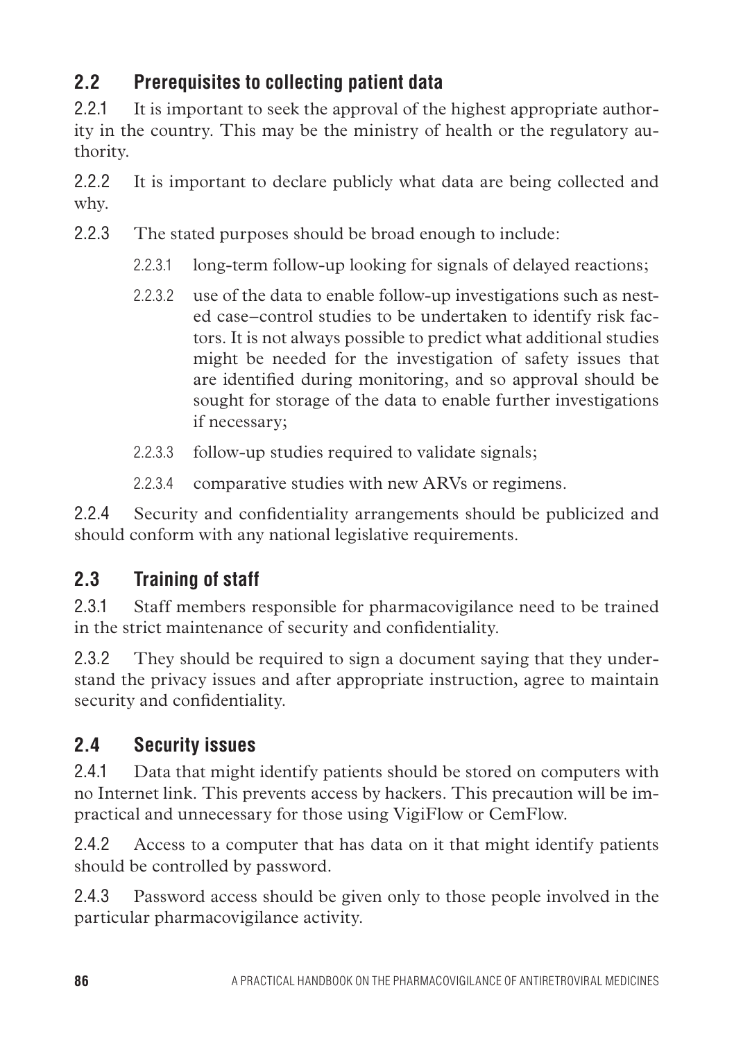## 2.2 Prerequisites to collecting patient data

2.2.1 It is important to seek the approval of the highest appropriate authority in the country. This may be the ministry of health or the regulatory authority.

2.2.2 It is important to declare publicly what data are being collected and why.

2.2.3 The stated purposes should be broad enough to include:

- 2.2.3.1 long-term follow-up looking for signals of delayed reactions;
- 2.2.3.2 use of the data to enable follow-up investigations such as nested case–control studies to be undertaken to identify risk factors. It is not always possible to predict what additional studies might be needed for the investigation of safety issues that are identified during monitoring, and so approval should be sought for storage of the data to enable further investigations if necessary;
- 2.2.3.3 follow-up studies required to validate signals;
- 2.2.3.4 comparative studies with new ARVs or regimens.

2.2.4 Security and confidentiality arrangements should be publicized and should conform with any national legislative requirements.

## 2.3 Training of staff

2.3.1 Staff members responsible for pharmacovigilance need to be trained in the strict maintenance of security and confidentiality.

2.3.2 They should be required to sign a document saying that they understand the privacy issues and after appropriate instruction, agree to maintain security and confidentiality.

## 2.4 Security issues

2.4.1 Data that might identify patients should be stored on computers with no Internet link. This prevents access by hackers. This precaution will be impractical and unnecessary for those using VigiFlow or CemFlow.

2.4.2 Access to a computer that has data on it that might identify patients should be controlled by password.

2.4.3 Password access should be given only to those people involved in the particular pharmacovigilance activity.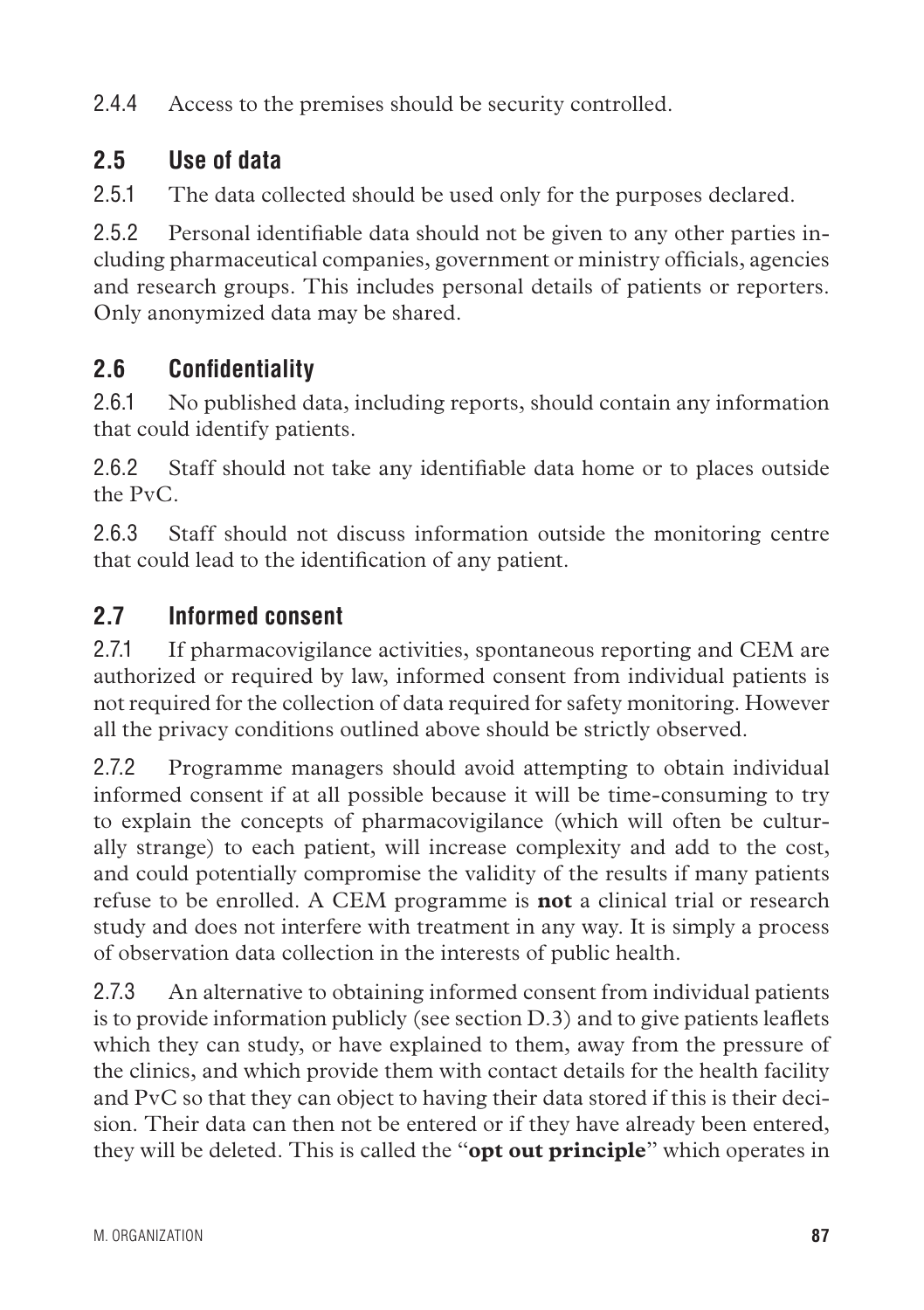2.4.4 Access to the premises should be security controlled.

## 2.5 Use of data

2.5.1 The data collected should be used only for the purposes declared.

2.5.2 Personal identifiable data should not be given to any other parties including pharmaceutical companies, government or ministry officials, agencies and research groups. This includes personal details of patients or reporters. Only anonymized data may be shared.

## 2.6 Confidentiality

2.6.1 No published data, including reports, should contain any information that could identify patients.

2.6.2 Staff should not take any identifiable data home or to places outside the PvC.

2.6.3 Staff should not discuss information outside the monitoring centre that could lead to the identification of any patient.

## 2.7 Informed consent

2.7.1 If pharmacovigilance activities, spontaneous reporting and CEM are authorized or required by law, informed consent from individual patients is not required for the collection of data required for safety monitoring. However all the privacy conditions outlined above should be strictly observed.

2.7.2 Programme managers should avoid attempting to obtain individual informed consent if at all possible because it will be time-consuming to try to explain the concepts of pharmacovigilance (which will often be culturally strange) to each patient, will increase complexity and add to the cost, and could potentially compromise the validity of the results if many patients refuse to be enrolled. A CEM programme is **not** a clinical trial or research study and does not interfere with treatment in any way. It is simply a process of observation data collection in the interests of public health.

2.7.3 An alternative to obtaining informed consent from individual patients is to provide information publicly (see section D.3) and to give patients leaflets which they can study, or have explained to them, away from the pressure of the clinics, and which provide them with contact details for the health facility and PvC so that they can object to having their data stored if this is their decision. Their data can then not be entered or if they have already been entered, they will be deleted. This is called the "**opt out principle**" which operates in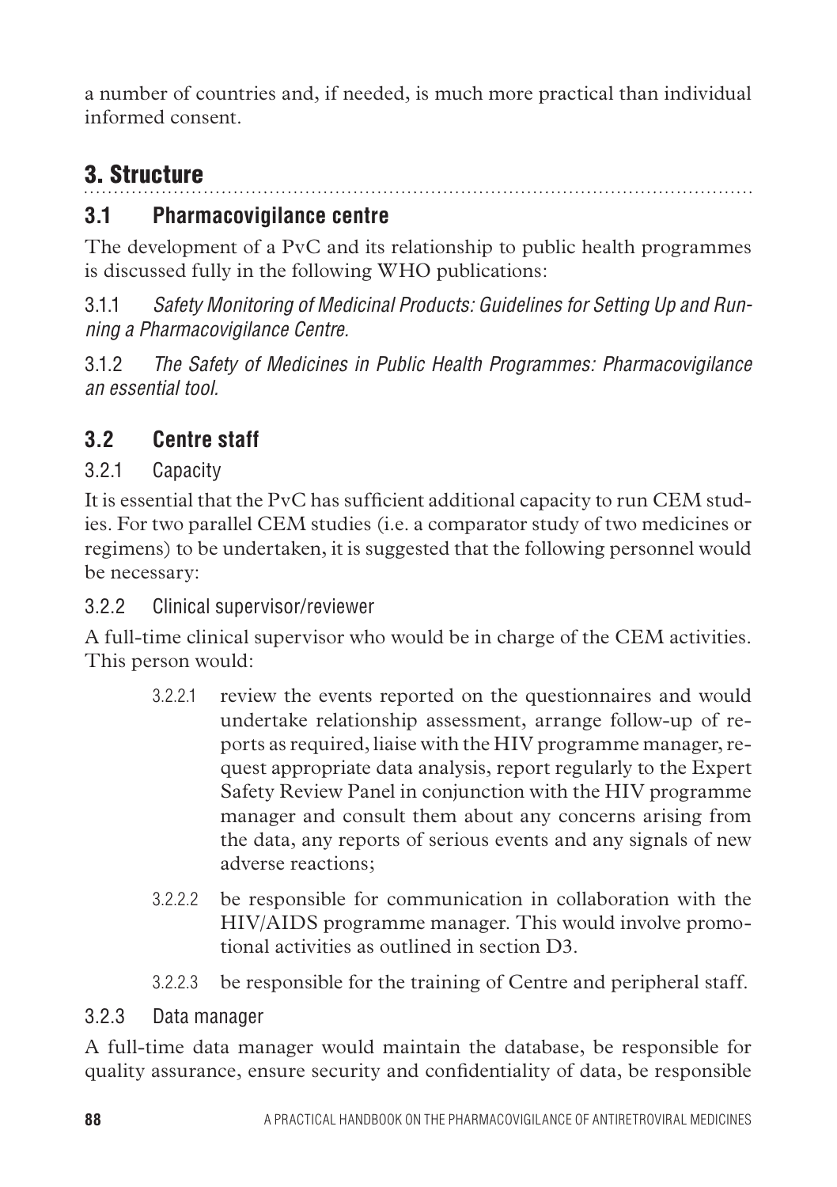a number of countries and, if needed, is much more practical than individual informed consent.

## 3. Structure

### 3.1 Pharmacovigilance centre

The development of a PvC and its relationship to public health programmes is discussed fully in the following WHO publications:

3.1.1 *Safety Monitoring of Medicinal Products: Guidelines for Setting Up and Running a Pharmacovigilance Centre.*

3.1.2 *The Safety of Medicines in Public Health Programmes: Pharmacovigilance an essential tool.*

### 3.2 Centre staff

#### 3.2.1 Capacity

It is essential that the PvC has sufficient additional capacity to run CEM studies. For two parallel CEM studies (i.e. a comparator study of two medicines or regimens) to be undertaken, it is suggested that the following personnel would be necessary:

#### 3.2.2 Clinical supervisor/reviewer

A full-time clinical supervisor who would be in charge of the CEM activities. This person would:

- 3.2.2.1 review the events reported on the questionnaires and would undertake relationship assessment, arrange follow-up of reports as required, liaise with the HIV programme manager, request appropriate data analysis, report regularly to the Expert Safety Review Panel in conjunction with the HIV programme manager and consult them about any concerns arising from the data, any reports of serious events and any signals of new adverse reactions;
- 3.2.2.2 be responsible for communication in collaboration with the HIV/AIDS programme manager. This would involve promotional activities as outlined in section D3.
- 3.2.2.3 be responsible for the training of Centre and peripheral staff.

#### 3.2.3 Data manager

A full-time data manager would maintain the database, be responsible for quality assurance, ensure security and confidentiality of data, be responsible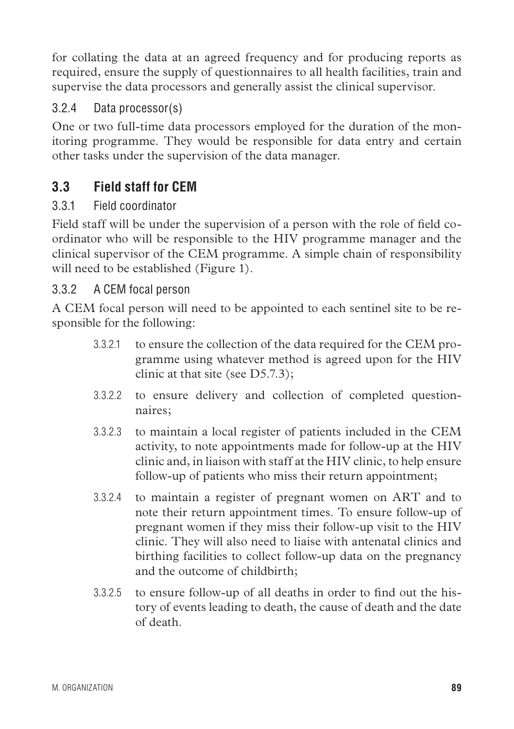for collating the data at an agreed frequency and for producing reports as required, ensure the supply of questionnaires to all health facilities, train and supervise the data processors and generally assist the clinical supervisor.

#### 3.2.4 Data processor(s)

One or two full-time data processors employed for the duration of the monitoring programme. They would be responsible for data entry and certain other tasks under the supervision of the data manager.

## 3.3 Field staff for CEM

#### 3.3.1 Field coordinator

Field staff will be under the supervision of a person with the role of field coordinator who will be responsible to the HIV programme manager and the clinical supervisor of the CEM programme. A simple chain of responsibility will need to be established (Figure 1).

#### 3.3.2 A CEM focal person

A CEM focal person will need to be appointed to each sentinel site to be responsible for the following:

- 3.3.2.1 to ensure the collection of the data required for the CEM programme using whatever method is agreed upon for the HIV clinic at that site (see D5.7.3);
- 3.3.2.2 to ensure delivery and collection of completed questionnaires;
- 3.3.2.3 to maintain a local register of patients included in the CEM activity, to note appointments made for follow-up at the HIV clinic and, in liaison with staff at the HIV clinic, to help ensure follow-up of patients who miss their return appointment;
- 3.3.2.4 to maintain a register of pregnant women on ART and to note their return appointment times. To ensure follow-up of pregnant women if they miss their follow-up visit to the HIV clinic. They will also need to liaise with antenatal clinics and birthing facilities to collect follow-up data on the pregnancy and the outcome of childbirth;
- 3.3.2.5 to ensure follow-up of all deaths in order to find out the history of events leading to death, the cause of death and the date of death.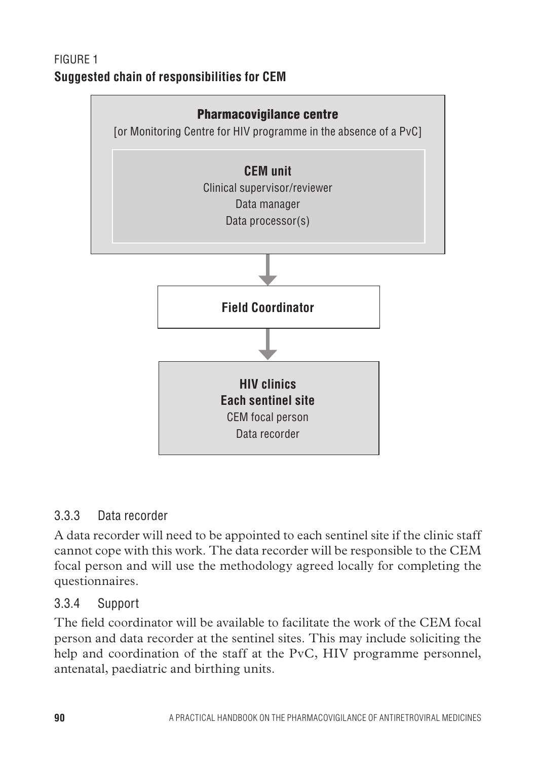FIGURE 1

**Suggested chain of responsibilities for CEM**

**Pharmacovigilance centre**

[or Monitoring Centre for HIV programme in the absence of a PvC]

**CEM unit**

Clinical supervisor/reviewer

Data manager

Data processor(s)

↓

**Field Coordinator**

↓

**HIV clinics**

**Each sentinel site**

CEM focal person

Data recorder

### 3.3.3 Data recorder

A data recorder will need to be appointed to each sentinel site if the clinic staff cannot cope with this work. The data recorder will be responsible to the CEM focal person and will use the methodology agreed locally for completing the questionnaires.

### 3.3.4 Support

The field coordinator will be available to facilitate the work of the CEM focal person and data recorder at the sentinel sites. This may include soliciting the help and coordination of the staff at the PvC, HIV programme personnel, antenatal, paediatric and birthing units.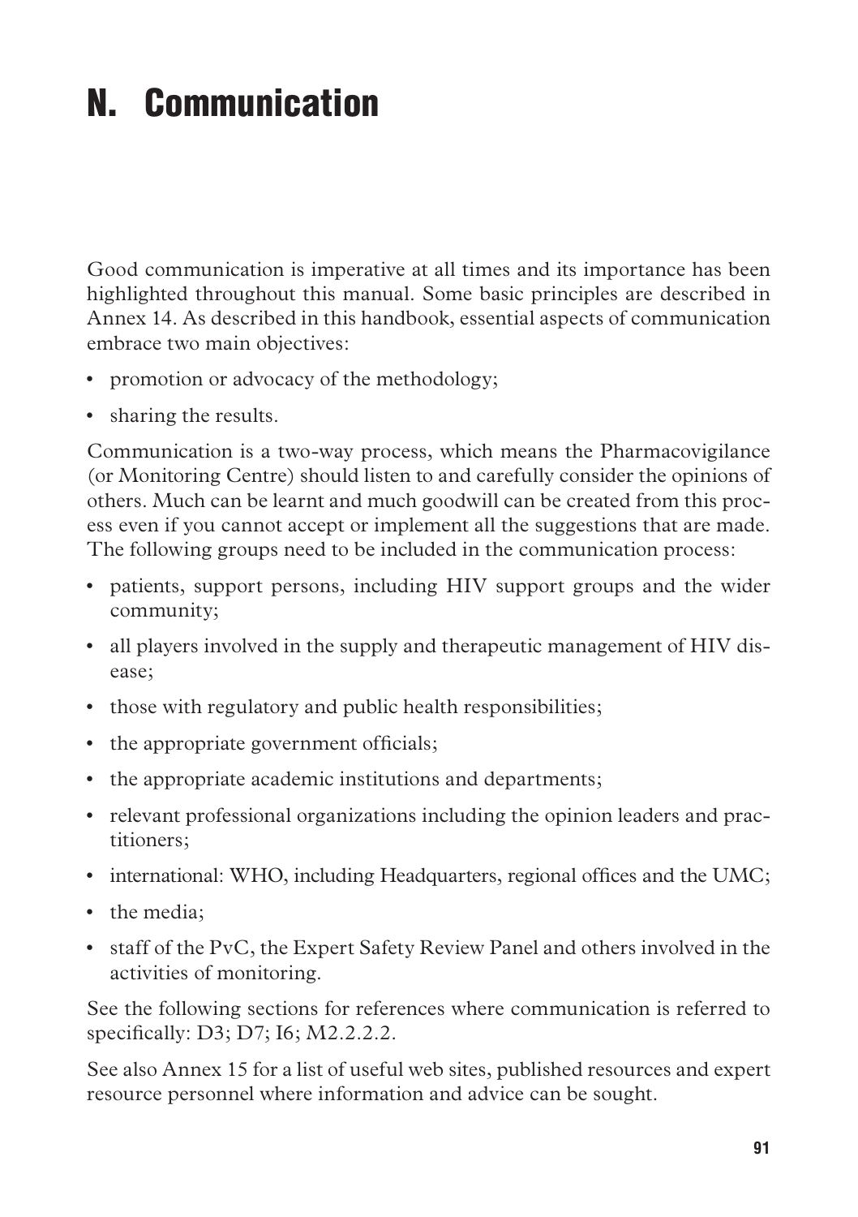# N. Communication

Good communication is imperative at all times and its importance has been highlighted throughout this manual. Some basic principles are described in Annex 14. As described in this handbook, essential aspects of communication embrace two main objectives:

- promotion or advocacy of the methodology;
- sharing the results.

Communication is a two-way process, which means the Pharmacovigilance (or Monitoring Centre) should listen to and carefully consider the opinions of others. Much can be learnt and much goodwill can be created from this process even if you cannot accept or implement all the suggestions that are made. The following groups need to be included in the communication process:

- patients, support persons, including HIV support groups and the wider community;
- all players involved in the supply and therapeutic management of HIV disease;
- those with regulatory and public health responsibilities;
- the appropriate government officials;
- the appropriate academic institutions and departments;
- relevant professional organizations including the opinion leaders and practitioners;
- international: WHO, including Headquarters, regional offices and the UMC;
- the media;
- staff of the PvC, the Expert Safety Review Panel and others involved in the activities of monitoring.

See the following sections for references where communication is referred to specifically: D3; D7; I6; M2.2.2.2.

See also Annex 15 for a list of useful web sites, published resources and expert resource personnel where information and advice can be sought.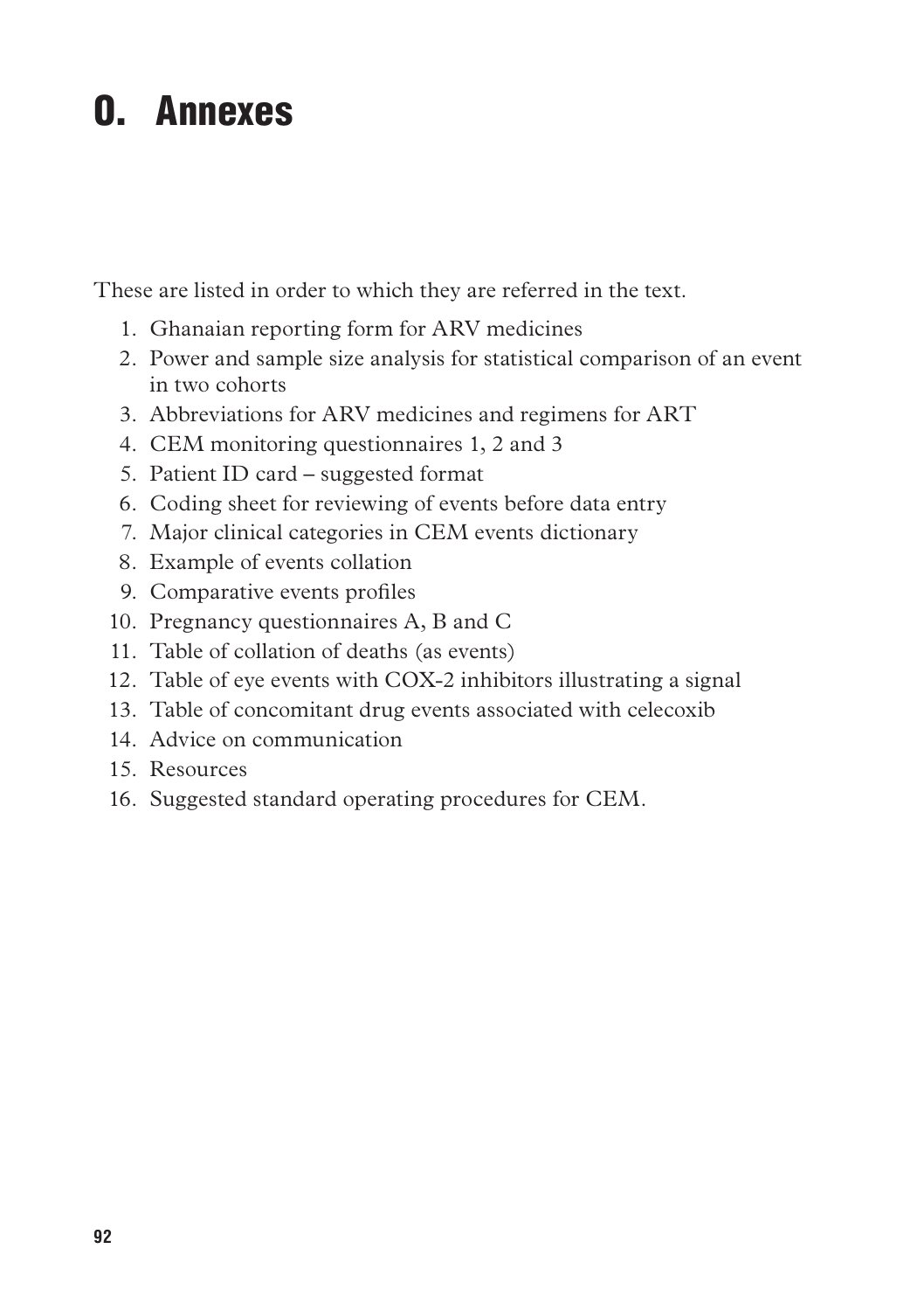# O. Annexes

These are listed in order to which they are referred in the text.

1. Ghanaian reporting form for ARV medicines
2. Power and sample size analysis for statistical comparison of an event in two cohorts
3. Abbreviations for ARV medicines and regimens for ART
4. CEM monitoring questionnaires 1, 2 and 3
5. Patient ID card – suggested format
6. Coding sheet for reviewing of events before data entry
7. Major clinical categories in CEM events dictionary
8. Example of events collation
9. Comparative events profiles
10. Pregnancy questionnaires A, B and C
11. Table of collation of deaths (as events)
12. Table of eye events with COX-2 inhibitors illustrating a signal
13. Table of concomitant drug events associated with celecoxib
14. Advice on communication
15. Resources
16. Suggested standard operating procedures for CEM.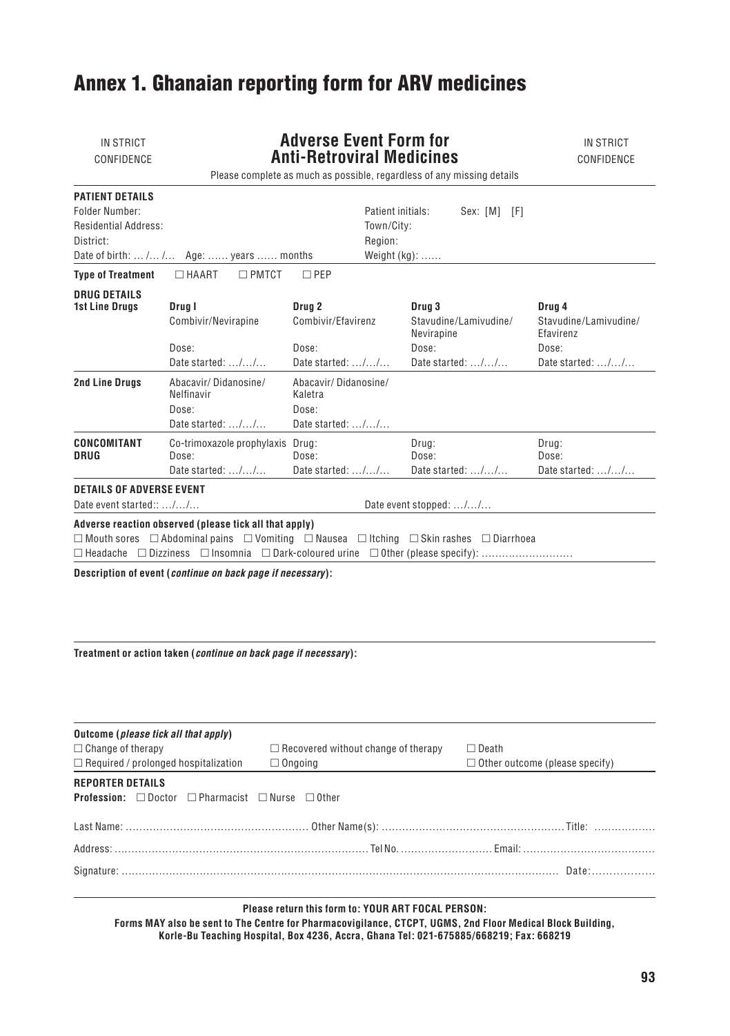# Annex 1. Ghanaian reporting form for ARV medicines

IN STRICT CONFIDENCE

## Adverse Event Form for Anti-Retroviral Medicines

IN STRICT CONFIDENCE

Please complete as much as possible, regardless of any missing details

**PATIENT DETAILS**

Folder Number:

Patient initials: Sex: [M] [F]

Residential Address:

Town/City:

District:

Region:

Date of birth: … /… /… Age: …… years …… months

Weight (kg): ……

**Type of Treatment** ☐ HAART ☐ PMTCT ☐ PEP

**DRUG DETAILS**

| | | | | |
|---|---|---|---|---|
| **1st Line Drugs** | **Drug I**<br>Combivir/Nevirapine<br>Dose:<br>Date started: …/…/… | **Drug 2**<br>Combivir/Efavirenz<br>Dose:<br>Date started: …/…/… | **Drug 3**<br>Stavudine/Lamivudine/ Nevirapine<br>Dose:<br>Date started: …/…/… | **Drug 4**<br>Stavudine/Lamivudine/ Efavirenz<br>Dose:<br>Date started: …/…/… |
| **2nd Line Drugs** | Abacavir/ Didanosine/ Nelfinavir<br>Dose:<br>Date started: …/…/… | Abacavir/ Didanosine/ Kaletra<br>Dose:<br>Date started: …/…/… | | |
| **CONCOMITANT DRUG** | Co-trimoxazole prophylaxis<br>Dose:<br>Date started: …/…/… | Drug:<br>Dose:<br>Date started: …/…/… | Drug:<br>Dose:<br>Date started: …/…/… | Drug:<br>Dose:<br>Date started: …/…/… |

**DETAILS OF ADVERSE EVENT**

Date event started:: …/…/…

Date event stopped: …/…/…

**Adverse reaction observed (please tick all that apply)**

☐ Mouth sores ☐ Abdominal pains ☐ Vomiting ☐ Nausea ☐ Itching ☐ Skin rashes ☐ Diarrhoea

☐ Headache ☐ Dizziness ☐ Insomnia ☐ Dark-coloured urine ☐ Other (please specify): ……………………….

**Description of event (*continue on back page if necessary*):**

**Treatment or action taken (*continue on back page if necessary*):**

**Outcome (*please tick all that apply*)**

☐ Change of therapy ☐ Recovered without change of therapy ☐ Death

☐ Required / prolonged hospitalization ☐ Ongoing ☐ Other outcome (please specify)

**REPORTER DETAILS**

**Profession:** ☐ Doctor ☐ Pharmacist ☐ Nurse ☐ Other

Last Name: ……………………………………………… Other Name(s): ……………………………………………… Title: ………………

Address: ………………………………………………………………… Tel No. ……………………… Email: …………………………………

Signature: …………………………………………………………………………………………………………………… Date:………………

**Please return this form to: YOUR ART FOCAL PERSON:**

**Forms MAY also be sent to The Centre for Pharmacovigilance, CTCPT, UGMS, 2nd Floor Medical Block Building, Korle-Bu Teaching Hospital, Box 4236, Accra, Ghana Tel: 021-675885/668219; Fax: 668219**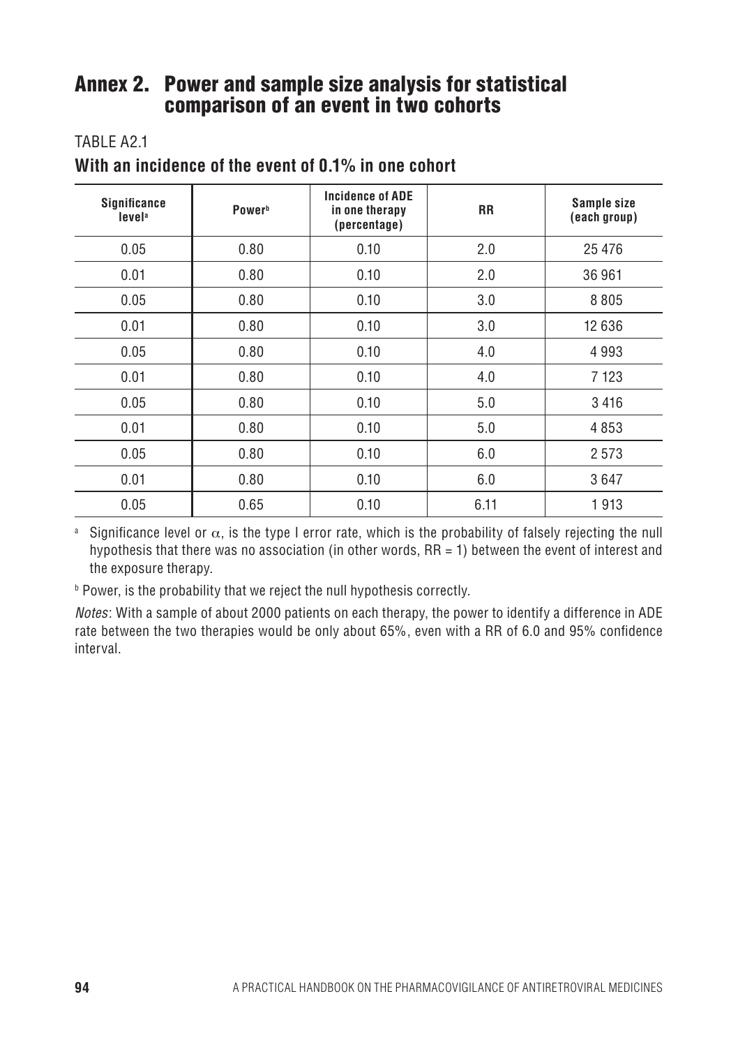# Annex 2. Power and sample size analysis for statistical comparison of an event in two cohorts

TABLE A2.1

**With an incidence of the event of 0.1% in one cohort**

| Significance level[a] | Power[b] | Incidence of ADE in one therapy (percentage) | RR | Sample size (each group) |
|---|---|---|---|---|
| 0.05 | 0.80 | 0.10 | 2.0 | 25 476 |
| 0.01 | 0.80 | 0.10 | 2.0 | 36 961 |
| 0.05 | 0.80 | 0.10 | 3.0 | 8 805 |
| 0.01 | 0.80 | 0.10 | 3.0 | 12 636 |
| 0.05 | 0.80 | 0.10 | 4.0 | 4 993 |
| 0.01 | 0.80 | 0.10 | 4.0 | 7 123 |
| 0.05 | 0.80 | 0.10 | 5.0 | 3 416 |
| 0.01 | 0.80 | 0.10 | 5.0 | 4 853 |
| 0.05 | 0.80 | 0.10 | 6.0 | 2 573 |
| 0.01 | 0.80 | 0.10 | 6.0 | 3 647 |
| 0.05 | 0.65 | 0.10 | 6.11 | 1 913 |

[a] Significance level or $\alpha$, is the type I error rate, which is the probability of falsely rejecting the null hypothesis that there was no association (in other words, RR = 1) between the event of interest and the exposure therapy.

[b] Power, is the probability that we reject the null hypothesis correctly.

*Notes*: With a sample of about 2000 patients on each therapy, the power to identify a difference in ADE rate between the two therapies would be only about 65%, even with a RR of 6.0 and 95% confidence interval.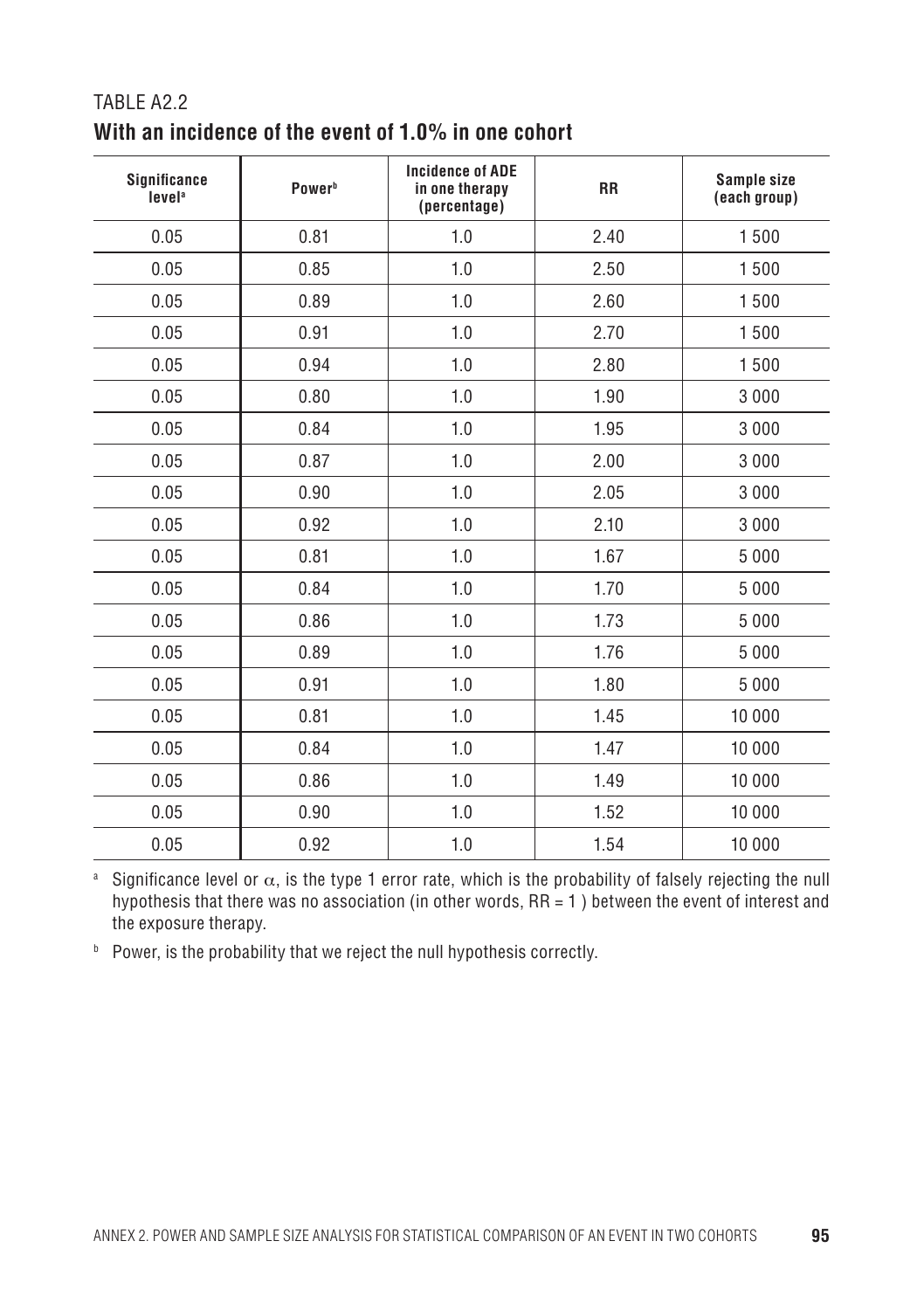TABLE A2.2

**With an incidence of the event of 1.0% in one cohort**

| Significance level[a] | Power[b] | Incidence of ADE in one therapy (percentage) | RR | Sample size (each group) |
|---|---|---|---|---|
| 0.05 | 0.81 | 1.0 | 2.40 | 1 500 |
| 0.05 | 0.85 | 1.0 | 2.50 | 1 500 |
| 0.05 | 0.89 | 1.0 | 2.60 | 1 500 |
| 0.05 | 0.91 | 1.0 | 2.70 | 1 500 |
| 0.05 | 0.94 | 1.0 | 2.80 | 1 500 |
| 0.05 | 0.80 | 1.0 | 1.90 | 3 000 |
| 0.05 | 0.84 | 1.0 | 1.95 | 3 000 |
| 0.05 | 0.87 | 1.0 | 2.00 | 3 000 |
| 0.05 | 0.90 | 1.0 | 2.05 | 3 000 |
| 0.05 | 0.92 | 1.0 | 2.10 | 3 000 |
| 0.05 | 0.81 | 1.0 | 1.67 | 5 000 |
| 0.05 | 0.84 | 1.0 | 1.70 | 5 000 |
| 0.05 | 0.86 | 1.0 | 1.73 | 5 000 |
| 0.05 | 0.89 | 1.0 | 1.76 | 5 000 |
| 0.05 | 0.91 | 1.0 | 1.80 | 5 000 |
| 0.05 | 0.81 | 1.0 | 1.45 | 10 000 |
| 0.05 | 0.84 | 1.0 | 1.47 | 10 000 |
| 0.05 | 0.86 | 1.0 | 1.49 | 10 000 |
| 0.05 | 0.90 | 1.0 | 1.52 | 10 000 |
| 0.05 | 0.92 | 1.0 | 1.54 | 10 000 |

[a] Significance level or $\alpha$, is the type 1 error rate, which is the probability of falsely rejecting the null hypothesis that there was no association (in other words, RR = 1 ) between the event of interest and the exposure therapy.

[b] Power, is the probability that we reject the null hypothesis correctly.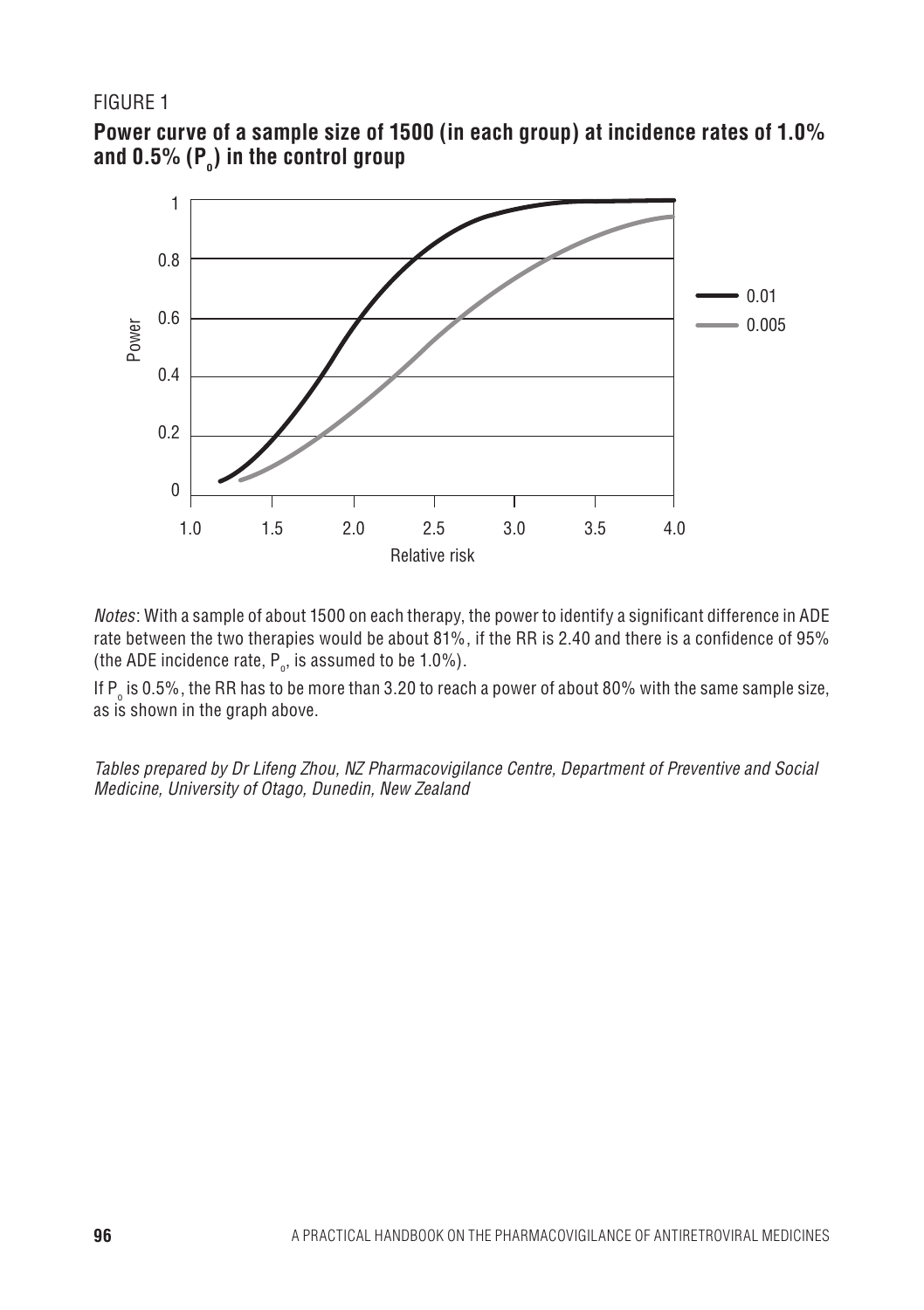FIGURE 1

**Power curve of a sample size of 1500 (in each group) at incidence rates of 1.0% and 0.5% ($P_o$) in the control group**

*Notes*: With a sample of about 1500 on each therapy, the power to identify a significant difference in ADE rate between the two therapies would be about 81%, if the RR is 2.40 and there is a confidence of 95% (the ADE incidence rate, $P_o$, is assumed to be 1.0%).

If $P_o$ is 0.5%, the RR has to be more than 3.20 to reach a power of about 80% with the same sample size, as is shown in the graph above.

*Tables prepared by Dr Lifeng Zhou, NZ Pharmacovigilance Centre, Department of Preventive and Social Medicine, University of Otago, Dunedin, New Zealand*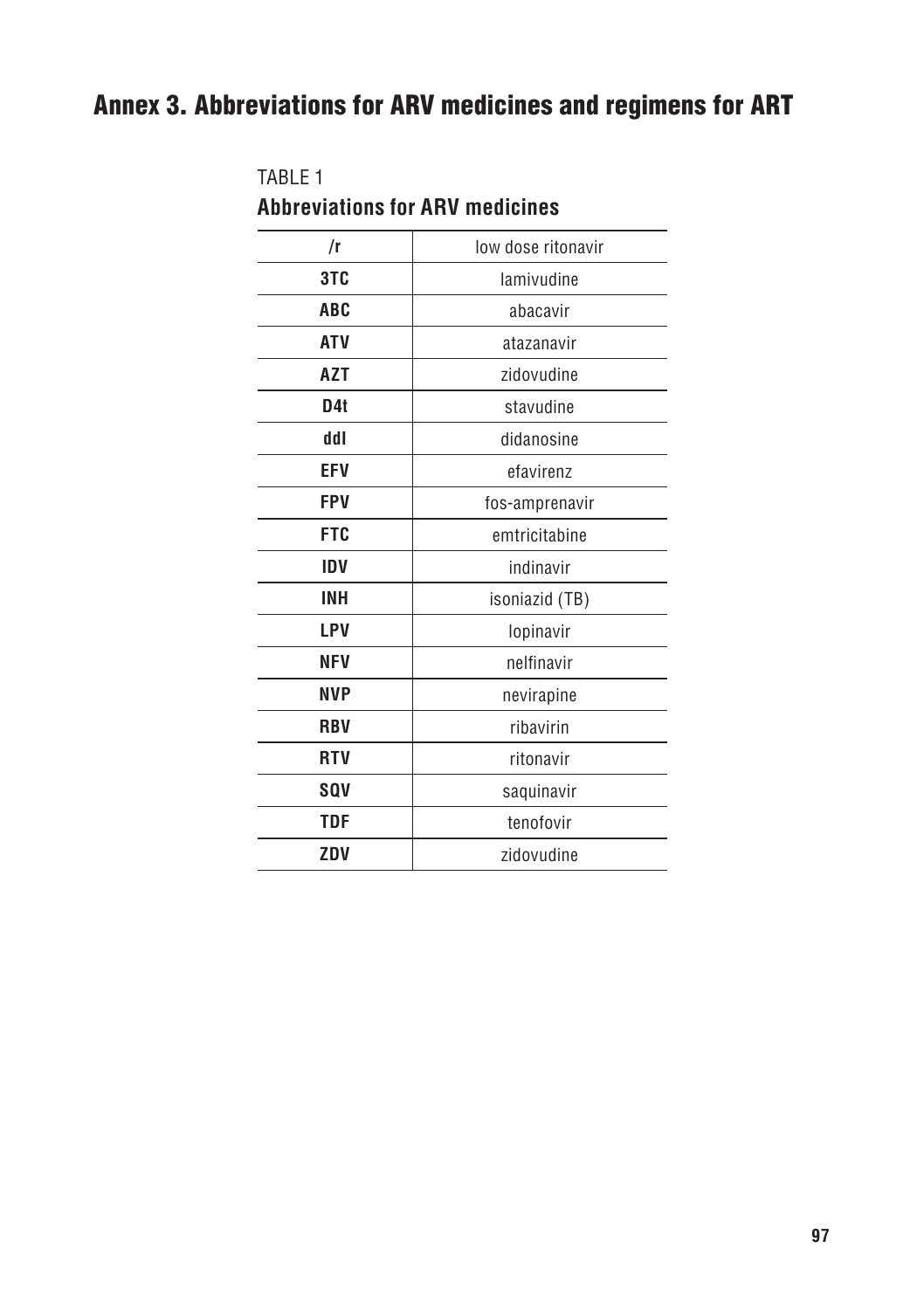# Annex 3. Abbreviations for ARV medicines and regimens for ART

TABLE 1

**Abbreviations for ARV medicines**

| | |
|---|---|
| **/r** | low dose ritonavir |
| **3TC** | lamivudine |
| **ABC** | abacavir |
| **ATV** | atazanavir |
| **AZT** | zidovudine |
| **D4t** | stavudine |
| **ddI** | didanosine |
| **EFV** | efavirenz |
| **FPV** | fos-amprenavir |
| **FTC** | emtricitabine |
| **IDV** | indinavir |
| **INH** | isoniazid (TB) |
| **LPV** | lopinavir |
| **NFV** | nelfinavir |
| **NVP** | nevirapine |
| **RBV** | ribavirin |
| **RTV** | ritonavir |
| **SQV** | saquinavir |
| **TDF** | tenofovir |
| **ZDV** | zidovudine |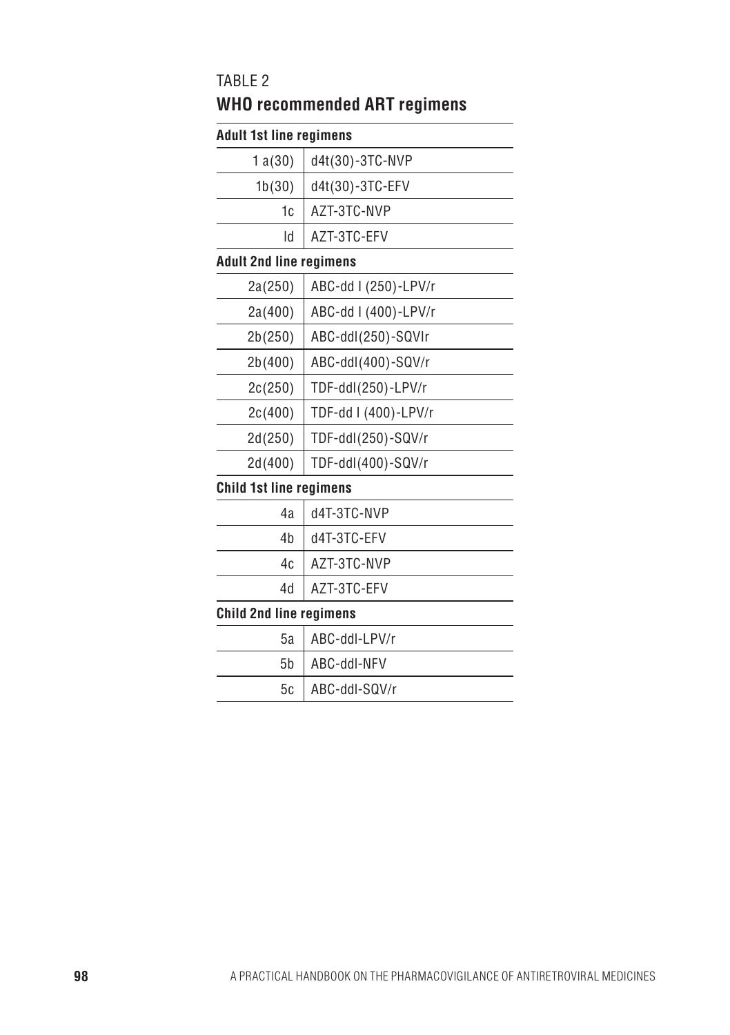TABLE 2

## WHO recommended ART regimens

| **Adult 1st line regimens** | |
|---|---|
| 1 a(30) | d4t(30)-3TC-NVP |
| 1b(30) | d4t(30)-3TC-EFV |
| 1c | AZT-3TC-NVP |
| Id | AZT-3TC-EFV |
| **Adult 2nd line regimens** | |
| 2a(250) | ABC-dd I (250)-LPV/r |
| 2a(400) | ABC-dd I (400)-LPV/r |
| 2b(250) | ABC-ddl(250)-SQVlr |
| 2b(400) | ABC-ddl(400)-SQV/r |
| 2c(250) | TDF-ddl(250)-LPV/r |
| 2c(400) | TDF-dd I (400)-LPV/r |
| 2d(250) | TDF-ddl(250)-SQV/r |
| 2d(400) | TDF-ddl(400)-SQV/r |
| **Child 1st line regimens** | |
| 4a | d4T-3TC-NVP |
| 4b | d4T-3TC-EFV |
| 4c | AZT-3TC-NVP |
| 4d | AZT-3TC-EFV |
| **Child 2nd line regimens** | |
| 5a | ABC-ddl-LPV/r |
| 5b | ABC-ddl-NFV |
| 5c | ABC-ddl-SQV/r |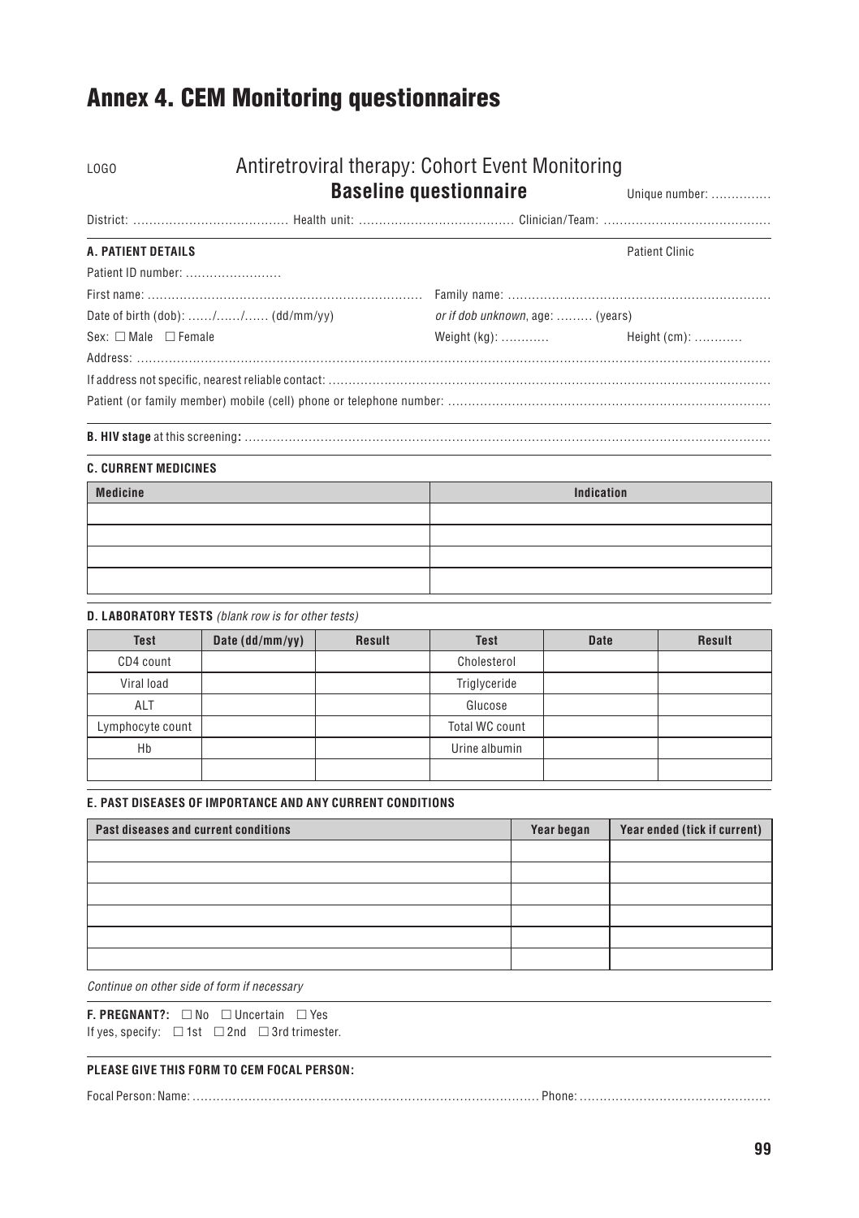# Annex 4. CEM Monitoring questionnaires

LOGO

## Antiretroviral therapy: Cohort Event Monitoring

### Baseline questionnaire

Unique number: ……………

District: ………………………………… Health unit: ………………………………… Clinician/Team: ……………………………………

**A. PATIENT DETAILS** Patient Clinic

Patient ID number: ……………………

First name: …………………………………………………………… Family name: …………………………………………………………

Date of birth (dob): ……/……/…… (dd/mm/yy) *or if dob unknown*, age: ……… (years)

Sex: ☐ Male ☐ Female Weight (kg): ………… Height (cm): …………

Address: ……………………………………………………………………………………………………………………………………

If address not specific, nearest reliable contact: ……………………………………………………………………………………………

Patient (or family member) mobile (cell) phone or telephone number: ……………………………………………………………………

**B. HIV stage** at this screening**:** ……………………………………………………………………………………………………………

**C. CURRENT MEDICINES**

| Medicine | Indication |
|---|---|
| | |
| | |
| | |
| | |

**D. LABORATORY TESTS** *(blank row is for other tests)*

| Test | Date (dd/mm/yy) | Result | Test | Date | Result |
|---|---|---|---|---|---|
| CD4 count | | | Cholesterol | | |
| Viral load | | | Triglyceride | | |
| ALT | | | Glucose | | |
| Lymphocyte count | | | Total WC count | | |
| Hb | | | Urine albumin | | |
| | | | | | |

**E. PAST DISEASES OF IMPORTANCE AND ANY CURRENT CONDITIONS**

| Past diseases and current conditions | Year began | Year ended (tick if current) |
|---|---|---|
| | | |
| | | |
| | | |
| | | |
| | | |
| | | |

*Continue on other side of form if necessary*

**F. PREGNANT?:** ☐ No ☐ Uncertain ☐ Yes
If yes, specify: ☐ 1st ☐ 2nd ☐ 3rd trimester.

**PLEASE GIVE THIS FORM TO CEM FOCAL PERSON:**

Focal Person: Name: …………………………………………………………………………… Phone: ……………………………………………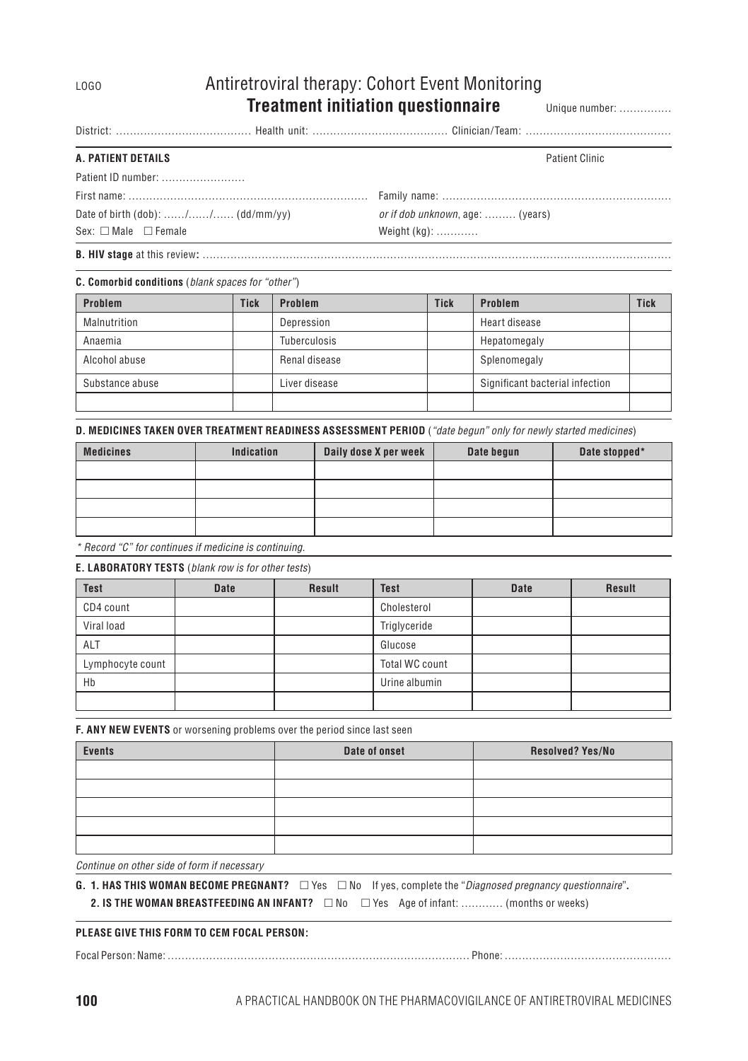LOGO

# Antiretroviral therapy: Cohort Event Monitoring

## Treatment initiation questionnaire

Unique number: ...............

District: ...................................... Health unit: ...................................... Clinician/Team: .........................................

**A. PATIENT DETAILS** Patient Clinic

Patient ID number: ........................

First name: ................................................................... Family name: ................................................................

Date of birth (dob): ....../....../...... (dd/mm/yy) *or if dob unknown*, age: ......... (years)

Sex: ☐ Male ☐ Female Weight (kg): ............

**B. HIV stage** at this review: ...................................................................................................................................

**C. Comorbid conditions** (*blank spaces for "other"*)

| Problem | Tick | Problem | Tick | Problem | Tick |
|---|---|---|---|---|---|
| Malnutrition | | Depression | | Heart disease | |
| Anaemia | | Tuberculosis | | Hepatomegaly | |
| Alcohol abuse | | Renal disease | | Splenomegaly | |
| Substance abuse | | Liver disease | | Significant bacterial infection | |
| | | | | | |

**D. MEDICINES TAKEN OVER TREATMENT READINESS ASSESSMENT PERIOD** (*"date begun" only for newly started medicines*)

| Medicines | Indication | Daily dose X per week | Date begun | Date stopped* |
|---|---|---|---|---|
| | | | | |
| | | | | |
| | | | | |
| | | | | |

*\* Record "C" for continues if medicine is continuing.*

**E. LABORATORY TESTS** (*blank row is for other tests*)

| Test | Date | Result | Test | Date | Result |
|---|---|---|---|---|---|
| CD4 count | | | Cholesterol | | |
| Viral load | | | Triglyceride | | |
| ALT | | | Glucose | | |
| Lymphocyte count | | | Total WC count | | |
| Hb | | | Urine albumin | | |
| | | | | | |

**F. ANY NEW EVENTS** or worsening problems over the period since last seen

| Events | Date of onset | Resolved? Yes/No |
|---|---|---|
| | | |
| | | |
| | | |
| | | |
| | | |

*Continue on other side of form if necessary*

**G. 1. HAS THIS WOMAN BECOME PREGNANT?** ☐ Yes ☐ No If yes, complete the "*Diagnosed pregnancy questionnaire*".

**2. IS THE WOMAN BREASTFEEDING AN INFANT?** ☐ No ☐ Yes Age of infant: ............ (months or weeks)

**PLEASE GIVE THIS FORM TO CEM FOCAL PERSON:**

Focal Person: Name: ...................................................................................... Phone: ...............................................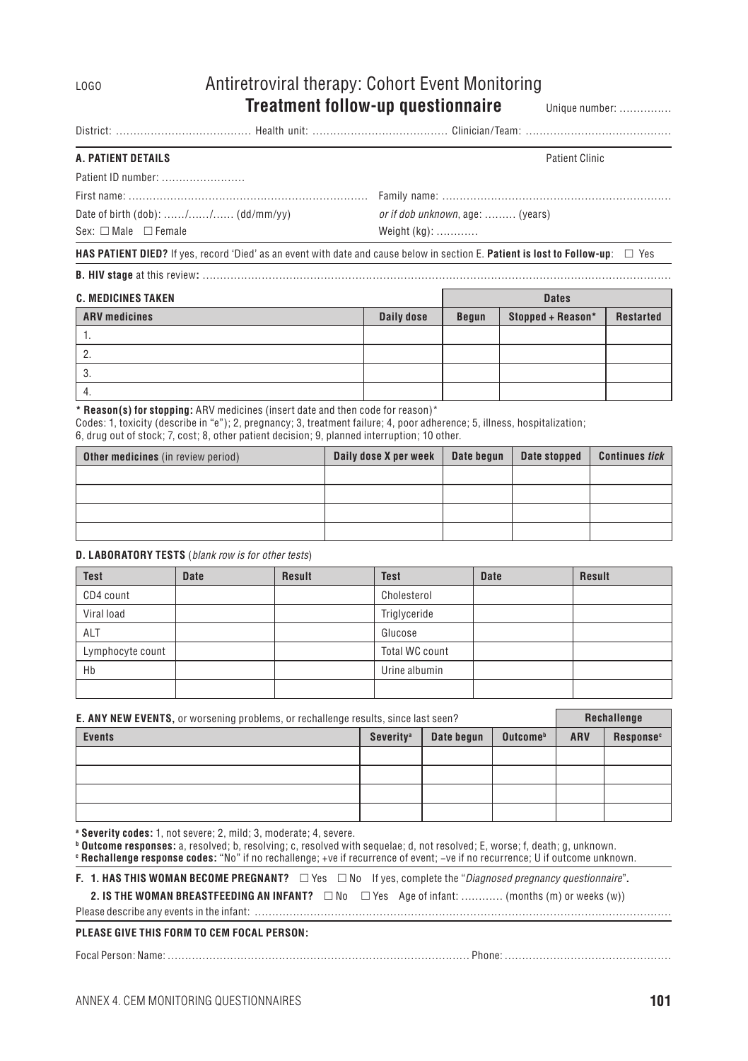LOGO

# Antiretroviral therapy: Cohort Event Monitoring

## Treatment follow-up questionnaire

Unique number: ...............

District: ...................................... Health unit: ...................................... Clinician/Team: .........................................

### A. PATIENT DETAILS

Patient Clinic

Patient ID number: ........................

First name: .................................................................... Family name: .................................................................

Date of birth (dob): ....../....../...... (dd/mm/yy) *or if dob unknown*, age: ......... (years)

Sex: ☐ Male ☐ Female Weight (kg): ............

**HAS PATIENT DIED?** If yes, record 'Died' as an event with date and cause below in section E. **Patient is lost to Follow-up**: ☐ Yes

**B. HIV stage** at this review**:** .....................................................................................................................................

### C. MEDICINES TAKEN

| ARV medicines | Daily dose | Dates: Begun | Stopped + Reason* | Restarted |
|---|---|---|---|---|
| 1. | | | | |
| 2. | | | | |
| 3. | | | | |
| 4. | | | | |

**\* Reason(s) for stopping:** ARV medicines (insert date and then code for reason)*
Codes: 1, toxicity (describe in "e"); 2, pregnancy; 3, treatment failure; 4, poor adherence; 5, illness, hospitalization; 6, drug out of stock; 7, cost; 8, other patient decision; 9, planned interruption; 10 other.

| **Other medicines** (in review period) | Daily dose X per week | Date begun | Date stopped | Continues *tick* |
|---|---|---|---|---|
| | | | | |
| | | | | |
| | | | | |
| | | | | |

### D. LABORATORY TESTS (*blank row is for other tests*)

| Test | Date | Result | Test | Date | Result |
|---|---|---|---|---|---|
| CD4 count | | | Cholesterol | | |
| Viral load | | | Triglyceride | | |
| ALT | | | Glucose | | |
| Lymphocyte count | | | Total WC count | | |
| Hb | | | Urine albumin | | |
| | | | | | |

### E. ANY NEW EVENTS, or worsening problems, or rechallenge results, since last seen?

| Events | Severity[a] | Date begun | Outcome[b] | Rechallenge: ARV | Response[c] |
|---|---|---|---|---|---|
| | | | | | |
| | | | | | |
| | | | | | |
| | | | | | |

[a] **Severity codes:** 1, not severe; 2, mild; 3, moderate; 4, severe.
[b] **Outcome responses:** a, resolved; b, resolving; c, resolved with sequelae; d, not resolved; E, worse; f, death; g, unknown.
[c] **Rechallenge response codes:** "No" if no rechallenge; +ve if recurrence of event; –ve if no recurrence; U if outcome unknown.

**F. 1. HAS THIS WOMAN BECOME PREGNANT?** ☐ Yes ☐ No If yes, complete the "*Diagnosed pregnancy questionnaire*"**.**

**2. IS THE WOMAN BREASTFEEDING AN INFANT?** ☐ No ☐ Yes Age of infant: ............ (months (m) or weeks (w))

Please describe any events in the infant: ..........................................................................................................................

**PLEASE GIVE THIS FORM TO CEM FOCAL PERSON:**

Focal Person: Name: ..................................................................................... Phone: ...............................................

ANNEX 4. CEM MONITORING QUESTIONNAIRES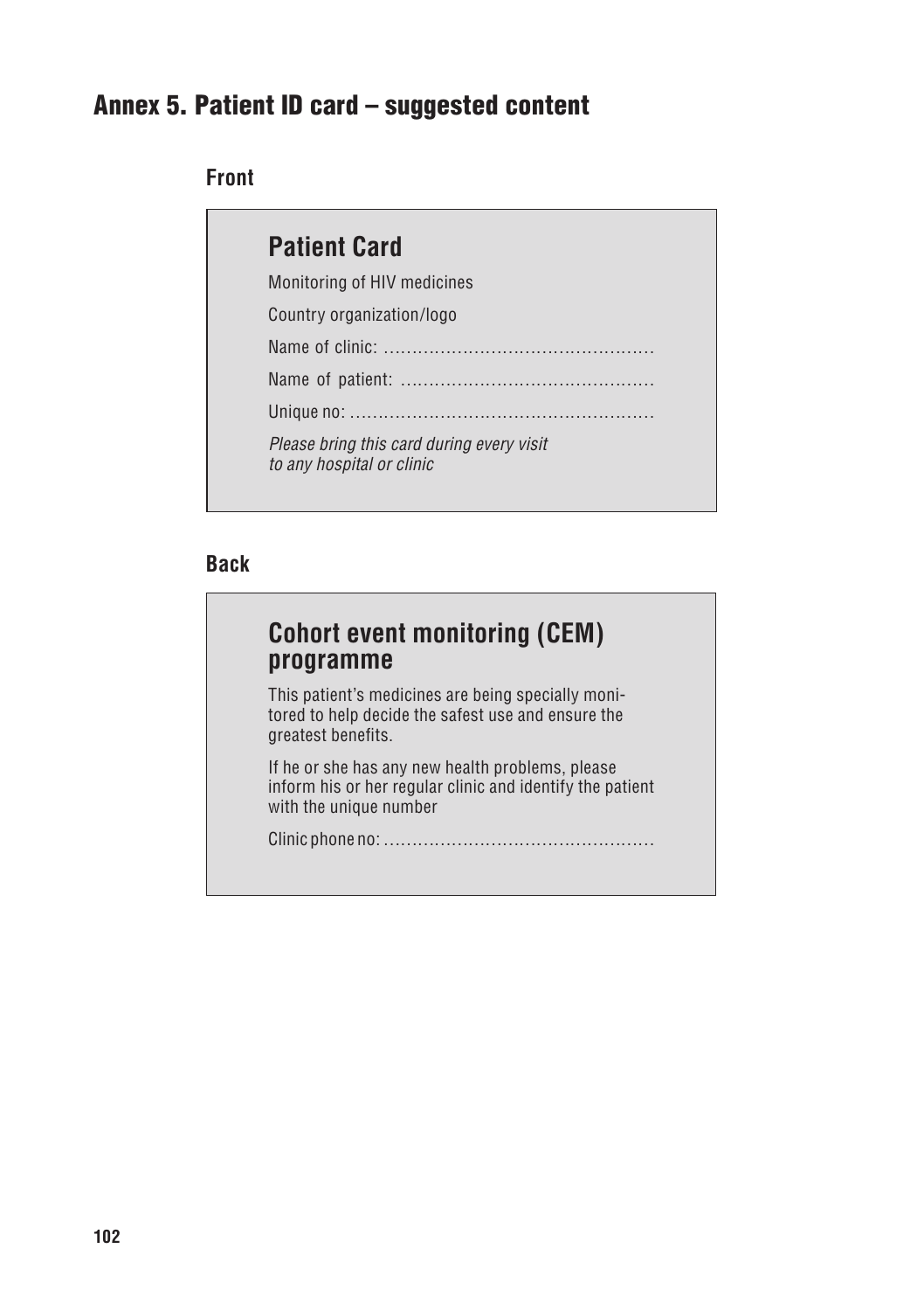## Annex 5. Patient ID card – suggested content

### Front

**Patient Card**

Monitoring of HIV medicines

Country organization/logo

Name of clinic: ............................................

Name of patient: ........................................

Unique no: ..................................................

*Please bring this card during every visit to any hospital or clinic*

### Back

**Cohort event monitoring (CEM) programme**

This patient's medicines are being specially monitored to help decide the safest use and ensure the greatest benefits.

If he or she has any new health problems, please inform his or her regular clinic and identify the patient with the unique number

Clinic phone no: ............................................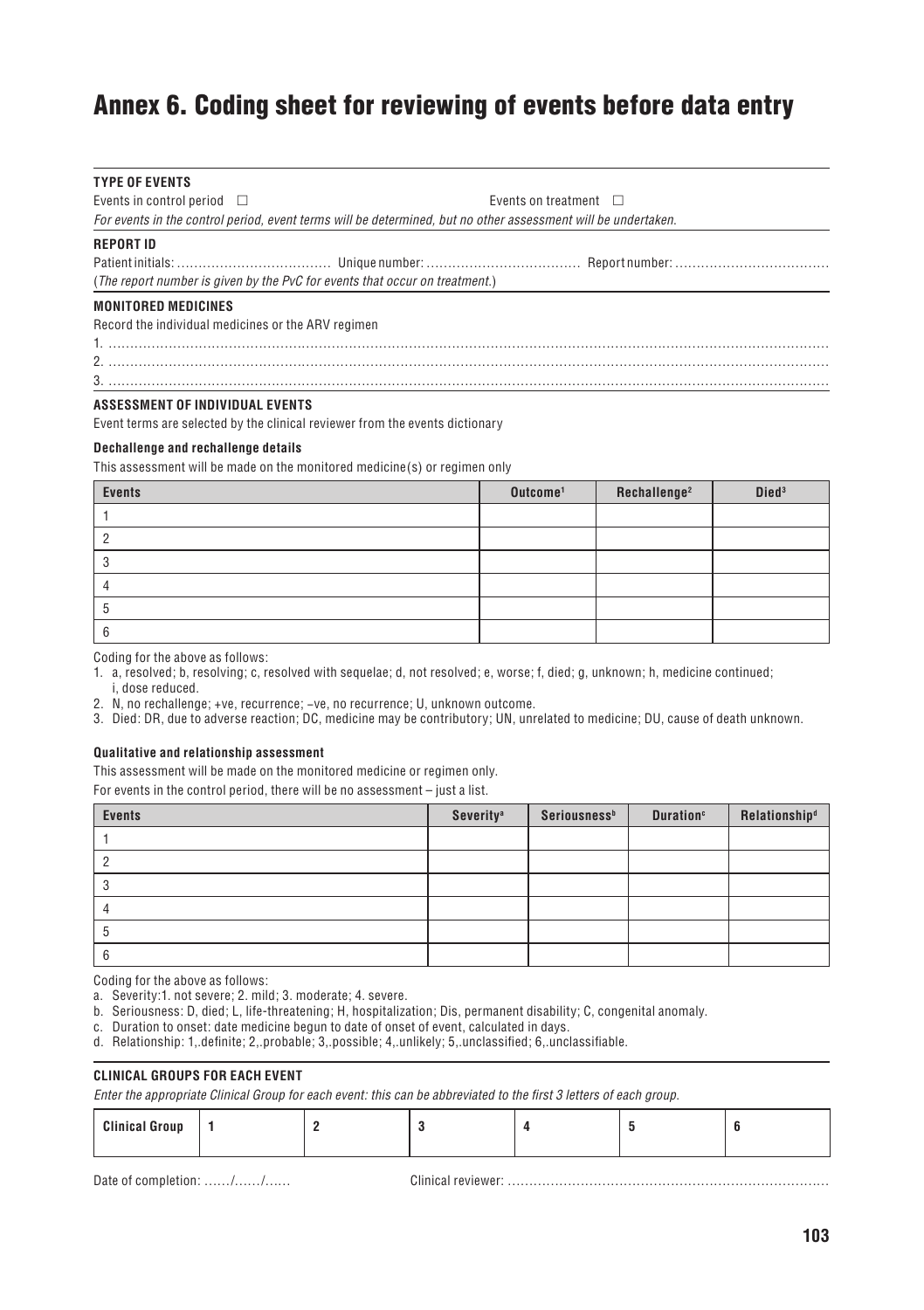# Annex 6. Coding sheet for reviewing of events before data entry

**TYPE OF EVENTS**

Events in control period ☐ Events on treatment ☐

*For events in the control period, event terms will be determined, but no other assessment will be undertaken.*

**REPORT ID**

Patient initials: ................................... Unique number: ................................... Report number: ...................................

(*The report number is given by the PvC for events that occur on treatment.*)

**MONITORED MEDICINES**

Record the individual medicines or the ARV regimen

1. ....................................................................................................................................................................
2. ....................................................................................................................................................................
3. ....................................................................................................................................................................

**ASSESSMENT OF INDIVIDUAL EVENTS**

Event terms are selected by the clinical reviewer from the events dictionary

**Dechallenge and rechallenge details**

This assessment will be made on the monitored medicine(s) or regimen only

| Events | Outcome[1] | Rechallenge[2] | Died[3] |
|---|---|---|---|
| 1 | | | |
| 2 | | | |
| 3 | | | |
| 4 | | | |
| 5 | | | |
| 6 | | | |

Coding for the above as follows:

1. a, resolved; b, resolving; c, resolved with sequelae; d, not resolved; e, worse; f, died; g, unknown; h, medicine continued; i, dose reduced.
2. N, no rechallenge; +ve, recurrence; –ve, no recurrence; U, unknown outcome.
3. Died: DR, due to adverse reaction; DC, medicine may be contributory; UN, unrelated to medicine; DU, cause of death unknown.

**Qualitative and relationship assessment**

This assessment will be made on the monitored medicine or regimen only.

For events in the control period, there will be no assessment – just a list.

| Events | Severity[a] | Seriousness[b] | Duration[c] | Relationship[d] |
|---|---|---|---|---|
| 1 | | | | |
| 2 | | | | |
| 3 | | | | |
| 4 | | | | |
| 5 | | | | |
| 6 | | | | |

Coding for the above as follows:

a. Severity:1. not severe; 2. mild; 3. moderate; 4. severe.

b. Seriousness: D, died; L, life-threatening; H, hospitalization; Dis, permanent disability; C, congenital anomaly.

c. Duration to onset: date medicine begun to date of onset of event, calculated in days.

d. Relationship: 1,.definite; 2,.probable; 3,.possible; 4,.unlikely; 5,.unclassified; 6,.unclassifiable.

**CLINICAL GROUPS FOR EACH EVENT**

*Enter the appropriate Clinical Group for each event: this can be abbreviated to the first 3 letters of each group.*

| Clinical Group | 1 | 2 | 3 | 4 | 5 | 6 |
|---|---|---|---|---|---|---|

Date of completion: ....../....../...... Clinical reviewer: ........................................................................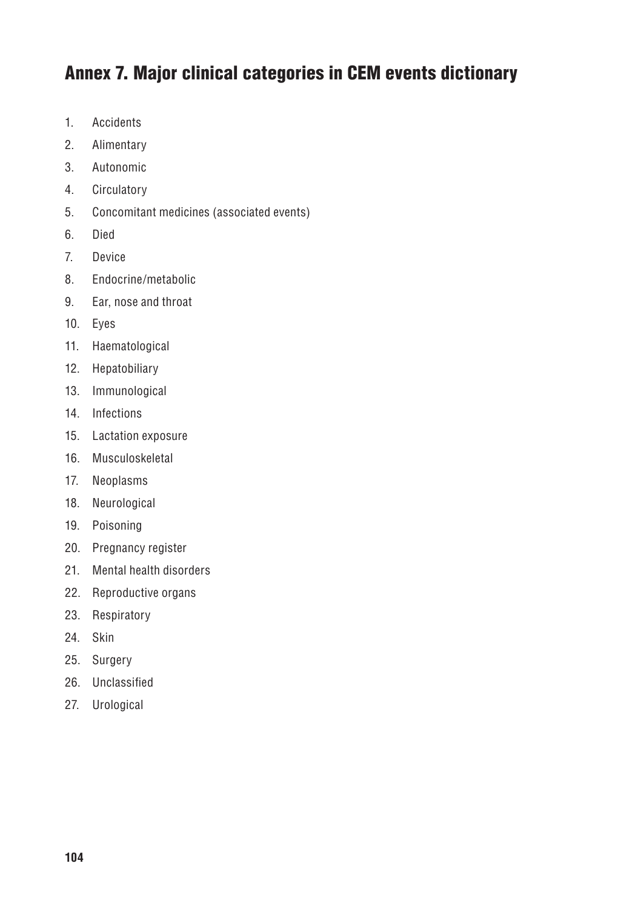## Annex 7. Major clinical categories in CEM events dictionary

1. Accidents
2. Alimentary
3. Autonomic
4. Circulatory
5. Concomitant medicines (associated events)
6. Died
7. Device
8. Endocrine/metabolic
9. Ear, nose and throat
10. Eyes
11. Haematological
12. Hepatobiliary
13. Immunological
14. Infections
15. Lactation exposure
16. Musculoskeletal
17. Neoplasms
18. Neurological
19. Poisoning
20. Pregnancy register
21. Mental health disorders
22. Reproductive organs
23. Respiratory
24. Skin
25. Surgery
26. Unclassified
27. Urological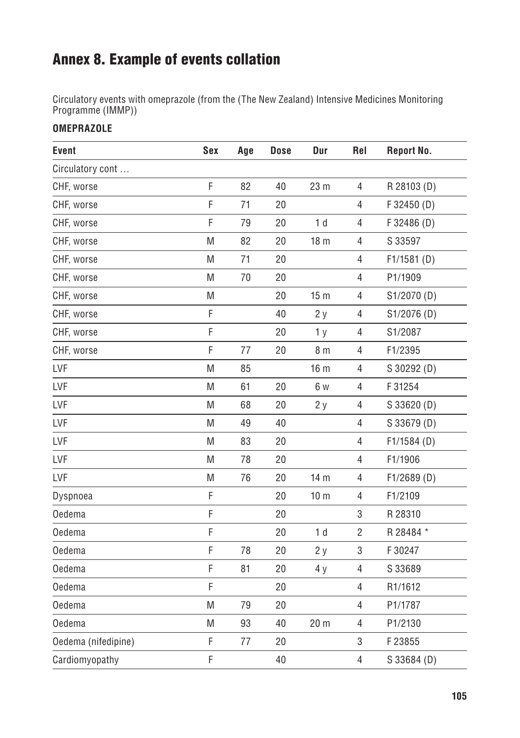# Annex 8. Example of events collation

Circulatory events with omeprazole (from the (The New Zealand) Intensive Medicines Monitoring Programme (IMMP))

**OMEPRAZOLE**

| Event | Sex | Age | Dose | Dur | Rel | Report No. |
|---|---|---|---|---|---|---|
| Circulatory cont … | | | | | | |
| CHF, worse | F | 82 | 40 | 23 m | 4 | R 28103 (D) |
| CHF, worse | F | 71 | 20 | | 4 | F 32450 (D) |
| CHF, worse | F | 79 | 20 | 1 d | 4 | F 32486 (D) |
| CHF, worse | M | 82 | 20 | 18 m | 4 | S 33597 |
| CHF, worse | M | 71 | 20 | | 4 | F1/1581 (D) |
| CHF, worse | M | 70 | 20 | | 4 | P1/1909 |
| CHF, worse | M | | 20 | 15 m | 4 | S1/2070 (D) |
| CHF, worse | F | | 40 | 2 y | 4 | S1/2076 (D) |
| CHF, worse | F | | 20 | 1 y | 4 | S1/2087 |
| CHF, worse | F | 77 | 20 | 8 m | 4 | F1/2395 |
| LVF | M | 85 | | 16 m | 4 | S 30292 (D) |
| LVF | M | 61 | 20 | 6 w | 4 | F 31254 |
| LVF | M | 68 | 20 | 2 y | 4 | S 33620 (D) |
| LVF | M | 49 | 40 | | 4 | S 33679 (D) |
| LVF | M | 83 | 20 | | 4 | F1/1584 (D) |
| LVF | M | 78 | 20 | | 4 | F1/1906 |
| LVF | M | 76 | 20 | 14 m | 4 | F1/2689 (D) |
| Dyspnoea | F | | 20 | 10 m | 4 | F1/2109 |
| Oedema | F | | 20 | | 3 | R 28310 |
| Oedema | F | | 20 | 1 d | 2 | R 28484 * |
| Oedema | F | 78 | 20 | 2 y | 3 | F 30247 |
| Oedema | F | 81 | 20 | 4 y | 4 | S 33689 |
| Oedema | F | | 20 | | 4 | R1/1612 |
| Oedema | M | 79 | 20 | | 4 | P1/1787 |
| Oedema | M | 93 | 40 | 20 m | 4 | P1/2130 |
| Oedema (nifedipine) | F | 77 | 20 | | 3 | F 23855 |
| Cardiomyopathy | F | | 40 | | 4 | S 33684 (D) |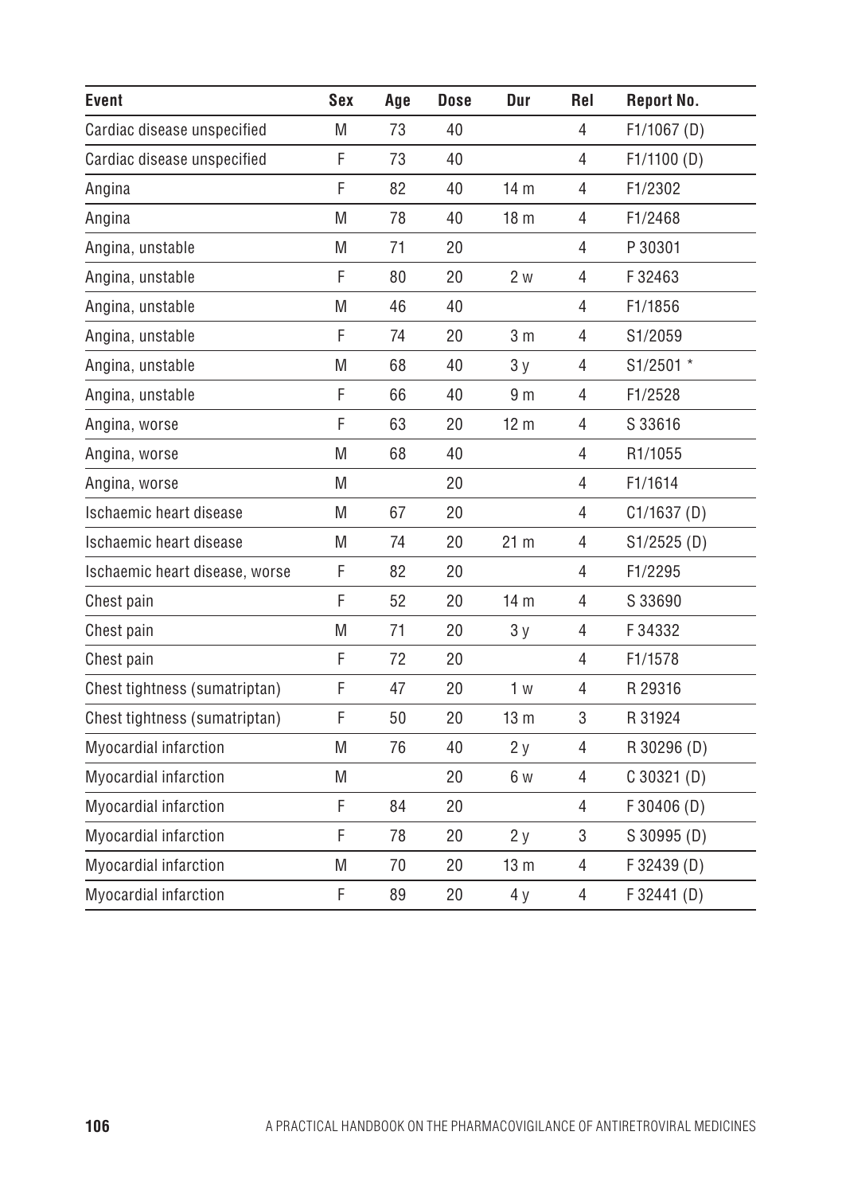| Event | Sex | Age | Dose | Dur | Rel | Report No. |
|---|---|---|---|---|---|---|
| Cardiac disease unspecified | M | 73 | 40 | | 4 | F1/1067 (D) |
| Cardiac disease unspecified | F | 73 | 40 | | 4 | F1/1100 (D) |
| Angina | F | 82 | 40 | 14 m | 4 | F1/2302 |
| Angina | M | 78 | 40 | 18 m | 4 | F1/2468 |
| Angina, unstable | M | 71 | 20 | | 4 | P 30301 |
| Angina, unstable | F | 80 | 20 | 2 w | 4 | F 32463 |
| Angina, unstable | M | 46 | 40 | | 4 | F1/1856 |
| Angina, unstable | F | 74 | 20 | 3 m | 4 | S1/2059 |
| Angina, unstable | M | 68 | 40 | 3 y | 4 | S1/2501 * |
| Angina, unstable | F | 66 | 40 | 9 m | 4 | F1/2528 |
| Angina, worse | F | 63 | 20 | 12 m | 4 | S 33616 |
| Angina, worse | M | 68 | 40 | | 4 | R1/1055 |
| Angina, worse | M | | 20 | | 4 | F1/1614 |
| Ischaemic heart disease | M | 67 | 20 | | 4 | C1/1637 (D) |
| Ischaemic heart disease | M | 74 | 20 | 21 m | 4 | S1/2525 (D) |
| Ischaemic heart disease, worse | F | 82 | 20 | | 4 | F1/2295 |
| Chest pain | F | 52 | 20 | 14 m | 4 | S 33690 |
| Chest pain | M | 71 | 20 | 3 y | 4 | F 34332 |
| Chest pain | F | 72 | 20 | | 4 | F1/1578 |
| Chest tightness (sumatriptan) | F | 47 | 20 | 1 w | 4 | R 29316 |
| Chest tightness (sumatriptan) | F | 50 | 20 | 13 m | 3 | R 31924 |
| Myocardial infarction | M | 76 | 40 | 2 y | 4 | R 30296 (D) |
| Myocardial infarction | M | | 20 | 6 w | 4 | C 30321 (D) |
| Myocardial infarction | F | 84 | 20 | | 4 | F 30406 (D) |
| Myocardial infarction | F | 78 | 20 | 2 y | 3 | S 30995 (D) |
| Myocardial infarction | M | 70 | 20 | 13 m | 4 | F 32439 (D) |
| Myocardial infarction | F | 89 | 20 | 4 y | 4 | F 32441 (D) |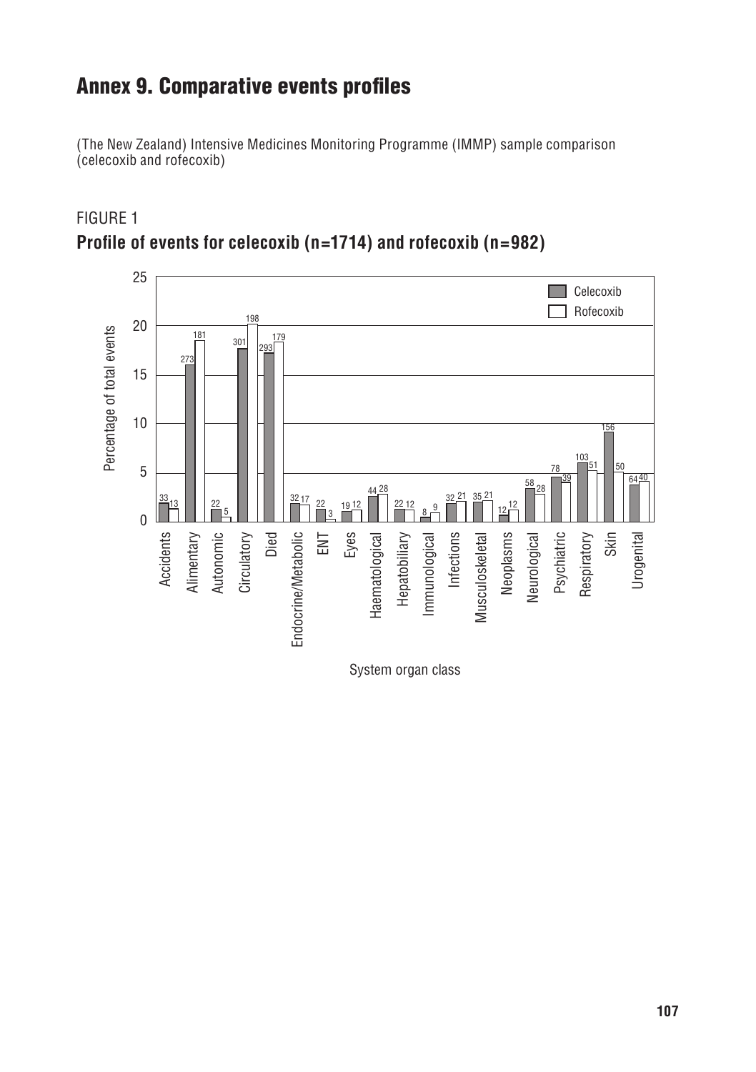# Annex 9. Comparative events profiles

(The New Zealand) Intensive Medicines Monitoring Programme (IMMP) sample comparison (celecoxib and rofecoxib)

FIGURE 1

**Profile of events for celecoxib (n=1714) and rofecoxib (n=982)**

| System organ class | Celecoxib | Rofecoxib |
|---|---|---|
| Accidents | 33 | 13 |
| Alimentary | 273 | 181 |
| Autonomic | 22 | 5 |
| Circulatory | 301 | 198 |
| Died | 293 | 179 |
| Endocrine/Metabolic | 32 | 17 |
| ENT | 22 | 3 |
| Eyes | 19 | 12 |
| Haematological | 44 | 28 |
| Hepatobiliary | 22 | 12 |
| Immunological | 8 | 9 |
| Infections | 32 | 21 |
| Musculoskeletal | 35 | 21 |
| Neoplasms | 12 | 12 |
| Neurological | 58 | 28 |
| Psychiatric | 78 | 39 |
| Respiratory | 103 | 51 |
| Skin | 156 | 50 |
| Urogenital | 64 | 40 |

Y-axis: Percentage of total events (0–25). X-axis: System organ class.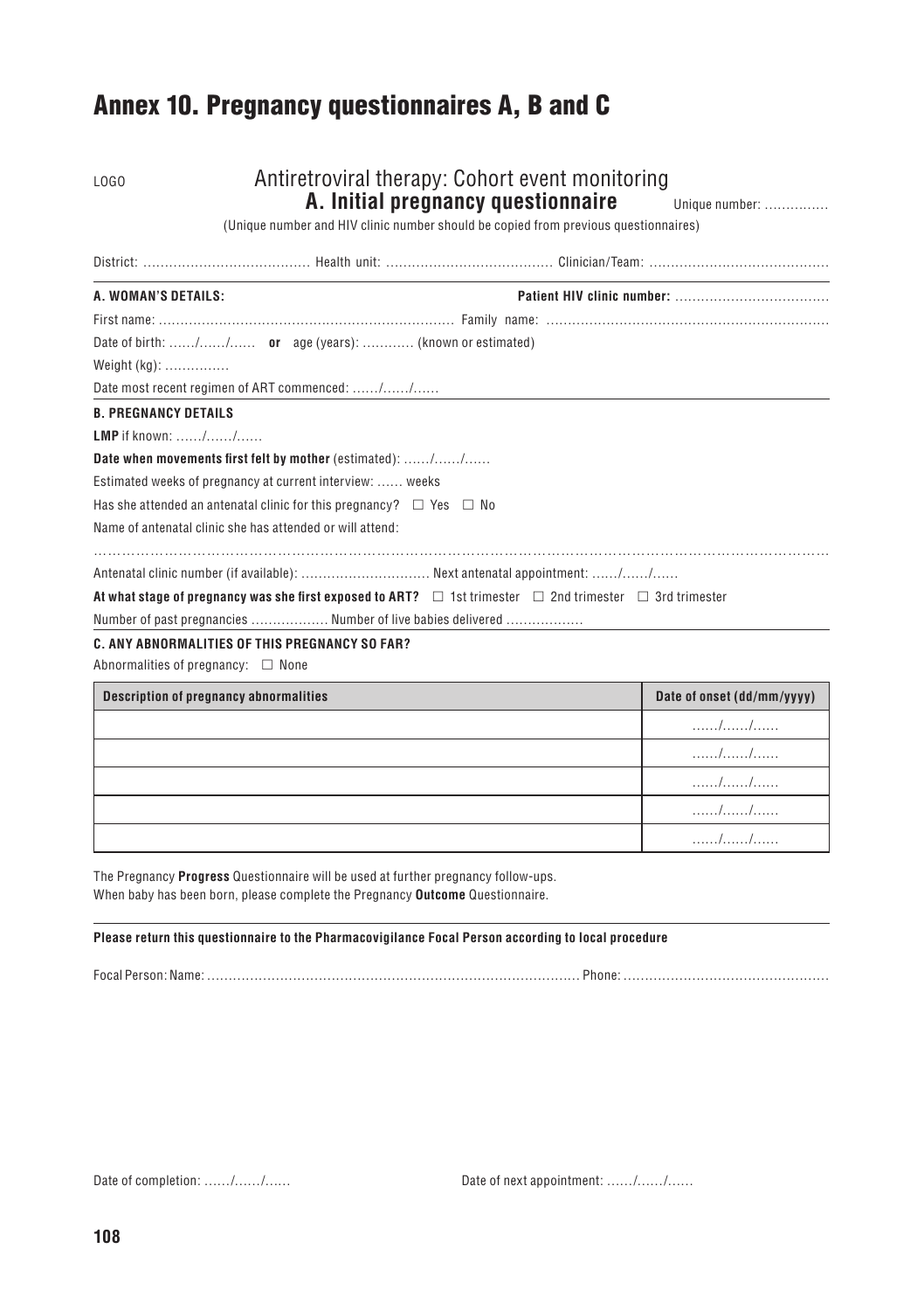# Annex 10. Pregnancy questionnaires A, B and C

LOGO

## Antiretroviral therapy: Cohort event monitoring
### A. Initial pregnancy questionnaire

Unique number: ……………

(Unique number and HIV clinic number should be copied from previous questionnaires)

District: ………………………………… Health unit: ………………………………… Clinician/Team: ……………………………………

**A. WOMAN'S DETAILS:** **Patient HIV clinic number:** ………………………………

First name: …………………………………………………………… Family name: …………………………………………………………

Date of birth: ……/……/…… **or** age (years): ………… (known or estimated)

Weight (kg): ……………

Date most recent regimen of ART commenced: ……/……/……

**B. PREGNANCY DETAILS**

**LMP** if known: ……/……/……

**Date when movements first felt by mother** (estimated): ……/……/……

Estimated weeks of pregnancy at current interview: …… weeks

Has she attended an antenatal clinic for this pregnancy? ☐ Yes ☐ No

Name of antenatal clinic she has attended or will attend:

…………………………………………………………………………………………………………………………………………

Antenatal clinic number (if available): ………………………… Next antenatal appointment: ……/……/……

**At what stage of pregnancy was she first exposed to ART?** ☐ 1st trimester ☐ 2nd trimester ☐ 3rd trimester

Number of past pregnancies ……………… Number of live babies delivered ………………

**C. ANY ABNORMALITIES OF THIS PREGNANCY SO FAR?**

Abnormalities of pregnancy: ☐ None

| Description of pregnancy abnormalities | Date of onset (dd/mm/yyyy) |
|---|---|
| | ……/……/…… |
| | ……/……/…… |
| | ……/……/…… |
| | ……/……/…… |
| | ……/……/…… |

The Pregnancy **Progress** Questionnaire will be used at further pregnancy follow-ups.
When baby has been born, please complete the Pregnancy **Outcome** Questionnaire.

**Please return this questionnaire to the Pharmacovigilance Focal Person according to local procedure**

Focal Person: Name: ……………………………………………………………………………… Phone: ………………………………………………

Date of completion: ……/……/…… Date of next appointment: ……/……/……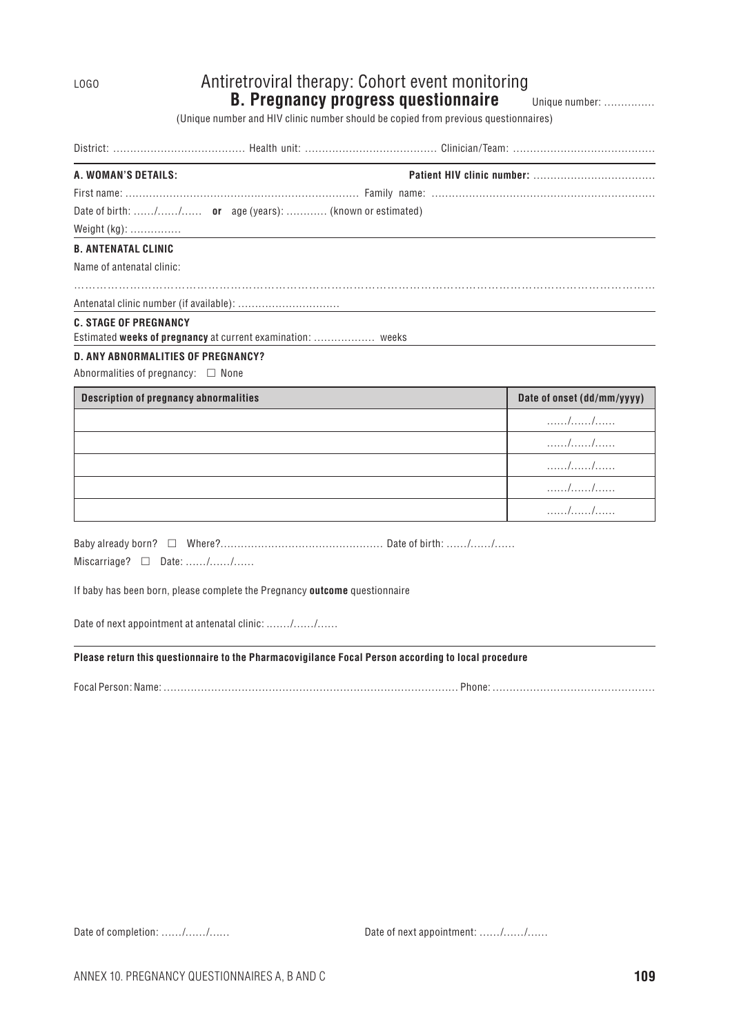LOGO

# Antiretroviral therapy: Cohort event monitoring

## B. Pregnancy progress questionnaire

Unique number: ……………

(Unique number and HIV clinic number should be copied from previous questionnaires)

District: ………………………………… Health unit: ………………………………… Clinician/Team: ……………………………………

**A. WOMAN'S DETAILS:** **Patient HIV clinic number:** ………………………………

First name: …………………………………………………………… Family name: …………………………………………………………

Date of birth: ……/……/…… **or** age (years): ………… (known or estimated)

Weight (kg): ……………

**B. ANTENATAL CLINIC**

Name of antenatal clinic:

……………………………………………………………………………………………………………………………………………

Antenatal clinic number (if available): …………………………

**C. STAGE OF PREGNANCY**

Estimated **weeks of pregnancy** at current examination: ……………… weeks

**D. ANY ABNORMALITIES OF PREGNANCY?**

Abnormalities of pregnancy: ☐ None

| Description of pregnancy abnormalities | Date of onset (dd/mm/yyyy) |
|---|---|
| | ……/……/…… |
| | ……/……/…… |
| | ……/……/…… |
| | ……/……/…… |
| | ……/……/…… |

Baby already born? ☐ Where?………………………………………… Date of birth: ……/……/……

Miscarriage? ☐ Date: ……/……/……

If baby has been born, please complete the Pregnancy **outcome** questionnaire

Date of next appointment at antenatal clinic: ……./……/……

**Please return this questionnaire to the Pharmacovigilance Focal Person according to local procedure**

Focal Person: Name: …………………………………………………………………………… Phone: …………………………………………

Date of completion: ……/……/…… Date of next appointment: ……/……/……

ANNEX 10. PREGNANCY QUESTIONNAIRES A, B AND C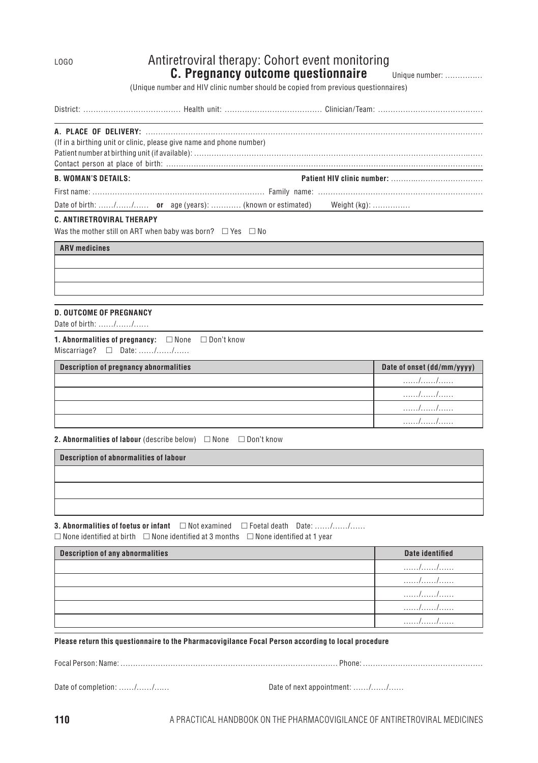LOGO

# Antiretroviral therapy: Cohort event monitoring

## C. Pregnancy outcome questionnaire

Unique number: ……………

(Unique number and HIV clinic number should be copied from previous questionnaires)

District: ………………………………… Health unit: ………………………………… Clinician/Team: ……………………………………

**A. PLACE OF DELIVERY:** ……………………………………………………………………………………………………………………

(If in a birthing unit or clinic, please give name and phone number)

Patient number at birthing unit (if available): ……………………………………………………………………………………………………

Contact person at place of birth: ……………………………………………………………………………………………………………

**B. WOMAN'S DETAILS:** **Patient HIV clinic number:** ………………………………

First name: …………………………………………………………… Family name: …………………………………………………………

Date of birth: ……/……/…… **or** age (years): ………… (known or estimated) Weight (kg): ……………

**C. ANTIRETROVIRAL THERAPY**

Was the mother still on ART when baby was born? ☐ Yes ☐ No

| ARV medicines |
|---|
| |
| |
| |

**D. OUTCOME OF PREGNANCY**

Date of birth: ……/……/……

**1. Abnormalities of pregnancy:** ☐ None ☐ Don't know

Miscarriage? ☐ Date: ……/……/……

| Description of pregnancy abnormalities | Date of onset (dd/mm/yyyy) |
|---|---|
| | ……/……/…… |
| | ……/……/…… |
| | ……/……/…… |
| | ……/……/…… |

**2. Abnormalities of labour** (describe below) ☐ None ☐ Don't know

| Description of abnormalities of labour |
|---|
| |
| |
| |

**3. Abnormalities of foetus or infant** ☐ Not examined ☐ Foetal death Date: ……/……/……

☐ None identified at birth ☐ None identified at 3 months ☐ None identified at 1 year

| Description of any abnormalities | Date identified |
|---|---|
| | ……/……/…… |
| | ……/……/…… |
| | ……/……/…… |
| | ……/……/…… |
| | ……/……/…… |

**Please return this questionnaire to the Pharmacovigilance Focal Person according to local procedure**

Focal Person: Name: …………………………………………………………………………… Phone: …………………………………………

Date of completion: ……/……/…… Date of next appointment: ……/……/……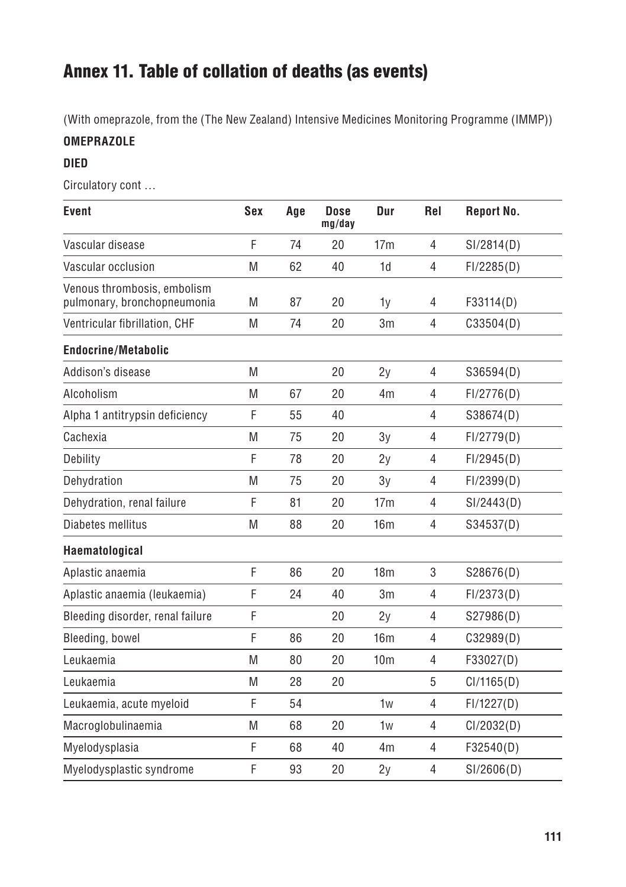# Annex 11. Table of collation of deaths (as events)

(With omeprazole, from the (The New Zealand) Intensive Medicines Monitoring Programme (IMMP))

**OMEPRAZOLE**

**DIED**

Circulatory cont …

| Event | Sex | Age | Dose mg/day | Dur | Rel | Report No. |
|---|---|---|---|---|---|---|
| Vascular disease | F | 74 | 20 | 17m | 4 | SI/2814(D) |
| Vascular occlusion | M | 62 | 40 | 1d | 4 | FI/2285(D) |
| Venous thrombosis, embolism pulmonary, bronchopneumonia | M | 87 | 20 | 1y | 4 | F33114(D) |
| Ventricular fibrillation, CHF | M | 74 | 20 | 3m | 4 | C33504(D) |
| **Endocrine/Metabolic** | | | | | | |
| Addison's disease | M | | 20 | 2y | 4 | S36594(D) |
| Alcoholism | M | 67 | 20 | 4m | 4 | FI/2776(D) |
| Alpha 1 antitrypsin deficiency | F | 55 | 40 | | 4 | S38674(D) |
| Cachexia | M | 75 | 20 | 3y | 4 | FI/2779(D) |
| Debility | F | 78 | 20 | 2y | 4 | FI/2945(D) |
| Dehydration | M | 75 | 20 | 3y | 4 | FI/2399(D) |
| Dehydration, renal failure | F | 81 | 20 | 17m | 4 | SI/2443(D) |
| Diabetes mellitus | M | 88 | 20 | 16m | 4 | S34537(D) |
| **Haematological** | | | | | | |
| Aplastic anaemia | F | 86 | 20 | 18m | 3 | S28676(D) |
| Aplastic anaemia (leukaemia) | F | 24 | 40 | 3m | 4 | FI/2373(D) |
| Bleeding disorder, renal failure | F | | 20 | 2y | 4 | S27986(D) |
| Bleeding, bowel | F | 86 | 20 | 16m | 4 | C32989(D) |
| Leukaemia | M | 80 | 20 | 10m | 4 | F33027(D) |
| Leukaemia | M | 28 | 20 | | 5 | CI/1165(D) |
| Leukaemia, acute myeloid | F | 54 | | 1w | 4 | FI/1227(D) |
| Macroglobulinaemia | M | 68 | 20 | 1w | 4 | CI/2032(D) |
| Myelodysplasia | F | 68 | 40 | 4m | 4 | F32540(D) |
| Myelodysplastic syndrome | F | 93 | 20 | 2y | 4 | SI/2606(D) |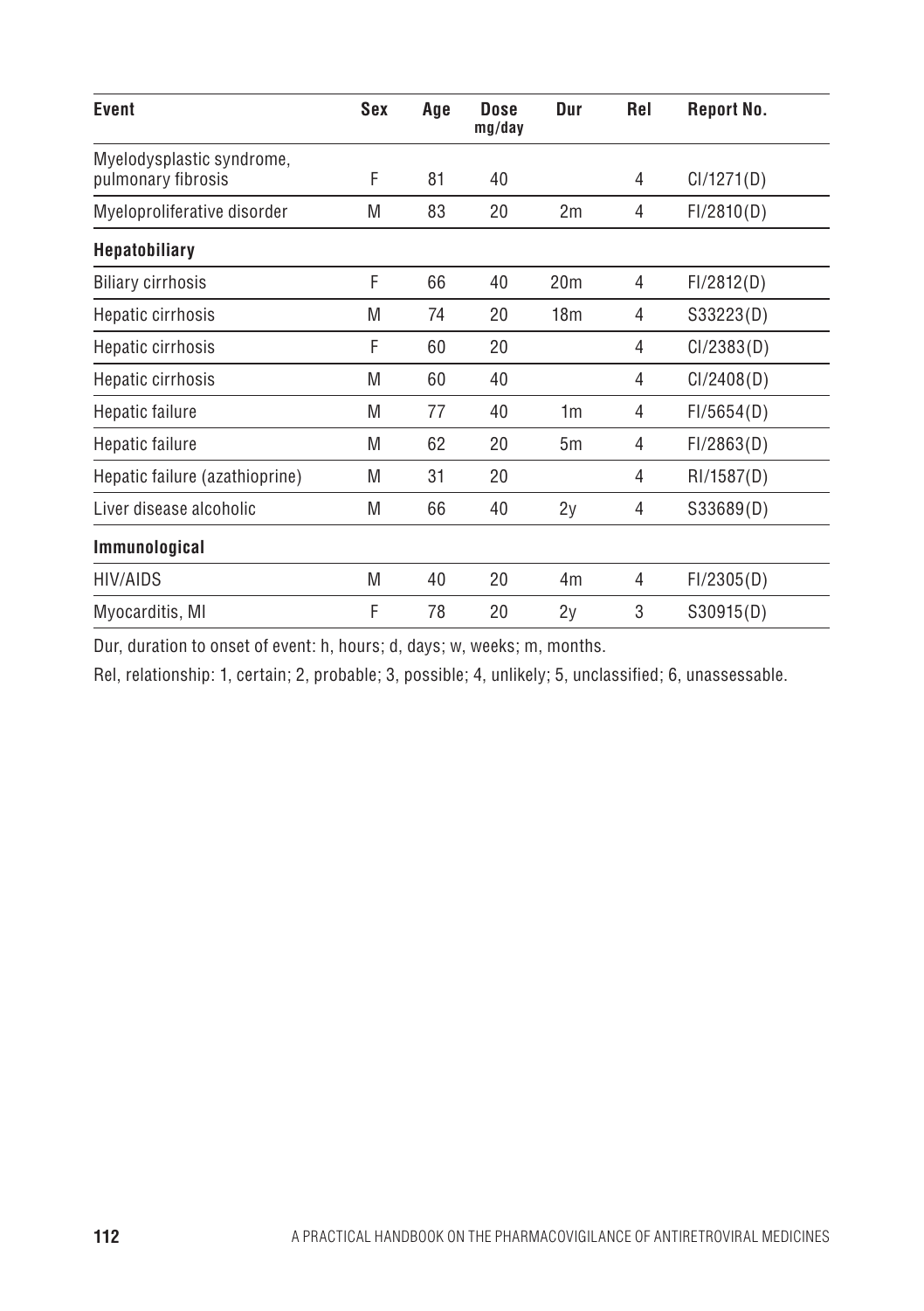| Event | Sex | Age | Dose mg/day | Dur | Rel | Report No. |
|---|---|---|---|---|---|---|
| Myelodysplastic syndrome, pulmonary fibrosis | F | 81 | 40 | | 4 | CI/1271(D) |
| Myeloproliferative disorder | M | 83 | 20 | 2m | 4 | FI/2810(D) |
| **Hepatobiliary** | | | | | | |
| Biliary cirrhosis | F | 66 | 40 | 20m | 4 | FI/2812(D) |
| Hepatic cirrhosis | M | 74 | 20 | 18m | 4 | S33223(D) |
| Hepatic cirrhosis | F | 60 | 20 | | 4 | CI/2383(D) |
| Hepatic cirrhosis | M | 60 | 40 | | 4 | CI/2408(D) |
| Hepatic failure | M | 77 | 40 | 1m | 4 | FI/5654(D) |
| Hepatic failure | M | 62 | 20 | 5m | 4 | FI/2863(D) |
| Hepatic failure (azathioprine) | M | 31 | 20 | | 4 | RI/1587(D) |
| Liver disease alcoholic | M | 66 | 40 | 2y | 4 | S33689(D) |
| **Immunological** | | | | | | |
| HIV/AIDS | M | 40 | 20 | 4m | 4 | FI/2305(D) |
| Myocarditis, MI | F | 78 | 20 | 2y | 3 | S30915(D) |

Dur, duration to onset of event: h, hours; d, days; w, weeks; m, months.

Rel, relationship: 1, certain; 2, probable; 3, possible; 4, unlikely; 5, unclassified; 6, unassessable.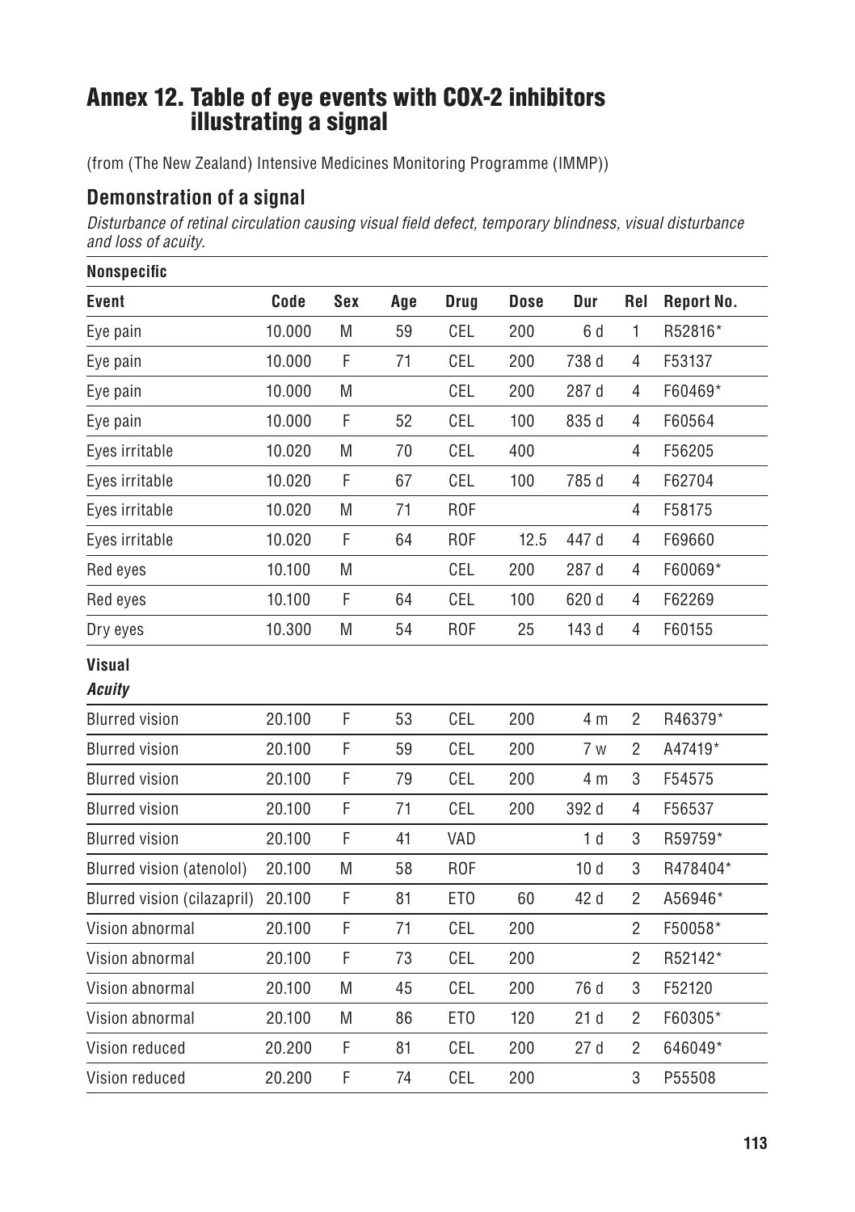# Annex 12. Table of eye events with COX-2 inhibitors illustrating a signal

(from (The New Zealand) Intensive Medicines Monitoring Programme (IMMP))

## Demonstration of a signal

*Disturbance of retinal circulation causing visual field defect, temporary blindness, visual disturbance and loss of acuity.*

| Event | Code | Sex | Age | Drug | Dose | Dur | Rel | Report No. |
|---|---|---|---|---|---|---|---|---|
| **Nonspecific** | | | | | | | | |
| Eye pain | 10.000 | M | 59 | CEL | 200 | 6 d | 1 | R52816* |
| Eye pain | 10.000 | F | 71 | CEL | 200 | 738 d | 4 | F53137 |
| Eye pain | 10.000 | M | | CEL | 200 | 287 d | 4 | F60469* |
| Eye pain | 10.000 | F | 52 | CEL | 100 | 835 d | 4 | F60564 |
| Eyes irritable | 10.020 | M | 70 | CEL | 400 | | 4 | F56205 |
| Eyes irritable | 10.020 | F | 67 | CEL | 100 | 785 d | 4 | F62704 |
| Eyes irritable | 10.020 | M | 71 | ROF | | | 4 | F58175 |
| Eyes irritable | 10.020 | F | 64 | ROF | 12.5 | 447 d | 4 | F69660 |
| Red eyes | 10.100 | M | | CEL | 200 | 287 d | 4 | F60069* |
| Red eyes | 10.100 | F | 64 | CEL | 100 | 620 d | 4 | F62269 |
| Dry eyes | 10.300 | M | 54 | ROF | 25 | 143 d | 4 | F60155 |
| **Visual** | | | | | | | | |
| ***Acuity*** | | | | | | | | |
| Blurred vision | 20.100 | F | 53 | CEL | 200 | 4 m | 2 | R46379* |
| Blurred vision | 20.100 | F | 59 | CEL | 200 | 7 w | 2 | A47419* |
| Blurred vision | 20.100 | F | 79 | CEL | 200 | 4 m | 3 | F54575 |
| Blurred vision | 20.100 | F | 71 | CEL | 200 | 392 d | 4 | F56537 |
| Blurred vision | 20.100 | F | 41 | VAD | | 1 d | 3 | R59759* |
| Blurred vision (atenolol) | 20.100 | M | 58 | ROF | | 10 d | 3 | R478404* |
| Blurred vision (cilazapril) | 20.100 | F | 81 | ETO | 60 | 42 d | 2 | A56946* |
| Vision abnormal | 20.100 | F | 71 | CEL | 200 | | 2 | F50058* |
| Vision abnormal | 20.100 | F | 73 | CEL | 200 | | 2 | R52142* |
| Vision abnormal | 20.100 | M | 45 | CEL | 200 | 76 d | 3 | F52120 |
| Vision abnormal | 20.100 | M | 86 | ETO | 120 | 21 d | 2 | F60305* |
| Vision reduced | 20.200 | F | 81 | CEL | 200 | 27 d | 2 | 646049* |
| Vision reduced | 20.200 | F | 74 | CEL | 200 | | 3 | P55508 |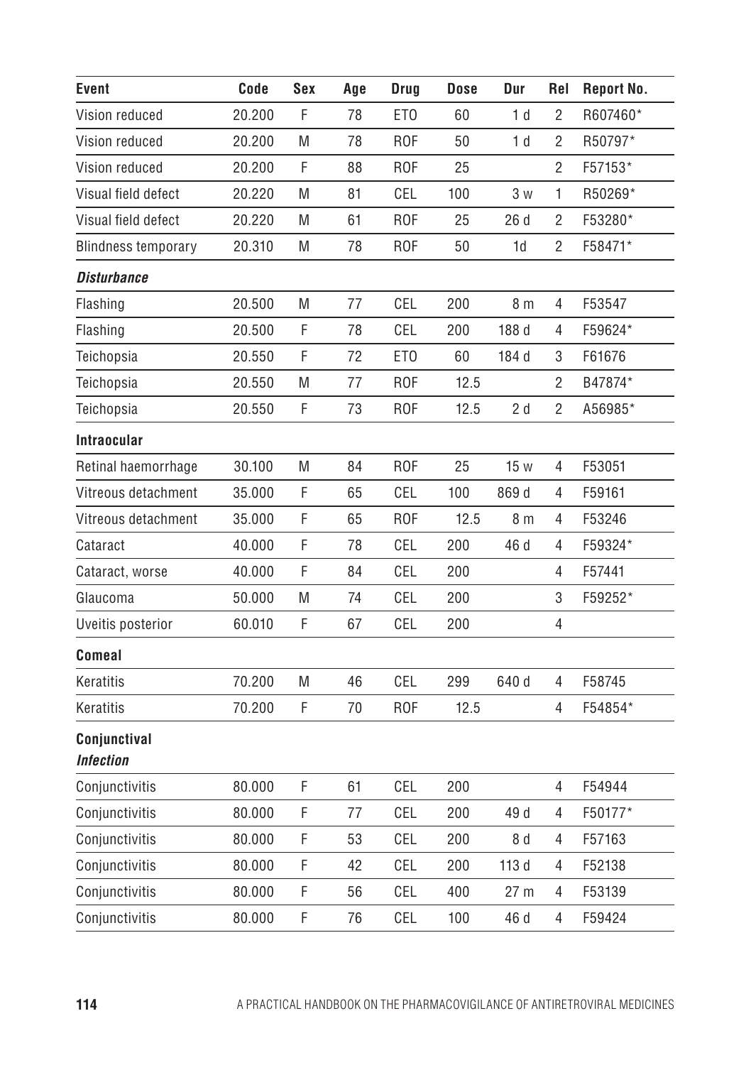| Event | Code | Sex | Age | Drug | Dose | Dur | Rel | Report No. |
|---|---|---|---|---|---|---|---|---|
| Vision reduced | 20.200 | F | 78 | ETO | 60 | 1 d | 2 | R607460* |
| Vision reduced | 20.200 | M | 78 | ROF | 50 | 1 d | 2 | R50797* |
| Vision reduced | 20.200 | F | 88 | ROF | 25 | | 2 | F57153* |
| Visual field defect | 20.220 | M | 81 | CEL | 100 | 3 w | 1 | R50269* |
| Visual field defect | 20.220 | M | 61 | ROF | 25 | 26 d | 2 | F53280* |
| Blindness temporary | 20.310 | M | 78 | ROF | 50 | 1d | 2 | F58471* |
| ***Disturbance*** | | | | | | | | |
| Flashing | 20.500 | M | 77 | CEL | 200 | 8 m | 4 | F53547 |
| Flashing | 20.500 | F | 78 | CEL | 200 | 188 d | 4 | F59624* |
| Teichopsia | 20.550 | F | 72 | ETO | 60 | 184 d | 3 | F61676 |
| Teichopsia | 20.550 | M | 77 | ROF | 12.5 | | 2 | B47874* |
| Teichopsia | 20.550 | F | 73 | ROF | 12.5 | 2 d | 2 | A56985* |
| **Intraocular** | | | | | | | | |
| Retinal haemorrhage | 30.100 | M | 84 | ROF | 25 | 15 w | 4 | F53051 |
| Vitreous detachment | 35.000 | F | 65 | CEL | 100 | 869 d | 4 | F59161 |
| Vitreous detachment | 35.000 | F | 65 | ROF | 12.5 | 8 m | 4 | F53246 |
| Cataract | 40.000 | F | 78 | CEL | 200 | 46 d | 4 | F59324* |
| Cataract, worse | 40.000 | F | 84 | CEL | 200 | | 4 | F57441 |
| Glaucoma | 50.000 | M | 74 | CEL | 200 | | 3 | F59252* |
| Uveitis posterior | 60.010 | F | 67 | CEL | 200 | | 4 | |
| **Comeal** | | | | | | | | |
| Keratitis | 70.200 | M | 46 | CEL | 299 | 640 d | 4 | F58745 |
| Keratitis | 70.200 | F | 70 | ROF | 12.5 | | 4 | F54854* |
| **Conjunctival** ***Infection*** | | | | | | | | |
| Conjunctivitis | 80.000 | F | 61 | CEL | 200 | | 4 | F54944 |
| Conjunctivitis | 80.000 | F | 77 | CEL | 200 | 49 d | 4 | F50177* |
| Conjunctivitis | 80.000 | F | 53 | CEL | 200 | 8 d | 4 | F57163 |
| Conjunctivitis | 80.000 | F | 42 | CEL | 200 | 113 d | 4 | F52138 |
| Conjunctivitis | 80.000 | F | 56 | CEL | 400 | 27 m | 4 | F53139 |
| Conjunctivitis | 80.000 | F | 76 | CEL | 100 | 46 d | 4 | F59424 |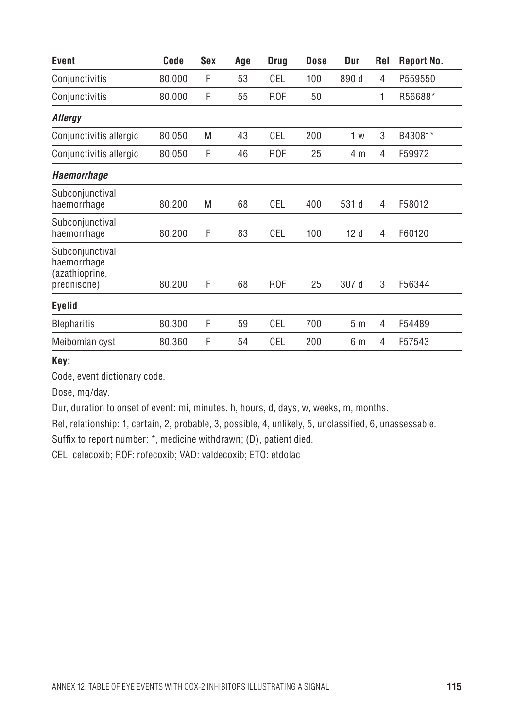| Event | Code | Sex | Age | Drug | Dose | Dur | Rel | Report No. |
|---|---|---|---|---|---|---|---|---|
| Conjunctivitis | 80.000 | F | 53 | CEL | 100 | 890 d | 4 | P559550 |
| Conjunctivitis | 80.000 | F | 55 | ROF | 50 | | 1 | R56688* |
| ***Allergy*** | | | | | | | | |
| Conjunctivitis allergic | 80.050 | M | 43 | CEL | 200 | 1 w | 3 | B43081* |
| Conjunctivitis allergic | 80.050 | F | 46 | ROF | 25 | 4 m | 4 | F59972 |
| ***Haemorrhage*** | | | | | | | | |
| Subconjunctival haemorrhage | 80.200 | M | 68 | CEL | 400 | 531 d | 4 | F58012 |
| Subconjunctival haemorrhage | 80.200 | F | 83 | CEL | 100 | 12 d | 4 | F60120 |
| Subconjunctival haemorrhage (azathioprine, prednisone) | 80.200 | F | 68 | ROF | 25 | 307 d | 3 | F56344 |
| **Eyelid** | | | | | | | | |
| Blepharitis | 80.300 | F | 59 | CEL | 700 | 5 m | 4 | F54489 |
| Meibomian cyst | 80.360 | F | 54 | CEL | 200 | 6 m | 4 | F57543 |

**Key:**

Code, event dictionary code.

Dose, mg/day.

Dur, duration to onset of event: mi, minutes. h, hours, d, days, w, weeks, m, months.

Rel, relationship: 1, certain, 2, probable, 3, possible, 4, unlikely, 5, unclassified, 6, unassessable.

Suffix to report number: *, medicine withdrawn; (D), patient died.

CEL: celecoxib; ROF: rofecoxib; VAD: valdecoxib; ETO: etdolac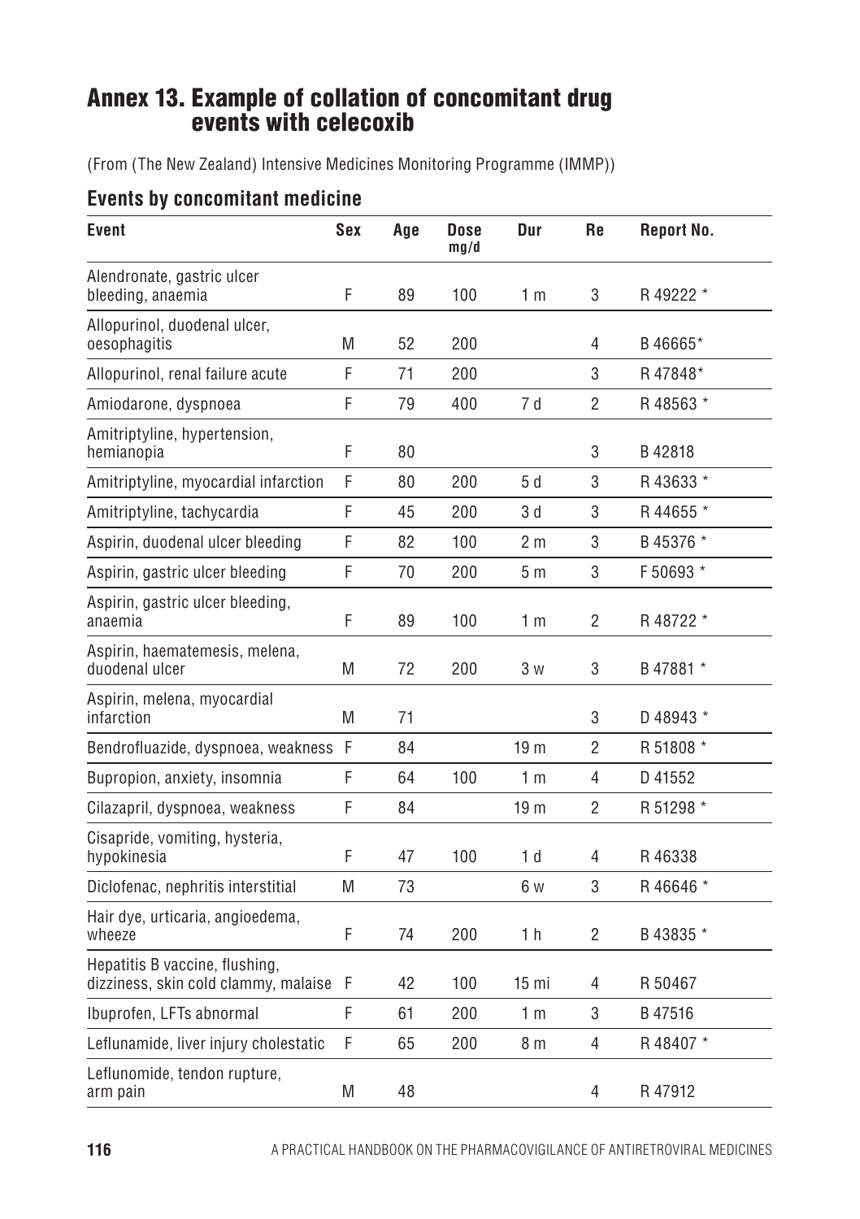// Annex 13 — events by concomitant medicine
# Annex 13. Example of collation of concomitant drug events with celecoxib

(From (The New Zealand) Intensive Medicines Monitoring Programme (IMMP))

## Events by concomitant medicine

| Event | Sex | Age | Dose mg/d | Dur | Re | Report No. |
|---|---|---|---|---|---|---|
| Alendronate, gastric ulcer bleeding, anaemia | F | 89 | 100 | 1 m | 3 | R 49222 * |
| Allopurinol, duodenal ulcer, oesophagitis | M | 52 | 200 | | 4 | B 46665* |
| Allopurinol, renal failure acute | F | 71 | 200 | | 3 | R 47848* |
| Amiodarone, dyspnoea | F | 79 | 400 | 7 d | 2 | R 48563 * |
| Amitriptyline, hypertension, hemianopia | F | 80 | | | 3 | B 42818 |
| Amitriptyline, myocardial infarction | F | 80 | 200 | 5 d | 3 | R 43633 * |
| Amitriptyline, tachycardia | F | 45 | 200 | 3 d | 3 | R 44655 * |
| Aspirin, duodenal ulcer bleeding | F | 82 | 100 | 2 m | 3 | B 45376 * |
| Aspirin, gastric ulcer bleeding | F | 70 | 200 | 5 m | 3 | F 50693 * |
| Aspirin, gastric ulcer bleeding, anaemia | F | 89 | 100 | 1 m | 2 | R 48722 * |
| Aspirin, haematemesis, melena, duodenal ulcer | M | 72 | 200 | 3 w | 3 | B 47881 * |
| Aspirin, melena, myocardial infarction | M | 71 | | | 3 | D 48943 * |
| Bendrofluazide, dyspnoea, weakness | F | 84 | | 19 m | 2 | R 51808 * |
| Bupropion, anxiety, insomnia | F | 64 | 100 | 1 m | 4 | D 41552 |
| Cilazapril, dyspnoea, weakness | F | 84 | | 19 m | 2 | R 51298 * |
| Cisapride, vomiting, hysteria, hypokinesia | F | 47 | 100 | 1 d | 4 | R 46338 |
| Diclofenac, nephritis interstitial | M | 73 | | 6 w | 3 | R 46646 * |
| Hair dye, urticaria, angioedema, wheeze | F | 74 | 200 | 1 h | 2 | B 43835 * |
| Hepatitis B vaccine, flushing, dizziness, skin cold clammy, malaise | F | 42 | 100 | 15 mi | 4 | R 50467 |
| Ibuprofen, LFTs abnormal | F | 61 | 200 | 1 m | 3 | B 47516 |
| Leflunamide, liver injury cholestatic | F | 65 | 200 | 8 m | 4 | R 48407 * |
| Leflunomide, tendon rupture, arm pain | M | 48 | | | 4 | R 47912 |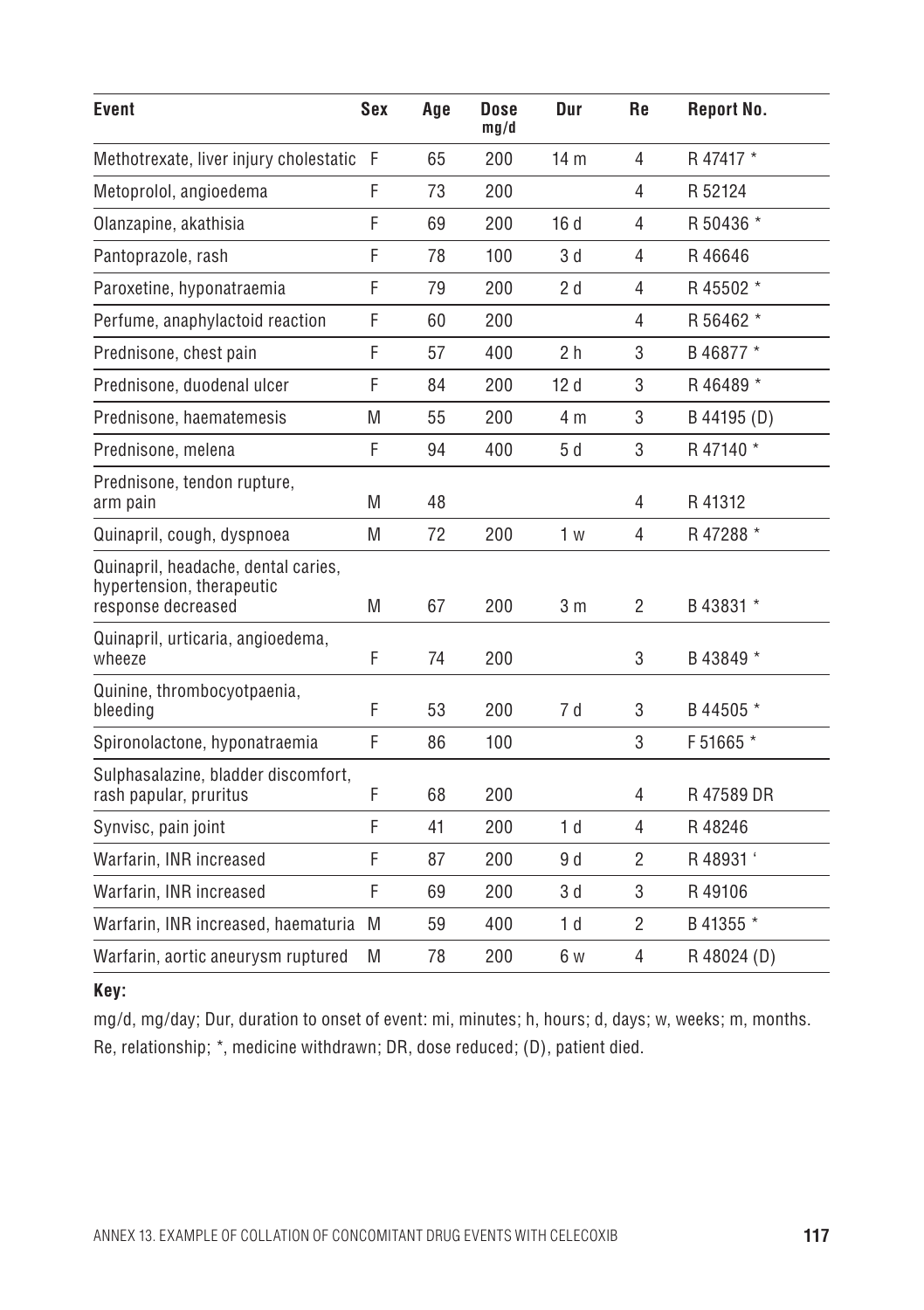| Event | Sex | Age | Dose mg/d | Dur | Re | Report No. |
|---|---|---|---|---|---|---|
| Methotrexate, liver injury cholestatic | F | 65 | 200 | 14 m | 4 | R 47417 * |
| Metoprolol, angioedema | F | 73 | 200 | | 4 | R 52124 |
| Olanzapine, akathisia | F | 69 | 200 | 16 d | 4 | R 50436 * |
| Pantoprazole, rash | F | 78 | 100 | 3 d | 4 | R 46646 |
| Paroxetine, hyponatraemia | F | 79 | 200 | 2 d | 4 | R 45502 * |
| Perfume, anaphylactoid reaction | F | 60 | 200 | | 4 | R 56462 * |
| Prednisone, chest pain | F | 57 | 400 | 2 h | 3 | B 46877 * |
| Prednisone, duodenal ulcer | F | 84 | 200 | 12 d | 3 | R 46489 * |
| Prednisone, haematemesis | M | 55 | 200 | 4 m | 3 | B 44195 (D) |
| Prednisone, melena | F | 94 | 400 | 5 d | 3 | R 47140 * |
| Prednisone, tendon rupture, arm pain | M | 48 | | | 4 | R 41312 |
| Quinapril, cough, dyspnoea | M | 72 | 200 | 1 w | 4 | R 47288 * |
| Quinapril, headache, dental caries, hypertension, therapeutic response decreased | M | 67 | 200 | 3 m | 2 | B 43831 * |
| Quinapril, urticaria, angioedema, wheeze | F | 74 | 200 | | 3 | B 43849 * |
| Quinine, thrombocyotpaenia, bleeding | F | 53 | 200 | 7 d | 3 | B 44505 * |
| Spironolactone, hyponatraemia | F | 86 | 100 | | 3 | F 51665 * |
| Sulphasalazine, bladder discomfort, rash papular, pruritus | F | 68 | 200 | | 4 | R 47589 DR |
| Synvisc, pain joint | F | 41 | 200 | 1 d | 4 | R 48246 |
| Warfarin, INR increased | F | 87 | 200 | 9 d | 2 | R 48931 ' |
| Warfarin, INR increased | F | 69 | 200 | 3 d | 3 | R 49106 |
| Warfarin, INR increased, haematuria | M | 59 | 400 | 1 d | 2 | B 41355 * |
| Warfarin, aortic aneurysm ruptured | M | 78 | 200 | 6 w | 4 | R 48024 (D) |

**Key:**

mg/d, mg/day; Dur, duration to onset of event: mi, minutes; h, hours; d, days; w, weeks; m, months.
Re, relationship; *, medicine withdrawn; DR, dose reduced; (D), patient died.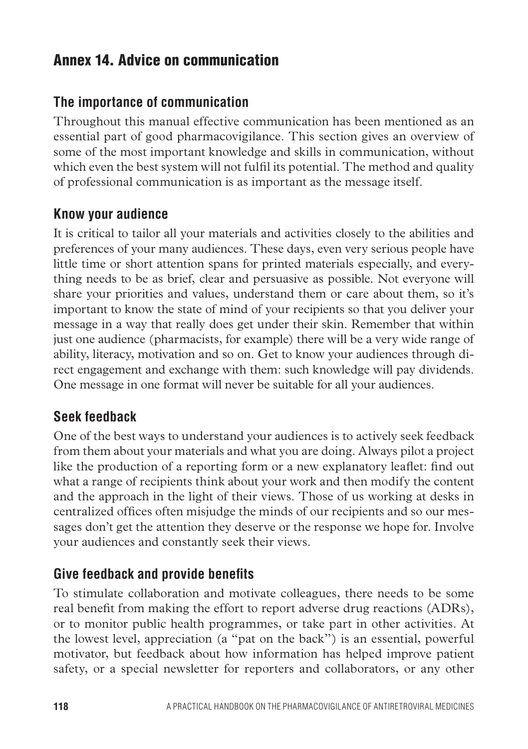# Annex 14. Advice on communication

## The importance of communication

Throughout this manual effective communication has been mentioned as an essential part of good pharmacovigilance. This section gives an overview of some of the most important knowledge and skills in communication, without which even the best system will not fulfil its potential. The method and quality of professional communication is as important as the message itself.

## Know your audience

It is critical to tailor all your materials and activities closely to the abilities and preferences of your many audiences. These days, even very serious people have little time or short attention spans for printed materials especially, and everything needs to be as brief, clear and persuasive as possible. Not everyone will share your priorities and values, understand them or care about them, so it's important to know the state of mind of your recipients so that you deliver your message in a way that really does get under their skin. Remember that within just one audience (pharmacists, for example) there will be a very wide range of ability, literacy, motivation and so on. Get to know your audiences through direct engagement and exchange with them: such knowledge will pay dividends. One message in one format will never be suitable for all your audiences.

## Seek feedback

One of the best ways to understand your audiences is to actively seek feedback from them about your materials and what you are doing. Always pilot a project like the production of a reporting form or a new explanatory leaflet: find out what a range of recipients think about your work and then modify the content and the approach in the light of their views. Those of us working at desks in centralized offices often misjudge the minds of our recipients and so our messages don't get the attention they deserve or the response we hope for. Involve your audiences and constantly seek their views.

## Give feedback and provide benefits

To stimulate collaboration and motivate colleagues, there needs to be some real benefit from making the effort to report adverse drug reactions (ADRs), or to monitor public health programmes, or take part in other activities. At the lowest level, appreciation (a "pat on the back") is an essential, powerful motivator, but feedback about how information has helped improve patient safety, or a special newsletter for reporters and collaborators, or any other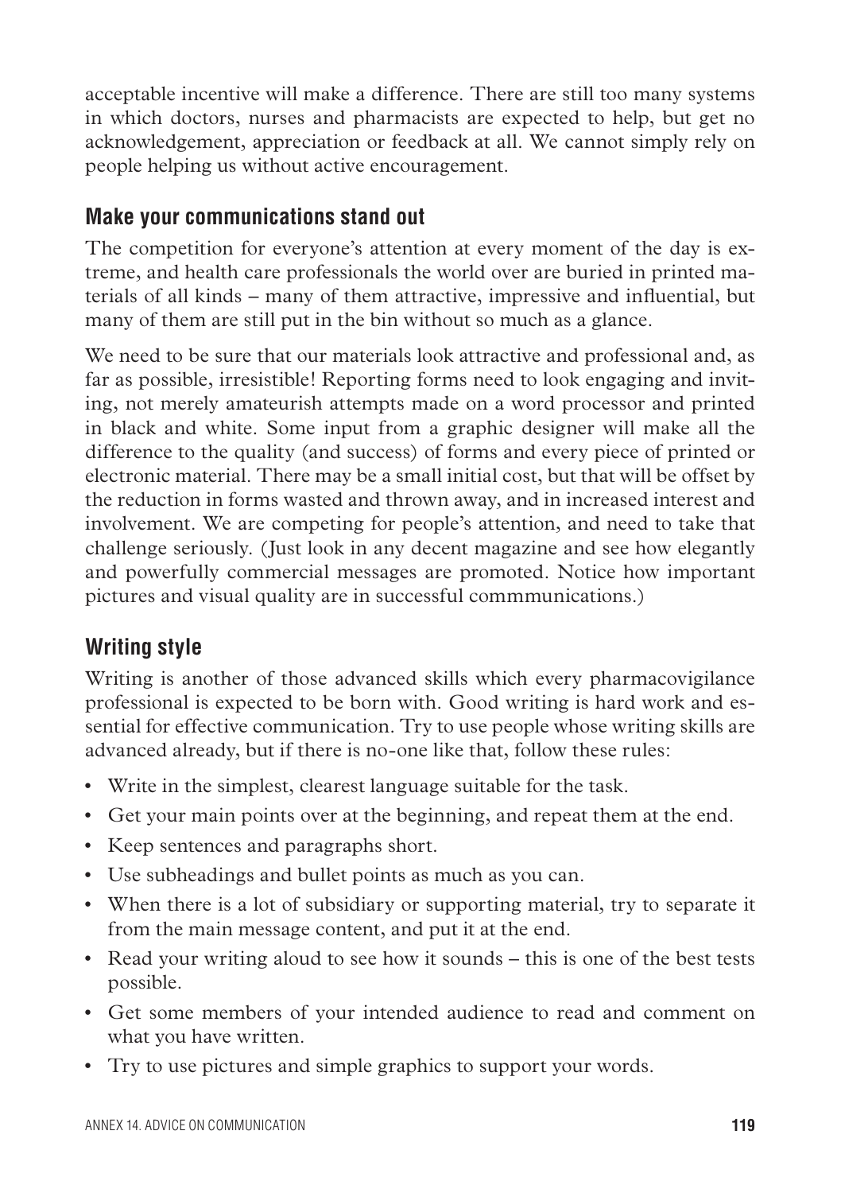acceptable incentive will make a difference. There are still too many systems in which doctors, nurses and pharmacists are expected to help, but get no acknowledgement, appreciation or feedback at all. We cannot simply rely on people helping us without active encouragement.

### Make your communications stand out

The competition for everyone's attention at every moment of the day is extreme, and health care professionals the world over are buried in printed materials of all kinds – many of them attractive, impressive and influential, but many of them are still put in the bin without so much as a glance.

We need to be sure that our materials look attractive and professional and, as far as possible, irresistible! Reporting forms need to look engaging and inviting, not merely amateurish attempts made on a word processor and printed in black and white. Some input from a graphic designer will make all the difference to the quality (and success) of forms and every piece of printed or electronic material. There may be a small initial cost, but that will be offset by the reduction in forms wasted and thrown away, and in increased interest and involvement. We are competing for people's attention, and need to take that challenge seriously. (Just look in any decent magazine and see how elegantly and powerfully commercial messages are promoted. Notice how important pictures and visual quality are in successful commmunications.)

### Writing style

Writing is another of those advanced skills which every pharmacovigilance professional is expected to be born with. Good writing is hard work and essential for effective communication. Try to use people whose writing skills are advanced already, but if there is no-one like that, follow these rules:

- Write in the simplest, clearest language suitable for the task.
- Get your main points over at the beginning, and repeat them at the end.
- Keep sentences and paragraphs short.
- Use subheadings and bullet points as much as you can.
- When there is a lot of subsidiary or supporting material, try to separate it from the main message content, and put it at the end.
- Read your writing aloud to see how it sounds – this is one of the best tests possible.
- Get some members of your intended audience to read and comment on what you have written.
- Try to use pictures and simple graphics to support your words.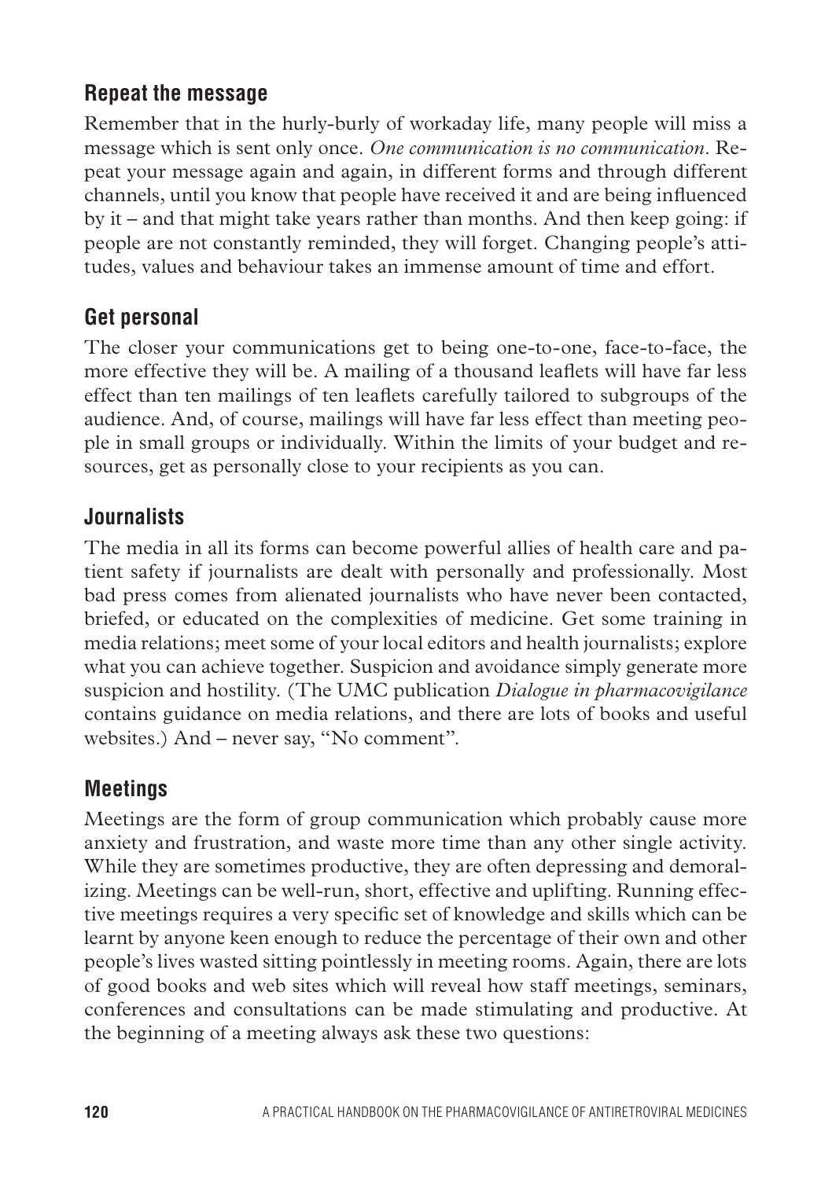## Repeat the message

Remember that in the hurly-burly of workaday life, many people will miss a message which is sent only once. *One communication is no communication*. Repeat your message again and again, in different forms and through different channels, until you know that people have received it and are being influenced by it – and that might take years rather than months. And then keep going: if people are not constantly reminded, they will forget. Changing people's attitudes, values and behaviour takes an immense amount of time and effort.

## Get personal

The closer your communications get to being one-to-one, face-to-face, the more effective they will be. A mailing of a thousand leaflets will have far less effect than ten mailings of ten leaflets carefully tailored to subgroups of the audience. And, of course, mailings will have far less effect than meeting people in small groups or individually. Within the limits of your budget and resources, get as personally close to your recipients as you can.

## Journalists

The media in all its forms can become powerful allies of health care and patient safety if journalists are dealt with personally and professionally. Most bad press comes from alienated journalists who have never been contacted, briefed, or educated on the complexities of medicine. Get some training in media relations; meet some of your local editors and health journalists; explore what you can achieve together. Suspicion and avoidance simply generate more suspicion and hostility. (The UMC publication *Dialogue in pharmacovigilance* contains guidance on media relations, and there are lots of books and useful websites.) And – never say, "No comment".

## Meetings

Meetings are the form of group communication which probably cause more anxiety and frustration, and waste more time than any other single activity. While they are sometimes productive, they are often depressing and demoralizing. Meetings can be well-run, short, effective and uplifting. Running effective meetings requires a very specific set of knowledge and skills which can be learnt by anyone keen enough to reduce the percentage of their own and other people's lives wasted sitting pointlessly in meeting rooms. Again, there are lots of good books and web sites which will reveal how staff meetings, seminars, conferences and consultations can be made stimulating and productive. At the beginning of a meeting always ask these two questions: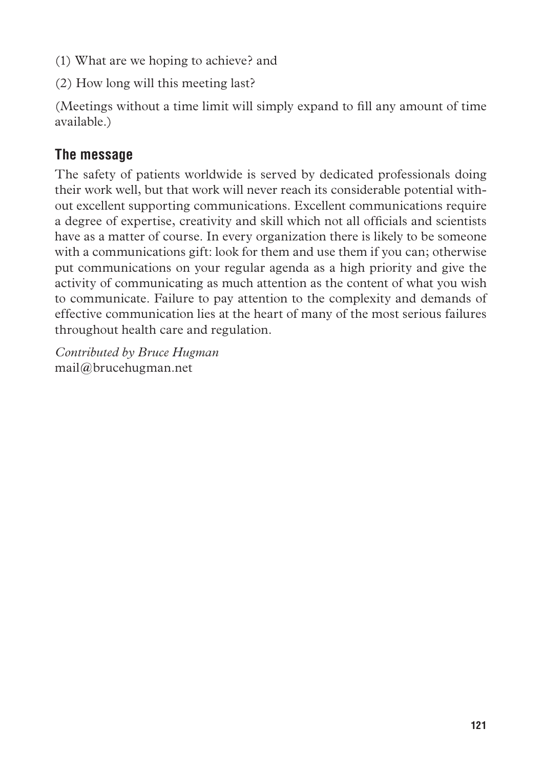(1) What are we hoping to achieve? and

(2) How long will this meeting last?

(Meetings without a time limit will simply expand to fill any amount of time available.)

## The message

The safety of patients worldwide is served by dedicated professionals doing their work well, but that work will never reach its considerable potential without excellent supporting communications. Excellent communications require a degree of expertise, creativity and skill which not all officials and scientists have as a matter of course. In every organization there is likely to be someone with a communications gift: look for them and use them if you can; otherwise put communications on your regular agenda as a high priority and give the activity of communicating as much attention as the content of what you wish to communicate. Failure to pay attention to the complexity and demands of effective communication lies at the heart of many of the most serious failures throughout health care and regulation.

*Contributed by Bruce Hugman*
mail@brucehugman.net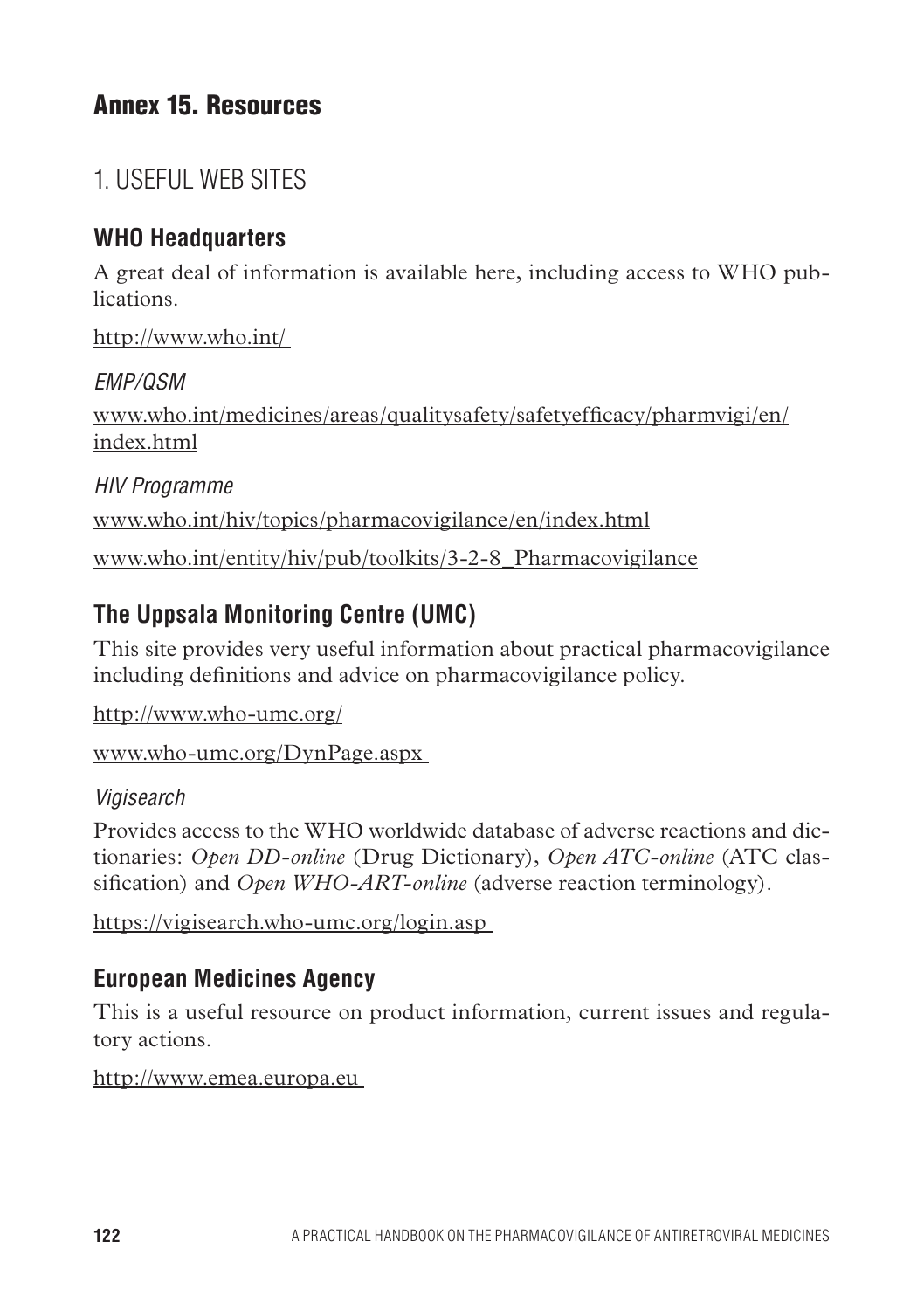# Annex 15. Resources

## 1. USEFUL WEB SITES

### WHO Headquarters

A great deal of information is available here, including access to WHO publications.

http://www.who.int/

*EMP/QSM*

www.who.int/medicines/areas/qualitysafety/safetyefficacy/pharmvigi/en/index.html

*HIV Programme*

www.who.int/hiv/topics/pharmacovigilance/en/index.html

www.who.int/entity/hiv/pub/toolkits/3-2-8_Pharmacovigilance

### The Uppsala Monitoring Centre (UMC)

This site provides very useful information about practical pharmacovigilance including definitions and advice on pharmacovigilance policy.

http://www.who-umc.org/

www.who-umc.org/DynPage.aspx

*Vigisearch*

Provides access to the WHO worldwide database of adverse reactions and dictionaries: *Open DD-online* (Drug Dictionary), *Open ATC-online* (ATC classification) and *Open WHO-ART-online* (adverse reaction terminology).

https://vigisearch.who-umc.org/login.asp

### European Medicines Agency

This is a useful resource on product information, current issues and regulatory actions.

http://www.emea.europa.eu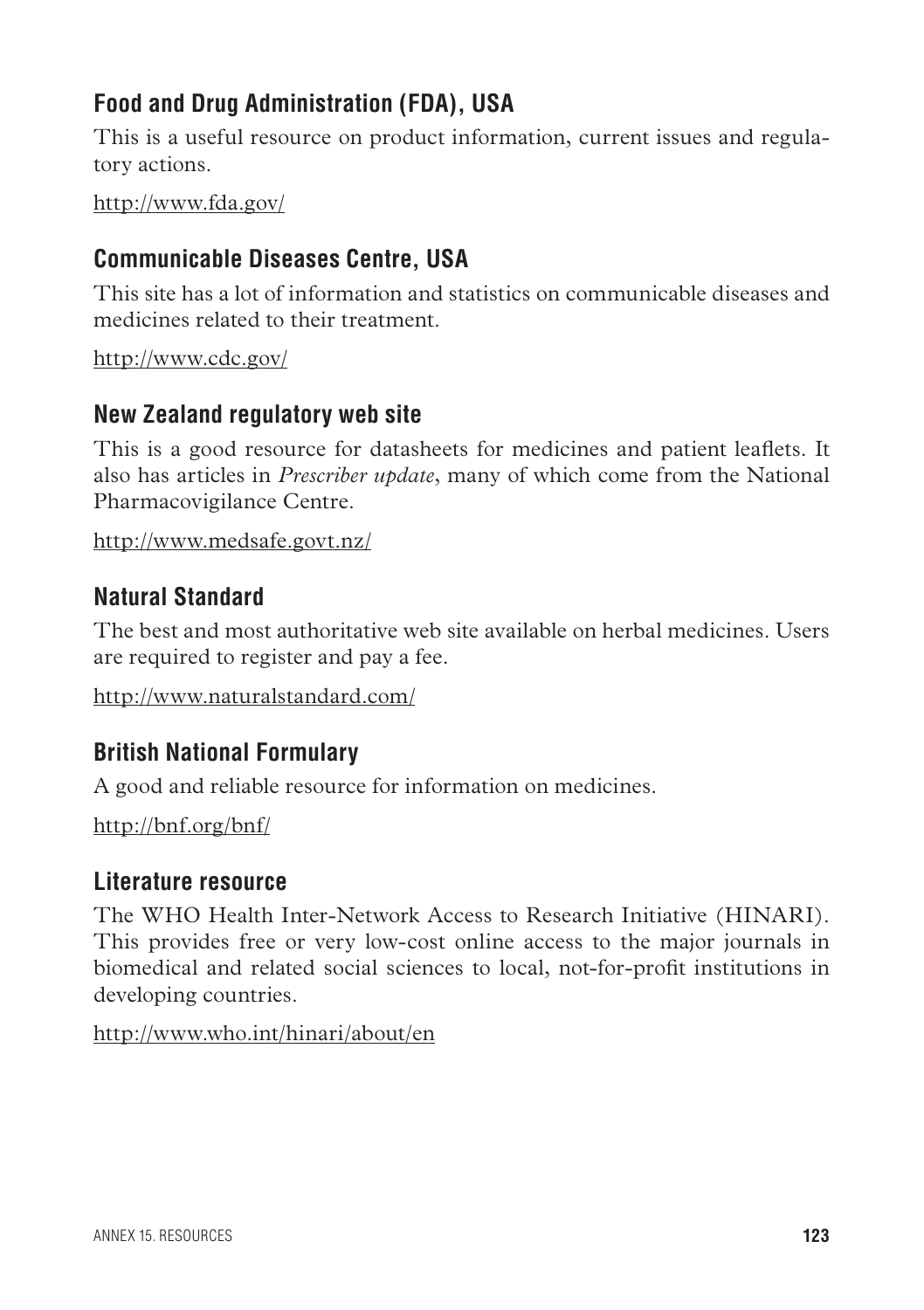### Food and Drug Administration (FDA), USA

This is a useful resource on product information, current issues and regulatory actions.

http://www.fda.gov/

### Communicable Diseases Centre, USA

This site has a lot of information and statistics on communicable diseases and medicines related to their treatment.

http://www.cdc.gov/

### New Zealand regulatory web site

This is a good resource for datasheets for medicines and patient leaflets. It also has articles in *Prescriber update*, many of which come from the National Pharmacovigilance Centre.

http://www.medsafe.govt.nz/

### Natural Standard

The best and most authoritative web site available on herbal medicines. Users are required to register and pay a fee.

http://www.naturalstandard.com/

### British National Formulary

A good and reliable resource for information on medicines.

http://bnf.org/bnf/

### Literature resource

The WHO Health Inter-Network Access to Research Initiative (HINARI). This provides free or very low-cost online access to the major journals in biomedical and related social sciences to local, not-for-profit institutions in developing countries.

http://www.who.int/hinari/about/en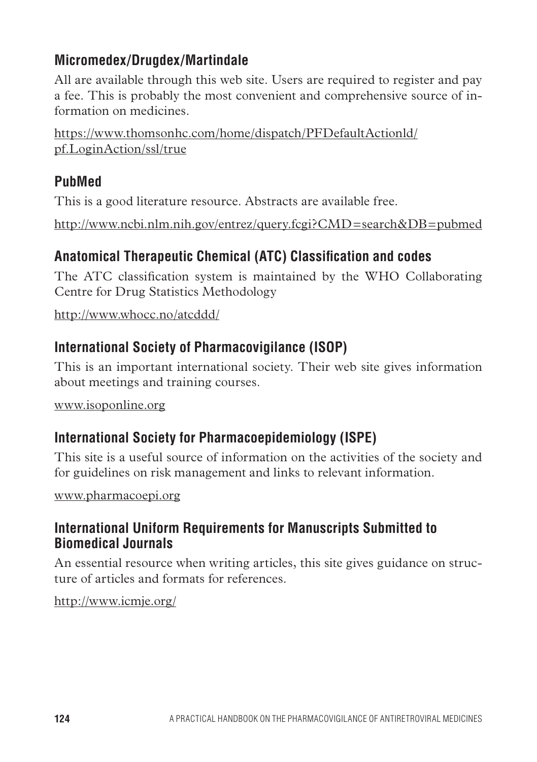### Micromedex/Drugdex/Martindale

All are available through this web site. Users are required to register and pay a fee. This is probably the most convenient and comprehensive source of information on medicines.

https://www.thomsonhc.com/home/dispatch/PFDefaultActionld/pf.LoginAction/ssl/true

### PubMed

This is a good literature resource. Abstracts are available free.

http://www.ncbi.nlm.nih.gov/entrez/query.fcgi?CMD=search&DB=pubmed

### Anatomical Therapeutic Chemical (ATC) Classification and codes

The ATC classification system is maintained by the WHO Collaborating Centre for Drug Statistics Methodology

http://www.whocc.no/atcddd/

### International Society of Pharmacovigilance (ISOP)

This is an important international society. Their web site gives information about meetings and training courses.

www.isoponline.org

### International Society for Pharmacoepidemiology (ISPE)

This site is a useful source of information on the activities of the society and for guidelines on risk management and links to relevant information.

www.pharmacoepi.org

### International Uniform Requirements for Manuscripts Submitted to Biomedical Journals

An essential resource when writing articles, this site gives guidance on structure of articles and formats for references.

http://www.icmje.org/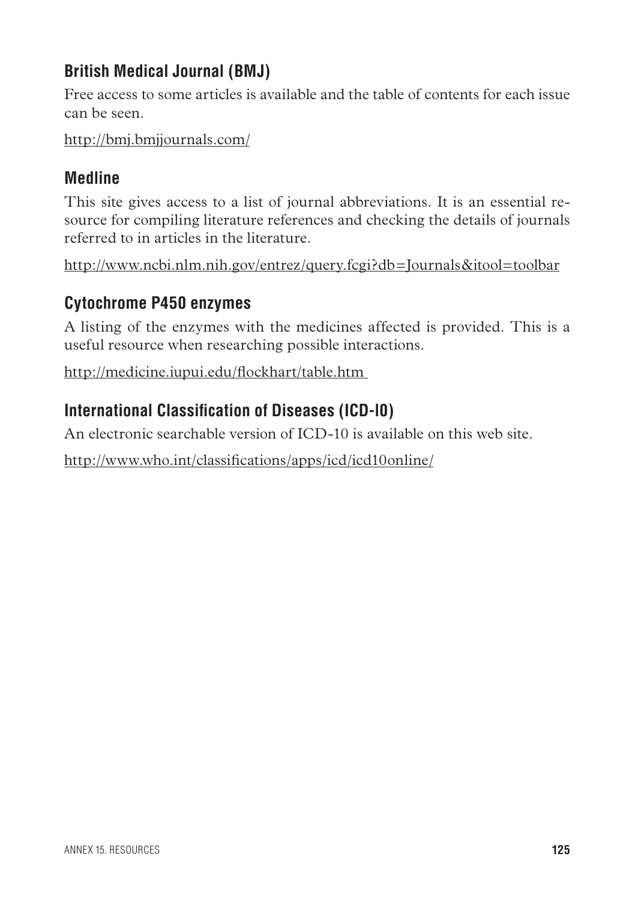### British Medical Journal (BMJ)

Free access to some articles is available and the table of contents for each issue can be seen.

http://bmj.bmjjournals.com/

### Medline

This site gives access to a list of journal abbreviations. It is an essential resource for compiling literature references and checking the details of journals referred to in articles in the literature.

http://www.ncbi.nlm.nih.gov/entrez/query.fcgi?db=Journals&itool=toolbar

### Cytochrome P450 enzymes

A listing of the enzymes with the medicines affected is provided. This is a useful resource when researching possible interactions.

http://medicine.iupui.edu/flockhart/table.htm

### International Classification of Diseases (ICD-10)

An electronic searchable version of ICD-10 is available on this web site.

http://www.who.int/classifications/apps/icd/icd10online/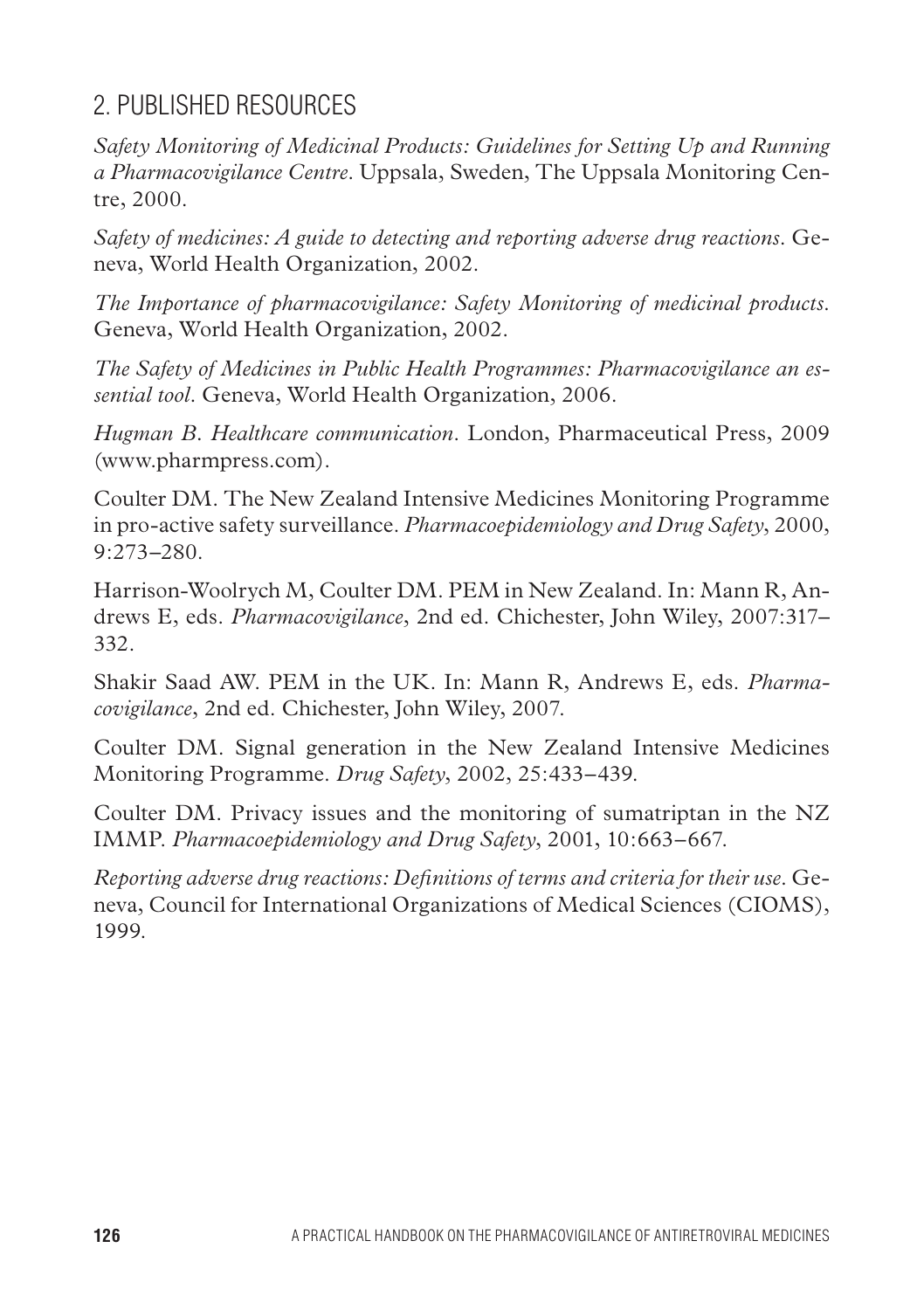## 2. PUBLISHED RESOURCES

*Safety Monitoring of Medicinal Products: Guidelines for Setting Up and Running a Pharmacovigilance Centre*. Uppsala, Sweden, The Uppsala Monitoring Centre, 2000.

*Safety of medicines: A guide to detecting and reporting adverse drug reactions*. Geneva, World Health Organization, 2002.

*The Importance of pharmacovigilance: Safety Monitoring of medicinal products*. Geneva, World Health Organization, 2002.

*The Safety of Medicines in Public Health Programmes: Pharmacovigilance an essential tool*. Geneva, World Health Organization, 2006.

*Hugman B. Healthcare communication*. London, Pharmaceutical Press, 2009 (www.pharmpress.com).

Coulter DM. The New Zealand Intensive Medicines Monitoring Programme in pro-active safety surveillance. *Pharmacoepidemiology and Drug Safety*, 2000, 9:273–280.

Harrison-Woolrych M, Coulter DM. PEM in New Zealand. In: Mann R, Andrews E, eds. *Pharmacovigilance*, 2nd ed. Chichester, John Wiley, 2007:317–332.

Shakir Saad AW. PEM in the UK. In: Mann R, Andrews E, eds. *Pharmacovigilance*, 2nd ed. Chichester, John Wiley, 2007.

Coulter DM. Signal generation in the New Zealand Intensive Medicines Monitoring Programme. *Drug Safety*, 2002, 25:433–439.

Coulter DM. Privacy issues and the monitoring of sumatriptan in the NZ IMMP. *Pharmacoepidemiology and Drug Safety*, 2001, 10:663–667.

*Reporting adverse drug reactions: Definitions of terms and criteria for their use*. Geneva, Council for International Organizations of Medical Sciences (CIOMS), 1999.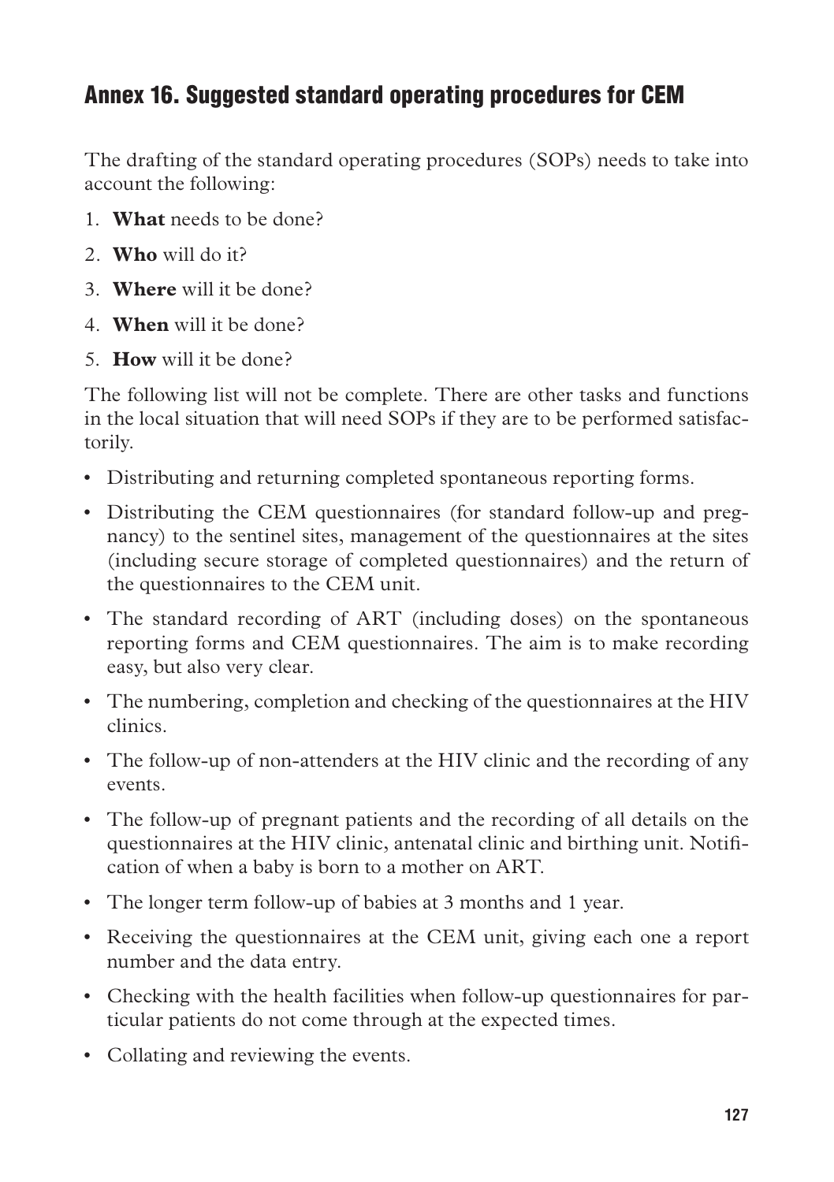## Annex 16. Suggested standard operating procedures for CEM

The drafting of the standard operating procedures (SOPs) needs to take into account the following:

1. **What** needs to be done?
2. **Who** will do it?
3. **Where** will it be done?
4. **When** will it be done?
5. **How** will it be done?

The following list will not be complete. There are other tasks and functions in the local situation that will need SOPs if they are to be performed satisfactorily.

- Distributing and returning completed spontaneous reporting forms.
- Distributing the CEM questionnaires (for standard follow-up and pregnancy) to the sentinel sites, management of the questionnaires at the sites (including secure storage of completed questionnaires) and the return of the questionnaires to the CEM unit.
- The standard recording of ART (including doses) on the spontaneous reporting forms and CEM questionnaires. The aim is to make recording easy, but also very clear.
- The numbering, completion and checking of the questionnaires at the HIV clinics.
- The follow-up of non-attenders at the HIV clinic and the recording of any events.
- The follow-up of pregnant patients and the recording of all details on the questionnaires at the HIV clinic, antenatal clinic and birthing unit. Notification of when a baby is born to a mother on ART.
- The longer term follow-up of babies at 3 months and 1 year.
- Receiving the questionnaires at the CEM unit, giving each one a report number and the data entry.
- Checking with the health facilities when follow-up questionnaires for particular patients do not come through at the expected times.
- Collating and reviewing the events.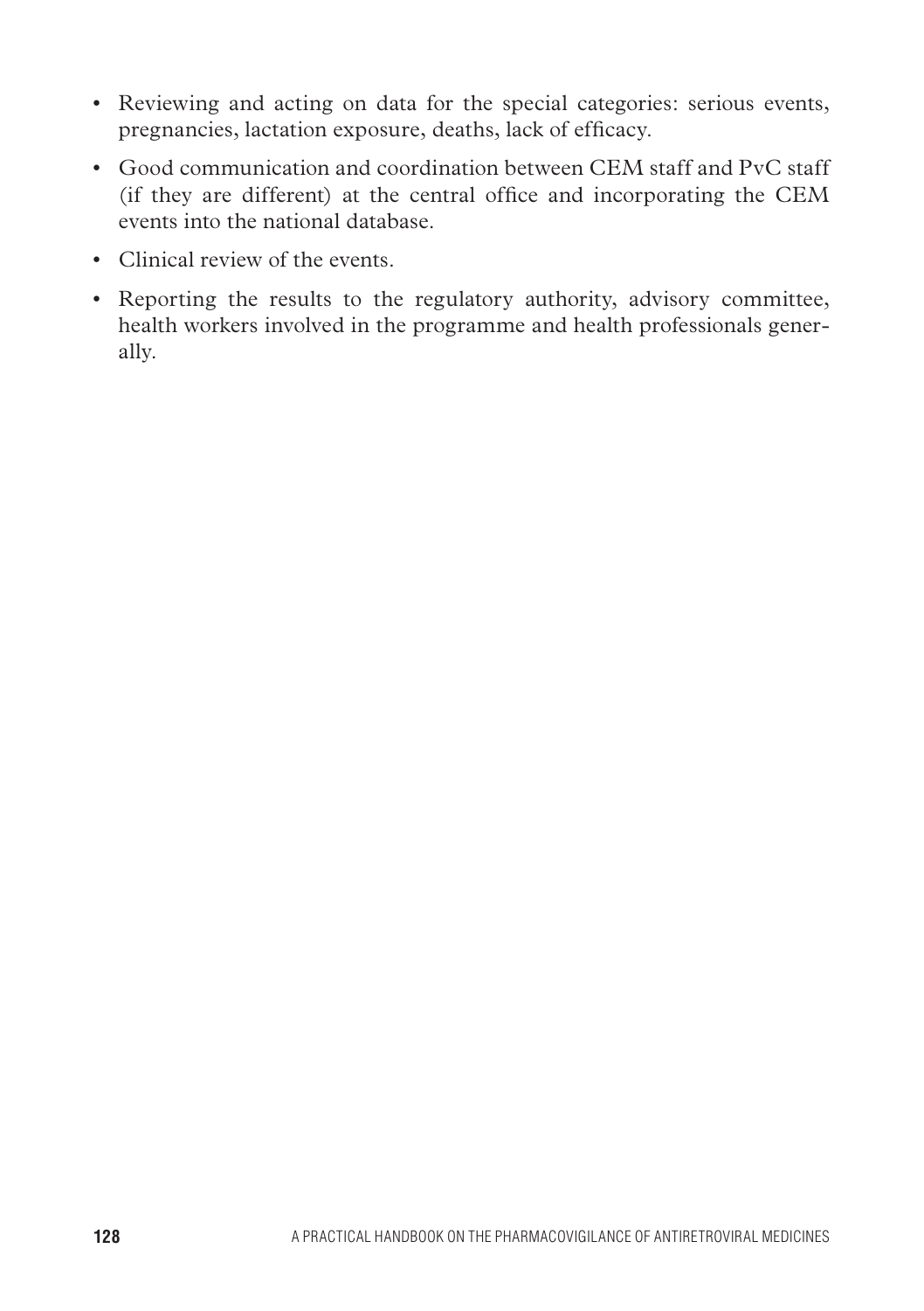- Reviewing and acting on data for the special categories: serious events, pregnancies, lactation exposure, deaths, lack of efficacy.
- Good communication and coordination between CEM staff and PvC staff (if they are different) at the central office and incorporating the CEM events into the national database.
- Clinical review of the events.
- Reporting the results to the regulatory authority, advisory committee, health workers involved in the programme and health professionals generally.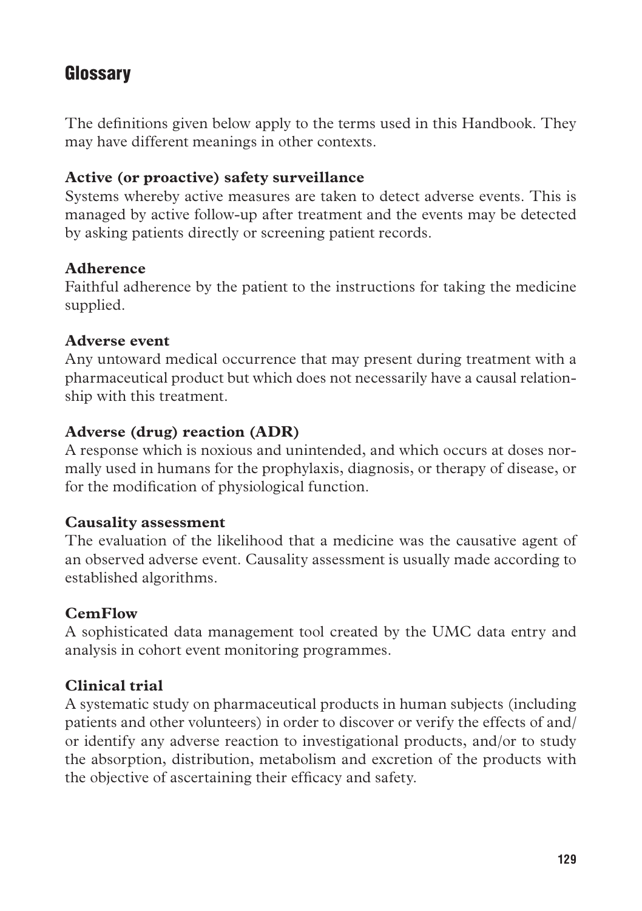## Glossary

The definitions given below apply to the terms used in this Handbook. They may have different meanings in other contexts.

**Active (or proactive) safety surveillance**
Systems whereby active measures are taken to detect adverse events. This is managed by active follow-up after treatment and the events may be detected by asking patients directly or screening patient records.

**Adherence**
Faithful adherence by the patient to the instructions for taking the medicine supplied.

**Adverse event**
Any untoward medical occurrence that may present during treatment with a pharmaceutical product but which does not necessarily have a causal relationship with this treatment.

**Adverse (drug) reaction (ADR)**
A response which is noxious and unintended, and which occurs at doses normally used in humans for the prophylaxis, diagnosis, or therapy of disease, or for the modification of physiological function.

**Causality assessment**
The evaluation of the likelihood that a medicine was the causative agent of an observed adverse event. Causality assessment is usually made according to established algorithms.

**CemFlow**
A sophisticated data management tool created by the UMC data entry and analysis in cohort event monitoring programmes.

**Clinical trial**
A systematic study on pharmaceutical products in human subjects (including patients and other volunteers) in order to discover or verify the effects of and/or identify any adverse reaction to investigational products, and/or to study the absorption, distribution, metabolism and excretion of the products with the objective of ascertaining their efficacy and safety.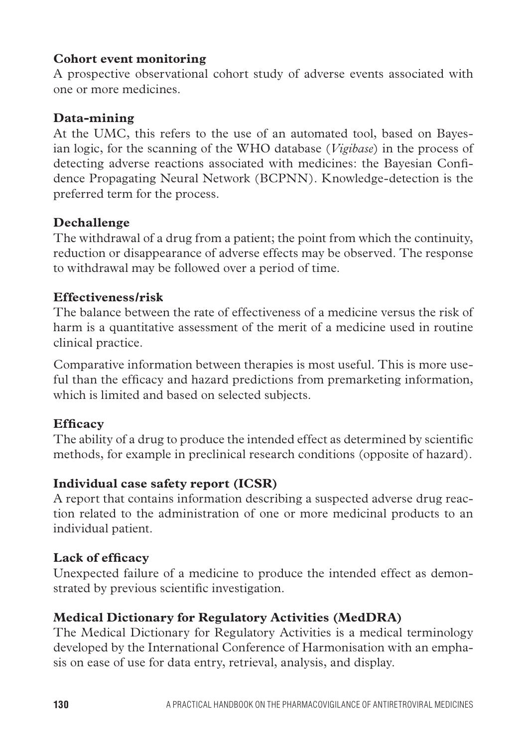**Cohort event monitoring**

A prospective observational cohort study of adverse events associated with one or more medicines.

**Data-mining**

At the UMC, this refers to the use of an automated tool, based on Bayesian logic, for the scanning of the WHO database (*Vigibase*) in the process of detecting adverse reactions associated with medicines: the Bayesian Confidence Propagating Neural Network (BCPNN). Knowledge-detection is the preferred term for the process.

**Dechallenge**

The withdrawal of a drug from a patient; the point from which the continuity, reduction or disappearance of adverse effects may be observed. The response to withdrawal may be followed over a period of time.

**Effectiveness/risk**

The balance between the rate of effectiveness of a medicine versus the risk of harm is a quantitative assessment of the merit of a medicine used in routine clinical practice.

Comparative information between therapies is most useful. This is more useful than the efficacy and hazard predictions from premarketing information, which is limited and based on selected subjects.

**Efficacy**

The ability of a drug to produce the intended effect as determined by scientific methods, for example in preclinical research conditions (opposite of hazard).

**Individual case safety report (ICSR)**

A report that contains information describing a suspected adverse drug reaction related to the administration of one or more medicinal products to an individual patient.

**Lack of efficacy**

Unexpected failure of a medicine to produce the intended effect as demonstrated by previous scientific investigation.

**Medical Dictionary for Regulatory Activities (MedDRA)**

The Medical Dictionary for Regulatory Activities is a medical terminology developed by the International Conference of Harmonisation with an emphasis on ease of use for data entry, retrieval, analysis, and display.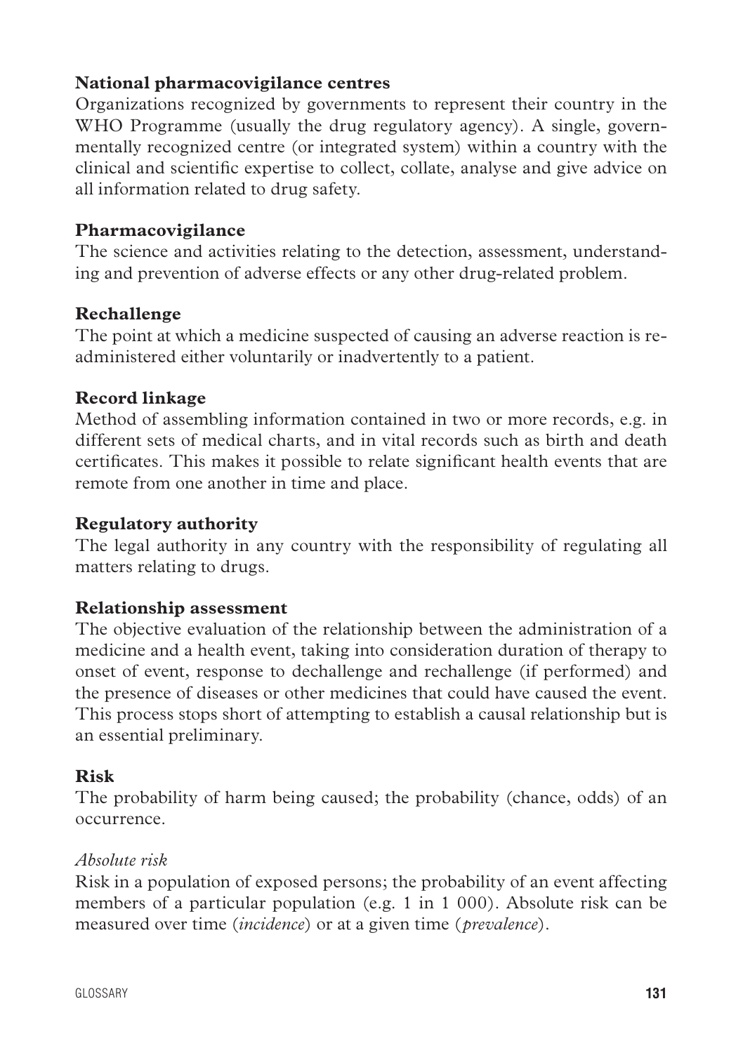**National pharmacovigilance centres**

Organizations recognized by governments to represent their country in the WHO Programme (usually the drug regulatory agency). A single, governmentally recognized centre (or integrated system) within a country with the clinical and scientific expertise to collect, collate, analyse and give advice on all information related to drug safety.

**Pharmacovigilance**

The science and activities relating to the detection, assessment, understanding and prevention of adverse effects or any other drug-related problem.

**Rechallenge**

The point at which a medicine suspected of causing an adverse reaction is re-administered either voluntarily or inadvertently to a patient.

**Record linkage**

Method of assembling information contained in two or more records, e.g. in different sets of medical charts, and in vital records such as birth and death certificates. This makes it possible to relate significant health events that are remote from one another in time and place.

**Regulatory authority**

The legal authority in any country with the responsibility of regulating all matters relating to drugs.

**Relationship assessment**

The objective evaluation of the relationship between the administration of a medicine and a health event, taking into consideration duration of therapy to onset of event, response to dechallenge and rechallenge (if performed) and the presence of diseases or other medicines that could have caused the event. This process stops short of attempting to establish a causal relationship but is an essential preliminary.

**Risk**

The probability of harm being caused; the probability (chance, odds) of an occurrence.

*Absolute risk*

Risk in a population of exposed persons; the probability of an event affecting members of a particular population (e.g. 1 in 1 000). Absolute risk can be measured over time (*incidence*) or at a given time (*prevalence*).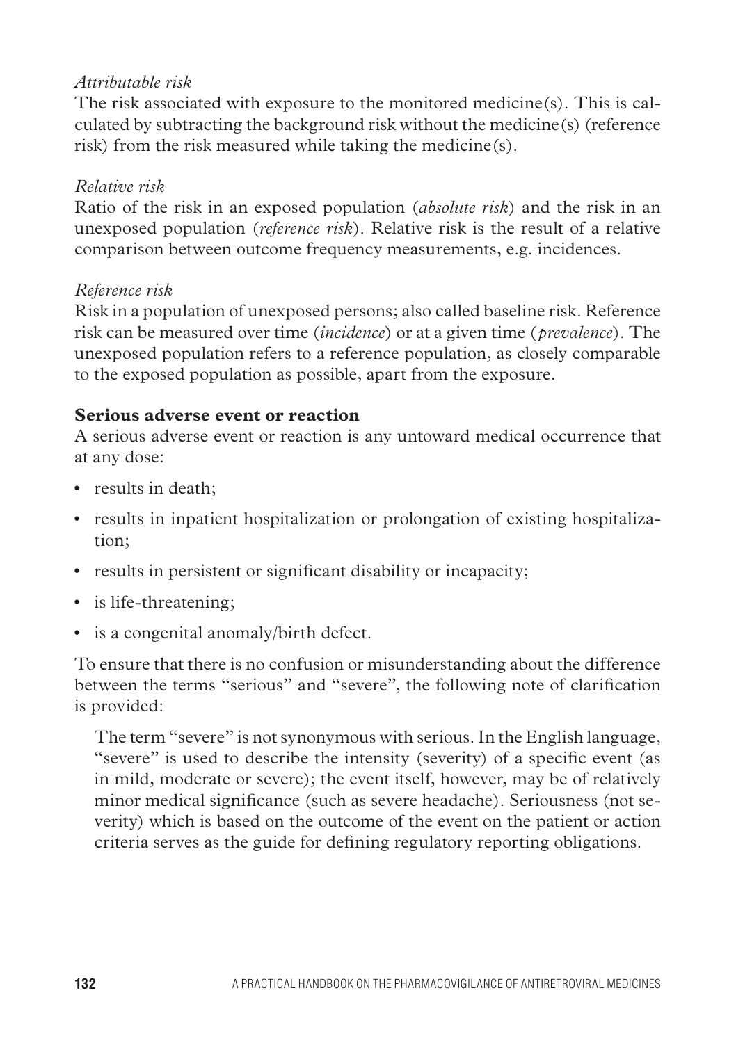*Attributable risk*

The risk associated with exposure to the monitored medicine(s). This is calculated by subtracting the background risk without the medicine(s) (reference risk) from the risk measured while taking the medicine(s).

*Relative risk*

Ratio of the risk in an exposed population (*absolute risk*) and the risk in an unexposed population (*reference risk*). Relative risk is the result of a relative comparison between outcome frequency measurements, e.g. incidences.

*Reference risk*

Risk in a population of unexposed persons; also called baseline risk. Reference risk can be measured over time (*incidence*) or at a given time (*prevalence*). The unexposed population refers to a reference population, as closely comparable to the exposed population as possible, apart from the exposure.

**Serious adverse event or reaction**

A serious adverse event or reaction is any untoward medical occurrence that at any dose:

- results in death;
- results in inpatient hospitalization or prolongation of existing hospitalization;
- results in persistent or significant disability or incapacity;
- is life-threatening;
- is a congenital anomaly/birth defect.

To ensure that there is no confusion or misunderstanding about the difference between the terms "serious" and "severe", the following note of clarification is provided:

> The term "severe" is not synonymous with serious. In the English language, "severe" is used to describe the intensity (severity) of a specific event (as in mild, moderate or severe); the event itself, however, may be of relatively minor medical significance (such as severe headache). Seriousness (not severity) which is based on the outcome of the event on the patient or action criteria serves as the guide for defining regulatory reporting obligations.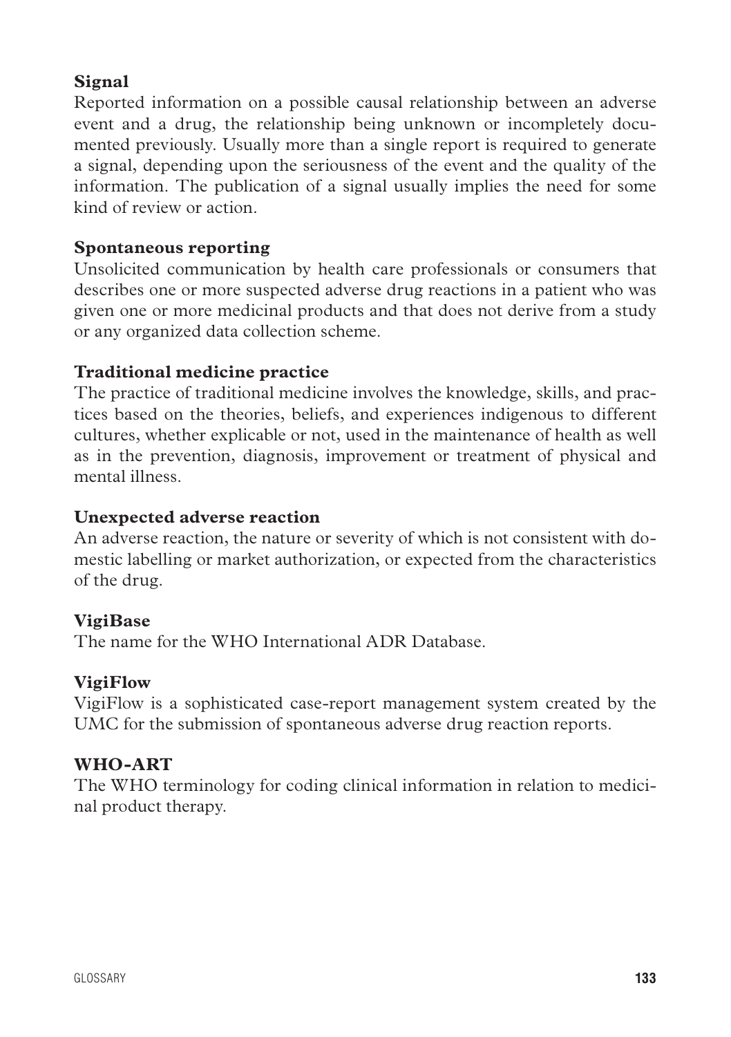**Signal**

Reported information on a possible causal relationship between an adverse event and a drug, the relationship being unknown or incompletely documented previously. Usually more than a single report is required to generate a signal, depending upon the seriousness of the event and the quality of the information. The publication of a signal usually implies the need for some kind of review or action.

**Spontaneous reporting**

Unsolicited communication by health care professionals or consumers that describes one or more suspected adverse drug reactions in a patient who was given one or more medicinal products and that does not derive from a study or any organized data collection scheme.

**Traditional medicine practice**

The practice of traditional medicine involves the knowledge, skills, and practices based on the theories, beliefs, and experiences indigenous to different cultures, whether explicable or not, used in the maintenance of health as well as in the prevention, diagnosis, improvement or treatment of physical and mental illness.

**Unexpected adverse reaction**

An adverse reaction, the nature or severity of which is not consistent with domestic labelling or market authorization, or expected from the characteristics of the drug.

**VigiBase**

The name for the WHO International ADR Database.

**VigiFlow**

VigiFlow is a sophisticated case-report management system created by the UMC for the submission of spontaneous adverse drug reaction reports.

**WHO-ART**

The WHO terminology for coding clinical information in relation to medicinal product therapy.